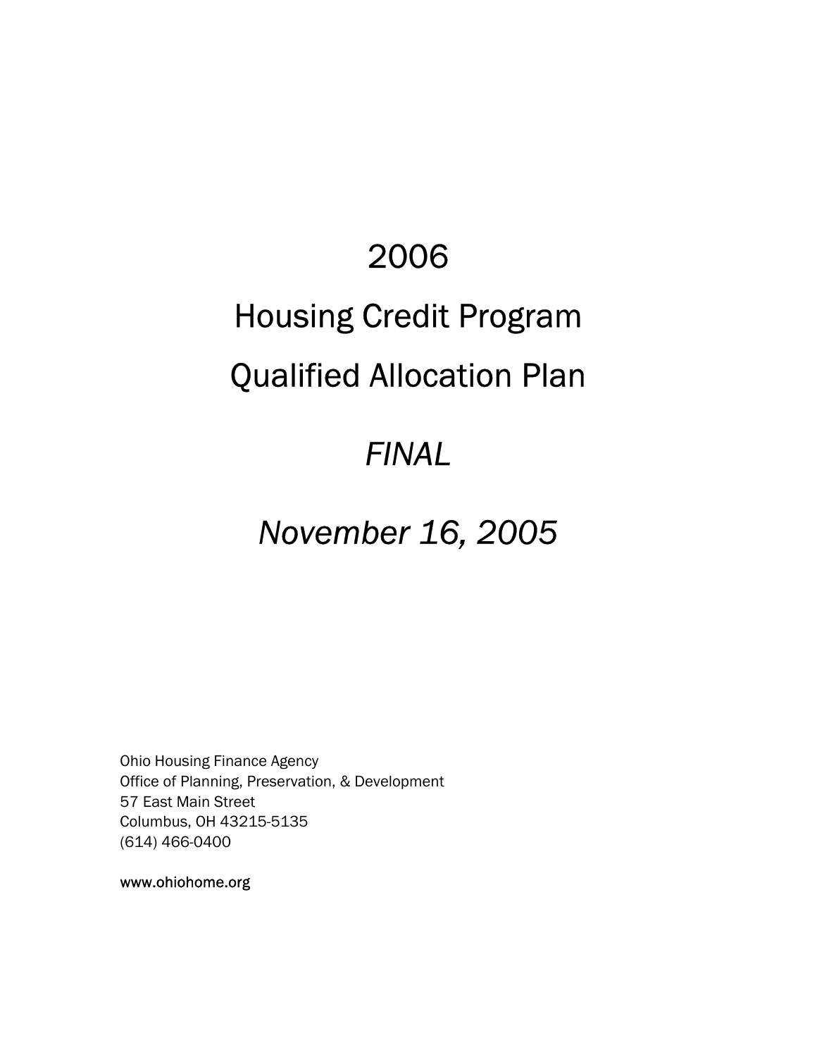# 2006

# Housing Credit Program

# Qualified Allocation Plan

## *FINAL*

## *November 16, 2005*

Ohio Housing Finance Agency
Office of Planning, Preservation, & Development
57 East Main Street
Columbus, OH 43215-5135
(614) 466-0400

www.ohiohome.org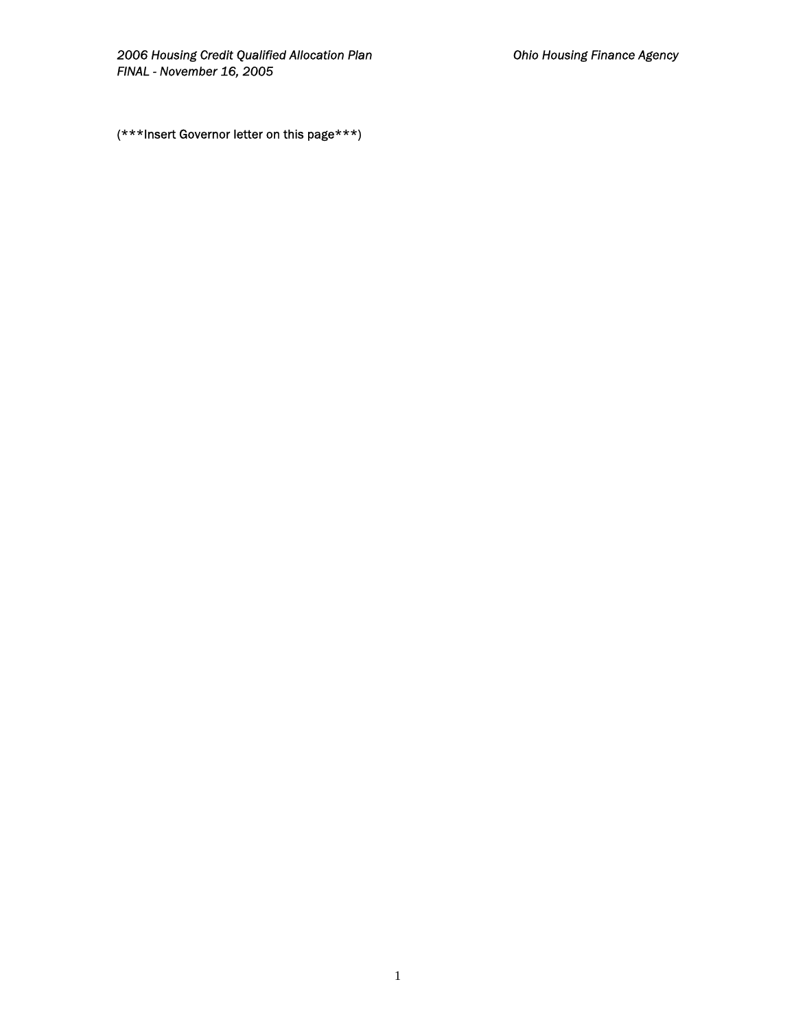(***Insert Governor letter on this page***)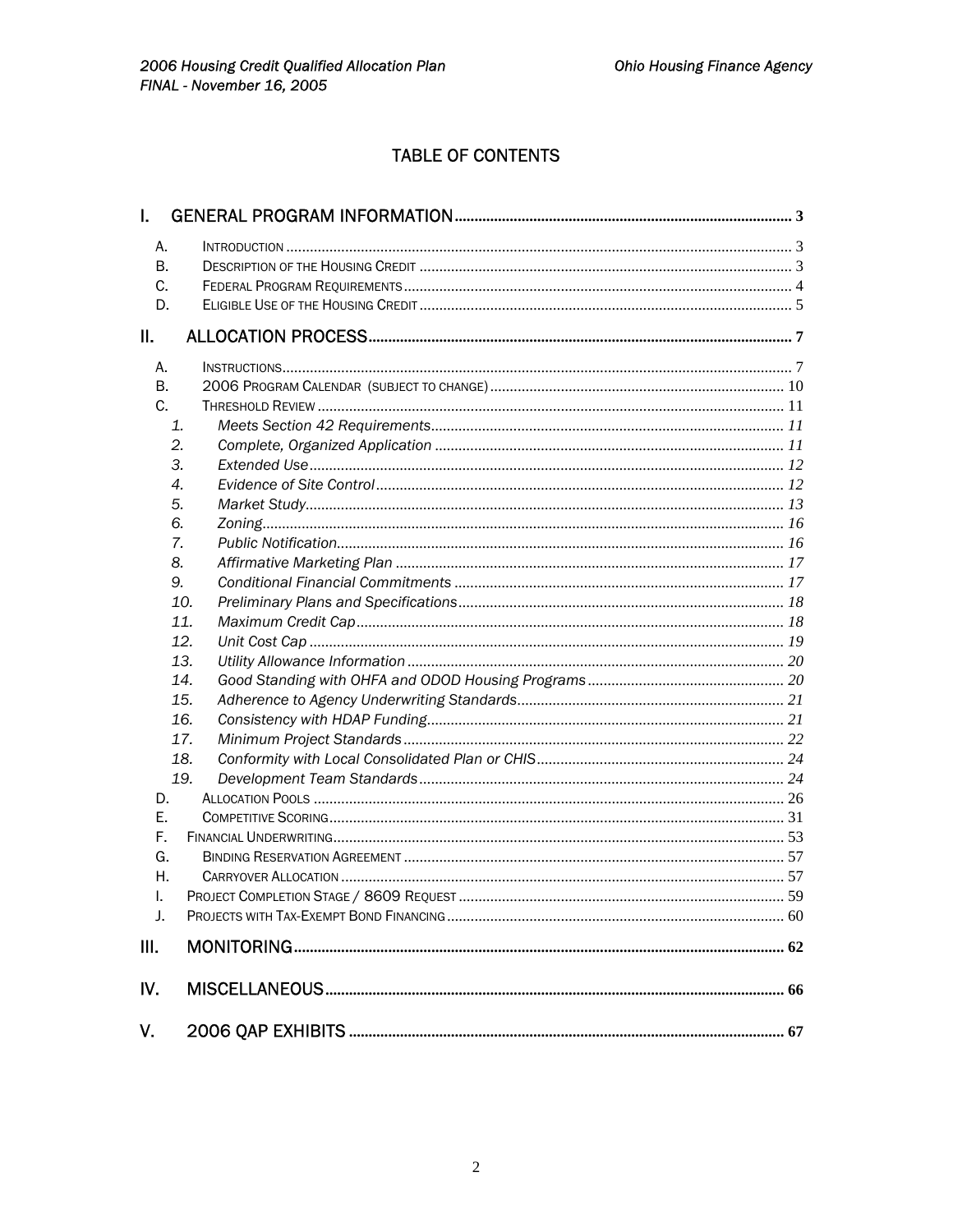# TABLE OF CONTENTS

I. GENERAL PROGRAM INFORMATION .................... 3

- A. INTRODUCTION .................... 3
- B. DESCRIPTION OF THE HOUSING CREDIT .................... 3
- C. FEDERAL PROGRAM REQUIREMENTS .................... 4
- D. ELIGIBLE USE OF THE HOUSING CREDIT .................... 5

II. ALLOCATION PROCESS .................... 7

- A. INSTRUCTIONS .................... 7
- B. 2006 PROGRAM CALENDAR (SUBJECT TO CHANGE) .................... 10
- C. THRESHOLD REVIEW .................... 11
  1. *Meets Section 42 Requirements* .................... 11
  2. *Complete, Organized Application* .................... 11
  3. *Extended Use* .................... 12
  4. *Evidence of Site Control* .................... 12
  5. *Market Study* .................... 13
  6. *Zoning* .................... 16
  7. *Public Notification* .................... 16
  8. *Affirmative Marketing Plan* .................... 17
  9. *Conditional Financial Commitments* .................... 17
  10. *Preliminary Plans and Specifications* .................... 18
  11. *Maximum Credit Cap* .................... 18
  12. *Unit Cost Cap* .................... 19
  13. *Utility Allowance Information* .................... 20
  14. *Good Standing with OHFA and ODOD Housing Programs* .................... 20
  15. *Adherence to Agency Underwriting Standards* .................... 21
  16. *Consistency with HDAP Funding* .................... 21
  17. *Minimum Project Standards* .................... 22
  18. *Conformity with Local Consolidated Plan or CHIS* .................... 24
  19. *Development Team Standards* .................... 24
- D. ALLOCATION POOLS .................... 26
- E. COMPETITIVE SCORING .................... 31
- F. FINANCIAL UNDERWRITING .................... 53
- G. BINDING RESERVATION AGREEMENT .................... 57
- H. CARRYOVER ALLOCATION .................... 57
- I. PROJECT COMPLETION STAGE / 8609 REQUEST .................... 59
- J. PROJECTS WITH TAX-EXEMPT BOND FINANCING .................... 60

III. MONITORING .................... 62

IV. MISCELLANEOUS .................... 66

V. 2006 QAP EXHIBITS .................... 67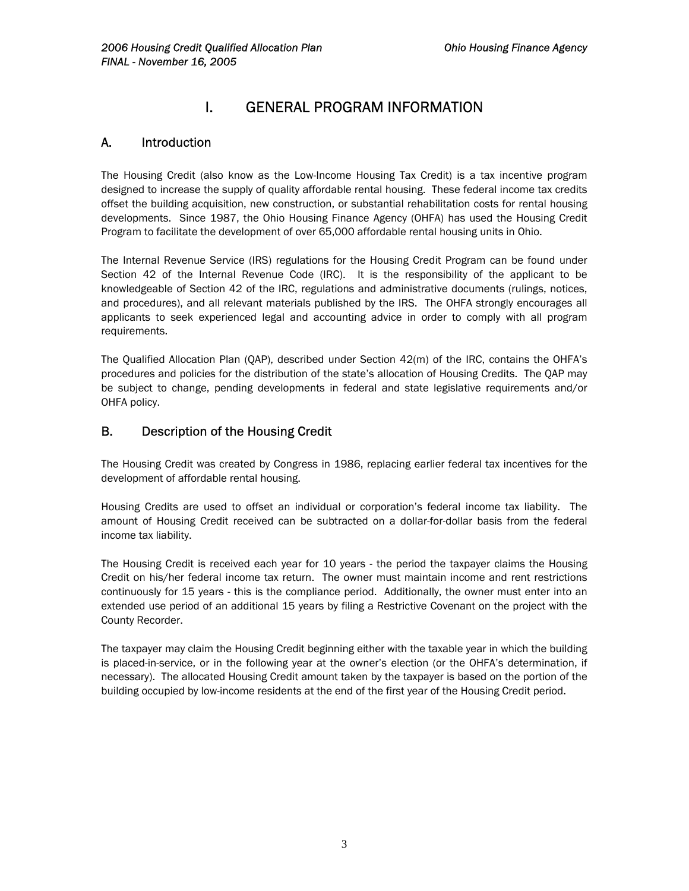# I. GENERAL PROGRAM INFORMATION

## A. Introduction

The Housing Credit (also know as the Low-Income Housing Tax Credit) is a tax incentive program designed to increase the supply of quality affordable rental housing. These federal income tax credits offset the building acquisition, new construction, or substantial rehabilitation costs for rental housing developments. Since 1987, the Ohio Housing Finance Agency (OHFA) has used the Housing Credit Program to facilitate the development of over 65,000 affordable rental housing units in Ohio.

The Internal Revenue Service (IRS) regulations for the Housing Credit Program can be found under Section 42 of the Internal Revenue Code (IRC). It is the responsibility of the applicant to be knowledgeable of Section 42 of the IRC, regulations and administrative documents (rulings, notices, and procedures), and all relevant materials published by the IRS. The OHFA strongly encourages all applicants to seek experienced legal and accounting advice in order to comply with all program requirements.

The Qualified Allocation Plan (QAP), described under Section 42(m) of the IRC, contains the OHFA's procedures and policies for the distribution of the state's allocation of Housing Credits. The QAP may be subject to change, pending developments in federal and state legislative requirements and/or OHFA policy.

## B. Description of the Housing Credit

The Housing Credit was created by Congress in 1986, replacing earlier federal tax incentives for the development of affordable rental housing.

Housing Credits are used to offset an individual or corporation's federal income tax liability. The amount of Housing Credit received can be subtracted on a dollar-for-dollar basis from the federal income tax liability.

The Housing Credit is received each year for 10 years - the period the taxpayer claims the Housing Credit on his/her federal income tax return. The owner must maintain income and rent restrictions continuously for 15 years - this is the compliance period. Additionally, the owner must enter into an extended use period of an additional 15 years by filing a Restrictive Covenant on the project with the County Recorder.

The taxpayer may claim the Housing Credit beginning either with the taxable year in which the building is placed-in-service, or in the following year at the owner's election (or the OHFA's determination, if necessary). The allocated Housing Credit amount taken by the taxpayer is based on the portion of the building occupied by low-income residents at the end of the first year of the Housing Credit period.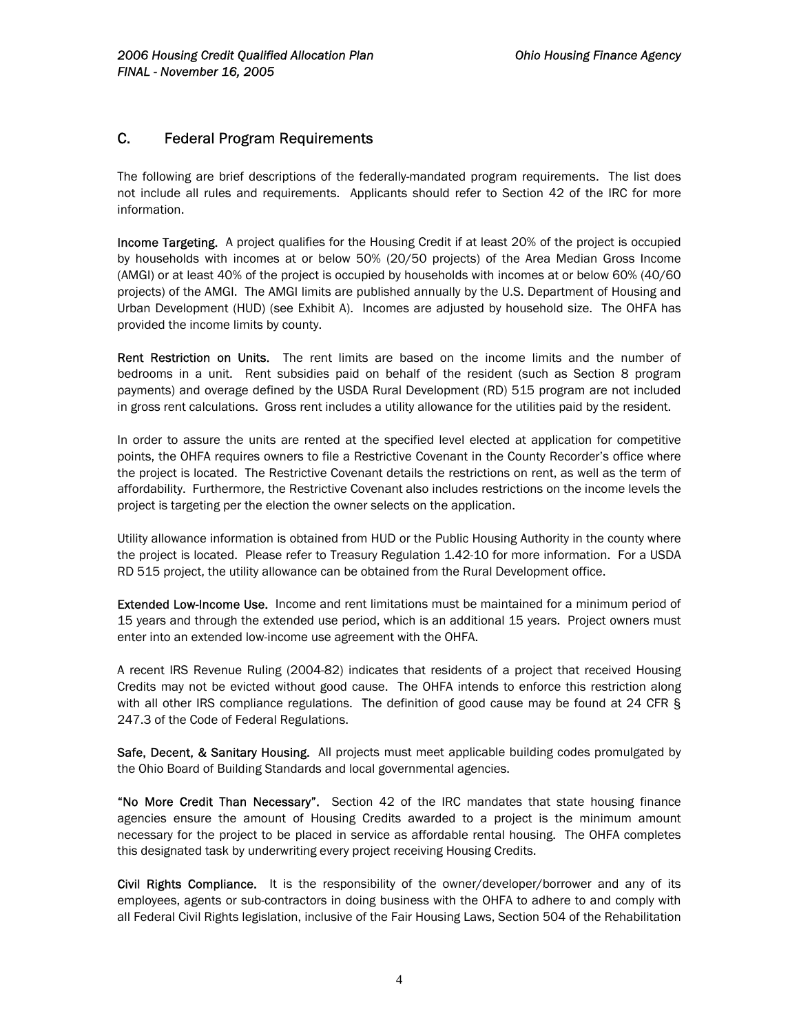## C. Federal Program Requirements

The following are brief descriptions of the federally-mandated program requirements. The list does not include all rules and requirements. Applicants should refer to Section 42 of the IRC for more information.

**Income Targeting.** A project qualifies for the Housing Credit if at least 20% of the project is occupied by households with incomes at or below 50% (20/50 projects) of the Area Median Gross Income (AMGI) or at least 40% of the project is occupied by households with incomes at or below 60% (40/60 projects) of the AMGI. The AMGI limits are published annually by the U.S. Department of Housing and Urban Development (HUD) (see Exhibit A). Incomes are adjusted by household size. The OHFA has provided the income limits by county.

**Rent Restriction on Units.** The rent limits are based on the income limits and the number of bedrooms in a unit. Rent subsidies paid on behalf of the resident (such as Section 8 program payments) and overage defined by the USDA Rural Development (RD) 515 program are not included in gross rent calculations. Gross rent includes a utility allowance for the utilities paid by the resident.

In order to assure the units are rented at the specified level elected at application for competitive points, the OHFA requires owners to file a Restrictive Covenant in the County Recorder's office where the project is located. The Restrictive Covenant details the restrictions on rent, as well as the term of affordability. Furthermore, the Restrictive Covenant also includes restrictions on the income levels the project is targeting per the election the owner selects on the application.

Utility allowance information is obtained from HUD or the Public Housing Authority in the county where the project is located. Please refer to Treasury Regulation 1.42-10 for more information. For a USDA RD 515 project, the utility allowance can be obtained from the Rural Development office.

**Extended Low-Income Use.** Income and rent limitations must be maintained for a minimum period of 15 years and through the extended use period, which is an additional 15 years. Project owners must enter into an extended low-income use agreement with the OHFA.

A recent IRS Revenue Ruling (2004-82) indicates that residents of a project that received Housing Credits may not be evicted without good cause. The OHFA intends to enforce this restriction along with all other IRS compliance regulations. The definition of good cause may be found at 24 CFR § 247.3 of the Code of Federal Regulations.

**Safe, Decent, & Sanitary Housing.** All projects must meet applicable building codes promulgated by the Ohio Board of Building Standards and local governmental agencies.

**"No More Credit Than Necessary".** Section 42 of the IRC mandates that state housing finance agencies ensure the amount of Housing Credits awarded to a project is the minimum amount necessary for the project to be placed in service as affordable rental housing. The OHFA completes this designated task by underwriting every project receiving Housing Credits.

**Civil Rights Compliance.** It is the responsibility of the owner/developer/borrower and any of its employees, agents or sub-contractors in doing business with the OHFA to adhere to and comply with all Federal Civil Rights legislation, inclusive of the Fair Housing Laws, Section 504 of the Rehabilitation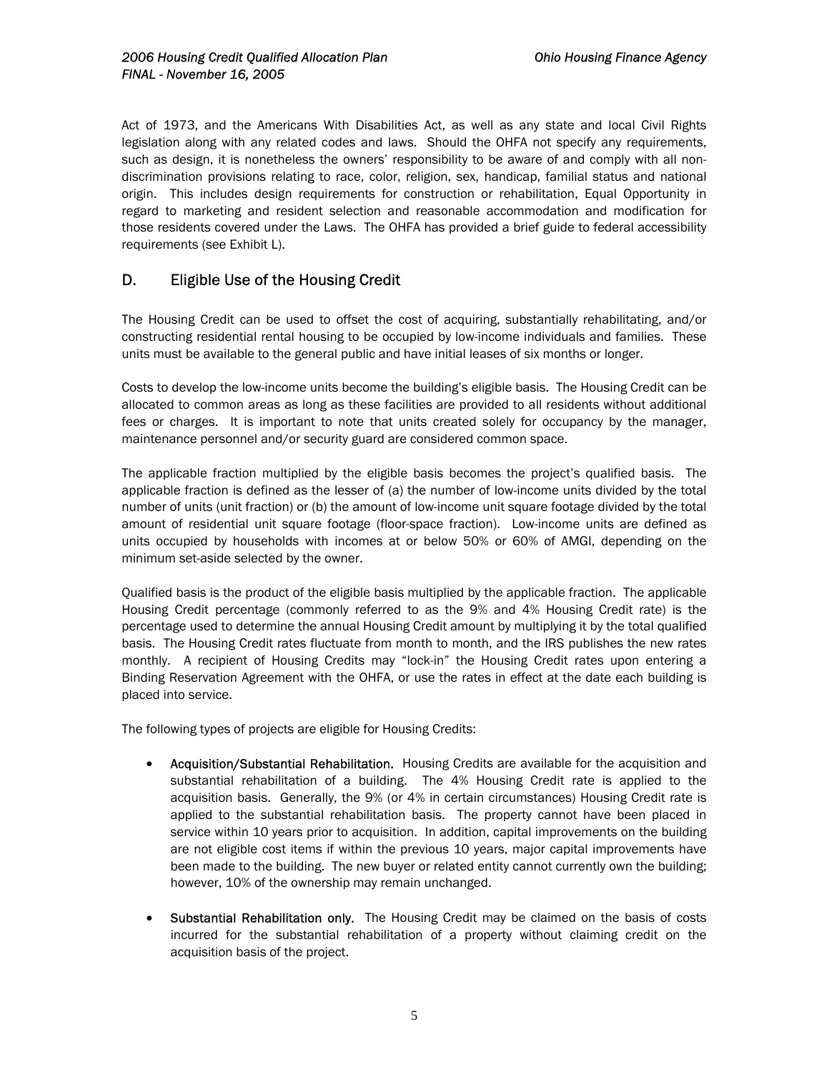Act of 1973, and the Americans With Disabilities Act, as well as any state and local Civil Rights legislation along with any related codes and laws. Should the OHFA not specify any requirements, such as design, it is nonetheless the owners' responsibility to be aware of and comply with all non-discrimination provisions relating to race, color, religion, sex, handicap, familial status and national origin. This includes design requirements for construction or rehabilitation, Equal Opportunity in regard to marketing and resident selection and reasonable accommodation and modification for those residents covered under the Laws. The OHFA has provided a brief guide to federal accessibility requirements (see Exhibit L).

## D. Eligible Use of the Housing Credit

The Housing Credit can be used to offset the cost of acquiring, substantially rehabilitating, and/or constructing residential rental housing to be occupied by low-income individuals and families. These units must be available to the general public and have initial leases of six months or longer.

Costs to develop the low-income units become the building's eligible basis. The Housing Credit can be allocated to common areas as long as these facilities are provided to all residents without additional fees or charges. It is important to note that units created solely for occupancy by the manager, maintenance personnel and/or security guard are considered common space.

The applicable fraction multiplied by the eligible basis becomes the project's qualified basis. The applicable fraction is defined as the lesser of (a) the number of low-income units divided by the total number of units (unit fraction) or (b) the amount of low-income unit square footage divided by the total amount of residential unit square footage (floor-space fraction). Low-income units are defined as units occupied by households with incomes at or below 50% or 60% of AMGI, depending on the minimum set-aside selected by the owner.

Qualified basis is the product of the eligible basis multiplied by the applicable fraction. The applicable Housing Credit percentage (commonly referred to as the 9% and 4% Housing Credit rate) is the percentage used to determine the annual Housing Credit amount by multiplying it by the total qualified basis. The Housing Credit rates fluctuate from month to month, and the IRS publishes the new rates monthly. A recipient of Housing Credits may "lock-in" the Housing Credit rates upon entering a Binding Reservation Agreement with the OHFA, or use the rates in effect at the date each building is placed into service.

The following types of projects are eligible for Housing Credits:

- **Acquisition/Substantial Rehabilitation.** Housing Credits are available for the acquisition and substantial rehabilitation of a building. The 4% Housing Credit rate is applied to the acquisition basis. Generally, the 9% (or 4% in certain circumstances) Housing Credit rate is applied to the substantial rehabilitation basis. The property cannot have been placed in service within 10 years prior to acquisition. In addition, capital improvements on the building are not eligible cost items if within the previous 10 years, major capital improvements have been made to the building. The new buyer or related entity cannot currently own the building; however, 10% of the ownership may remain unchanged.

- **Substantial Rehabilitation only.** The Housing Credit may be claimed on the basis of costs incurred for the substantial rehabilitation of a property without claiming credit on the acquisition basis of the project.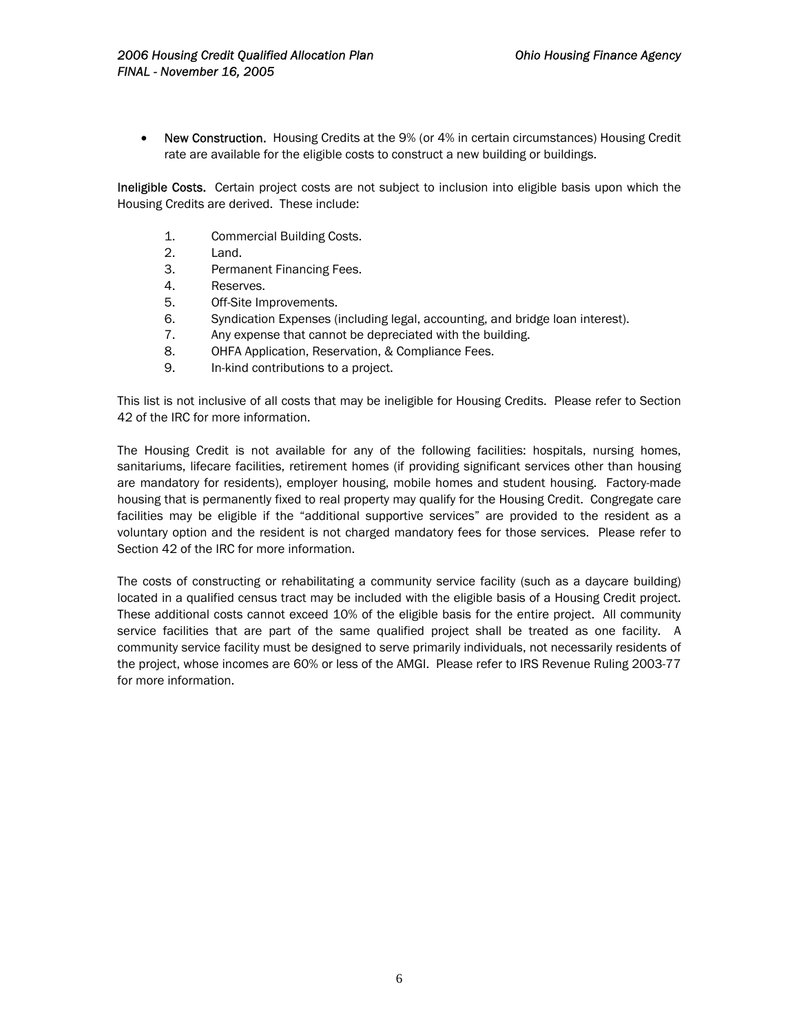- **New Construction.** Housing Credits at the 9% (or 4% in certain circumstances) Housing Credit rate are available for the eligible costs to construct a new building or buildings.

**Ineligible Costs.** Certain project costs are not subject to inclusion into eligible basis upon which the Housing Credits are derived. These include:

1. Commercial Building Costs.
2. Land.
3. Permanent Financing Fees.
4. Reserves.
5. Off-Site Improvements.
6. Syndication Expenses (including legal, accounting, and bridge loan interest).
7. Any expense that cannot be depreciated with the building.
8. OHFA Application, Reservation, & Compliance Fees.
9. In-kind contributions to a project.

This list is not inclusive of all costs that may be ineligible for Housing Credits. Please refer to Section 42 of the IRC for more information.

The Housing Credit is not available for any of the following facilities: hospitals, nursing homes, sanitariums, lifecare facilities, retirement homes (if providing significant services other than housing are mandatory for residents), employer housing, mobile homes and student housing. Factory-made housing that is permanently fixed to real property may qualify for the Housing Credit. Congregate care facilities may be eligible if the "additional supportive services" are provided to the resident as a voluntary option and the resident is not charged mandatory fees for those services. Please refer to Section 42 of the IRC for more information.

The costs of constructing or rehabilitating a community service facility (such as a daycare building) located in a qualified census tract may be included with the eligible basis of a Housing Credit project. These additional costs cannot exceed 10% of the eligible basis for the entire project. All community service facilities that are part of the same qualified project shall be treated as one facility. A community service facility must be designed to serve primarily individuals, not necessarily residents of the project, whose incomes are 60% or less of the AMGI. Please refer to IRS Revenue Ruling 2003-77 for more information.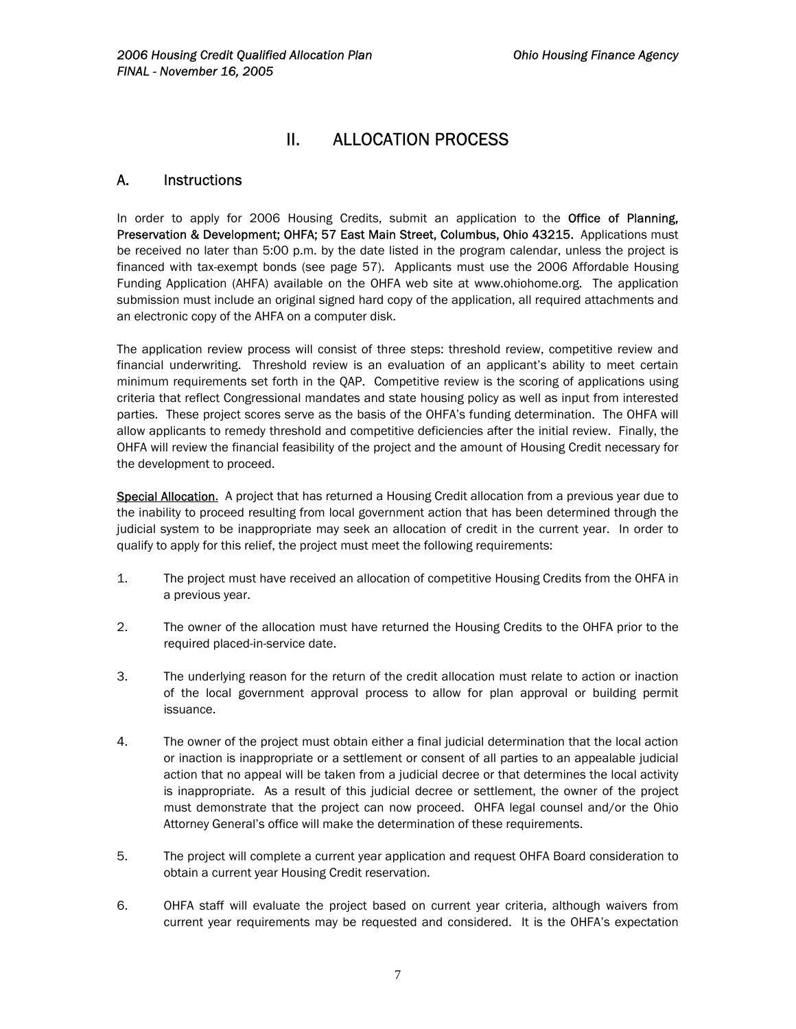# II. ALLOCATION PROCESS

## A. Instructions

In order to apply for 2006 Housing Credits, submit an application to the **Office of Planning, Preservation & Development; OHFA; 57 East Main Street, Columbus, Ohio 43215.** Applications must be received no later than 5:00 p.m. by the date listed in the program calendar, unless the project is financed with tax-exempt bonds (see page 57). Applicants must use the 2006 Affordable Housing Funding Application (AHFA) available on the OHFA web site at www.ohiohome.org. The application submission must include an original signed hard copy of the application, all required attachments and an electronic copy of the AHFA on a computer disk.

The application review process will consist of three steps: threshold review, competitive review and financial underwriting. Threshold review is an evaluation of an applicant's ability to meet certain minimum requirements set forth in the QAP. Competitive review is the scoring of applications using criteria that reflect Congressional mandates and state housing policy as well as input from interested parties. These project scores serve as the basis of the OHFA's funding determination. The OHFA will allow applicants to remedy threshold and competitive deficiencies after the initial review. Finally, the OHFA will review the financial feasibility of the project and the amount of Housing Credit necessary for the development to proceed.

Special Allocation. A project that has returned a Housing Credit allocation from a previous year due to the inability to proceed resulting from local government action that has been determined through the judicial system to be inappropriate may seek an allocation of credit in the current year. In order to qualify to apply for this relief, the project must meet the following requirements:

1. The project must have received an allocation of competitive Housing Credits from the OHFA in a previous year.

2. The owner of the allocation must have returned the Housing Credits to the OHFA prior to the required placed-in-service date.

3. The underlying reason for the return of the credit allocation must relate to action or inaction of the local government approval process to allow for plan approval or building permit issuance.

4. The owner of the project must obtain either a final judicial determination that the local action or inaction is inappropriate or a settlement or consent of all parties to an appealable judicial action that no appeal will be taken from a judicial decree or that determines the local activity is inappropriate. As a result of this judicial decree or settlement, the owner of the project must demonstrate that the project can now proceed. OHFA legal counsel and/or the Ohio Attorney General's office will make the determination of these requirements.

5. The project will complete a current year application and request OHFA Board consideration to obtain a current year Housing Credit reservation.

6. OHFA staff will evaluate the project based on current year criteria, although waivers from current year requirements may be requested and considered. It is the OHFA's expectation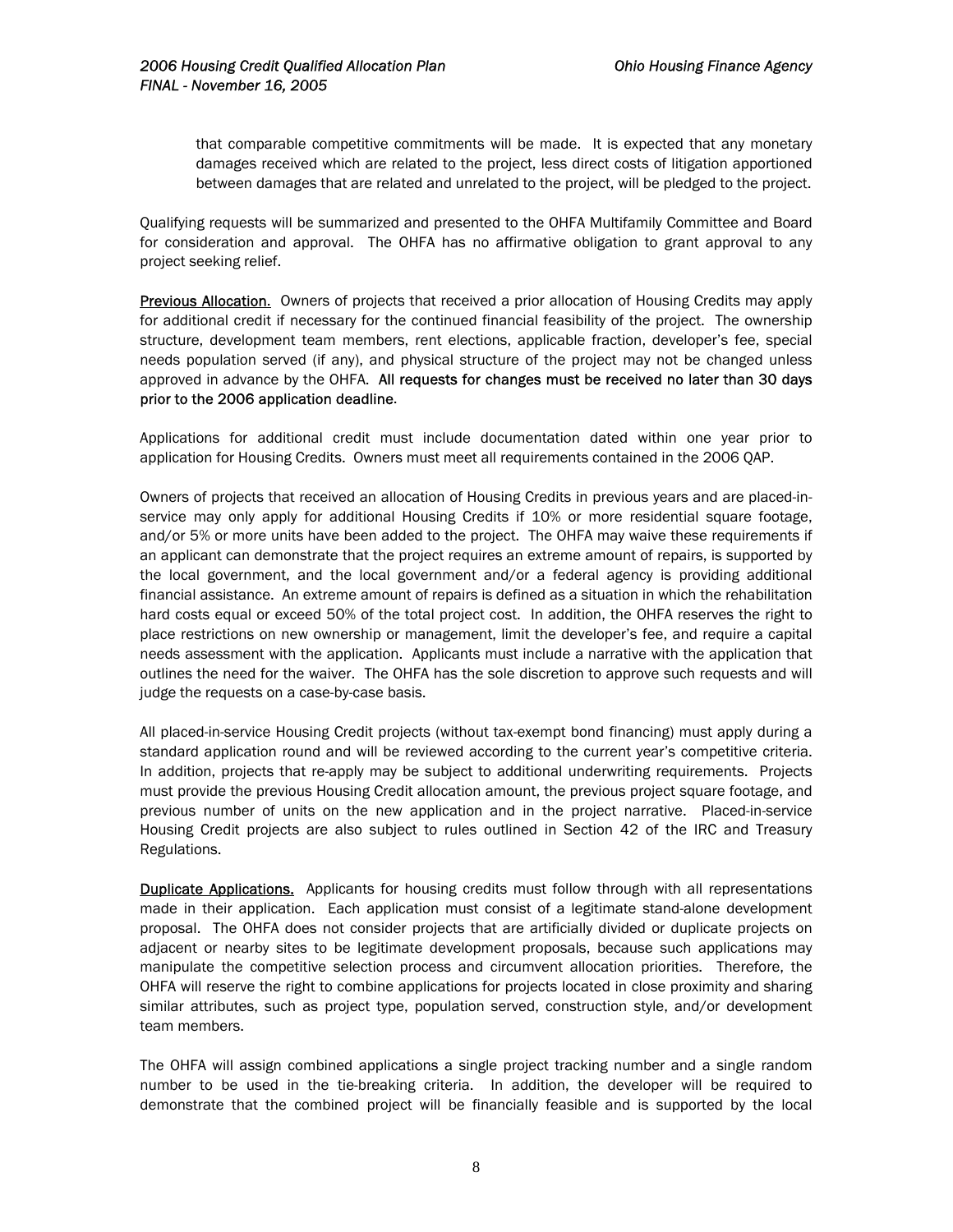that comparable competitive commitments will be made. It is expected that any monetary damages received which are related to the project, less direct costs of litigation apportioned between damages that are related and unrelated to the project, will be pledged to the project.

Qualifying requests will be summarized and presented to the OHFA Multifamily Committee and Board for consideration and approval. The OHFA has no affirmative obligation to grant approval to any project seeking relief.

Previous Allocation. Owners of projects that received a prior allocation of Housing Credits may apply for additional credit if necessary for the continued financial feasibility of the project. The ownership structure, development team members, rent elections, applicable fraction, developer's fee, special needs population served (if any), and physical structure of the project may not be changed unless approved in advance by the OHFA. **All requests for changes must be received no later than 30 days prior to the 2006 application deadline**.

Applications for additional credit must include documentation dated within one year prior to application for Housing Credits. Owners must meet all requirements contained in the 2006 QAP.

Owners of projects that received an allocation of Housing Credits in previous years and are placed-in-service may only apply for additional Housing Credits if 10% or more residential square footage, and/or 5% or more units have been added to the project. The OHFA may waive these requirements if an applicant can demonstrate that the project requires an extreme amount of repairs, is supported by the local government, and the local government and/or a federal agency is providing additional financial assistance. An extreme amount of repairs is defined as a situation in which the rehabilitation hard costs equal or exceed 50% of the total project cost. In addition, the OHFA reserves the right to place restrictions on new ownership or management, limit the developer's fee, and require a capital needs assessment with the application. Applicants must include a narrative with the application that outlines the need for the waiver. The OHFA has the sole discretion to approve such requests and will judge the requests on a case-by-case basis.

All placed-in-service Housing Credit projects (without tax-exempt bond financing) must apply during a standard application round and will be reviewed according to the current year's competitive criteria. In addition, projects that re-apply may be subject to additional underwriting requirements. Projects must provide the previous Housing Credit allocation amount, the previous project square footage, and previous number of units on the new application and in the project narrative. Placed-in-service Housing Credit projects are also subject to rules outlined in Section 42 of the IRC and Treasury Regulations.

Duplicate Applications. Applicants for housing credits must follow through with all representations made in their application. Each application must consist of a legitimate stand-alone development proposal. The OHFA does not consider projects that are artificially divided or duplicate projects on adjacent or nearby sites to be legitimate development proposals, because such applications may manipulate the competitive selection process and circumvent allocation priorities. Therefore, the OHFA will reserve the right to combine applications for projects located in close proximity and sharing similar attributes, such as project type, population served, construction style, and/or development team members.

The OHFA will assign combined applications a single project tracking number and a single random number to be used in the tie-breaking criteria. In addition, the developer will be required to demonstrate that the combined project will be financially feasible and is supported by the local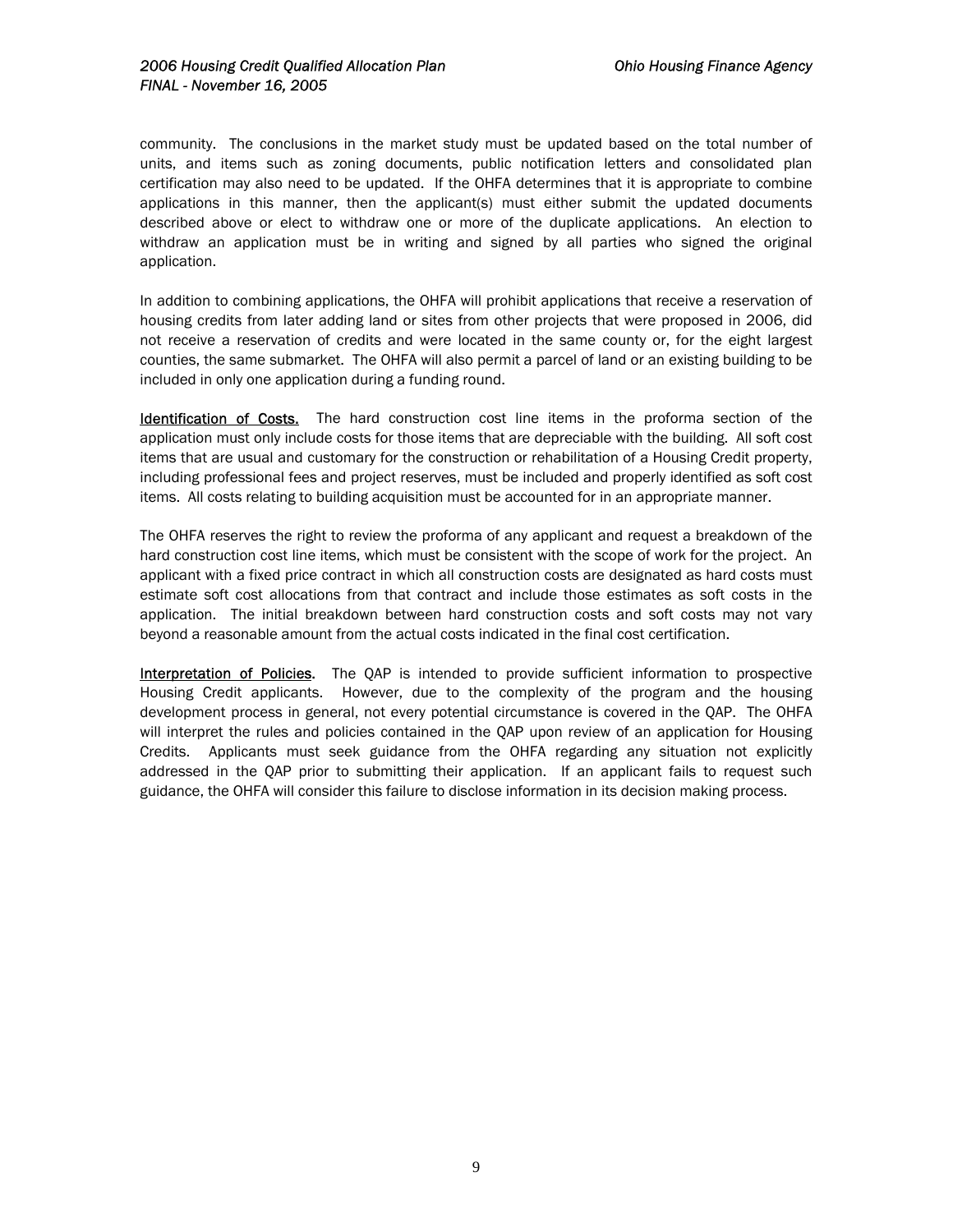community. The conclusions in the market study must be updated based on the total number of units, and items such as zoning documents, public notification letters and consolidated plan certification may also need to be updated. If the OHFA determines that it is appropriate to combine applications in this manner, then the applicant(s) must either submit the updated documents described above or elect to withdraw one or more of the duplicate applications. An election to withdraw an application must be in writing and signed by all parties who signed the original application.

In addition to combining applications, the OHFA will prohibit applications that receive a reservation of housing credits from later adding land or sites from other projects that were proposed in 2006, did not receive a reservation of credits and were located in the same county or, for the eight largest counties, the same submarket. The OHFA will also permit a parcel of land or an existing building to be included in only one application during a funding round.

<u>Identification of Costs.</u> The hard construction cost line items in the proforma section of the application must only include costs for those items that are depreciable with the building. All soft cost items that are usual and customary for the construction or rehabilitation of a Housing Credit property, including professional fees and project reserves, must be included and properly identified as soft cost items. All costs relating to building acquisition must be accounted for in an appropriate manner.

The OHFA reserves the right to review the proforma of any applicant and request a breakdown of the hard construction cost line items, which must be consistent with the scope of work for the project. An applicant with a fixed price contract in which all construction costs are designated as hard costs must estimate soft cost allocations from that contract and include those estimates as soft costs in the application. The initial breakdown between hard construction costs and soft costs may not vary beyond a reasonable amount from the actual costs indicated in the final cost certification.

<u>Interpretation of Policies</u>. The QAP is intended to provide sufficient information to prospective Housing Credit applicants. However, due to the complexity of the program and the housing development process in general, not every potential circumstance is covered in the QAP. The OHFA will interpret the rules and policies contained in the QAP upon review of an application for Housing Credits. Applicants must seek guidance from the OHFA regarding any situation not explicitly addressed in the QAP prior to submitting their application. If an applicant fails to request such guidance, the OHFA will consider this failure to disclose information in its decision making process.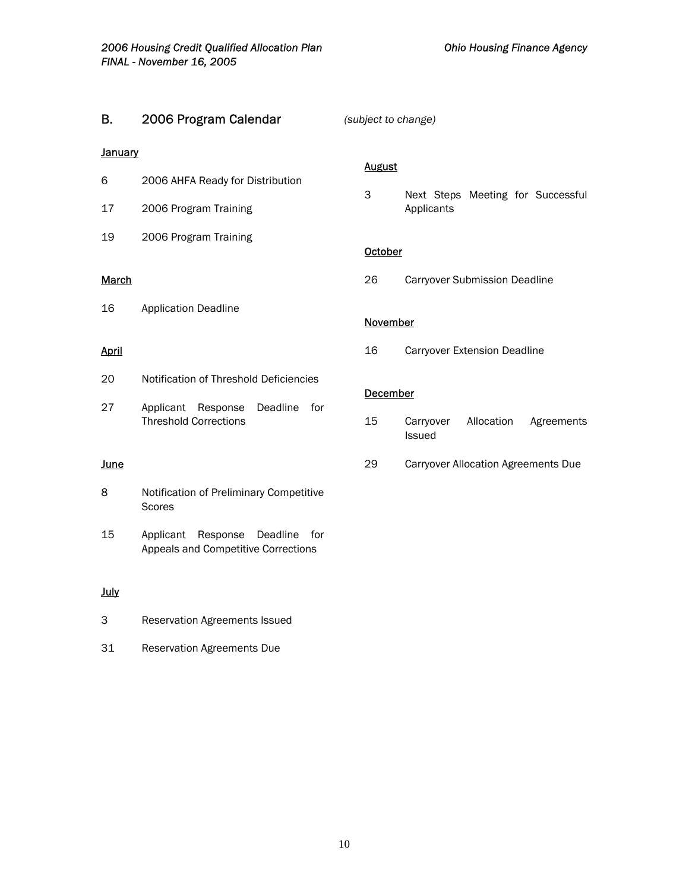## B. 2006 Program Calendar *(subject to change)*

**January**

6 2006 AHFA Ready for Distribution

17 2006 Program Training

19 2006 Program Training

**March**

16 Application Deadline

**April**

20 Notification of Threshold Deficiencies

27 Applicant Response Deadline for Threshold Corrections

**June**

8 Notification of Preliminary Competitive Scores

15 Applicant Response Deadline for Appeals and Competitive Corrections

**July**

3 Reservation Agreements Issued

31 Reservation Agreements Due

**August**

3 Next Steps Meeting for Successful Applicants

**October**

26 Carryover Submission Deadline

**November**

16 Carryover Extension Deadline

**December**

15 Carryover Allocation Agreements Issued

29 Carryover Allocation Agreements Due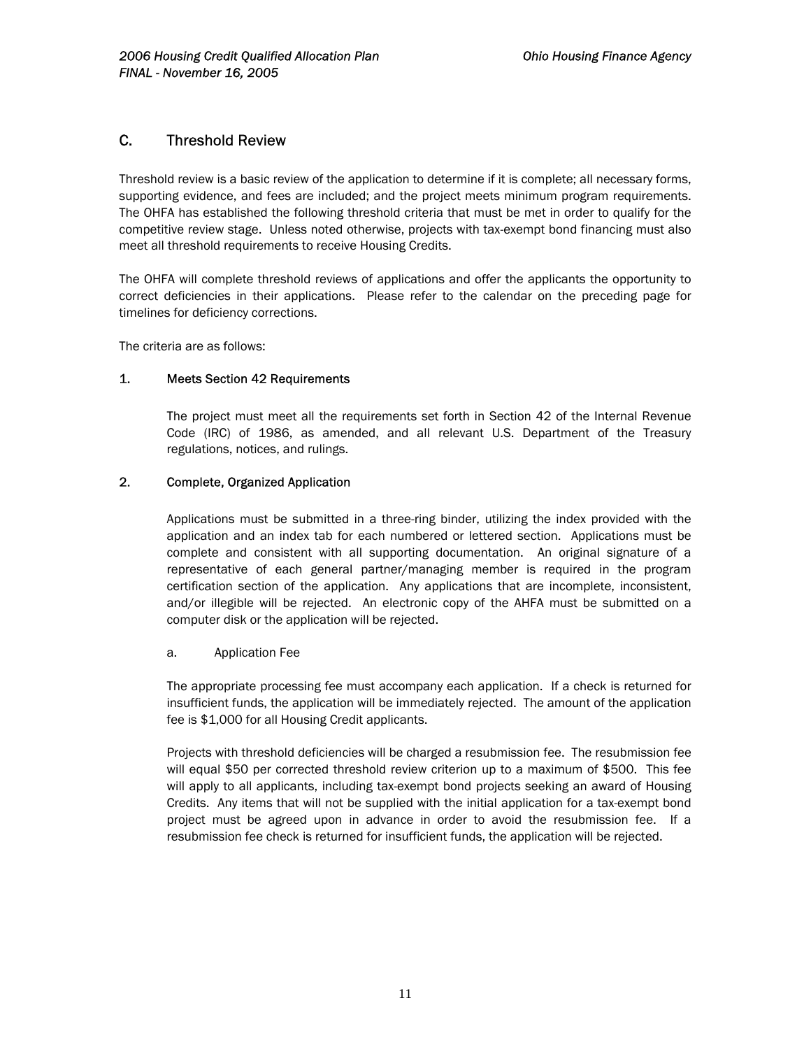## C. Threshold Review

Threshold review is a basic review of the application to determine if it is complete; all necessary forms, supporting evidence, and fees are included; and the project meets minimum program requirements. The OHFA has established the following threshold criteria that must be met in order to qualify for the competitive review stage. Unless noted otherwise, projects with tax-exempt bond financing must also meet all threshold requirements to receive Housing Credits.

The OHFA will complete threshold reviews of applications and offer the applicants the opportunity to correct deficiencies in their applications. Please refer to the calendar on the preceding page for timelines for deficiency corrections.

The criteria are as follows:

### 1. Meets Section 42 Requirements

The project must meet all the requirements set forth in Section 42 of the Internal Revenue Code (IRC) of 1986, as amended, and all relevant U.S. Department of the Treasury regulations, notices, and rulings.

### 2. Complete, Organized Application

Applications must be submitted in a three-ring binder, utilizing the index provided with the application and an index tab for each numbered or lettered section. Applications must be complete and consistent with all supporting documentation. An original signature of a representative of each general partner/managing member is required in the program certification section of the application. Any applications that are incomplete, inconsistent, and/or illegible will be rejected. An electronic copy of the AHFA must be submitted on a computer disk or the application will be rejected.

a. Application Fee

The appropriate processing fee must accompany each application. If a check is returned for insufficient funds, the application will be immediately rejected. The amount of the application fee is $1,000 for all Housing Credit applicants.

Projects with threshold deficiencies will be charged a resubmission fee. The resubmission fee will equal $50 per corrected threshold review criterion up to a maximum of $500. This fee will apply to all applicants, including tax-exempt bond projects seeking an award of Housing Credits. Any items that will not be supplied with the initial application for a tax-exempt bond project must be agreed upon in advance in order to avoid the resubmission fee. If a resubmission fee check is returned for insufficient funds, the application will be rejected.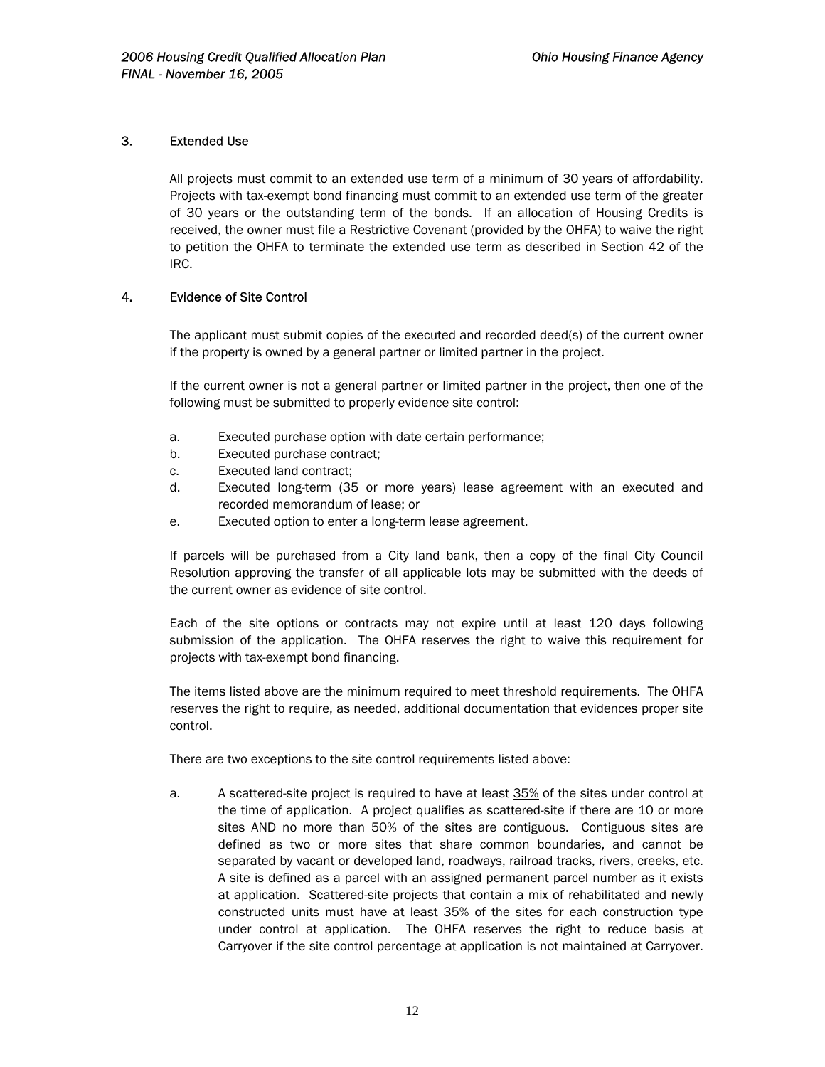### 3. Extended Use

All projects must commit to an extended use term of a minimum of 30 years of affordability. Projects with tax-exempt bond financing must commit to an extended use term of the greater of 30 years or the outstanding term of the bonds. If an allocation of Housing Credits is received, the owner must file a Restrictive Covenant (provided by the OHFA) to waive the right to petition the OHFA to terminate the extended use term as described in Section 42 of the IRC.

### 4. Evidence of Site Control

The applicant must submit copies of the executed and recorded deed(s) of the current owner if the property is owned by a general partner or limited partner in the project.

If the current owner is not a general partner or limited partner in the project, then one of the following must be submitted to properly evidence site control:

a. Executed purchase option with date certain performance;
b. Executed purchase contract;
c. Executed land contract;
d. Executed long-term (35 or more years) lease agreement with an executed and recorded memorandum of lease; or
e. Executed option to enter a long-term lease agreement.

If parcels will be purchased from a City land bank, then a copy of the final City Council Resolution approving the transfer of all applicable lots may be submitted with the deeds of the current owner as evidence of site control.

Each of the site options or contracts may not expire until at least 120 days following submission of the application. The OHFA reserves the right to waive this requirement for projects with tax-exempt bond financing.

The items listed above are the minimum required to meet threshold requirements. The OHFA reserves the right to require, as needed, additional documentation that evidences proper site control.

There are two exceptions to the site control requirements listed above:

a. A scattered-site project is required to have at least <u>35%</u> of the sites under control at the time of application. A project qualifies as scattered-site if there are 10 or more sites AND no more than 50% of the sites are contiguous. Contiguous sites are defined as two or more sites that share common boundaries, and cannot be separated by vacant or developed land, roadways, railroad tracks, rivers, creeks, etc. A site is defined as a parcel with an assigned permanent parcel number as it exists at application. Scattered-site projects that contain a mix of rehabilitated and newly constructed units must have at least 35% of the sites for each construction type under control at application. The OHFA reserves the right to reduce basis at Carryover if the site control percentage at application is not maintained at Carryover.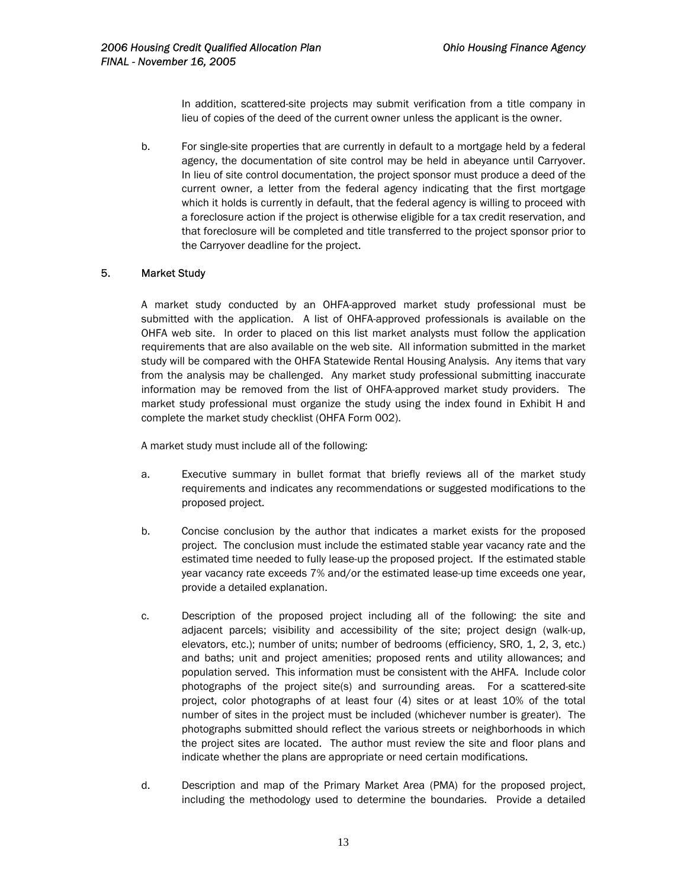In addition, scattered-site projects may submit verification from a title company in lieu of copies of the deed of the current owner unless the applicant is the owner.

b. For single-site properties that are currently in default to a mortgage held by a federal agency, the documentation of site control may be held in abeyance until Carryover. In lieu of site control documentation, the project sponsor must produce a deed of the current owner, a letter from the federal agency indicating that the first mortgage which it holds is currently in default, that the federal agency is willing to proceed with a foreclosure action if the project is otherwise eligible for a tax credit reservation, and that foreclosure will be completed and title transferred to the project sponsor prior to the Carryover deadline for the project.

## 5. Market Study

A market study conducted by an OHFA-approved market study professional must be submitted with the application. A list of OHFA-approved professionals is available on the OHFA web site. In order to placed on this list market analysts must follow the application requirements that are also available on the web site. All information submitted in the market study will be compared with the OHFA Statewide Rental Housing Analysis. Any items that vary from the analysis may be challenged. Any market study professional submitting inaccurate information may be removed from the list of OHFA-approved market study providers. The market study professional must organize the study using the index found in Exhibit H and complete the market study checklist (OHFA Form 002).

A market study must include all of the following:

a. Executive summary in bullet format that briefly reviews all of the market study requirements and indicates any recommendations or suggested modifications to the proposed project.

b. Concise conclusion by the author that indicates a market exists for the proposed project. The conclusion must include the estimated stable year vacancy rate and the estimated time needed to fully lease-up the proposed project. If the estimated stable year vacancy rate exceeds 7% and/or the estimated lease-up time exceeds one year, provide a detailed explanation.

c. Description of the proposed project including all of the following: the site and adjacent parcels; visibility and accessibility of the site; project design (walk-up, elevators, etc.); number of units; number of bedrooms (efficiency, SRO, 1, 2, 3, etc.) and baths; unit and project amenities; proposed rents and utility allowances; and population served. This information must be consistent with the AHFA. Include color photographs of the project site(s) and surrounding areas. For a scattered-site project, color photographs of at least four (4) sites or at least 10% of the total number of sites in the project must be included (whichever number is greater). The photographs submitted should reflect the various streets or neighborhoods in which the project sites are located. The author must review the site and floor plans and indicate whether the plans are appropriate or need certain modifications.

d. Description and map of the Primary Market Area (PMA) for the proposed project, including the methodology used to determine the boundaries. Provide a detailed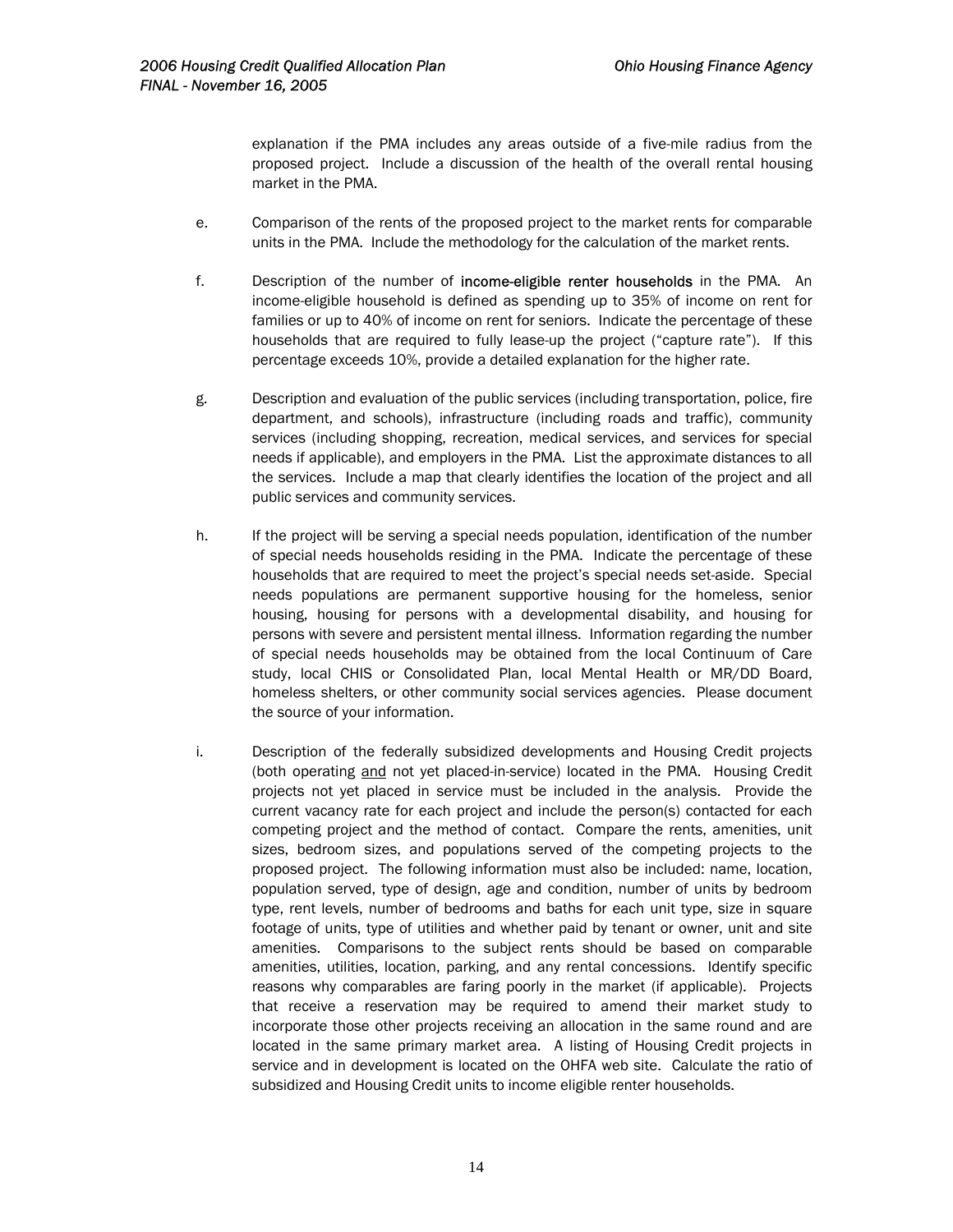explanation if the PMA includes any areas outside of a five-mile radius from the proposed project. Include a discussion of the health of the overall rental housing market in the PMA.

e. Comparison of the rents of the proposed project to the market rents for comparable units in the PMA. Include the methodology for the calculation of the market rents.

f. Description of the number of **income-eligible renter households** in the PMA. An income-eligible household is defined as spending up to 35% of income on rent for families or up to 40% of income on rent for seniors. Indicate the percentage of these households that are required to fully lease-up the project ("capture rate"). If this percentage exceeds 10%, provide a detailed explanation for the higher rate.

g. Description and evaluation of the public services (including transportation, police, fire department, and schools), infrastructure (including roads and traffic), community services (including shopping, recreation, medical services, and services for special needs if applicable), and employers in the PMA. List the approximate distances to all the services. Include a map that clearly identifies the location of the project and all public services and community services.

h. If the project will be serving a special needs population, identification of the number of special needs households residing in the PMA. Indicate the percentage of these households that are required to meet the project's special needs set-aside. Special needs populations are permanent supportive housing for the homeless, senior housing, housing for persons with a developmental disability, and housing for persons with severe and persistent mental illness. Information regarding the number of special needs households may be obtained from the local Continuum of Care study, local CHIS or Consolidated Plan, local Mental Health or MR/DD Board, homeless shelters, or other community social services agencies. Please document the source of your information.

i. Description of the federally subsidized developments and Housing Credit projects (both operating <u>and</u> not yet placed-in-service) located in the PMA. Housing Credit projects not yet placed in service must be included in the analysis. Provide the current vacancy rate for each project and include the person(s) contacted for each competing project and the method of contact. Compare the rents, amenities, unit sizes, bedroom sizes, and populations served of the competing projects to the proposed project. The following information must also be included: name, location, population served, type of design, age and condition, number of units by bedroom type, rent levels, number of bedrooms and baths for each unit type, size in square footage of units, type of utilities and whether paid by tenant or owner, unit and site amenities. Comparisons to the subject rents should be based on comparable amenities, utilities, location, parking, and any rental concessions. Identify specific reasons why comparables are faring poorly in the market (if applicable). Projects that receive a reservation may be required to amend their market study to incorporate those other projects receiving an allocation in the same round and are located in the same primary market area. A listing of Housing Credit projects in service and in development is located on the OHFA web site. Calculate the ratio of subsidized and Housing Credit units to income eligible renter households.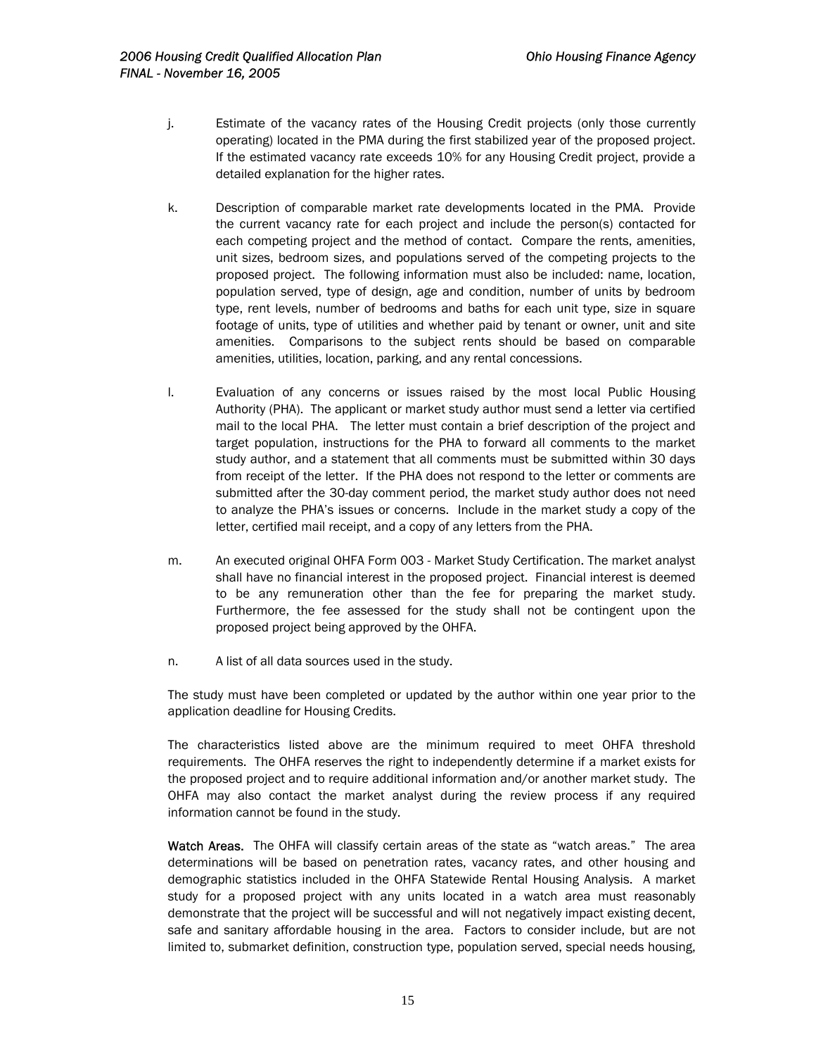j. Estimate of the vacancy rates of the Housing Credit projects (only those currently operating) located in the PMA during the first stabilized year of the proposed project. If the estimated vacancy rate exceeds 10% for any Housing Credit project, provide a detailed explanation for the higher rates.

k. Description of comparable market rate developments located in the PMA. Provide the current vacancy rate for each project and include the person(s) contacted for each competing project and the method of contact. Compare the rents, amenities, unit sizes, bedroom sizes, and populations served of the competing projects to the proposed project. The following information must also be included: name, location, population served, type of design, age and condition, number of units by bedroom type, rent levels, number of bedrooms and baths for each unit type, size in square footage of units, type of utilities and whether paid by tenant or owner, unit and site amenities. Comparisons to the subject rents should be based on comparable amenities, utilities, location, parking, and any rental concessions.

l. Evaluation of any concerns or issues raised by the most local Public Housing Authority (PHA). The applicant or market study author must send a letter via certified mail to the local PHA. The letter must contain a brief description of the project and target population, instructions for the PHA to forward all comments to the market study author, and a statement that all comments must be submitted within 30 days from receipt of the letter. If the PHA does not respond to the letter or comments are submitted after the 30-day comment period, the market study author does not need to analyze the PHA's issues or concerns. Include in the market study a copy of the letter, certified mail receipt, and a copy of any letters from the PHA.

m. An executed original OHFA Form 003 - Market Study Certification. The market analyst shall have no financial interest in the proposed project. Financial interest is deemed to be any remuneration other than the fee for preparing the market study. Furthermore, the fee assessed for the study shall not be contingent upon the proposed project being approved by the OHFA.

n. A list of all data sources used in the study.

The study must have been completed or updated by the author within one year prior to the application deadline for Housing Credits.

The characteristics listed above are the minimum required to meet OHFA threshold requirements. The OHFA reserves the right to independently determine if a market exists for the proposed project and to require additional information and/or another market study. The OHFA may also contact the market analyst during the review process if any required information cannot be found in the study.

**Watch Areas.** The OHFA will classify certain areas of the state as "watch areas." The area determinations will be based on penetration rates, vacancy rates, and other housing and demographic statistics included in the OHFA Statewide Rental Housing Analysis. A market study for a proposed project with any units located in a watch area must reasonably demonstrate that the project will be successful and will not negatively impact existing decent, safe and sanitary affordable housing in the area. Factors to consider include, but are not limited to, submarket definition, construction type, population served, special needs housing,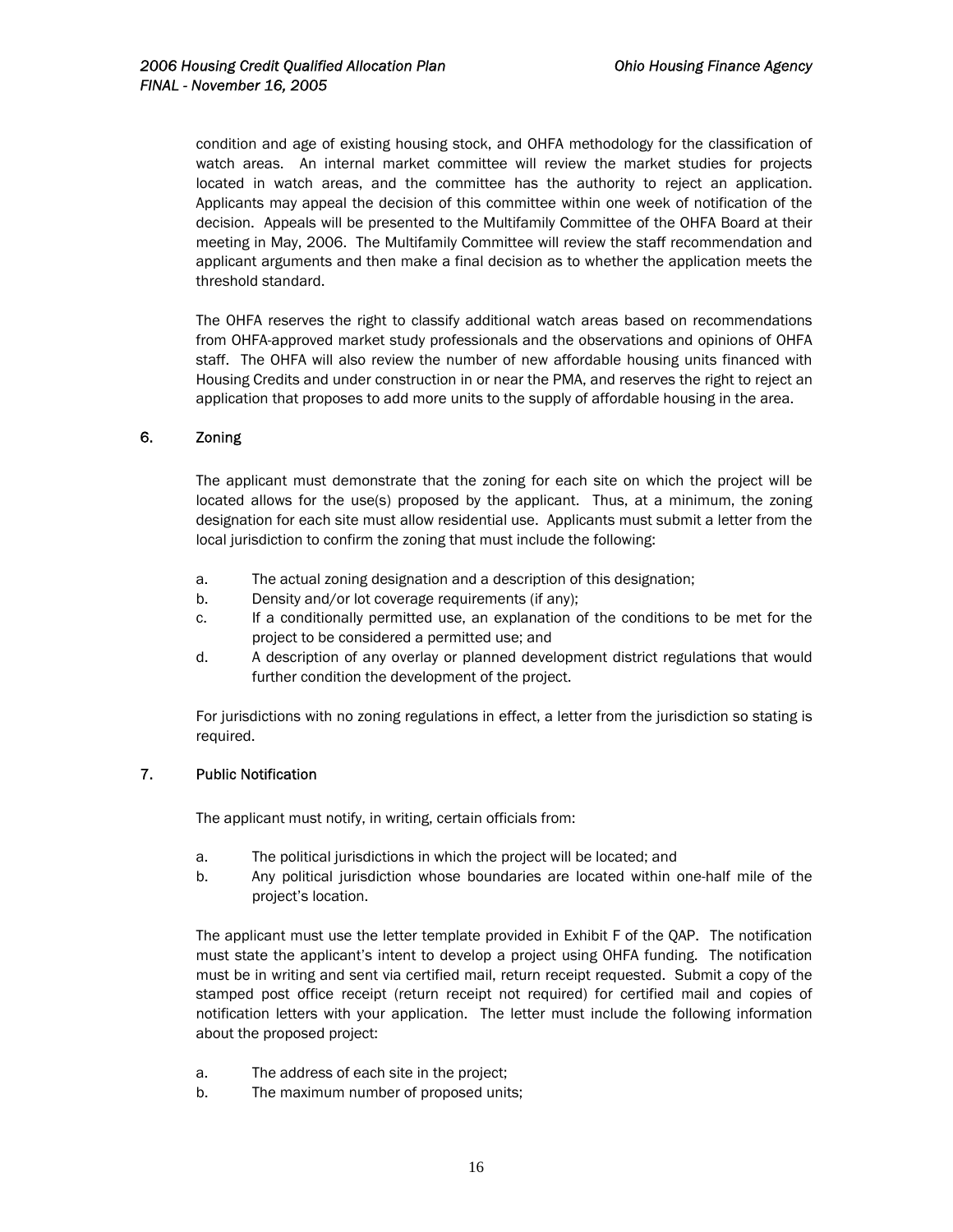condition and age of existing housing stock, and OHFA methodology for the classification of watch areas. An internal market committee will review the market studies for projects located in watch areas, and the committee has the authority to reject an application. Applicants may appeal the decision of this committee within one week of notification of the decision. Appeals will be presented to the Multifamily Committee of the OHFA Board at their meeting in May, 2006. The Multifamily Committee will review the staff recommendation and applicant arguments and then make a final decision as to whether the application meets the threshold standard.

The OHFA reserves the right to classify additional watch areas based on recommendations from OHFA-approved market study professionals and the observations and opinions of OHFA staff. The OHFA will also review the number of new affordable housing units financed with Housing Credits and under construction in or near the PMA, and reserves the right to reject an application that proposes to add more units to the supply of affordable housing in the area.

### 6. Zoning

The applicant must demonstrate that the zoning for each site on which the project will be located allows for the use(s) proposed by the applicant. Thus, at a minimum, the zoning designation for each site must allow residential use. Applicants must submit a letter from the local jurisdiction to confirm the zoning that must include the following:

a. The actual zoning designation and a description of this designation;
b. Density and/or lot coverage requirements (if any);
c. If a conditionally permitted use, an explanation of the conditions to be met for the project to be considered a permitted use; and
d. A description of any overlay or planned development district regulations that would further condition the development of the project.

For jurisdictions with no zoning regulations in effect, a letter from the jurisdiction so stating is required.

### 7. Public Notification

The applicant must notify, in writing, certain officials from:

a. The political jurisdictions in which the project will be located; and
b. Any political jurisdiction whose boundaries are located within one-half mile of the project's location.

The applicant must use the letter template provided in Exhibit F of the QAP. The notification must state the applicant's intent to develop a project using OHFA funding. The notification must be in writing and sent via certified mail, return receipt requested. Submit a copy of the stamped post office receipt (return receipt not required) for certified mail and copies of notification letters with your application. The letter must include the following information about the proposed project:

a. The address of each site in the project;
b. The maximum number of proposed units;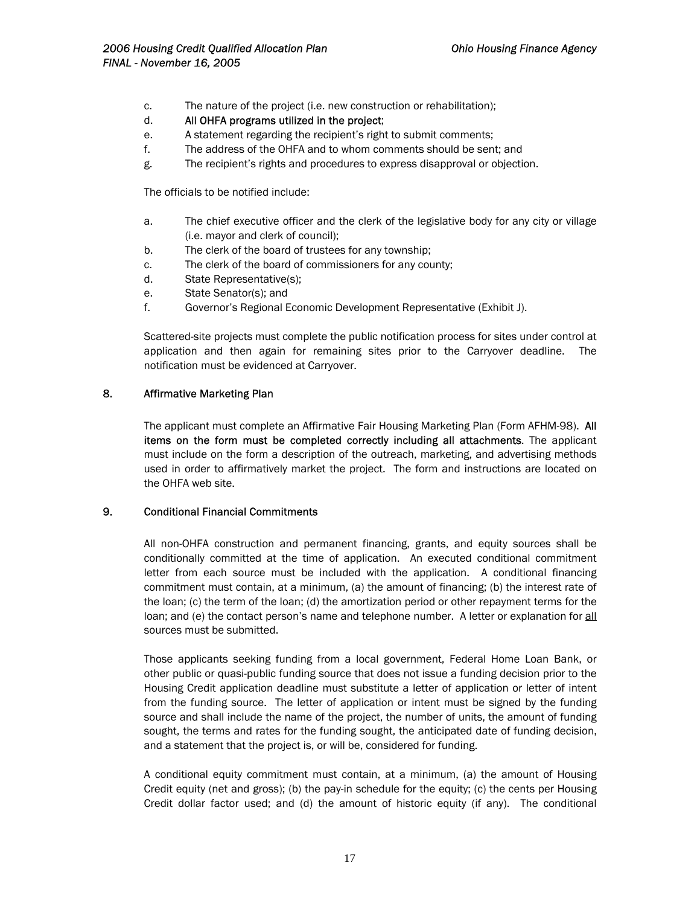c. The nature of the project (i.e. new construction or rehabilitation);
d. **All OHFA programs utilized in the project;**
e. A statement regarding the recipient's right to submit comments;
f. The address of the OHFA and to whom comments should be sent; and
g. The recipient's rights and procedures to express disapproval or objection.

The officials to be notified include:

a. The chief executive officer and the clerk of the legislative body for any city or village (i.e. mayor and clerk of council);
b. The clerk of the board of trustees for any township;
c. The clerk of the board of commissioners for any county;
d. State Representative(s);
e. State Senator(s); and
f. Governor's Regional Economic Development Representative (Exhibit J).

Scattered-site projects must complete the public notification process for sites under control at application and then again for remaining sites prior to the Carryover deadline. The notification must be evidenced at Carryover.

### 8. Affirmative Marketing Plan

The applicant must complete an Affirmative Fair Housing Marketing Plan (Form AFHM-98). **All items on the form must be completed correctly including all attachments.** The applicant must include on the form a description of the outreach, marketing, and advertising methods used in order to affirmatively market the project. The form and instructions are located on the OHFA web site.

### 9. Conditional Financial Commitments

All non-OHFA construction and permanent financing, grants, and equity sources shall be conditionally committed at the time of application. An executed conditional commitment letter from each source must be included with the application. A conditional financing commitment must contain, at a minimum, (a) the amount of financing; (b) the interest rate of the loan; (c) the term of the loan; (d) the amortization period or other repayment terms for the loan; and (e) the contact person's name and telephone number. A letter or explanation for <u>all</u> sources must be submitted.

Those applicants seeking funding from a local government, Federal Home Loan Bank, or other public or quasi-public funding source that does not issue a funding decision prior to the Housing Credit application deadline must substitute a letter of application or letter of intent from the funding source. The letter of application or intent must be signed by the funding source and shall include the name of the project, the number of units, the amount of funding sought, the terms and rates for the funding sought, the anticipated date of funding decision, and a statement that the project is, or will be, considered for funding.

A conditional equity commitment must contain, at a minimum, (a) the amount of Housing Credit equity (net and gross); (b) the pay-in schedule for the equity; (c) the cents per Housing Credit dollar factor used; and (d) the amount of historic equity (if any). The conditional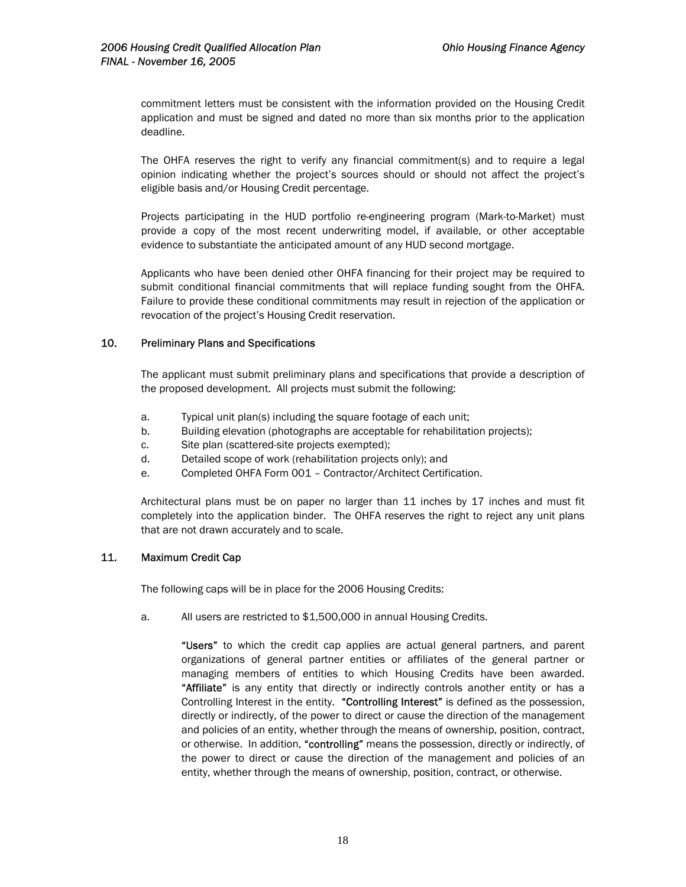commitment letters must be consistent with the information provided on the Housing Credit application and must be signed and dated no more than six months prior to the application deadline.

The OHFA reserves the right to verify any financial commitment(s) and to require a legal opinion indicating whether the project's sources should or should not affect the project's eligible basis and/or Housing Credit percentage.

Projects participating in the HUD portfolio re-engineering program (Mark-to-Market) must provide a copy of the most recent underwriting model, if available, or other acceptable evidence to substantiate the anticipated amount of any HUD second mortgage.

Applicants who have been denied other OHFA financing for their project may be required to submit conditional financial commitments that will replace funding sought from the OHFA. Failure to provide these conditional commitments may result in rejection of the application or revocation of the project's Housing Credit reservation.

## 10. Preliminary Plans and Specifications

The applicant must submit preliminary plans and specifications that provide a description of the proposed development. All projects must submit the following:

a. Typical unit plan(s) including the square footage of each unit;
b. Building elevation (photographs are acceptable for rehabilitation projects);
c. Site plan (scattered-site projects exempted);
d. Detailed scope of work (rehabilitation projects only); and
e. Completed OHFA Form 001 – Contractor/Architect Certification.

Architectural plans must be on paper no larger than 11 inches by 17 inches and must fit completely into the application binder. The OHFA reserves the right to reject any unit plans that are not drawn accurately and to scale.

## 11. Maximum Credit Cap

The following caps will be in place for the 2006 Housing Credits:

a. All users are restricted to $1,500,000 in annual Housing Credits.

   **"Users"** to which the credit cap applies are actual general partners, and parent organizations of general partner entities or affiliates of the general partner or managing members of entities to which Housing Credits have been awarded. **"Affiliate"** is any entity that directly or indirectly controls another entity or has a Controlling Interest in the entity. **"Controlling Interest"** is defined as the possession, directly or indirectly, of the power to direct or cause the direction of the management and policies of an entity, whether through the means of ownership, position, contract, or otherwise. In addition, **"controlling"** means the possession, directly or indirectly, of the power to direct or cause the direction of the management and policies of an entity, whether through the means of ownership, position, contract, or otherwise.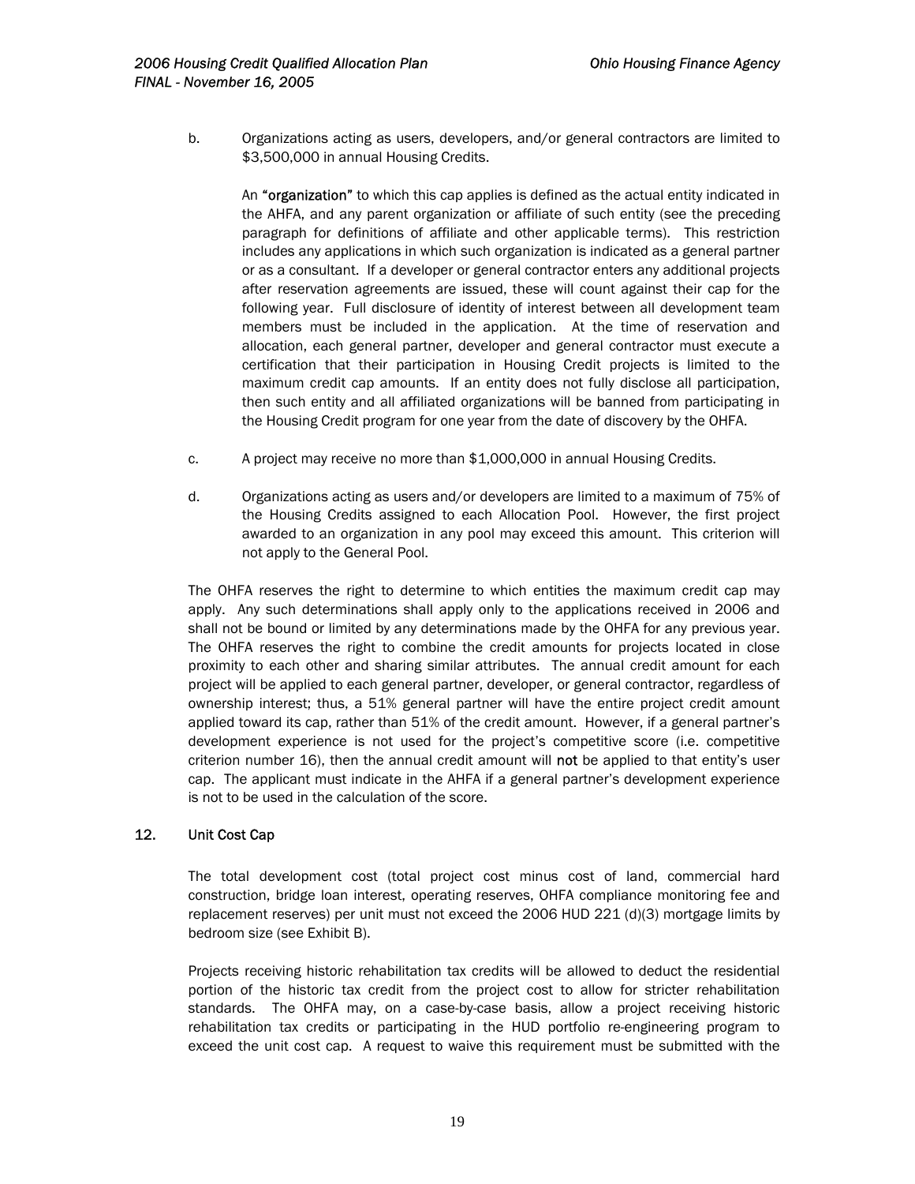b. Organizations acting as users, developers, and/or general contractors are limited to $3,500,000 in annual Housing Credits.

   An **"organization"** to which this cap applies is defined as the actual entity indicated in the AHFA, and any parent organization or affiliate of such entity (see the preceding paragraph for definitions of affiliate and other applicable terms). This restriction includes any applications in which such organization is indicated as a general partner or as a consultant. If a developer or general contractor enters any additional projects after reservation agreements are issued, these will count against their cap for the following year. Full disclosure of identity of interest between all development team members must be included in the application. At the time of reservation and allocation, each general partner, developer and general contractor must execute a certification that their participation in Housing Credit projects is limited to the maximum credit cap amounts. If an entity does not fully disclose all participation, then such entity and all affiliated organizations will be banned from participating in the Housing Credit program for one year from the date of discovery by the OHFA.

c. A project may receive no more than $1,000,000 in annual Housing Credits.

d. Organizations acting as users and/or developers are limited to a maximum of 75% of the Housing Credits assigned to each Allocation Pool. However, the first project awarded to an organization in any pool may exceed this amount. This criterion will not apply to the General Pool.

The OHFA reserves the right to determine to which entities the maximum credit cap may apply. Any such determinations shall apply only to the applications received in 2006 and shall not be bound or limited by any determinations made by the OHFA for any previous year. The OHFA reserves the right to combine the credit amounts for projects located in close proximity to each other and sharing similar attributes. The annual credit amount for each project will be applied to each general partner, developer, or general contractor, regardless of ownership interest; thus, a 51% general partner will have the entire project credit amount applied toward its cap, rather than 51% of the credit amount. However, if a general partner's development experience is not used for the project's competitive score (i.e. competitive criterion number 16), then the annual credit amount will **not** be applied to that entity's user cap. The applicant must indicate in the AHFA if a general partner's development experience is not to be used in the calculation of the score.

### 12. Unit Cost Cap

The total development cost (total project cost minus cost of land, commercial hard construction, bridge loan interest, operating reserves, OHFA compliance monitoring fee and replacement reserves) per unit must not exceed the 2006 HUD 221 (d)(3) mortgage limits by bedroom size (see Exhibit B).

Projects receiving historic rehabilitation tax credits will be allowed to deduct the residential portion of the historic tax credit from the project cost to allow for stricter rehabilitation standards. The OHFA may, on a case-by-case basis, allow a project receiving historic rehabilitation tax credits or participating in the HUD portfolio re-engineering program to exceed the unit cost cap. A request to waive this requirement must be submitted with the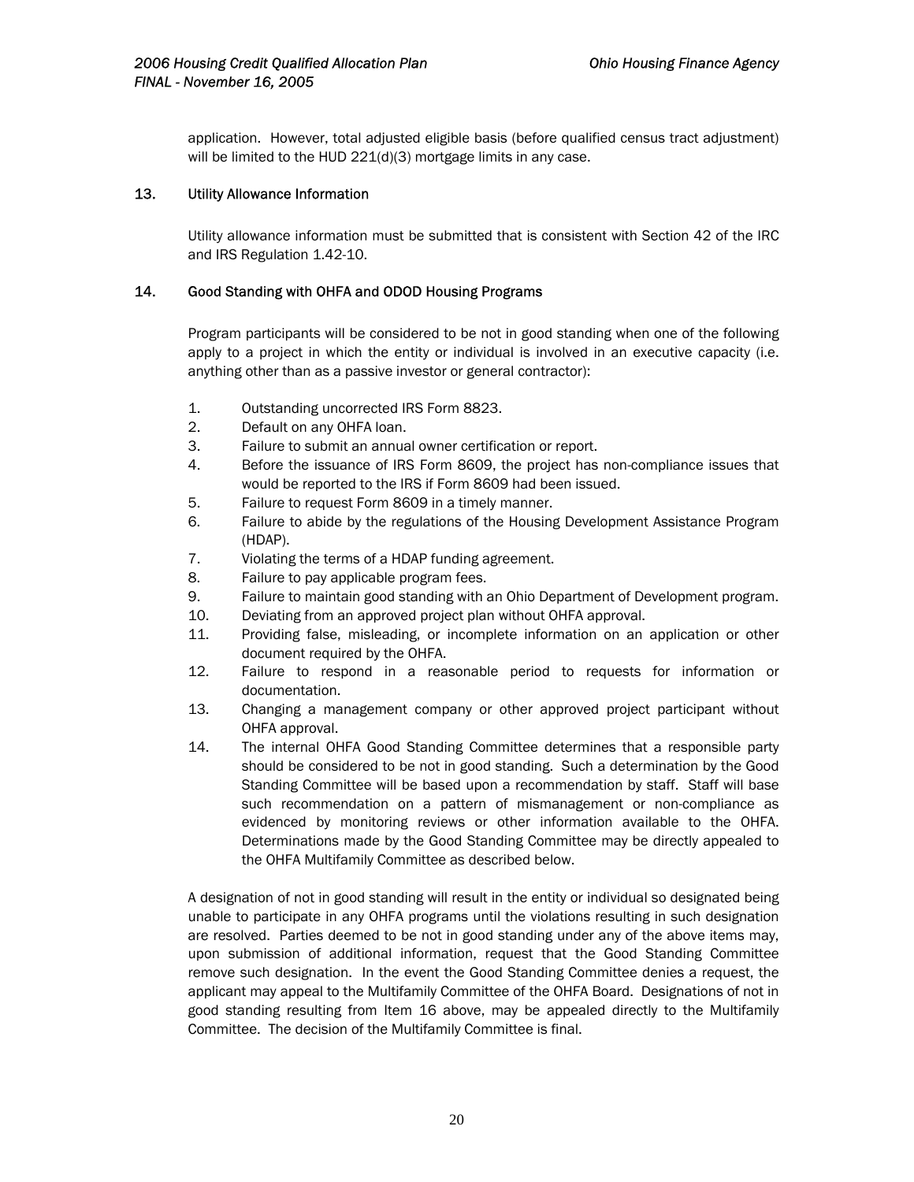application. However, total adjusted eligible basis (before qualified census tract adjustment) will be limited to the HUD 221(d)(3) mortgage limits in any case.

### 13. Utility Allowance Information

Utility allowance information must be submitted that is consistent with Section 42 of the IRC and IRS Regulation 1.42-10.

### 14. Good Standing with OHFA and ODOD Housing Programs

Program participants will be considered to be not in good standing when one of the following apply to a project in which the entity or individual is involved in an executive capacity (i.e. anything other than as a passive investor or general contractor):

1. Outstanding uncorrected IRS Form 8823.
2. Default on any OHFA loan.
3. Failure to submit an annual owner certification or report.
4. Before the issuance of IRS Form 8609, the project has non-compliance issues that would be reported to the IRS if Form 8609 had been issued.
5. Failure to request Form 8609 in a timely manner.
6. Failure to abide by the regulations of the Housing Development Assistance Program (HDAP).
7. Violating the terms of a HDAP funding agreement.
8. Failure to pay applicable program fees.
9. Failure to maintain good standing with an Ohio Department of Development program.
10. Deviating from an approved project plan without OHFA approval.
11. Providing false, misleading, or incomplete information on an application or other document required by the OHFA.
12. Failure to respond in a reasonable period to requests for information or documentation.
13. Changing a management company or other approved project participant without OHFA approval.
14. The internal OHFA Good Standing Committee determines that a responsible party should be considered to be not in good standing. Such a determination by the Good Standing Committee will be based upon a recommendation by staff. Staff will base such recommendation on a pattern of mismanagement or non-compliance as evidenced by monitoring reviews or other information available to the OHFA. Determinations made by the Good Standing Committee may be directly appealed to the OHFA Multifamily Committee as described below.

A designation of not in good standing will result in the entity or individual so designated being unable to participate in any OHFA programs until the violations resulting in such designation are resolved. Parties deemed to be not in good standing under any of the above items may, upon submission of additional information, request that the Good Standing Committee remove such designation. In the event the Good Standing Committee denies a request, the applicant may appeal to the Multifamily Committee of the OHFA Board. Designations of not in good standing resulting from Item 16 above, may be appealed directly to the Multifamily Committee. The decision of the Multifamily Committee is final.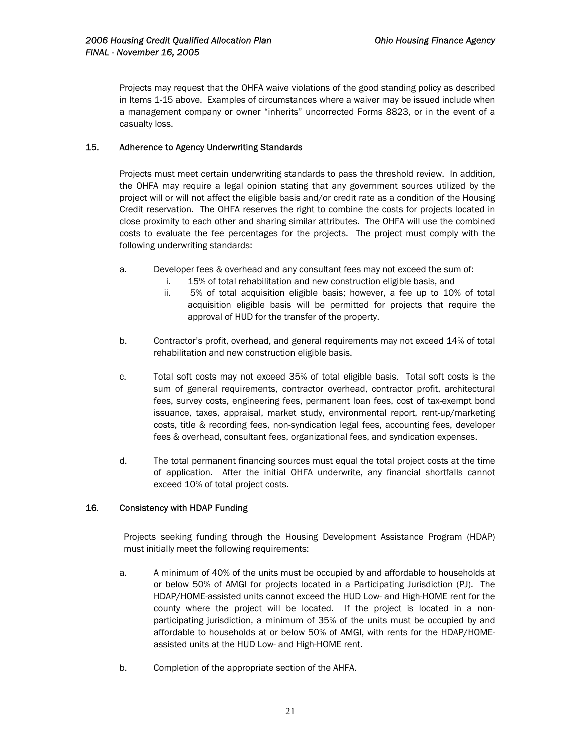Projects may request that the OHFA waive violations of the good standing policy as described in Items 1-15 above. Examples of circumstances where a waiver may be issued include when a management company or owner "inherits" uncorrected Forms 8823, or in the event of a casualty loss.

### 15. Adherence to Agency Underwriting Standards

Projects must meet certain underwriting standards to pass the threshold review. In addition, the OHFA may require a legal opinion stating that any government sources utilized by the project will or will not affect the eligible basis and/or credit rate as a condition of the Housing Credit reservation. The OHFA reserves the right to combine the costs for projects located in close proximity to each other and sharing similar attributes. The OHFA will use the combined costs to evaluate the fee percentages for the projects. The project must comply with the following underwriting standards:

a. Developer fees & overhead and any consultant fees may not exceed the sum of:
   - i. 15% of total rehabilitation and new construction eligible basis, and
   - ii. 5% of total acquisition eligible basis; however, a fee up to 10% of total acquisition eligible basis will be permitted for projects that require the approval of HUD for the transfer of the property.

b. Contractor's profit, overhead, and general requirements may not exceed 14% of total rehabilitation and new construction eligible basis.

c. Total soft costs may not exceed 35% of total eligible basis. Total soft costs is the sum of general requirements, contractor overhead, contractor profit, architectural fees, survey costs, engineering fees, permanent loan fees, cost of tax-exempt bond issuance, taxes, appraisal, market study, environmental report, rent-up/marketing costs, title & recording fees, non-syndication legal fees, accounting fees, developer fees & overhead, consultant fees, organizational fees, and syndication expenses.

d. The total permanent financing sources must equal the total project costs at the time of application. After the initial OHFA underwrite, any financial shortfalls cannot exceed 10% of total project costs.

### 16. Consistency with HDAP Funding

Projects seeking funding through the Housing Development Assistance Program (HDAP) must initially meet the following requirements:

a. A minimum of 40% of the units must be occupied by and affordable to households at or below 50% of AMGI for projects located in a Participating Jurisdiction (PJ). The HDAP/HOME-assisted units cannot exceed the HUD Low- and High-HOME rent for the county where the project will be located. If the project is located in a non-participating jurisdiction, a minimum of 35% of the units must be occupied by and affordable to households at or below 50% of AMGI, with rents for the HDAP/HOME-assisted units at the HUD Low- and High-HOME rent.

b. Completion of the appropriate section of the AHFA.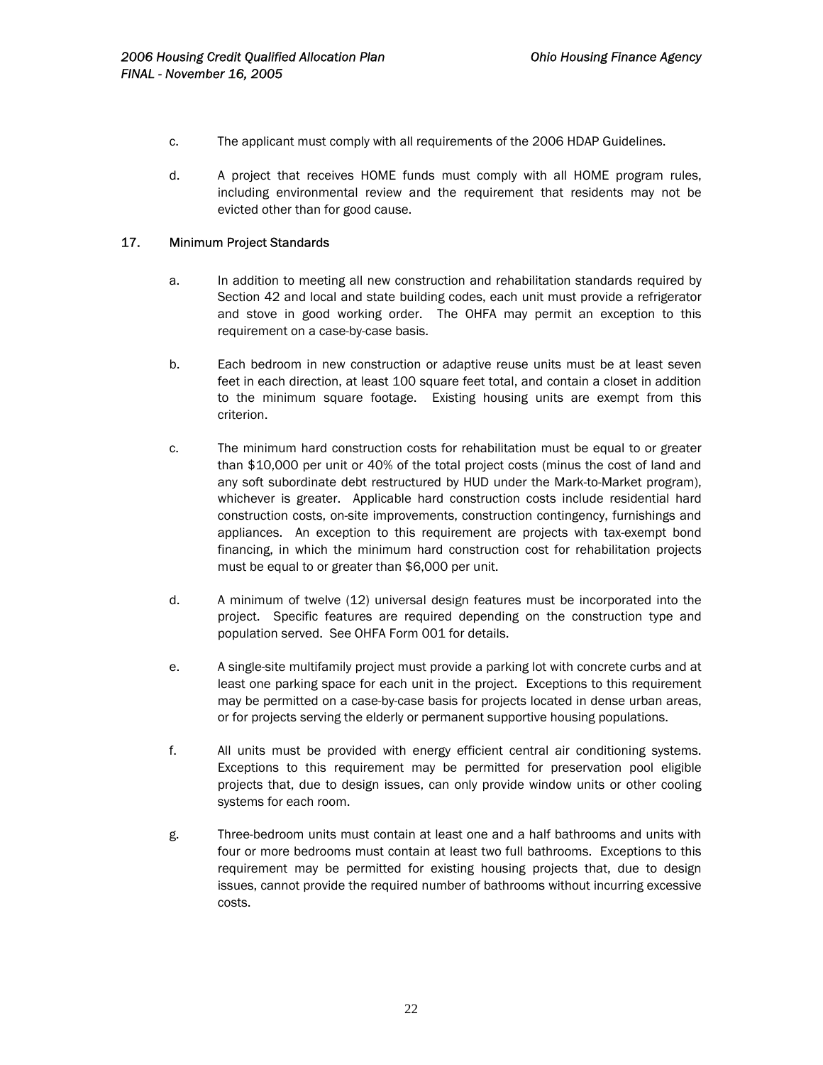c. The applicant must comply with all requirements of the 2006 HDAP Guidelines.

d. A project that receives HOME funds must comply with all HOME program rules, including environmental review and the requirement that residents may not be evicted other than for good cause.

## 17. Minimum Project Standards

a. In addition to meeting all new construction and rehabilitation standards required by Section 42 and local and state building codes, each unit must provide a refrigerator and stove in good working order. The OHFA may permit an exception to this requirement on a case-by-case basis.

b. Each bedroom in new construction or adaptive reuse units must be at least seven feet in each direction, at least 100 square feet total, and contain a closet in addition to the minimum square footage. Existing housing units are exempt from this criterion.

c. The minimum hard construction costs for rehabilitation must be equal to or greater than $10,000 per unit or 40% of the total project costs (minus the cost of land and any soft subordinate debt restructured by HUD under the Mark-to-Market program), whichever is greater. Applicable hard construction costs include residential hard construction costs, on-site improvements, construction contingency, furnishings and appliances. An exception to this requirement are projects with tax-exempt bond financing, in which the minimum hard construction cost for rehabilitation projects must be equal to or greater than $6,000 per unit.

d. A minimum of twelve (12) universal design features must be incorporated into the project. Specific features are required depending on the construction type and population served. See OHFA Form 001 for details.

e. A single-site multifamily project must provide a parking lot with concrete curbs and at least one parking space for each unit in the project. Exceptions to this requirement may be permitted on a case-by-case basis for projects located in dense urban areas, or for projects serving the elderly or permanent supportive housing populations.

f. All units must be provided with energy efficient central air conditioning systems. Exceptions to this requirement may be permitted for preservation pool eligible projects that, due to design issues, can only provide window units or other cooling systems for each room.

g. Three-bedroom units must contain at least one and a half bathrooms and units with four or more bedrooms must contain at least two full bathrooms. Exceptions to this requirement may be permitted for existing housing projects that, due to design issues, cannot provide the required number of bathrooms without incurring excessive costs.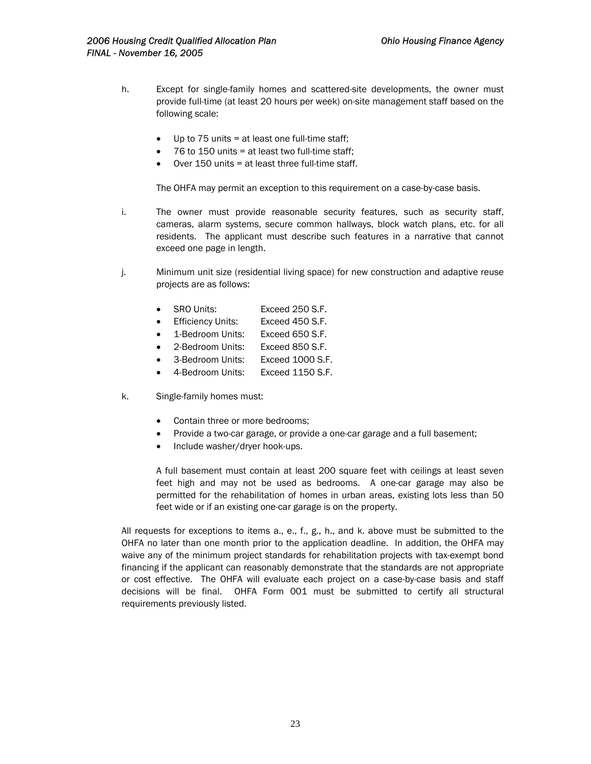h. Except for single-family homes and scattered-site developments, the owner must provide full-time (at least 20 hours per week) on-site management staff based on the following scale:

   - Up to 75 units = at least one full-time staff;
   - 76 to 150 units = at least two full-time staff;
   - Over 150 units = at least three full-time staff.

   The OHFA may permit an exception to this requirement on a case-by-case basis.

i. The owner must provide reasonable security features, such as security staff, cameras, alarm systems, secure common hallways, block watch plans, etc. for all residents. The applicant must describe such features in a narrative that cannot exceed one page in length.

j. Minimum unit size (residential living space) for new construction and adaptive reuse projects are as follows:

   - SRO Units: Exceed 250 S.F.
   - Efficiency Units: Exceed 450 S.F.
   - 1-Bedroom Units: Exceed 650 S.F.
   - 2-Bedroom Units: Exceed 850 S.F.
   - 3-Bedroom Units: Exceed 1000 S.F.
   - 4-Bedroom Units: Exceed 1150 S.F.

k. Single-family homes must:

   - Contain three or more bedrooms;
   - Provide a two-car garage, or provide a one-car garage and a full basement;
   - Include washer/dryer hook-ups.

   A full basement must contain at least 200 square feet with ceilings at least seven feet high and may not be used as bedrooms. A one-car garage may also be permitted for the rehabilitation of homes in urban areas, existing lots less than 50 feet wide or if an existing one-car garage is on the property.

All requests for exceptions to items a., e., f., g., h., and k. above must be submitted to the OHFA no later than one month prior to the application deadline. In addition, the OHFA may waive any of the minimum project standards for rehabilitation projects with tax-exempt bond financing if the applicant can reasonably demonstrate that the standards are not appropriate or cost effective. The OHFA will evaluate each project on a case-by-case basis and staff decisions will be final. OHFA Form 001 must be submitted to certify all structural requirements previously listed.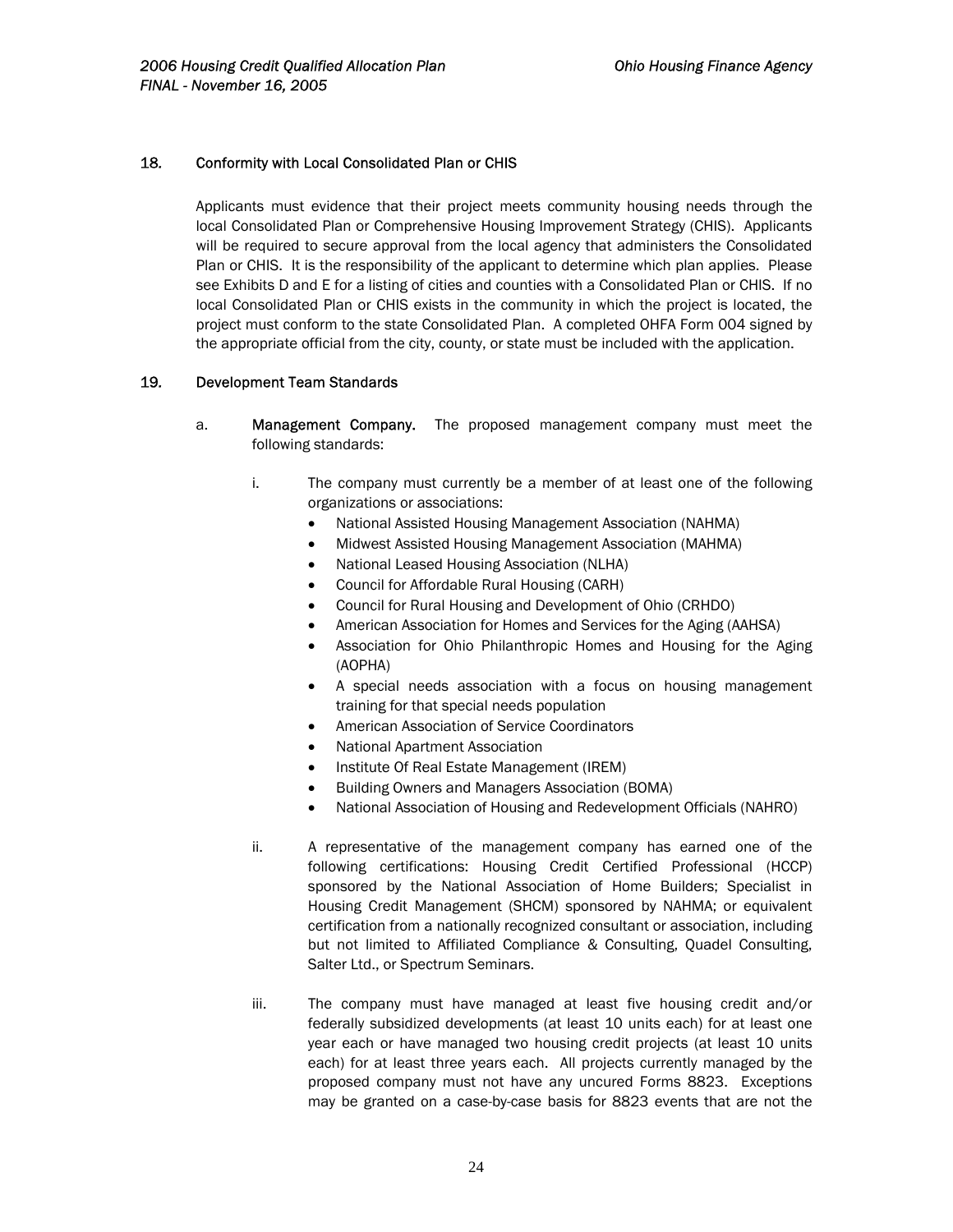### 18. Conformity with Local Consolidated Plan or CHIS

Applicants must evidence that their project meets community housing needs through the local Consolidated Plan or Comprehensive Housing Improvement Strategy (CHIS). Applicants will be required to secure approval from the local agency that administers the Consolidated Plan or CHIS. It is the responsibility of the applicant to determine which plan applies. Please see Exhibits D and E for a listing of cities and counties with a Consolidated Plan or CHIS. If no local Consolidated Plan or CHIS exists in the community in which the project is located, the project must conform to the state Consolidated Plan. A completed OHFA Form 004 signed by the appropriate official from the city, county, or state must be included with the application.

### 19. Development Team Standards

a. **Management Company.** The proposed management company must meet the following standards:

   i. The company must currently be a member of at least one of the following organizations or associations:
   - National Assisted Housing Management Association (NAHMA)
   - Midwest Assisted Housing Management Association (MAHMA)
   - National Leased Housing Association (NLHA)
   - Council for Affordable Rural Housing (CARH)
   - Council for Rural Housing and Development of Ohio (CRHDO)
   - American Association for Homes and Services for the Aging (AAHSA)
   - Association for Ohio Philanthropic Homes and Housing for the Aging (AOPHA)
   - A special needs association with a focus on housing management training for that special needs population
   - American Association of Service Coordinators
   - National Apartment Association
   - Institute Of Real Estate Management (IREM)
   - Building Owners and Managers Association (BOMA)
   - National Association of Housing and Redevelopment Officials (NAHRO)

   ii. A representative of the management company has earned one of the following certifications: Housing Credit Certified Professional (HCCP) sponsored by the National Association of Home Builders; Specialist in Housing Credit Management (SHCM) sponsored by NAHMA; or equivalent certification from a nationally recognized consultant or association, including but not limited to Affiliated Compliance & Consulting, Quadel Consulting, Salter Ltd., or Spectrum Seminars.

   iii. The company must have managed at least five housing credit and/or federally subsidized developments (at least 10 units each) for at least one year each or have managed two housing credit projects (at least 10 units each) for at least three years each. All projects currently managed by the proposed company must not have any uncured Forms 8823. Exceptions may be granted on a case-by-case basis for 8823 events that are not the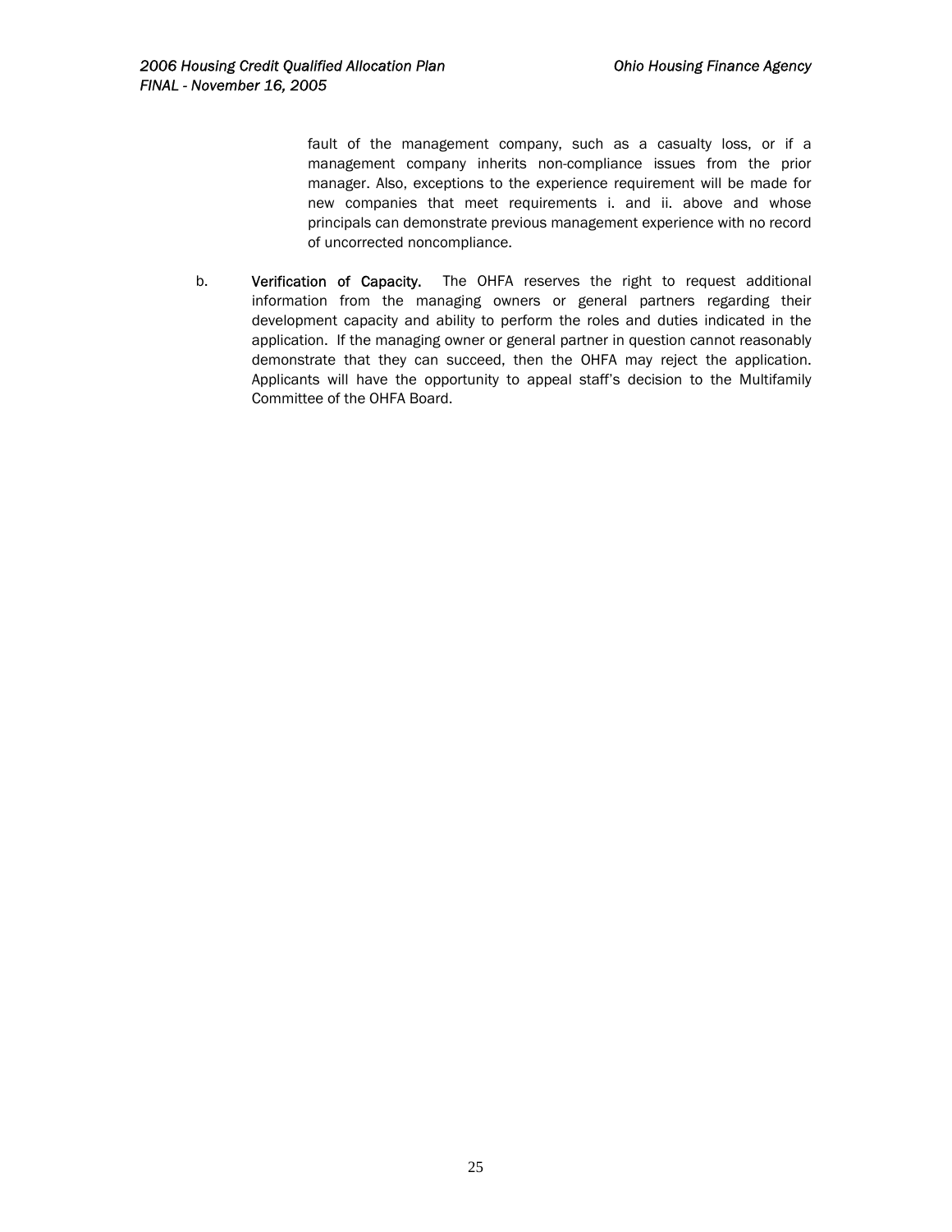fault of the management company, such as a casualty loss, or if a management company inherits non-compliance issues from the prior manager. Also, exceptions to the experience requirement will be made for new companies that meet requirements i. and ii. above and whose principals can demonstrate previous management experience with no record of uncorrected noncompliance.

b. **Verification of Capacity.** The OHFA reserves the right to request additional information from the managing owners or general partners regarding their development capacity and ability to perform the roles and duties indicated in the application. If the managing owner or general partner in question cannot reasonably demonstrate that they can succeed, then the OHFA may reject the application. Applicants will have the opportunity to appeal staff's decision to the Multifamily Committee of the OHFA Board.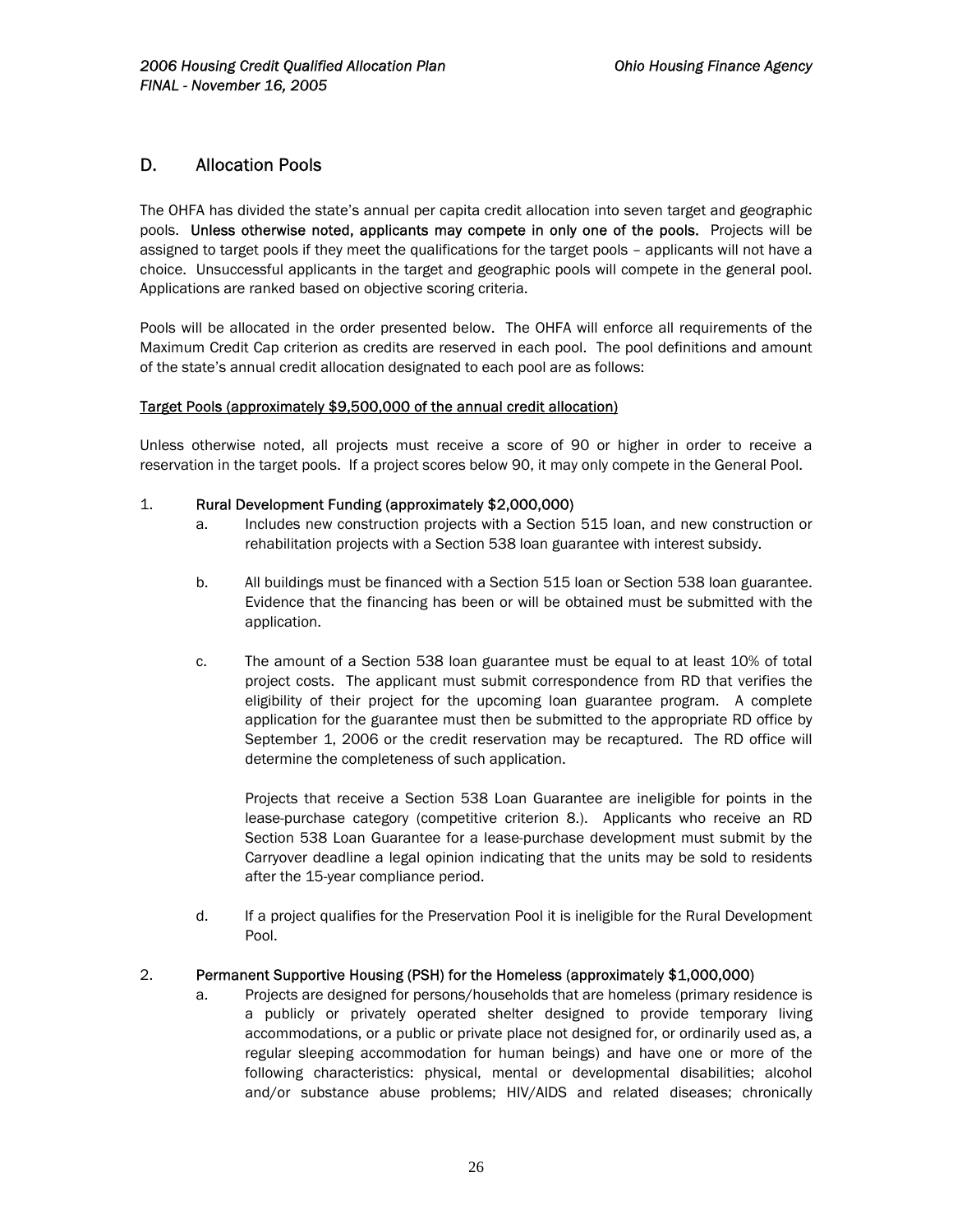## D. Allocation Pools

The OHFA has divided the state's annual per capita credit allocation into seven target and geographic pools. **Unless otherwise noted, applicants may compete in only one of the pools.** Projects will be assigned to target pools if they meet the qualifications for the target pools – applicants will not have a choice. Unsuccessful applicants in the target and geographic pools will compete in the general pool. Applications are ranked based on objective scoring criteria.

Pools will be allocated in the order presented below. The OHFA will enforce all requirements of the Maximum Credit Cap criterion as credits are reserved in each pool. The pool definitions and amount of the state's annual credit allocation designated to each pool are as follows:

Target Pools (approximately $9,500,000 of the annual credit allocation)

Unless otherwise noted, all projects must receive a score of 90 or higher in order to receive a reservation in the target pools. If a project scores below 90, it may only compete in the General Pool.

1. **Rural Development Funding (approximately $2,000,000)**
   - a. Includes new construction projects with a Section 515 loan, and new construction or rehabilitation projects with a Section 538 loan guarantee with interest subsidy.
   - b. All buildings must be financed with a Section 515 loan or Section 538 loan guarantee. Evidence that the financing has been or will be obtained must be submitted with the application.
   - c. The amount of a Section 538 loan guarantee must be equal to at least 10% of total project costs. The applicant must submit correspondence from RD that verifies the eligibility of their project for the upcoming loan guarantee program. A complete application for the guarantee must then be submitted to the appropriate RD office by September 1, 2006 or the credit reservation may be recaptured. The RD office will determine the completeness of such application.

     Projects that receive a Section 538 Loan Guarantee are ineligible for points in the lease-purchase category (competitive criterion 8.). Applicants who receive an RD Section 538 Loan Guarantee for a lease-purchase development must submit by the Carryover deadline a legal opinion indicating that the units may be sold to residents after the 15-year compliance period.
   - d. If a project qualifies for the Preservation Pool it is ineligible for the Rural Development Pool.

2. **Permanent Supportive Housing (PSH) for the Homeless (approximately $1,000,000)**
   - a. Projects are designed for persons/households that are homeless (primary residence is a publicly or privately operated shelter designed to provide temporary living accommodations, or a public or private place not designed for, or ordinarily used as, a regular sleeping accommodation for human beings) and have one or more of the following characteristics: physical, mental or developmental disabilities; alcohol and/or substance abuse problems; HIV/AIDS and related diseases; chronically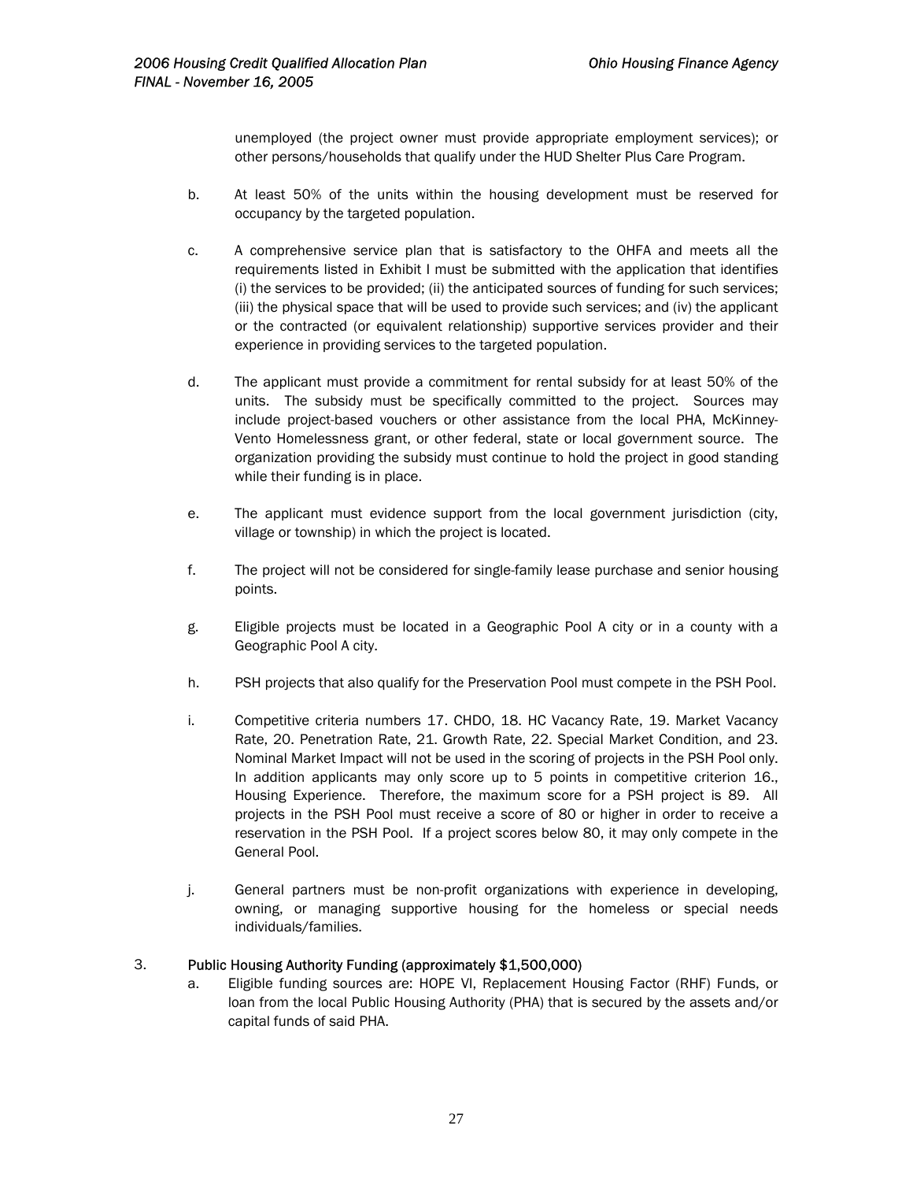unemployed (the project owner must provide appropriate employment services); or other persons/households that qualify under the HUD Shelter Plus Care Program.

b. At least 50% of the units within the housing development must be reserved for occupancy by the targeted population.

c. A comprehensive service plan that is satisfactory to the OHFA and meets all the requirements listed in Exhibit I must be submitted with the application that identifies (i) the services to be provided; (ii) the anticipated sources of funding for such services; (iii) the physical space that will be used to provide such services; and (iv) the applicant or the contracted (or equivalent relationship) supportive services provider and their experience in providing services to the targeted population.

d. The applicant must provide a commitment for rental subsidy for at least 50% of the units. The subsidy must be specifically committed to the project. Sources may include project-based vouchers or other assistance from the local PHA, McKinney-Vento Homelessness grant, or other federal, state or local government source. The organization providing the subsidy must continue to hold the project in good standing while their funding is in place.

e. The applicant must evidence support from the local government jurisdiction (city, village or township) in which the project is located.

f. The project will not be considered for single-family lease purchase and senior housing points.

g. Eligible projects must be located in a Geographic Pool A city or in a county with a Geographic Pool A city.

h. PSH projects that also qualify for the Preservation Pool must compete in the PSH Pool.

i. Competitive criteria numbers 17. CHDO, 18. HC Vacancy Rate, 19. Market Vacancy Rate, 20. Penetration Rate, 21. Growth Rate, 22. Special Market Condition, and 23. Nominal Market Impact will not be used in the scoring of projects in the PSH Pool only. In addition applicants may only score up to 5 points in competitive criterion 16., Housing Experience. Therefore, the maximum score for a PSH project is 89. All projects in the PSH Pool must receive a score of 80 or higher in order to receive a reservation in the PSH Pool. If a project scores below 80, it may only compete in the General Pool.

j. General partners must be non-profit organizations with experience in developing, owning, or managing supportive housing for the homeless or special needs individuals/families.

3. **Public Housing Authority Funding (approximately $1,500,000)**

   a. Eligible funding sources are: HOPE VI, Replacement Housing Factor (RHF) Funds, or loan from the local Public Housing Authority (PHA) that is secured by the assets and/or capital funds of said PHA.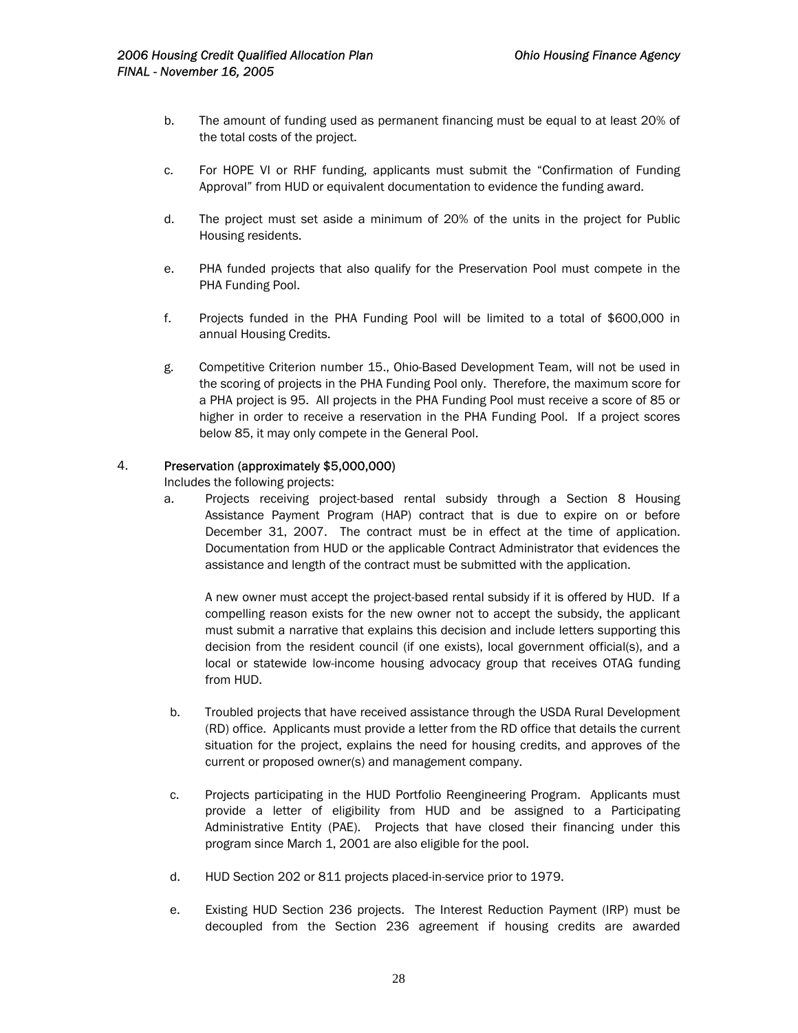b. The amount of funding used as permanent financing must be equal to at least 20% of the total costs of the project.

c. For HOPE VI or RHF funding, applicants must submit the "Confirmation of Funding Approval" from HUD or equivalent documentation to evidence the funding award.

d. The project must set aside a minimum of 20% of the units in the project for Public Housing residents.

e. PHA funded projects that also qualify for the Preservation Pool must compete in the PHA Funding Pool.

f. Projects funded in the PHA Funding Pool will be limited to a total of $600,000 in annual Housing Credits.

g. Competitive Criterion number 15., Ohio-Based Development Team, will not be used in the scoring of projects in the PHA Funding Pool only. Therefore, the maximum score for a PHA project is 95. All projects in the PHA Funding Pool must receive a score of 85 or higher in order to receive a reservation in the PHA Funding Pool. If a project scores below 85, it may only compete in the General Pool.

4. **Preservation (approximately $5,000,000)**

Includes the following projects:

a. Projects receiving project-based rental subsidy through a Section 8 Housing Assistance Payment Program (HAP) contract that is due to expire on or before December 31, 2007. The contract must be in effect at the time of application. Documentation from HUD or the applicable Contract Administrator that evidences the assistance and length of the contract must be submitted with the application.

   A new owner must accept the project-based rental subsidy if it is offered by HUD. If a compelling reason exists for the new owner not to accept the subsidy, the applicant must submit a narrative that explains this decision and include letters supporting this decision from the resident council (if one exists), local government official(s), and a local or statewide low-income housing advocacy group that receives OTAG funding from HUD.

b. Troubled projects that have received assistance through the USDA Rural Development (RD) office. Applicants must provide a letter from the RD office that details the current situation for the project, explains the need for housing credits, and approves of the current or proposed owner(s) and management company.

c. Projects participating in the HUD Portfolio Reengineering Program. Applicants must provide a letter of eligibility from HUD and be assigned to a Participating Administrative Entity (PAE). Projects that have closed their financing under this program since March 1, 2001 are also eligible for the pool.

d. HUD Section 202 or 811 projects placed-in-service prior to 1979.

e. Existing HUD Section 236 projects. The Interest Reduction Payment (IRP) must be decoupled from the Section 236 agreement if housing credits are awarded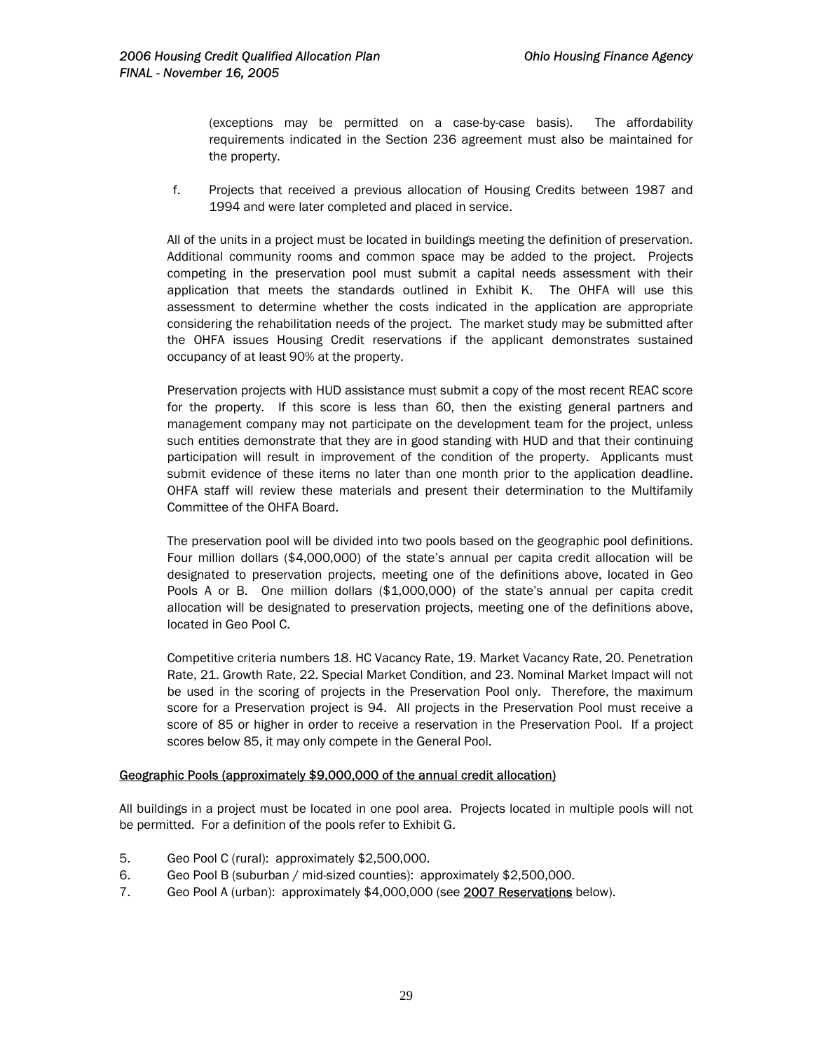(exceptions may be permitted on a case-by-case basis). The affordability requirements indicated in the Section 236 agreement must also be maintained for the property.

f. Projects that received a previous allocation of Housing Credits between 1987 and 1994 and were later completed and placed in service.

All of the units in a project must be located in buildings meeting the definition of preservation. Additional community rooms and common space may be added to the project. Projects competing in the preservation pool must submit a capital needs assessment with their application that meets the standards outlined in Exhibit K. The OHFA will use this assessment to determine whether the costs indicated in the application are appropriate considering the rehabilitation needs of the project. The market study may be submitted after the OHFA issues Housing Credit reservations if the applicant demonstrates sustained occupancy of at least 90% at the property.

Preservation projects with HUD assistance must submit a copy of the most recent REAC score for the property. If this score is less than 60, then the existing general partners and management company may not participate on the development team for the project, unless such entities demonstrate that they are in good standing with HUD and that their continuing participation will result in improvement of the condition of the property. Applicants must submit evidence of these items no later than one month prior to the application deadline. OHFA staff will review these materials and present their determination to the Multifamily Committee of the OHFA Board.

The preservation pool will be divided into two pools based on the geographic pool definitions. Four million dollars ($4,000,000) of the state's annual per capita credit allocation will be designated to preservation projects, meeting one of the definitions above, located in Geo Pools A or B. One million dollars ($1,000,000) of the state's annual per capita credit allocation will be designated to preservation projects, meeting one of the definitions above, located in Geo Pool C.

Competitive criteria numbers 18. HC Vacancy Rate, 19. Market Vacancy Rate, 20. Penetration Rate, 21. Growth Rate, 22. Special Market Condition, and 23. Nominal Market Impact will not be used in the scoring of projects in the Preservation Pool only. Therefore, the maximum score for a Preservation project is 94. All projects in the Preservation Pool must receive a score of 85 or higher in order to receive a reservation in the Preservation Pool. If a project scores below 85, it may only compete in the General Pool.

<u>Geographic Pools (approximately $9,000,000 of the annual credit allocation)</u>

All buildings in a project must be located in one pool area. Projects located in multiple pools will not be permitted. For a definition of the pools refer to Exhibit G.

5. Geo Pool C (rural): approximately $2,500,000.
6. Geo Pool B (suburban / mid-sized counties): approximately $2,500,000.
7. Geo Pool A (urban): approximately $4,000,000 (see <u>2007 Reservations</u> below).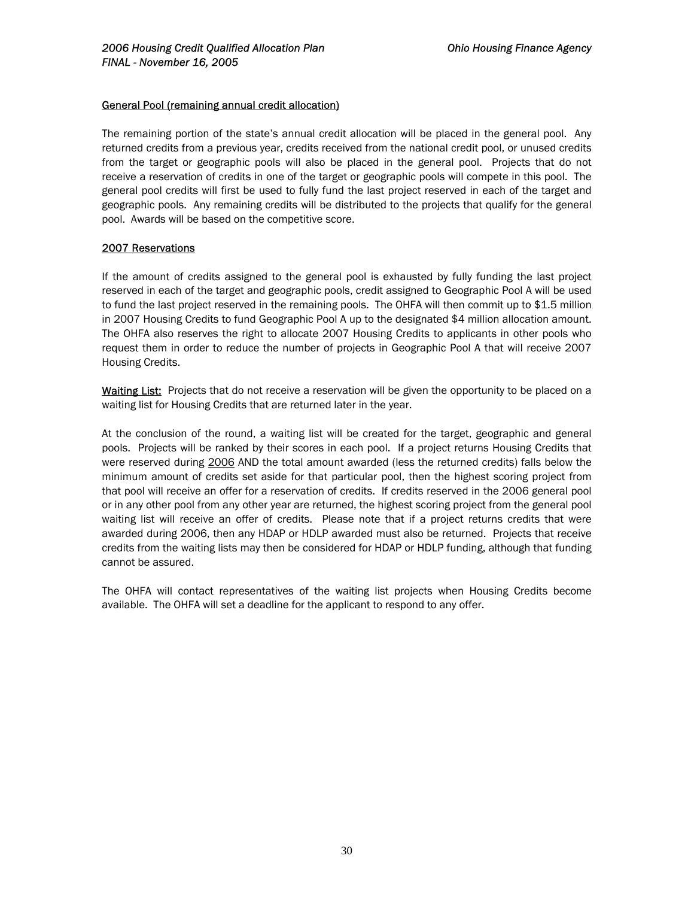General Pool (remaining annual credit allocation)

The remaining portion of the state's annual credit allocation will be placed in the general pool. Any returned credits from a previous year, credits received from the national credit pool, or unused credits from the target or geographic pools will also be placed in the general pool. Projects that do not receive a reservation of credits in one of the target or geographic pools will compete in this pool. The general pool credits will first be used to fully fund the last project reserved in each of the target and geographic pools. Any remaining credits will be distributed to the projects that qualify for the general pool. Awards will be based on the competitive score.

2007 Reservations

If the amount of credits assigned to the general pool is exhausted by fully funding the last project reserved in each of the target and geographic pools, credit assigned to Geographic Pool A will be used to fund the last project reserved in the remaining pools. The OHFA will then commit up to $1.5 million in 2007 Housing Credits to fund Geographic Pool A up to the designated $4 million allocation amount. The OHFA also reserves the right to allocate 2007 Housing Credits to applicants in other pools who request them in order to reduce the number of projects in Geographic Pool A that will receive 2007 Housing Credits.

Waiting List: Projects that do not receive a reservation will be given the opportunity to be placed on a waiting list for Housing Credits that are returned later in the year.

At the conclusion of the round, a waiting list will be created for the target, geographic and general pools. Projects will be ranked by their scores in each pool. If a project returns Housing Credits that were reserved during 2006 AND the total amount awarded (less the returned credits) falls below the minimum amount of credits set aside for that particular pool, then the highest scoring project from that pool will receive an offer for a reservation of credits. If credits reserved in the 2006 general pool or in any other pool from any other year are returned, the highest scoring project from the general pool waiting list will receive an offer of credits. Please note that if a project returns credits that were awarded during 2006, then any HDAP or HDLP awarded must also be returned. Projects that receive credits from the waiting lists may then be considered for HDAP or HDLP funding, although that funding cannot be assured.

The OHFA will contact representatives of the waiting list projects when Housing Credits become available. The OHFA will set a deadline for the applicant to respond to any offer.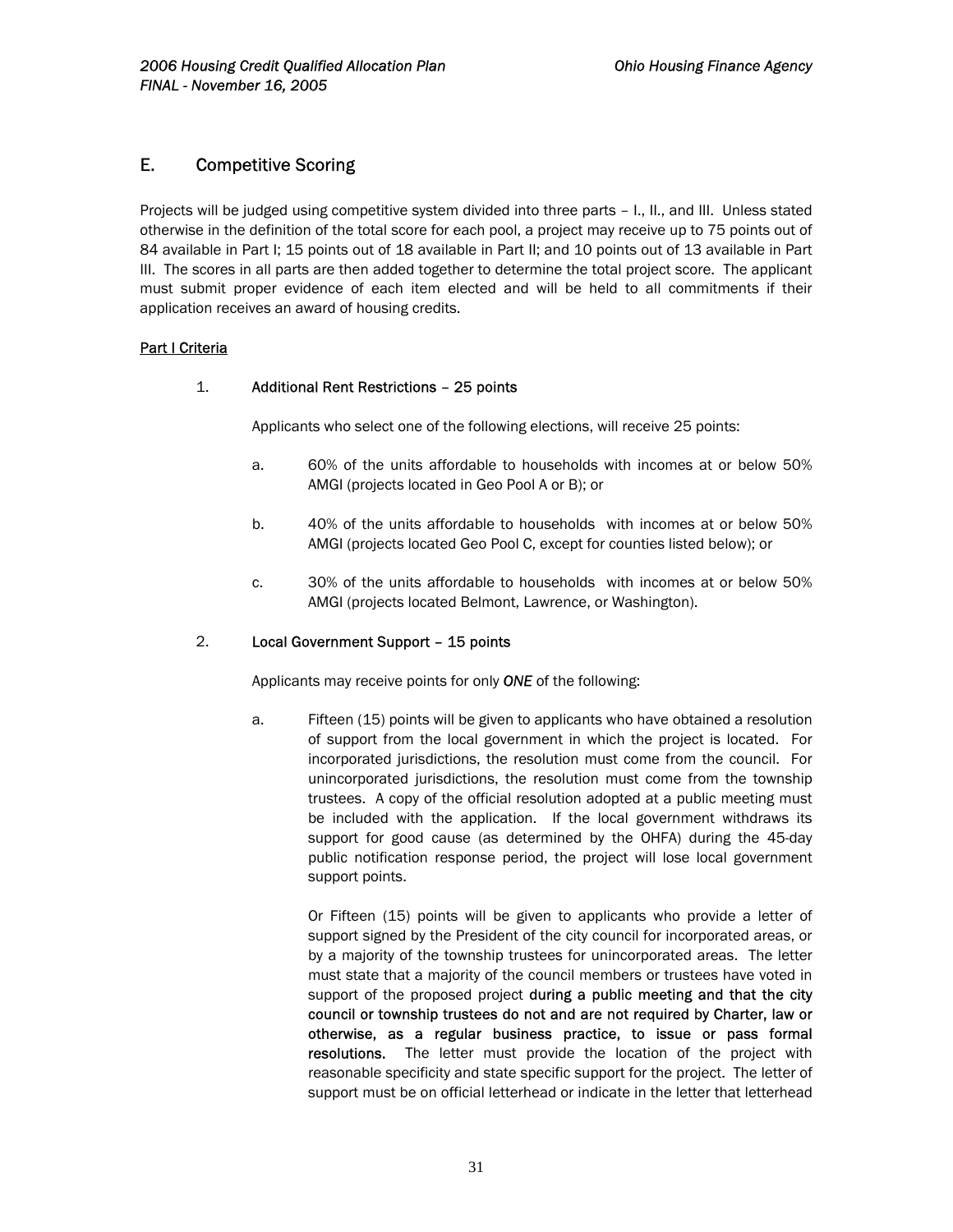## E. Competitive Scoring

Projects will be judged using competitive system divided into three parts – I., II., and III. Unless stated otherwise in the definition of the total score for each pool, a project may receive up to 75 points out of 84 available in Part I; 15 points out of 18 available in Part II; and 10 points out of 13 available in Part III. The scores in all parts are then added together to determine the total project score. The applicant must submit proper evidence of each item elected and will be held to all commitments if their application receives an award of housing credits.

### Part I Criteria

1. **Additional Rent Restrictions – 25 points**

   Applicants who select one of the following elections, will receive 25 points:

   a. 60% of the units affordable to households with incomes at or below 50% AMGI (projects located in Geo Pool A or B); or

   b. 40% of the units affordable to households with incomes at or below 50% AMGI (projects located Geo Pool C, except for counties listed below); or

   c. 30% of the units affordable to households with incomes at or below 50% AMGI (projects located Belmont, Lawrence, or Washington).

2. **Local Government Support – 15 points**

   Applicants may receive points for only ***ONE*** of the following:

   a. Fifteen (15) points will be given to applicants who have obtained a resolution of support from the local government in which the project is located. For incorporated jurisdictions, the resolution must come from the council. For unincorporated jurisdictions, the resolution must come from the township trustees. A copy of the official resolution adopted at a public meeting must be included with the application. If the local government withdraws its support for good cause (as determined by the OHFA) during the 45-day public notification response period, the project will lose local government support points.

      Or Fifteen (15) points will be given to applicants who provide a letter of support signed by the President of the city council for incorporated areas, or by a majority of the township trustees for unincorporated areas. The letter must state that a majority of the council members or trustees have voted in support of the proposed project **during a public meeting and that the city council or township trustees do not and are not required by Charter, law or otherwise, as a regular business practice, to issue or pass formal resolutions.** The letter must provide the location of the project with reasonable specificity and state specific support for the project. The letter of support must be on official letterhead or indicate in the letter that letterhead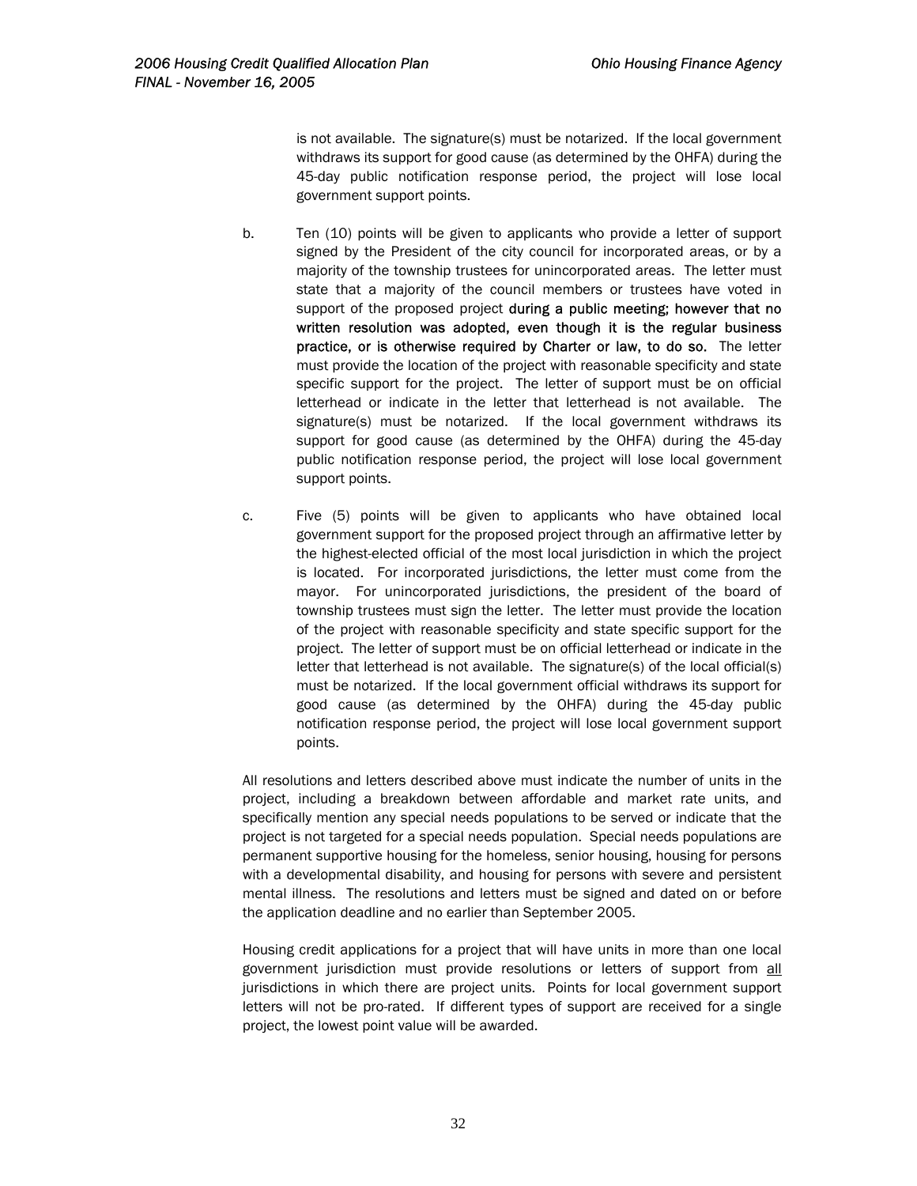is not available. The signature(s) must be notarized. If the local government withdraws its support for good cause (as determined by the OHFA) during the 45-day public notification response period, the project will lose local government support points.

b. Ten (10) points will be given to applicants who provide a letter of support signed by the President of the city council for incorporated areas, or by a majority of the township trustees for unincorporated areas. The letter must state that a majority of the council members or trustees have voted in support of the proposed project **during a public meeting; however that no written resolution was adopted, even though it is the regular business practice, or is otherwise required by Charter or law, to do so.** The letter must provide the location of the project with reasonable specificity and state specific support for the project. The letter of support must be on official letterhead or indicate in the letter that letterhead is not available. The signature(s) must be notarized. If the local government withdraws its support for good cause (as determined by the OHFA) during the 45-day public notification response period, the project will lose local government support points.

c. Five (5) points will be given to applicants who have obtained local government support for the proposed project through an affirmative letter by the highest-elected official of the most local jurisdiction in which the project is located. For incorporated jurisdictions, the letter must come from the mayor. For unincorporated jurisdictions, the president of the board of township trustees must sign the letter. The letter must provide the location of the project with reasonable specificity and state specific support for the project. The letter of support must be on official letterhead or indicate in the letter that letterhead is not available. The signature(s) of the local official(s) must be notarized. If the local government official withdraws its support for good cause (as determined by the OHFA) during the 45-day public notification response period, the project will lose local government support points.

All resolutions and letters described above must indicate the number of units in the project, including a breakdown between affordable and market rate units, and specifically mention any special needs populations to be served or indicate that the project is not targeted for a special needs population. Special needs populations are permanent supportive housing for the homeless, senior housing, housing for persons with a developmental disability, and housing for persons with severe and persistent mental illness. The resolutions and letters must be signed and dated on or before the application deadline and no earlier than September 2005.

Housing credit applications for a project that will have units in more than one local government jurisdiction must provide resolutions or letters of support from all jurisdictions in which there are project units. Points for local government support letters will not be pro-rated. If different types of support are received for a single project, the lowest point value will be awarded.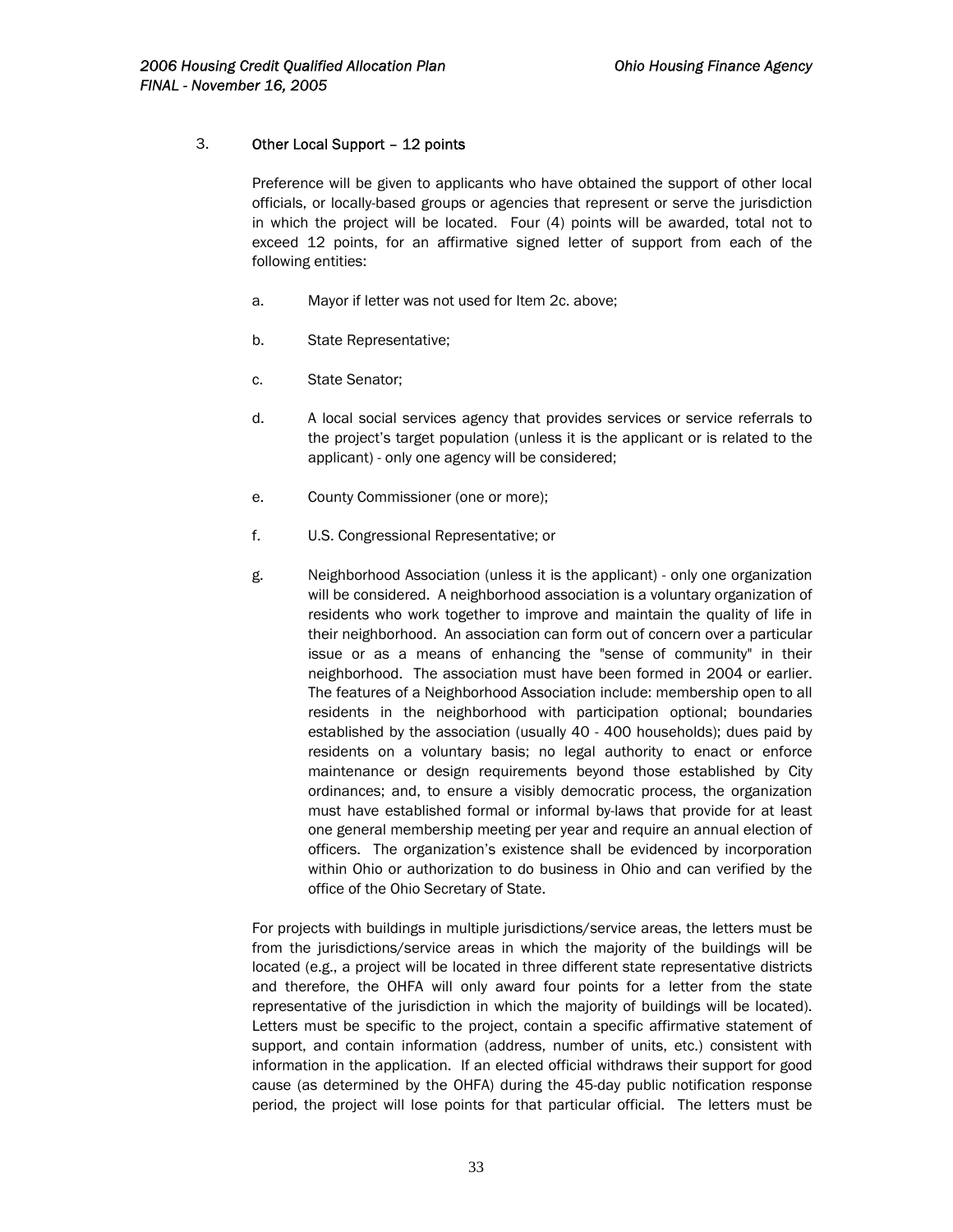3. **Other Local Support – 12 points**

Preference will be given to applicants who have obtained the support of other local officials, or locally-based groups or agencies that represent or serve the jurisdiction in which the project will be located. Four (4) points will be awarded, total not to exceed 12 points, for an affirmative signed letter of support from each of the following entities:

a. Mayor if letter was not used for Item 2c. above;

b. State Representative;

c. State Senator;

d. A local social services agency that provides services or service referrals to the project's target population (unless it is the applicant or is related to the applicant) - only one agency will be considered;

e. County Commissioner (one or more);

f. U.S. Congressional Representative; or

g. Neighborhood Association (unless it is the applicant) - only one organization will be considered. A neighborhood association is a voluntary organization of residents who work together to improve and maintain the quality of life in their neighborhood. An association can form out of concern over a particular issue or as a means of enhancing the "sense of community" in their neighborhood. The association must have been formed in 2004 or earlier. The features of a Neighborhood Association include: membership open to all residents in the neighborhood with participation optional; boundaries established by the association (usually 40 - 400 households); dues paid by residents on a voluntary basis; no legal authority to enact or enforce maintenance or design requirements beyond those established by City ordinances; and, to ensure a visibly democratic process, the organization must have established formal or informal by-laws that provide for at least one general membership meeting per year and require an annual election of officers. The organization's existence shall be evidenced by incorporation within Ohio or authorization to do business in Ohio and can verified by the office of the Ohio Secretary of State.

For projects with buildings in multiple jurisdictions/service areas, the letters must be from the jurisdictions/service areas in which the majority of the buildings will be located (e.g., a project will be located in three different state representative districts and therefore, the OHFA will only award four points for a letter from the state representative of the jurisdiction in which the majority of buildings will be located). Letters must be specific to the project, contain a specific affirmative statement of support, and contain information (address, number of units, etc.) consistent with information in the application. If an elected official withdraws their support for good cause (as determined by the OHFA) during the 45-day public notification response period, the project will lose points for that particular official. The letters must be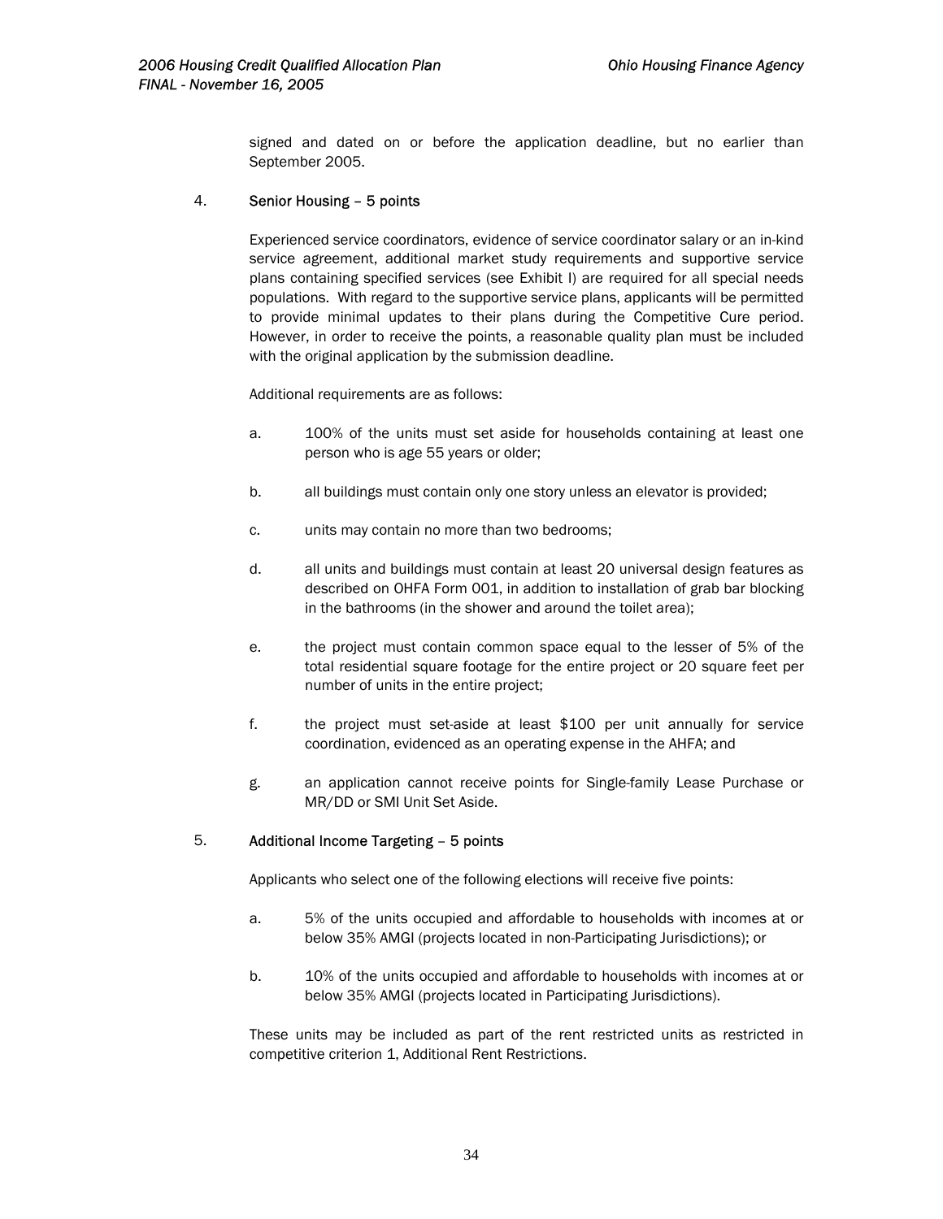signed and dated on or before the application deadline, but no earlier than September 2005.

4. **Senior Housing – 5 points**

   Experienced service coordinators, evidence of service coordinator salary or an in-kind service agreement, additional market study requirements and supportive service plans containing specified services (see Exhibit I) are required for all special needs populations. With regard to the supportive service plans, applicants will be permitted to provide minimal updates to their plans during the Competitive Cure period. However, in order to receive the points, a reasonable quality plan must be included with the original application by the submission deadline.

   Additional requirements are as follows:

   a. 100% of the units must set aside for households containing at least one person who is age 55 years or older;

   b. all buildings must contain only one story unless an elevator is provided;

   c. units may contain no more than two bedrooms;

   d. all units and buildings must contain at least 20 universal design features as described on OHFA Form 001, in addition to installation of grab bar blocking in the bathrooms (in the shower and around the toilet area);

   e. the project must contain common space equal to the lesser of 5% of the total residential square footage for the entire project or 20 square feet per number of units in the entire project;

   f. the project must set-aside at least $100 per unit annually for service coordination, evidenced as an operating expense in the AHFA; and

   g. an application cannot receive points for Single-family Lease Purchase or MR/DD or SMI Unit Set Aside.

5. **Additional Income Targeting – 5 points**

   Applicants who select one of the following elections will receive five points:

   a. 5% of the units occupied and affordable to households with incomes at or below 35% AMGI (projects located in non-Participating Jurisdictions); or

   b. 10% of the units occupied and affordable to households with incomes at or below 35% AMGI (projects located in Participating Jurisdictions).

   These units may be included as part of the rent restricted units as restricted in competitive criterion 1, Additional Rent Restrictions.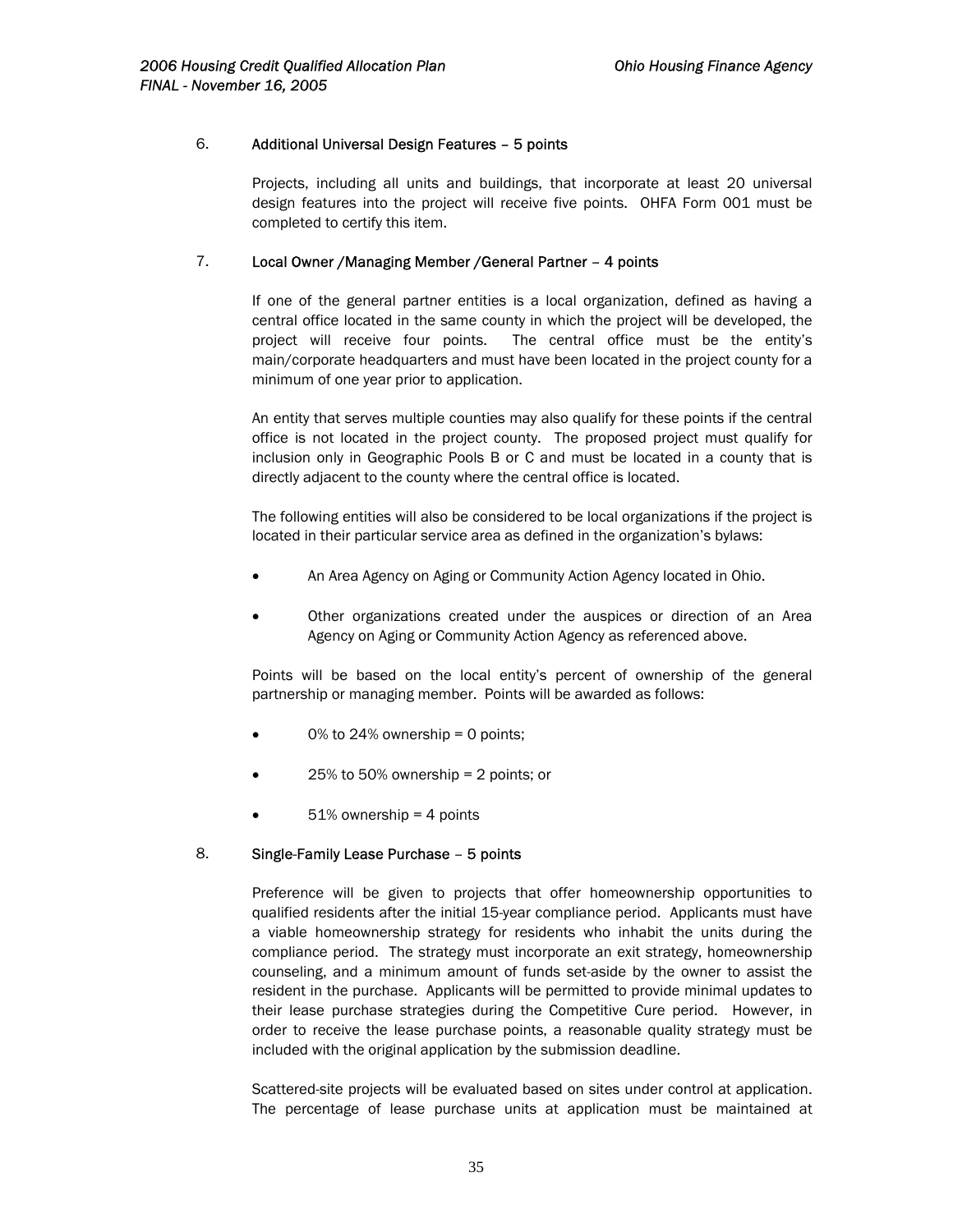6. **Additional Universal Design Features – 5 points**

   Projects, including all units and buildings, that incorporate at least 20 universal design features into the project will receive five points. OHFA Form 001 must be completed to certify this item.

7. **Local Owner /Managing Member /General Partner – 4 points**

   If one of the general partner entities is a local organization, defined as having a central office located in the same county in which the project will be developed, the project will receive four points. The central office must be the entity's main/corporate headquarters and must have been located in the project county for a minimum of one year prior to application.

   An entity that serves multiple counties may also qualify for these points if the central office is not located in the project county. The proposed project must qualify for inclusion only in Geographic Pools B or C and must be located in a county that is directly adjacent to the county where the central office is located.

   The following entities will also be considered to be local organizations if the project is located in their particular service area as defined in the organization's bylaws:

   - An Area Agency on Aging or Community Action Agency located in Ohio.
   - Other organizations created under the auspices or direction of an Area Agency on Aging or Community Action Agency as referenced above.

   Points will be based on the local entity's percent of ownership of the general partnership or managing member. Points will be awarded as follows:

   - 0% to 24% ownership = 0 points;
   - 25% to 50% ownership = 2 points; or
   - 51% ownership = 4 points

8. **Single-Family Lease Purchase – 5 points**

   Preference will be given to projects that offer homeownership opportunities to qualified residents after the initial 15-year compliance period. Applicants must have a viable homeownership strategy for residents who inhabit the units during the compliance period. The strategy must incorporate an exit strategy, homeownership counseling, and a minimum amount of funds set-aside by the owner to assist the resident in the purchase. Applicants will be permitted to provide minimal updates to their lease purchase strategies during the Competitive Cure period. However, in order to receive the lease purchase points, a reasonable quality strategy must be included with the original application by the submission deadline.

   Scattered-site projects will be evaluated based on sites under control at application. The percentage of lease purchase units at application must be maintained at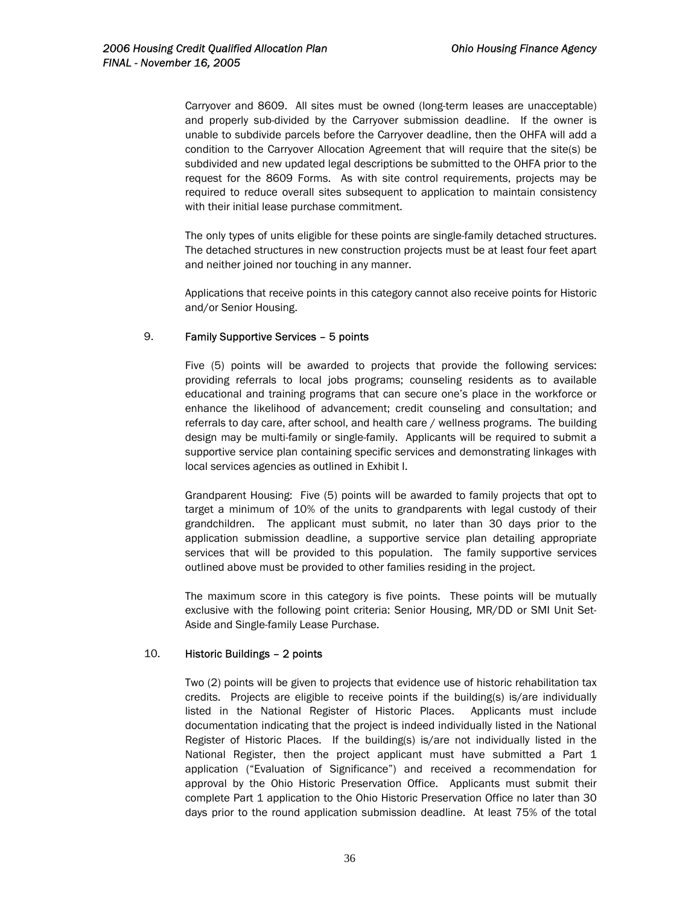Carryover and 8609. All sites must be owned (long-term leases are unacceptable) and properly sub-divided by the Carryover submission deadline. If the owner is unable to subdivide parcels before the Carryover deadline, then the OHFA will add a condition to the Carryover Allocation Agreement that will require that the site(s) be subdivided and new updated legal descriptions be submitted to the OHFA prior to the request for the 8609 Forms. As with site control requirements, projects may be required to reduce overall sites subsequent to application to maintain consistency with their initial lease purchase commitment.

The only types of units eligible for these points are single-family detached structures. The detached structures in new construction projects must be at least four feet apart and neither joined nor touching in any manner.

Applications that receive points in this category cannot also receive points for Historic and/or Senior Housing.

9. **Family Supportive Services – 5 points**

Five (5) points will be awarded to projects that provide the following services: providing referrals to local jobs programs; counseling residents as to available educational and training programs that can secure one's place in the workforce or enhance the likelihood of advancement; credit counseling and consultation; and referrals to day care, after school, and health care / wellness programs. The building design may be multi-family or single-family. Applicants will be required to submit a supportive service plan containing specific services and demonstrating linkages with local services agencies as outlined in Exhibit I.

Grandparent Housing: Five (5) points will be awarded to family projects that opt to target a minimum of 10% of the units to grandparents with legal custody of their grandchildren. The applicant must submit, no later than 30 days prior to the application submission deadline, a supportive service plan detailing appropriate services that will be provided to this population. The family supportive services outlined above must be provided to other families residing in the project.

The maximum score in this category is five points. These points will be mutually exclusive with the following point criteria: Senior Housing, MR/DD or SMI Unit Set-Aside and Single-family Lease Purchase.

10. **Historic Buildings – 2 points**

Two (2) points will be given to projects that evidence use of historic rehabilitation tax credits. Projects are eligible to receive points if the building(s) is/are individually listed in the National Register of Historic Places. Applicants must include documentation indicating that the project is indeed individually listed in the National Register of Historic Places. If the building(s) is/are not individually listed in the National Register, then the project applicant must have submitted a Part 1 application ("Evaluation of Significance") and received a recommendation for approval by the Ohio Historic Preservation Office. Applicants must submit their complete Part 1 application to the Ohio Historic Preservation Office no later than 30 days prior to the round application submission deadline. At least 75% of the total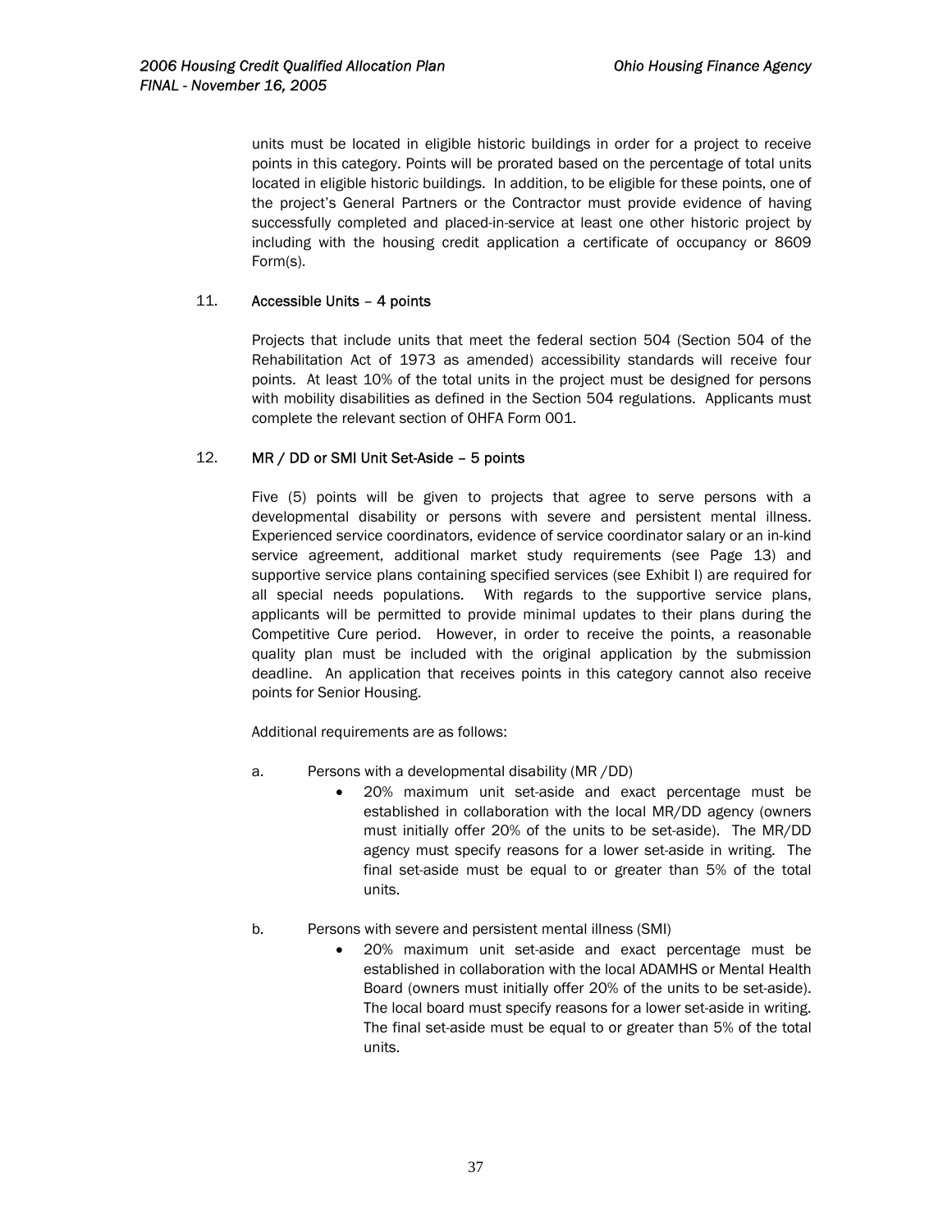units must be located in eligible historic buildings in order for a project to receive points in this category. Points will be prorated based on the percentage of total units located in eligible historic buildings. In addition, to be eligible for these points, one of the project's General Partners or the Contractor must provide evidence of having successfully completed and placed-in-service at least one other historic project by including with the housing credit application a certificate of occupancy or 8609 Form(s).

11. **Accessible Units – 4 points**

Projects that include units that meet the federal section 504 (Section 504 of the Rehabilitation Act of 1973 as amended) accessibility standards will receive four points. At least 10% of the total units in the project must be designed for persons with mobility disabilities as defined in the Section 504 regulations. Applicants must complete the relevant section of OHFA Form 001.

12. **MR / DD or SMI Unit Set-Aside – 5 points**

Five (5) points will be given to projects that agree to serve persons with a developmental disability or persons with severe and persistent mental illness. Experienced service coordinators, evidence of service coordinator salary or an in-kind service agreement, additional market study requirements (see Page 13) and supportive service plans containing specified services (see Exhibit I) are required for all special needs populations. With regards to the supportive service plans, applicants will be permitted to provide minimal updates to their plans during the Competitive Cure period. However, in order to receive the points, a reasonable quality plan must be included with the original application by the submission deadline. An application that receives points in this category cannot also receive points for Senior Housing.

Additional requirements are as follows:

a. Persons with a developmental disability (MR /DD)
   - 20% maximum unit set-aside and exact percentage must be established in collaboration with the local MR/DD agency (owners must initially offer 20% of the units to be set-aside). The MR/DD agency must specify reasons for a lower set-aside in writing. The final set-aside must be equal to or greater than 5% of the total units.

b. Persons with severe and persistent mental illness (SMI)
   - 20% maximum unit set-aside and exact percentage must be established in collaboration with the local ADAMHS or Mental Health Board (owners must initially offer 20% of the units to be set-aside). The local board must specify reasons for a lower set-aside in writing. The final set-aside must be equal to or greater than 5% of the total units.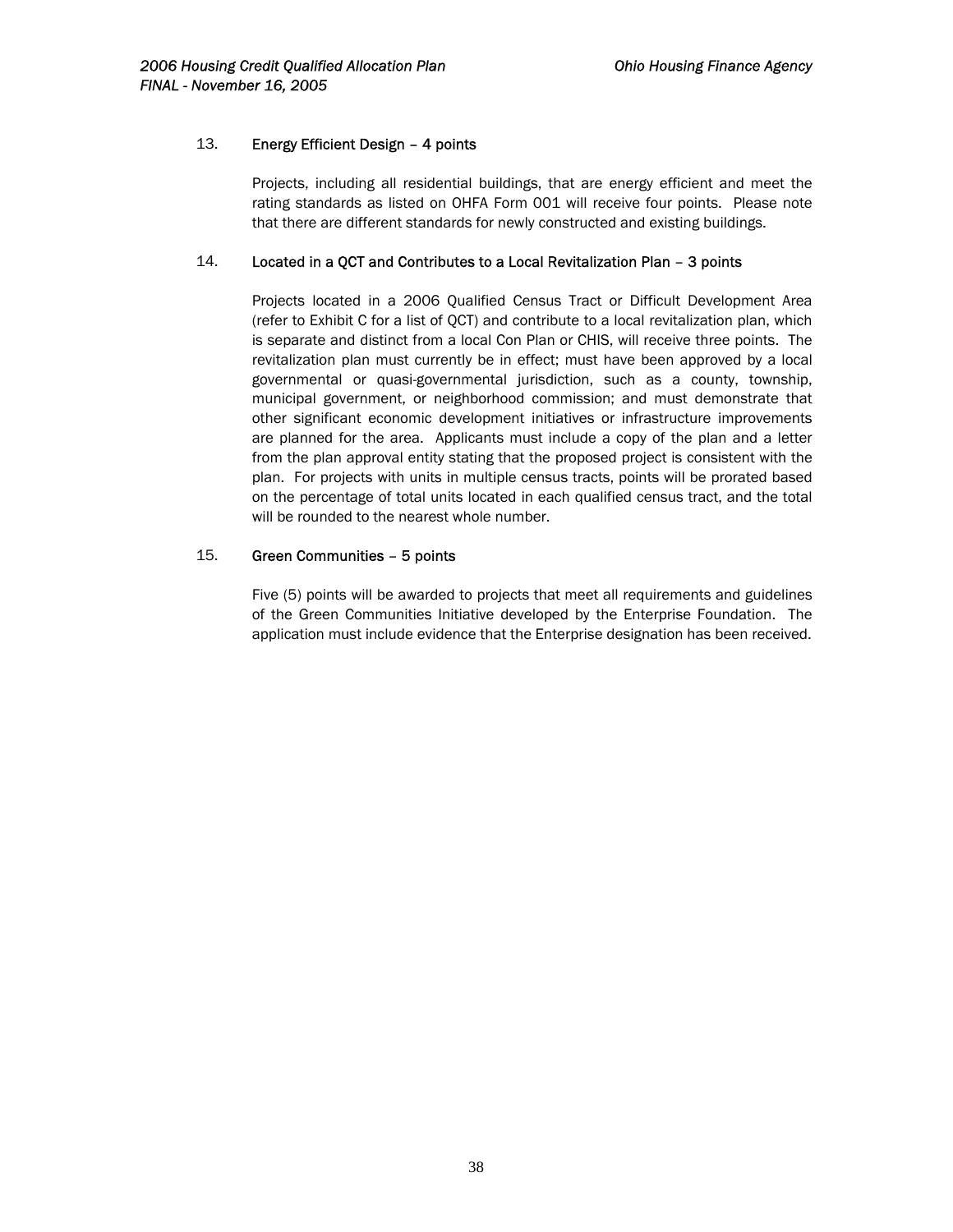13. **Energy Efficient Design – 4 points**

Projects, including all residential buildings, that are energy efficient and meet the rating standards as listed on OHFA Form 001 will receive four points. Please note that there are different standards for newly constructed and existing buildings.

14. **Located in a QCT and Contributes to a Local Revitalization Plan – 3 points**

Projects located in a 2006 Qualified Census Tract or Difficult Development Area (refer to Exhibit C for a list of QCT) and contribute to a local revitalization plan, which is separate and distinct from a local Con Plan or CHIS, will receive three points. The revitalization plan must currently be in effect; must have been approved by a local governmental or quasi-governmental jurisdiction, such as a county, township, municipal government, or neighborhood commission; and must demonstrate that other significant economic development initiatives or infrastructure improvements are planned for the area. Applicants must include a copy of the plan and a letter from the plan approval entity stating that the proposed project is consistent with the plan. For projects with units in multiple census tracts, points will be prorated based on the percentage of total units located in each qualified census tract, and the total will be rounded to the nearest whole number.

15. **Green Communities – 5 points**

Five (5) points will be awarded to projects that meet all requirements and guidelines of the Green Communities Initiative developed by the Enterprise Foundation. The application must include evidence that the Enterprise designation has been received.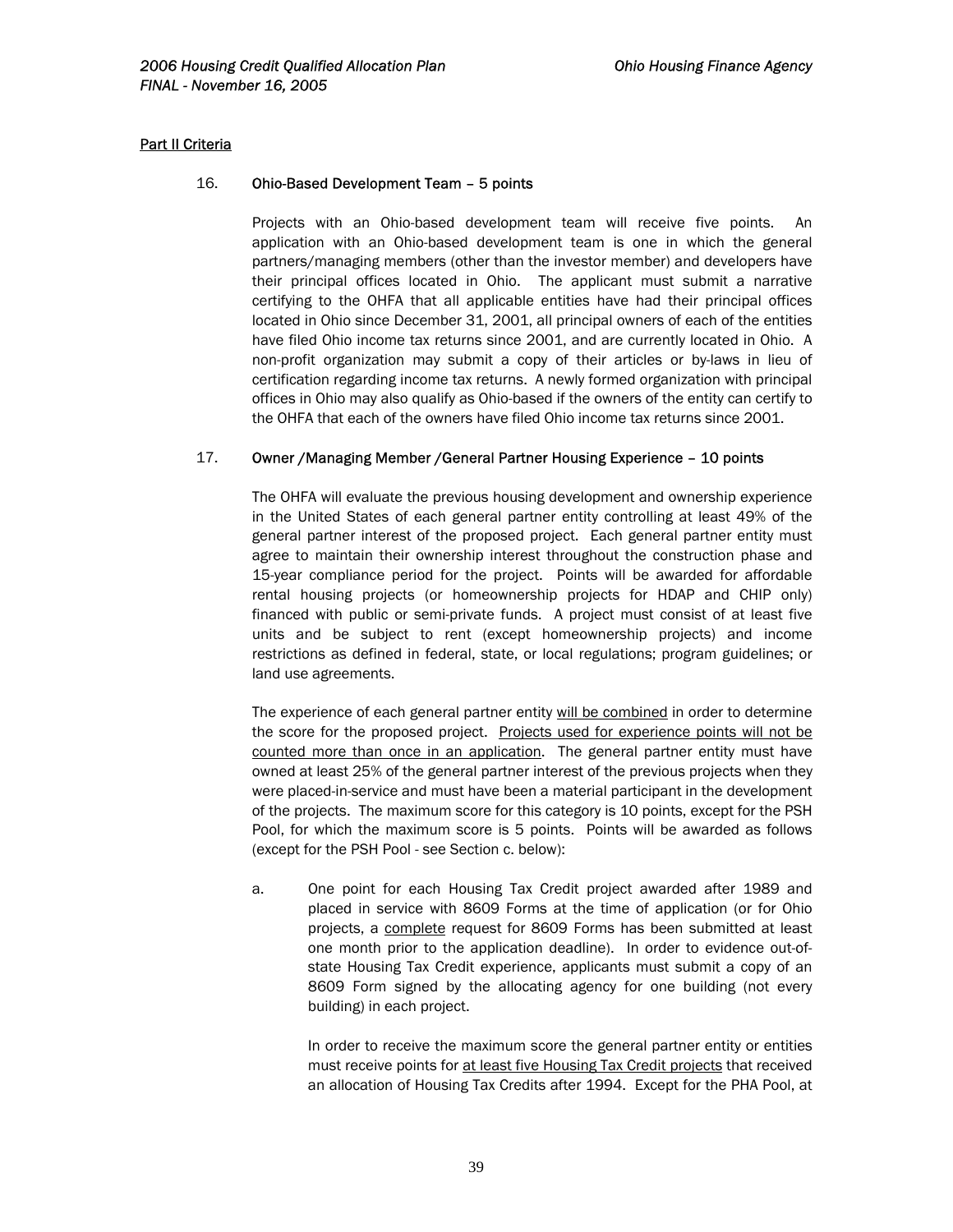Part II Criteria

16. **Ohio-Based Development Team – 5 points**

Projects with an Ohio-based development team will receive five points. An application with an Ohio-based development team is one in which the general partners/managing members (other than the investor member) and developers have their principal offices located in Ohio. The applicant must submit a narrative certifying to the OHFA that all applicable entities have had their principal offices located in Ohio since December 31, 2001, all principal owners of each of the entities have filed Ohio income tax returns since 2001, and are currently located in Ohio. A non-profit organization may submit a copy of their articles or by-laws in lieu of certification regarding income tax returns. A newly formed organization with principal offices in Ohio may also qualify as Ohio-based if the owners of the entity can certify to the OHFA that each of the owners have filed Ohio income tax returns since 2001.

17. **Owner /Managing Member /General Partner Housing Experience – 10 points**

The OHFA will evaluate the previous housing development and ownership experience in the United States of each general partner entity controlling at least 49% of the general partner interest of the proposed project. Each general partner entity must agree to maintain their ownership interest throughout the construction phase and 15-year compliance period for the project. Points will be awarded for affordable rental housing projects (or homeownership projects for HDAP and CHIP only) financed with public or semi-private funds. A project must consist of at least five units and be subject to rent (except homeownership projects) and income restrictions as defined in federal, state, or local regulations; program guidelines; or land use agreements.

The experience of each general partner entity will be combined in order to determine the score for the proposed project. Projects used for experience points will not be counted more than once in an application. The general partner entity must have owned at least 25% of the general partner interest of the previous projects when they were placed-in-service and must have been a material participant in the development of the projects. The maximum score for this category is 10 points, except for the PSH Pool, for which the maximum score is 5 points. Points will be awarded as follows (except for the PSH Pool - see Section c. below):

a. One point for each Housing Tax Credit project awarded after 1989 and placed in service with 8609 Forms at the time of application (or for Ohio projects, a complete request for 8609 Forms has been submitted at least one month prior to the application deadline). In order to evidence out-of-state Housing Tax Credit experience, applicants must submit a copy of an 8609 Form signed by the allocating agency for one building (not every building) in each project.

   In order to receive the maximum score the general partner entity or entities must receive points for at least five Housing Tax Credit projects that received an allocation of Housing Tax Credits after 1994. Except for the PHA Pool, at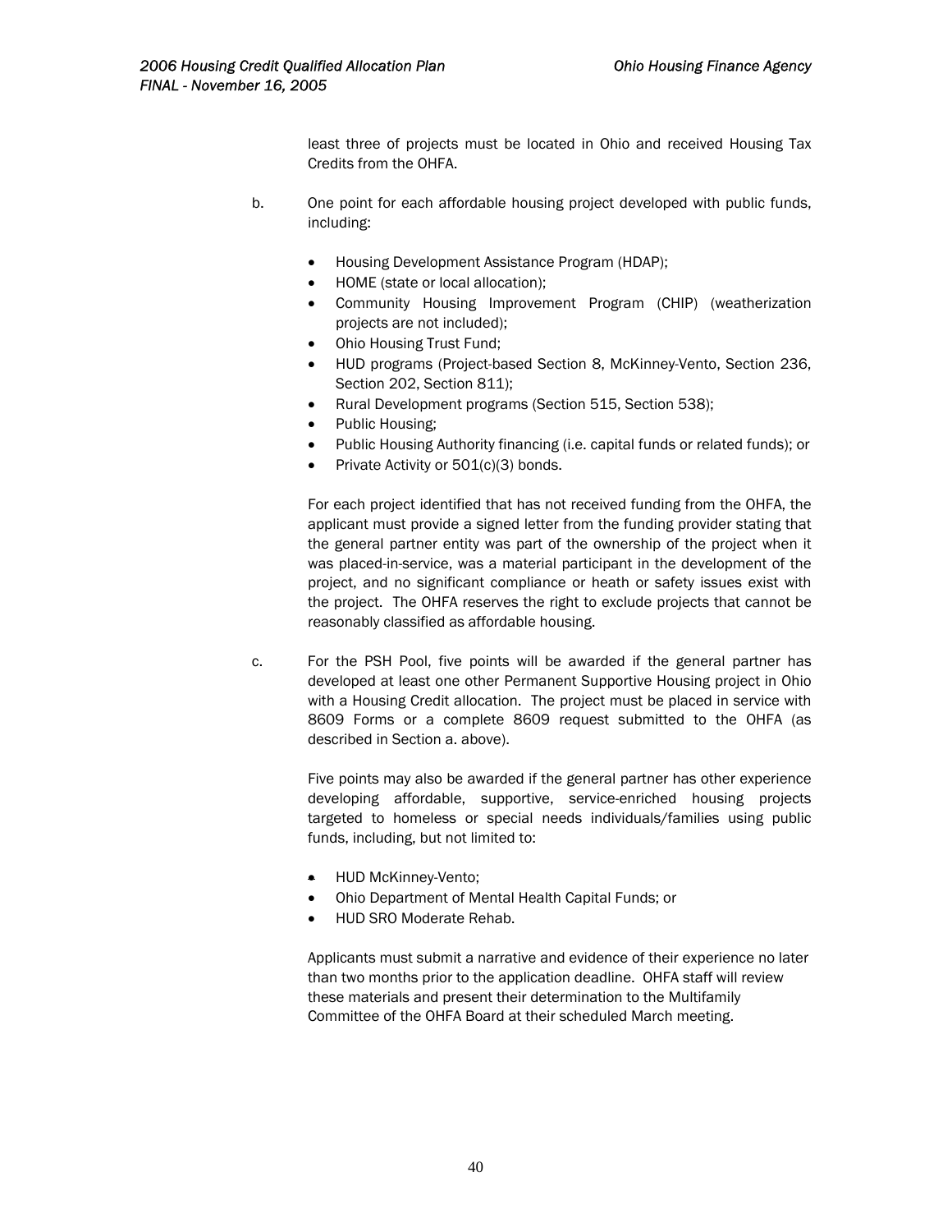least three of projects must be located in Ohio and received Housing Tax Credits from the OHFA.

b. One point for each affordable housing project developed with public funds, including:

- Housing Development Assistance Program (HDAP);
- HOME (state or local allocation);
- Community Housing Improvement Program (CHIP) (weatherization projects are not included);
- Ohio Housing Trust Fund;
- HUD programs (Project-based Section 8, McKinney-Vento, Section 236, Section 202, Section 811);
- Rural Development programs (Section 515, Section 538);
- Public Housing;
- Public Housing Authority financing (i.e. capital funds or related funds); or
- Private Activity or 501(c)(3) bonds.

For each project identified that has not received funding from the OHFA, the applicant must provide a signed letter from the funding provider stating that the general partner entity was part of the ownership of the project when it was placed-in-service, was a material participant in the development of the project, and no significant compliance or heath or safety issues exist with the project. The OHFA reserves the right to exclude projects that cannot be reasonably classified as affordable housing.

c. For the PSH Pool, five points will be awarded if the general partner has developed at least one other Permanent Supportive Housing project in Ohio with a Housing Credit allocation. The project must be placed in service with 8609 Forms or a complete 8609 request submitted to the OHFA (as described in Section a. above).

Five points may also be awarded if the general partner has other experience developing affordable, supportive, service-enriched housing projects targeted to homeless or special needs individuals/families using public funds, including, but not limited to:

- HUD McKinney-Vento;
- Ohio Department of Mental Health Capital Funds; or
- HUD SRO Moderate Rehab.

Applicants must submit a narrative and evidence of their experience no later than two months prior to the application deadline. OHFA staff will review these materials and present their determination to the Multifamily Committee of the OHFA Board at their scheduled March meeting.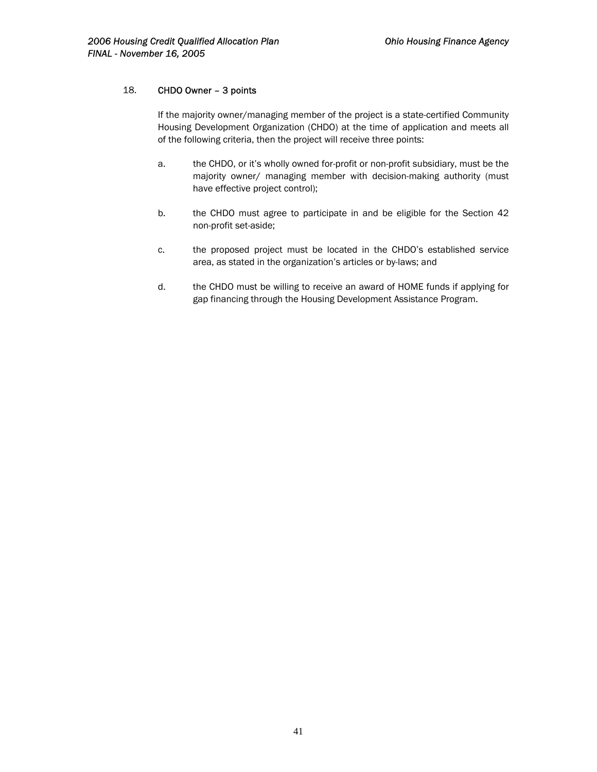18. **CHDO Owner – 3 points**

If the majority owner/managing member of the project is a state-certified Community Housing Development Organization (CHDO) at the time of application and meets all of the following criteria, then the project will receive three points:

a. the CHDO, or it's wholly owned for-profit or non-profit subsidiary, must be the majority owner/ managing member with decision-making authority (must have effective project control);

b. the CHDO must agree to participate in and be eligible for the Section 42 non-profit set-aside;

c. the proposed project must be located in the CHDO's established service area, as stated in the organization's articles or by-laws; and

d. the CHDO must be willing to receive an award of HOME funds if applying for gap financing through the Housing Development Assistance Program.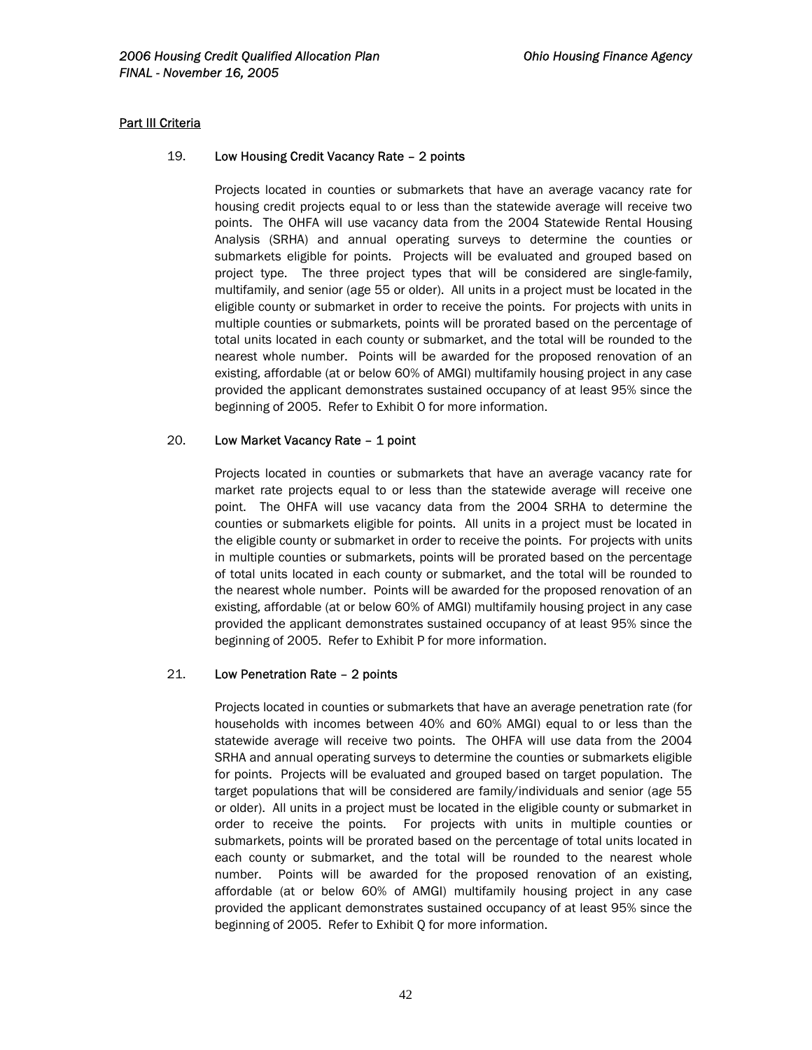## Part III Criteria

### 19. Low Housing Credit Vacancy Rate – 2 points

Projects located in counties or submarkets that have an average vacancy rate for housing credit projects equal to or less than the statewide average will receive two points. The OHFA will use vacancy data from the 2004 Statewide Rental Housing Analysis (SRHA) and annual operating surveys to determine the counties or submarkets eligible for points. Projects will be evaluated and grouped based on project type. The three project types that will be considered are single-family, multifamily, and senior (age 55 or older). All units in a project must be located in the eligible county or submarket in order to receive the points. For projects with units in multiple counties or submarkets, points will be prorated based on the percentage of total units located in each county or submarket, and the total will be rounded to the nearest whole number. Points will be awarded for the proposed renovation of an existing, affordable (at or below 60% of AMGI) multifamily housing project in any case provided the applicant demonstrates sustained occupancy of at least 95% since the beginning of 2005. Refer to Exhibit O for more information.

### 20. Low Market Vacancy Rate – 1 point

Projects located in counties or submarkets that have an average vacancy rate for market rate projects equal to or less than the statewide average will receive one point. The OHFA will use vacancy data from the 2004 SRHA to determine the counties or submarkets eligible for points. All units in a project must be located in the eligible county or submarket in order to receive the points. For projects with units in multiple counties or submarkets, points will be prorated based on the percentage of total units located in each county or submarket, and the total will be rounded to the nearest whole number. Points will be awarded for the proposed renovation of an existing, affordable (at or below 60% of AMGI) multifamily housing project in any case provided the applicant demonstrates sustained occupancy of at least 95% since the beginning of 2005. Refer to Exhibit P for more information.

### 21. Low Penetration Rate – 2 points

Projects located in counties or submarkets that have an average penetration rate (for households with incomes between 40% and 60% AMGI) equal to or less than the statewide average will receive two points. The OHFA will use data from the 2004 SRHA and annual operating surveys to determine the counties or submarkets eligible for points. Projects will be evaluated and grouped based on target population. The target populations that will be considered are family/individuals and senior (age 55 or older). All units in a project must be located in the eligible county or submarket in order to receive the points. For projects with units in multiple counties or submarkets, points will be prorated based on the percentage of total units located in each county or submarket, and the total will be rounded to the nearest whole number. Points will be awarded for the proposed renovation of an existing, affordable (at or below 60% of AMGI) multifamily housing project in any case provided the applicant demonstrates sustained occupancy of at least 95% since the beginning of 2005. Refer to Exhibit Q for more information.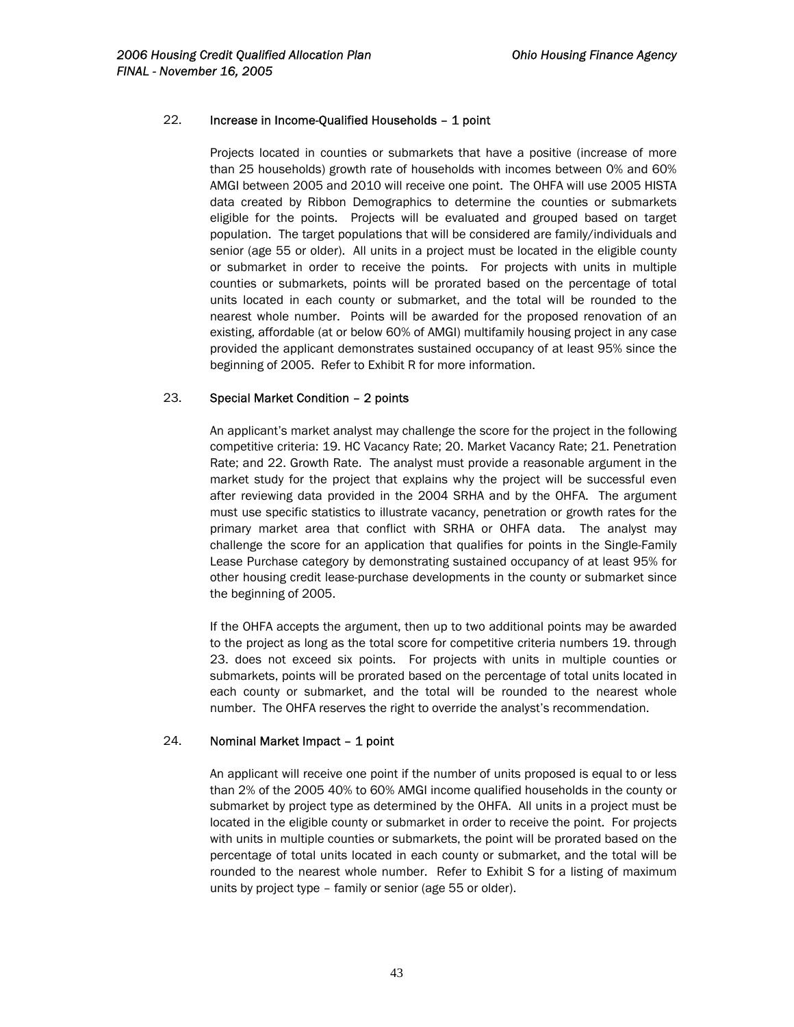22. **Increase in Income-Qualified Households – 1 point**

Projects located in counties or submarkets that have a positive (increase of more than 25 households) growth rate of households with incomes between 0% and 60% AMGI between 2005 and 2010 will receive one point. The OHFA will use 2005 HISTA data created by Ribbon Demographics to determine the counties or submarkets eligible for the points. Projects will be evaluated and grouped based on target population. The target populations that will be considered are family/individuals and senior (age 55 or older). All units in a project must be located in the eligible county or submarket in order to receive the points. For projects with units in multiple counties or submarkets, points will be prorated based on the percentage of total units located in each county or submarket, and the total will be rounded to the nearest whole number. Points will be awarded for the proposed renovation of an existing, affordable (at or below 60% of AMGI) multifamily housing project in any case provided the applicant demonstrates sustained occupancy of at least 95% since the beginning of 2005. Refer to Exhibit R for more information.

23. **Special Market Condition – 2 points**

An applicant's market analyst may challenge the score for the project in the following competitive criteria: 19. HC Vacancy Rate; 20. Market Vacancy Rate; 21. Penetration Rate; and 22. Growth Rate. The analyst must provide a reasonable argument in the market study for the project that explains why the project will be successful even after reviewing data provided in the 2004 SRHA and by the OHFA. The argument must use specific statistics to illustrate vacancy, penetration or growth rates for the primary market area that conflict with SRHA or OHFA data. The analyst may challenge the score for an application that qualifies for points in the Single-Family Lease Purchase category by demonstrating sustained occupancy of at least 95% for other housing credit lease-purchase developments in the county or submarket since the beginning of 2005.

If the OHFA accepts the argument, then up to two additional points may be awarded to the project as long as the total score for competitive criteria numbers 19. through 23. does not exceed six points. For projects with units in multiple counties or submarkets, points will be prorated based on the percentage of total units located in each county or submarket, and the total will be rounded to the nearest whole number. The OHFA reserves the right to override the analyst's recommendation.

24. **Nominal Market Impact – 1 point**

An applicant will receive one point if the number of units proposed is equal to or less than 2% of the 2005 40% to 60% AMGI income qualified households in the county or submarket by project type as determined by the OHFA. All units in a project must be located in the eligible county or submarket in order to receive the point. For projects with units in multiple counties or submarkets, the point will be prorated based on the percentage of total units located in each county or submarket, and the total will be rounded to the nearest whole number. Refer to Exhibit S for a listing of maximum units by project type – family or senior (age 55 or older).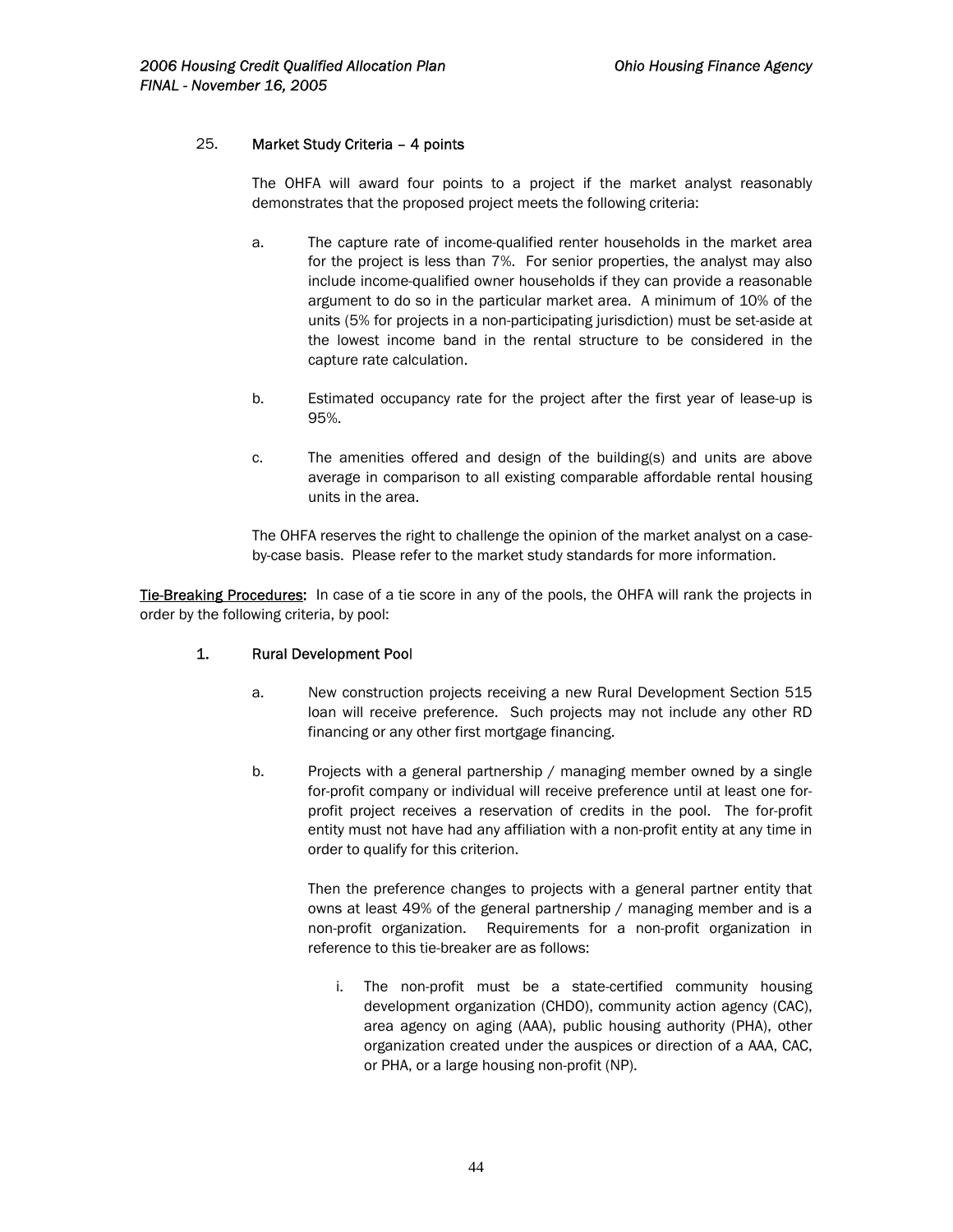25. **Market Study Criteria – 4 points**

The OHFA will award four points to a project if the market analyst reasonably demonstrates that the proposed project meets the following criteria:

a. The capture rate of income-qualified renter households in the market area for the project is less than 7%. For senior properties, the analyst may also include income-qualified owner households if they can provide a reasonable argument to do so in the particular market area. A minimum of 10% of the units (5% for projects in a non-participating jurisdiction) must be set-aside at the lowest income band in the rental structure to be considered in the capture rate calculation.

b. Estimated occupancy rate for the project after the first year of lease-up is 95%.

c. The amenities offered and design of the building(s) and units are above average in comparison to all existing comparable affordable rental housing units in the area.

The OHFA reserves the right to challenge the opinion of the market analyst on a case-by-case basis. Please refer to the market study standards for more information.

**Tie-Breaking Procedures:** In case of a tie score in any of the pools, the OHFA will rank the projects in order by the following criteria, by pool:

1. **Rural Development Pool**

   a. New construction projects receiving a new Rural Development Section 515 loan will receive preference. Such projects may not include any other RD financing or any other first mortgage financing.

   b. Projects with a general partnership / managing member owned by a single for-profit company or individual will receive preference until at least one for-profit project receives a reservation of credits in the pool. The for-profit entity must not have had any affiliation with a non-profit entity at any time in order to qualify for this criterion.

      Then the preference changes to projects with a general partner entity that owns at least 49% of the general partnership / managing member and is a non-profit organization. Requirements for a non-profit organization in reference to this tie-breaker are as follows:

      i. The non-profit must be a state-certified community housing development organization (CHDO), community action agency (CAC), area agency on aging (AAA), public housing authority (PHA), other organization created under the auspices or direction of a AAA, CAC, or PHA, or a large housing non-profit (NP).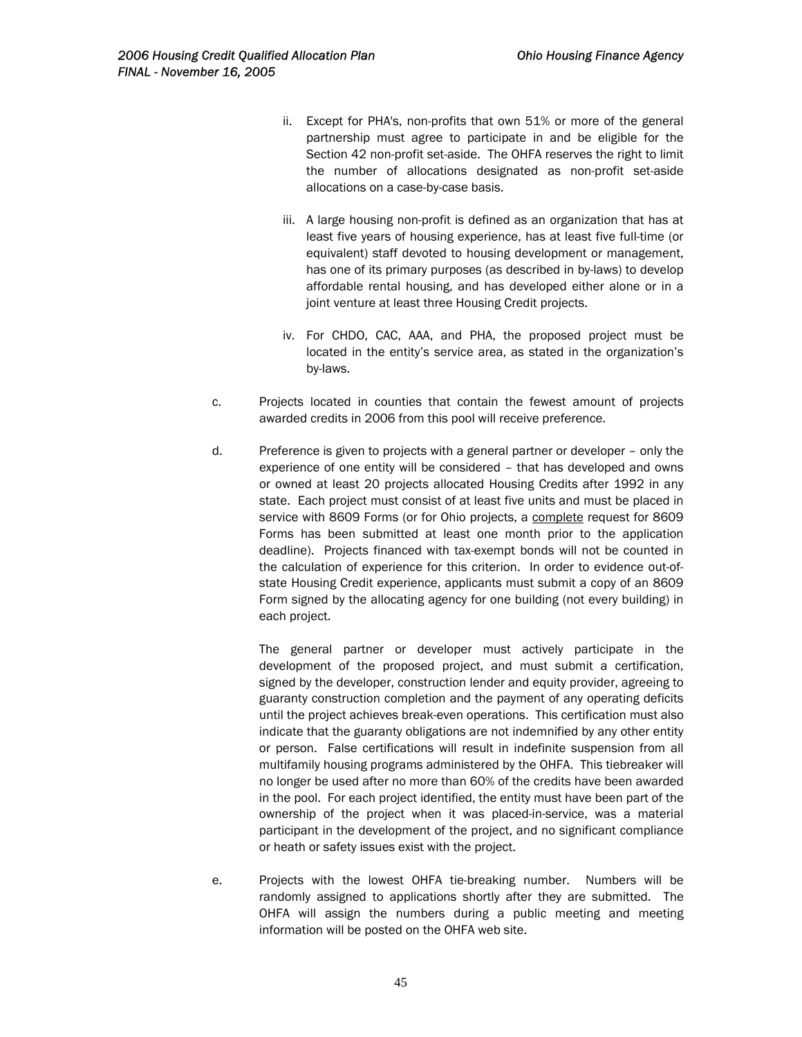ii. Except for PHA's, non-profits that own 51% or more of the general partnership must agree to participate in and be eligible for the Section 42 non-profit set-aside. The OHFA reserves the right to limit the number of allocations designated as non-profit set-aside allocations on a case-by-case basis.

iii. A large housing non-profit is defined as an organization that has at least five years of housing experience, has at least five full-time (or equivalent) staff devoted to housing development or management, has one of its primary purposes (as described in by-laws) to develop affordable rental housing, and has developed either alone or in a joint venture at least three Housing Credit projects.

iv. For CHDO, CAC, AAA, and PHA, the proposed project must be located in the entity's service area, as stated in the organization's by-laws.

c. Projects located in counties that contain the fewest amount of projects awarded credits in 2006 from this pool will receive preference.

d. Preference is given to projects with a general partner or developer – only the experience of one entity will be considered – that has developed and owns or owned at least 20 projects allocated Housing Credits after 1992 in any state. Each project must consist of at least five units and must be placed in service with 8609 Forms (or for Ohio projects, a <u>complete</u> request for 8609 Forms has been submitted at least one month prior to the application deadline). Projects financed with tax-exempt bonds will not be counted in the calculation of experience for this criterion. In order to evidence out-of-state Housing Credit experience, applicants must submit a copy of an 8609 Form signed by the allocating agency for one building (not every building) in each project.

   The general partner or developer must actively participate in the development of the proposed project, and must submit a certification, signed by the developer, construction lender and equity provider, agreeing to guaranty construction completion and the payment of any operating deficits until the project achieves break-even operations. This certification must also indicate that the guaranty obligations are not indemnified by any other entity or person. False certifications will result in indefinite suspension from all multifamily housing programs administered by the OHFA. This tiebreaker will no longer be used after no more than 60% of the credits have been awarded in the pool. For each project identified, the entity must have been part of the ownership of the project when it was placed-in-service, was a material participant in the development of the project, and no significant compliance or heath or safety issues exist with the project.

e. Projects with the lowest OHFA tie-breaking number. Numbers will be randomly assigned to applications shortly after they are submitted. The OHFA will assign the numbers during a public meeting and meeting information will be posted on the OHFA web site.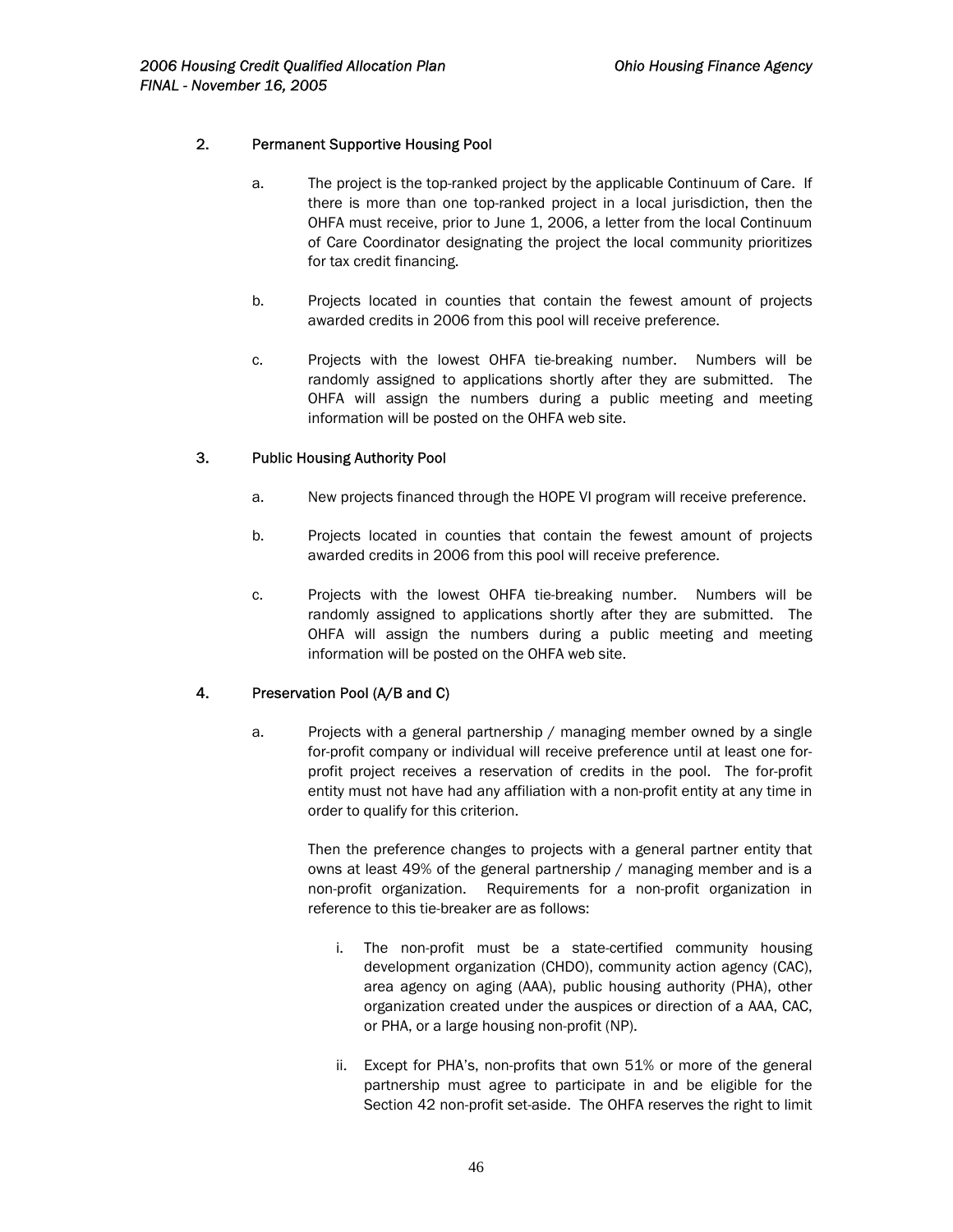2. **Permanent Supportive Housing Pool**

   a. The project is the top-ranked project by the applicable Continuum of Care. If there is more than one top-ranked project in a local jurisdiction, then the OHFA must receive, prior to June 1, 2006, a letter from the local Continuum of Care Coordinator designating the project the local community prioritizes for tax credit financing.

   b. Projects located in counties that contain the fewest amount of projects awarded credits in 2006 from this pool will receive preference.

   c. Projects with the lowest OHFA tie-breaking number. Numbers will be randomly assigned to applications shortly after they are submitted. The OHFA will assign the numbers during a public meeting and meeting information will be posted on the OHFA web site.

3. **Public Housing Authority Pool**

   a. New projects financed through the HOPE VI program will receive preference.

   b. Projects located in counties that contain the fewest amount of projects awarded credits in 2006 from this pool will receive preference.

   c. Projects with the lowest OHFA tie-breaking number. Numbers will be randomly assigned to applications shortly after they are submitted. The OHFA will assign the numbers during a public meeting and meeting information will be posted on the OHFA web site.

4. **Preservation Pool (A/B and C)**

   a. Projects with a general partnership / managing member owned by a single for-profit company or individual will receive preference until at least one for-profit project receives a reservation of credits in the pool. The for-profit entity must not have had any affiliation with a non-profit entity at any time in order to qualify for this criterion.

      Then the preference changes to projects with a general partner entity that owns at least 49% of the general partnership / managing member and is a non-profit organization. Requirements for a non-profit organization in reference to this tie-breaker are as follows:

      i. The non-profit must be a state-certified community housing development organization (CHDO), community action agency (CAC), area agency on aging (AAA), public housing authority (PHA), other organization created under the auspices or direction of a AAA, CAC, or PHA, or a large housing non-profit (NP).

      ii. Except for PHA's, non-profits that own 51% or more of the general partnership must agree to participate in and be eligible for the Section 42 non-profit set-aside. The OHFA reserves the right to limit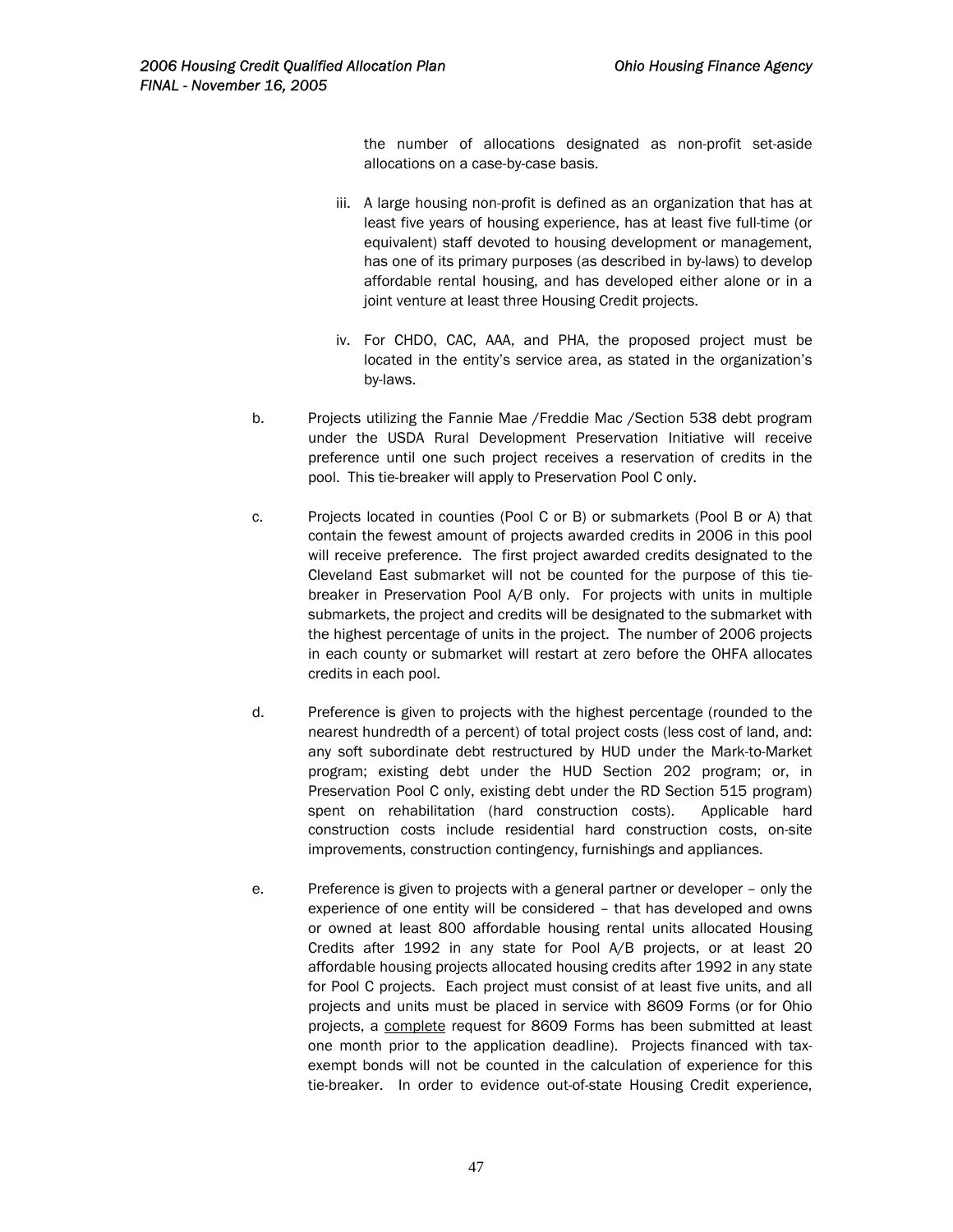the number of allocations designated as non-profit set-aside allocations on a case-by-case basis.

iii. A large housing non-profit is defined as an organization that has at least five years of housing experience, has at least five full-time (or equivalent) staff devoted to housing development or management, has one of its primary purposes (as described in by-laws) to develop affordable rental housing, and has developed either alone or in a joint venture at least three Housing Credit projects.

iv. For CHDO, CAC, AAA, and PHA, the proposed project must be located in the entity's service area, as stated in the organization's by-laws.

b. Projects utilizing the Fannie Mae /Freddie Mac /Section 538 debt program under the USDA Rural Development Preservation Initiative will receive preference until one such project receives a reservation of credits in the pool. This tie-breaker will apply to Preservation Pool C only.

c. Projects located in counties (Pool C or B) or submarkets (Pool B or A) that contain the fewest amount of projects awarded credits in 2006 in this pool will receive preference. The first project awarded credits designated to the Cleveland East submarket will not be counted for the purpose of this tie-breaker in Preservation Pool A/B only. For projects with units in multiple submarkets, the project and credits will be designated to the submarket with the highest percentage of units in the project. The number of 2006 projects in each county or submarket will restart at zero before the OHFA allocates credits in each pool.

d. Preference is given to projects with the highest percentage (rounded to the nearest hundredth of a percent) of total project costs (less cost of land, and: any soft subordinate debt restructured by HUD under the Mark-to-Market program; existing debt under the HUD Section 202 program; or, in Preservation Pool C only, existing debt under the RD Section 515 program) spent on rehabilitation (hard construction costs). Applicable hard construction costs include residential hard construction costs, on-site improvements, construction contingency, furnishings and appliances.

e. Preference is given to projects with a general partner or developer – only the experience of one entity will be considered – that has developed and owns or owned at least 800 affordable housing rental units allocated Housing Credits after 1992 in any state for Pool A/B projects, or at least 20 affordable housing projects allocated housing credits after 1992 in any state for Pool C projects. Each project must consist of at least five units, and all projects and units must be placed in service with 8609 Forms (or for Ohio projects, a complete request for 8609 Forms has been submitted at least one month prior to the application deadline). Projects financed with tax-exempt bonds will not be counted in the calculation of experience for this tie-breaker. In order to evidence out-of-state Housing Credit experience,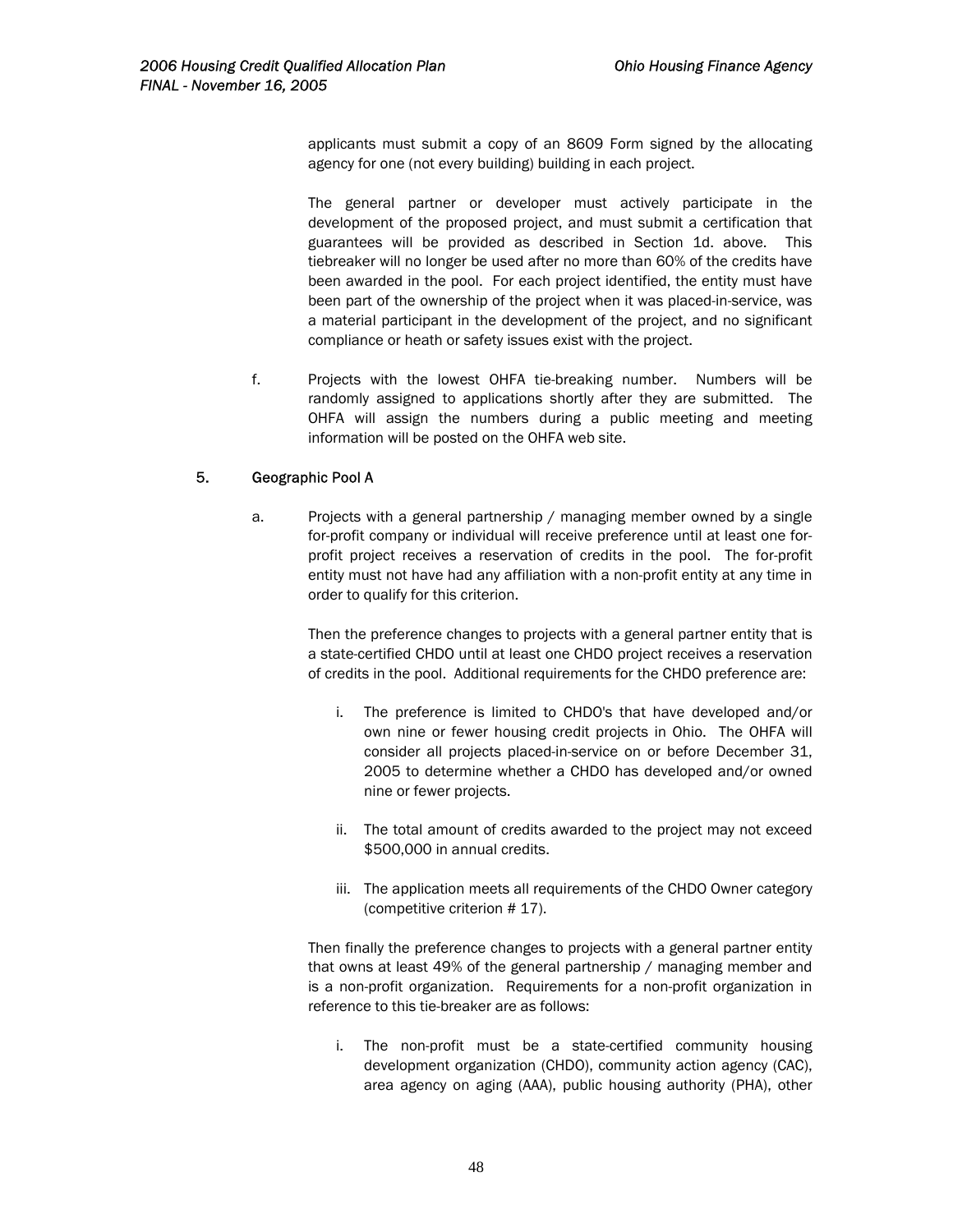applicants must submit a copy of an 8609 Form signed by the allocating agency for one (not every building) building in each project.

The general partner or developer must actively participate in the development of the proposed project, and must submit a certification that guarantees will be provided as described in Section 1d. above. This tiebreaker will no longer be used after no more than 60% of the credits have been awarded in the pool. For each project identified, the entity must have been part of the ownership of the project when it was placed-in-service, was a material participant in the development of the project, and no significant compliance or heath or safety issues exist with the project.

f. Projects with the lowest OHFA tie-breaking number. Numbers will be randomly assigned to applications shortly after they are submitted. The OHFA will assign the numbers during a public meeting and meeting information will be posted on the OHFA web site.

## 5. Geographic Pool A

a. Projects with a general partnership / managing member owned by a single for-profit company or individual will receive preference until at least one for-profit project receives a reservation of credits in the pool. The for-profit entity must not have had any affiliation with a non-profit entity at any time in order to qualify for this criterion.

Then the preference changes to projects with a general partner entity that is a state-certified CHDO until at least one CHDO project receives a reservation of credits in the pool. Additional requirements for the CHDO preference are:

i. The preference is limited to CHDO's that have developed and/or own nine or fewer housing credit projects in Ohio. The OHFA will consider all projects placed-in-service on or before December 31, 2005 to determine whether a CHDO has developed and/or owned nine or fewer projects.

ii. The total amount of credits awarded to the project may not exceed $500,000 in annual credits.

iii. The application meets all requirements of the CHDO Owner category (competitive criterion # 17).

Then finally the preference changes to projects with a general partner entity that owns at least 49% of the general partnership / managing member and is a non-profit organization. Requirements for a non-profit organization in reference to this tie-breaker are as follows:

i. The non-profit must be a state-certified community housing development organization (CHDO), community action agency (CAC), area agency on aging (AAA), public housing authority (PHA), other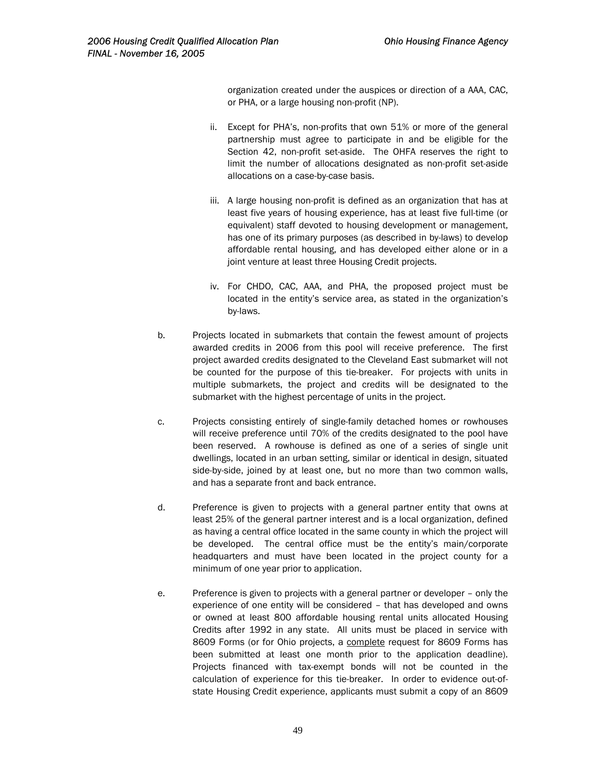organization created under the auspices or direction of a AAA, CAC, or PHA, or a large housing non-profit (NP).

ii. Except for PHA's, non-profits that own 51% or more of the general partnership must agree to participate in and be eligible for the Section 42, non-profit set-aside. The OHFA reserves the right to limit the number of allocations designated as non-profit set-aside allocations on a case-by-case basis.

iii. A large housing non-profit is defined as an organization that has at least five years of housing experience, has at least five full-time (or equivalent) staff devoted to housing development or management, has one of its primary purposes (as described in by-laws) to develop affordable rental housing, and has developed either alone or in a joint venture at least three Housing Credit projects.

iv. For CHDO, CAC, AAA, and PHA, the proposed project must be located in the entity's service area, as stated in the organization's by-laws.

b. Projects located in submarkets that contain the fewest amount of projects awarded credits in 2006 from this pool will receive preference. The first project awarded credits designated to the Cleveland East submarket will not be counted for the purpose of this tie-breaker. For projects with units in multiple submarkets, the project and credits will be designated to the submarket with the highest percentage of units in the project.

c. Projects consisting entirely of single-family detached homes or rowhouses will receive preference until 70% of the credits designated to the pool have been reserved. A rowhouse is defined as one of a series of single unit dwellings, located in an urban setting, similar or identical in design, situated side-by-side, joined by at least one, but no more than two common walls, and has a separate front and back entrance.

d. Preference is given to projects with a general partner entity that owns at least 25% of the general partner interest and is a local organization, defined as having a central office located in the same county in which the project will be developed. The central office must be the entity's main/corporate headquarters and must have been located in the project county for a minimum of one year prior to application.

e. Preference is given to projects with a general partner or developer – only the experience of one entity will be considered – that has developed and owns or owned at least 800 affordable housing rental units allocated Housing Credits after 1992 in any state. All units must be placed in service with 8609 Forms (or for Ohio projects, a complete request for 8609 Forms has been submitted at least one month prior to the application deadline). Projects financed with tax-exempt bonds will not be counted in the calculation of experience for this tie-breaker. In order to evidence out-of-state Housing Credit experience, applicants must submit a copy of an 8609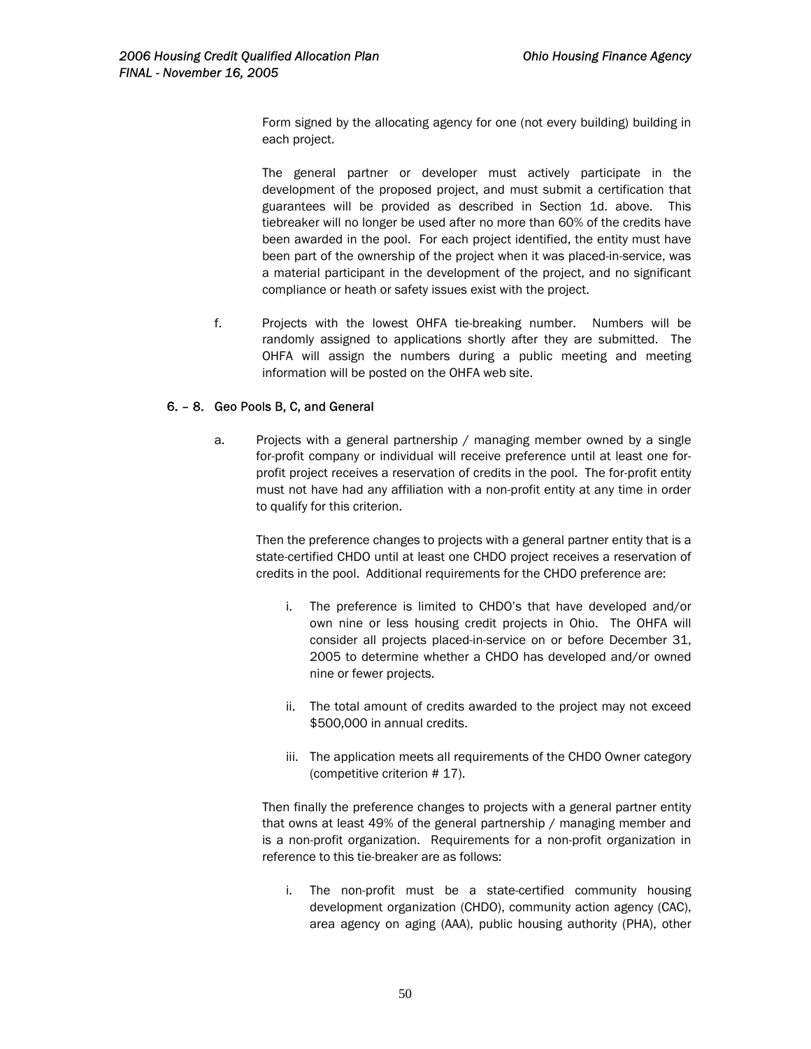Form signed by the allocating agency for one (not every building) building in each project.

The general partner or developer must actively participate in the development of the proposed project, and must submit a certification that guarantees will be provided as described in Section 1d. above. This tiebreaker will no longer be used after no more than 60% of the credits have been awarded in the pool. For each project identified, the entity must have been part of the ownership of the project when it was placed-in-service, was a material participant in the development of the project, and no significant compliance or heath or safety issues exist with the project.

f. Projects with the lowest OHFA tie-breaking number. Numbers will be randomly assigned to applications shortly after they are submitted. The OHFA will assign the numbers during a public meeting and meeting information will be posted on the OHFA web site.

### 6. – 8. Geo Pools B, C, and General

a. Projects with a general partnership / managing member owned by a single for-profit company or individual will receive preference until at least one for-profit project receives a reservation of credits in the pool. The for-profit entity must not have had any affiliation with a non-profit entity at any time in order to qualify for this criterion.

Then the preference changes to projects with a general partner entity that is a state-certified CHDO until at least one CHDO project receives a reservation of credits in the pool. Additional requirements for the CHDO preference are:

i. The preference is limited to CHDO's that have developed and/or own nine or less housing credit projects in Ohio. The OHFA will consider all projects placed-in-service on or before December 31, 2005 to determine whether a CHDO has developed and/or owned nine or fewer projects.

ii. The total amount of credits awarded to the project may not exceed $500,000 in annual credits.

iii. The application meets all requirements of the CHDO Owner category (competitive criterion # 17).

Then finally the preference changes to projects with a general partner entity that owns at least 49% of the general partnership / managing member and is a non-profit organization. Requirements for a non-profit organization in reference to this tie-breaker are as follows:

i. The non-profit must be a state-certified community housing development organization (CHDO), community action agency (CAC), area agency on aging (AAA), public housing authority (PHA), other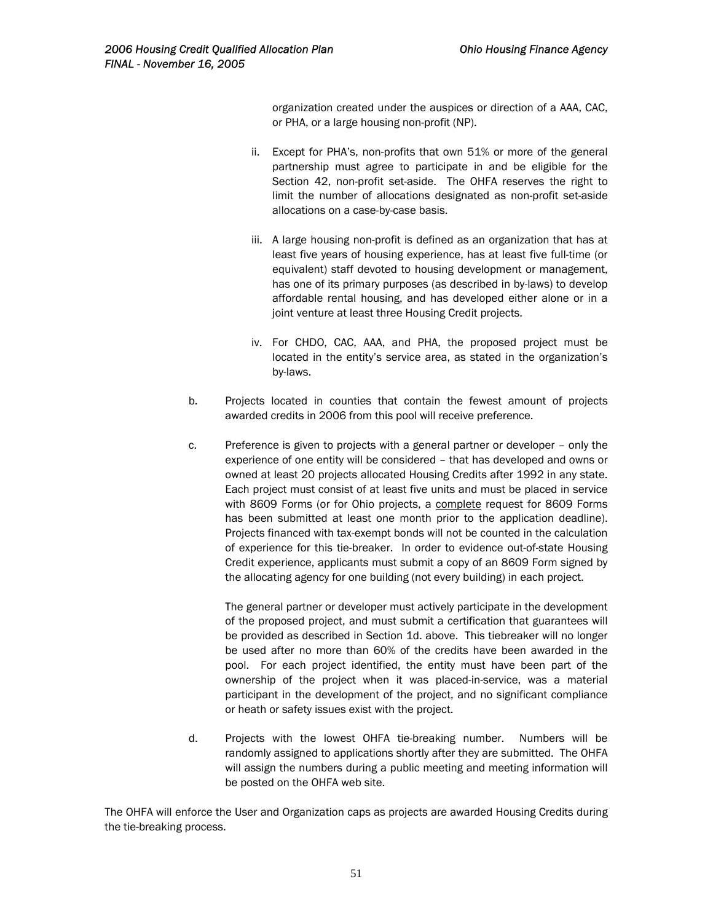organization created under the auspices or direction of a AAA, CAC, or PHA, or a large housing non-profit (NP).

ii. Except for PHA's, non-profits that own 51% or more of the general partnership must agree to participate in and be eligible for the Section 42, non-profit set-aside. The OHFA reserves the right to limit the number of allocations designated as non-profit set-aside allocations on a case-by-case basis.

iii. A large housing non-profit is defined as an organization that has at least five years of housing experience, has at least five full-time (or equivalent) staff devoted to housing development or management, has one of its primary purposes (as described in by-laws) to develop affordable rental housing, and has developed either alone or in a joint venture at least three Housing Credit projects.

iv. For CHDO, CAC, AAA, and PHA, the proposed project must be located in the entity's service area, as stated in the organization's by-laws.

b. Projects located in counties that contain the fewest amount of projects awarded credits in 2006 from this pool will receive preference.

c. Preference is given to projects with a general partner or developer – only the experience of one entity will be considered – that has developed and owns or owned at least 20 projects allocated Housing Credits after 1992 in any state. Each project must consist of at least five units and must be placed in service with 8609 Forms (or for Ohio projects, a <u>complete</u> request for 8609 Forms has been submitted at least one month prior to the application deadline). Projects financed with tax-exempt bonds will not be counted in the calculation of experience for this tie-breaker. In order to evidence out-of-state Housing Credit experience, applicants must submit a copy of an 8609 Form signed by the allocating agency for one building (not every building) in each project.

The general partner or developer must actively participate in the development of the proposed project, and must submit a certification that guarantees will be provided as described in Section 1d. above. This tiebreaker will no longer be used after no more than 60% of the credits have been awarded in the pool. For each project identified, the entity must have been part of the ownership of the project when it was placed-in-service, was a material participant in the development of the project, and no significant compliance or heath or safety issues exist with the project.

d. Projects with the lowest OHFA tie-breaking number. Numbers will be randomly assigned to applications shortly after they are submitted. The OHFA will assign the numbers during a public meeting and meeting information will be posted on the OHFA web site.

The OHFA will enforce the User and Organization caps as projects are awarded Housing Credits during the tie-breaking process.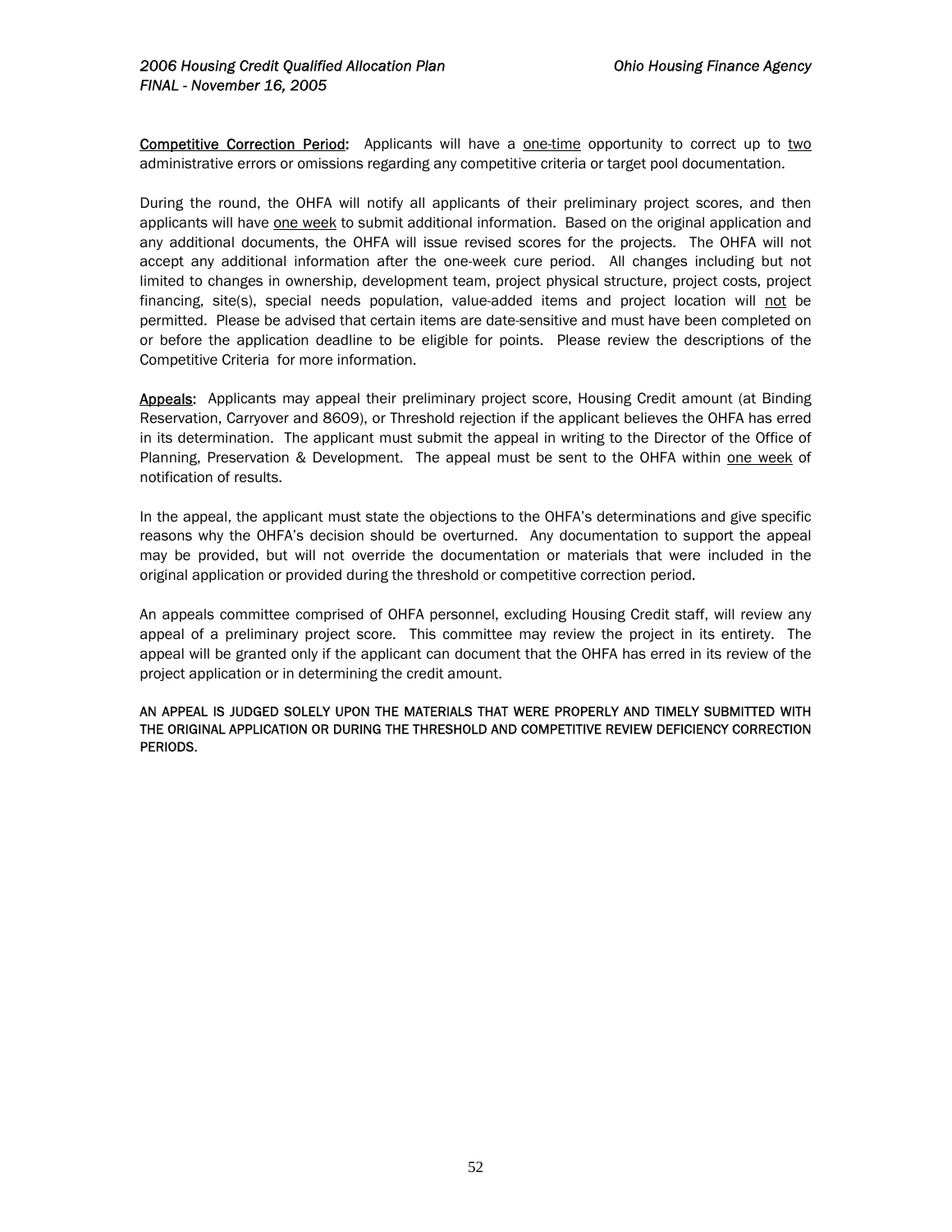**Competitive Correction Period:** Applicants will have a one-time opportunity to correct up to two administrative errors or omissions regarding any competitive criteria or target pool documentation.

During the round, the OHFA will notify all applicants of their preliminary project scores, and then applicants will have one week to submit additional information. Based on the original application and any additional documents, the OHFA will issue revised scores for the projects. The OHFA will not accept any additional information after the one-week cure period. All changes including but not limited to changes in ownership, development team, project physical structure, project costs, project financing, site(s), special needs population, value-added items and project location will not be permitted. Please be advised that certain items are date-sensitive and must have been completed on or before the application deadline to be eligible for points. Please review the descriptions of the Competitive Criteria for more information.

**Appeals:** Applicants may appeal their preliminary project score, Housing Credit amount (at Binding Reservation, Carryover and 8609), or Threshold rejection if the applicant believes the OHFA has erred in its determination. The applicant must submit the appeal in writing to the Director of the Office of Planning, Preservation & Development. The appeal must be sent to the OHFA within one week of notification of results.

In the appeal, the applicant must state the objections to the OHFA's determinations and give specific reasons why the OHFA's decision should be overturned. Any documentation to support the appeal may be provided, but will not override the documentation or materials that were included in the original application or provided during the threshold or competitive correction period.

An appeals committee comprised of OHFA personnel, excluding Housing Credit staff, will review any appeal of a preliminary project score. This committee may review the project in its entirety. The appeal will be granted only if the applicant can document that the OHFA has erred in its review of the project application or in determining the credit amount.

AN APPEAL IS JUDGED SOLELY UPON THE MATERIALS THAT WERE PROPERLY AND TIMELY SUBMITTED WITH THE ORIGINAL APPLICATION OR DURING THE THRESHOLD AND COMPETITIVE REVIEW DEFICIENCY CORRECTION PERIODS.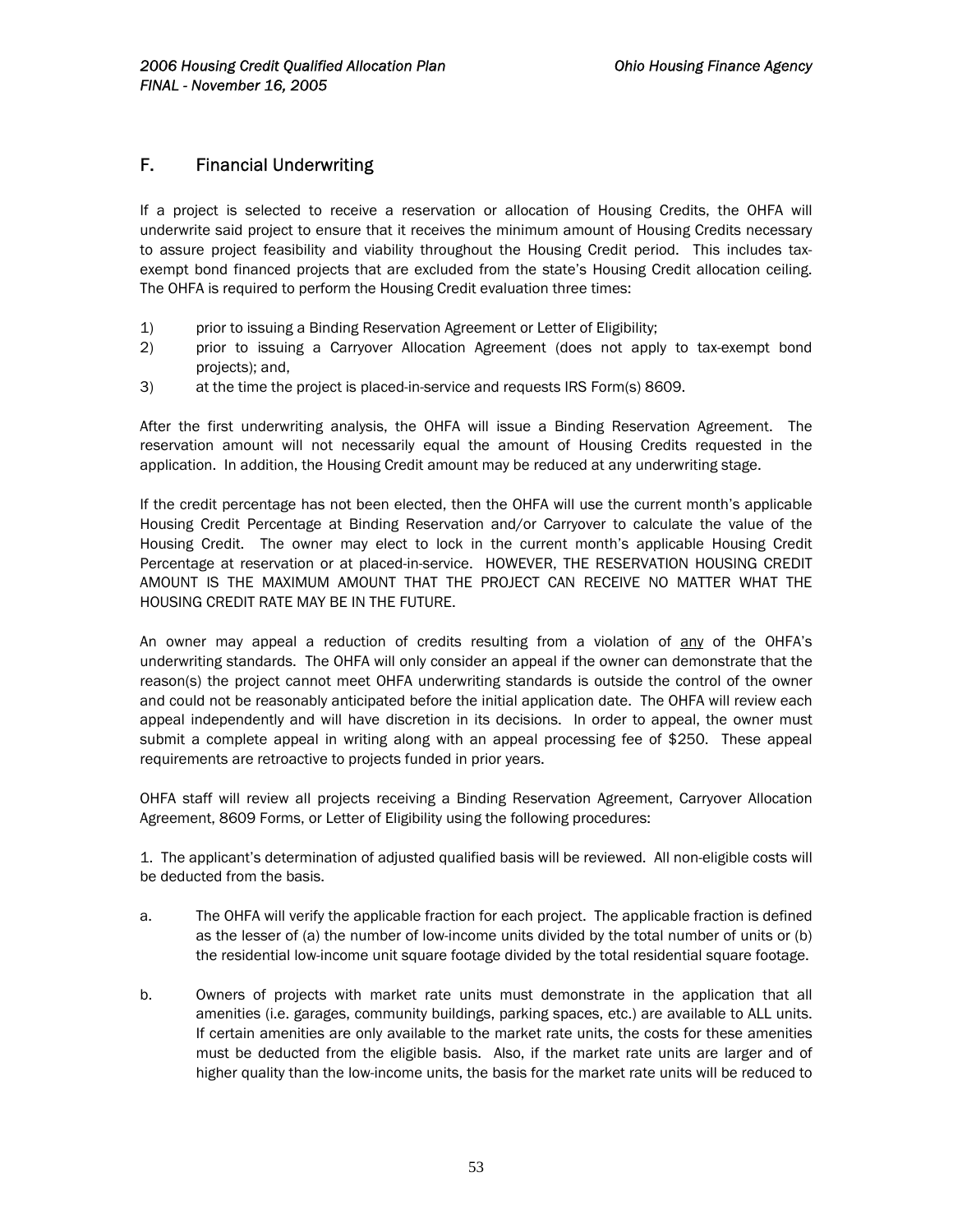## F. Financial Underwriting

If a project is selected to receive a reservation or allocation of Housing Credits, the OHFA will underwrite said project to ensure that it receives the minimum amount of Housing Credits necessary to assure project feasibility and viability throughout the Housing Credit period. This includes tax-exempt bond financed projects that are excluded from the state's Housing Credit allocation ceiling. The OHFA is required to perform the Housing Credit evaluation three times:

1) prior to issuing a Binding Reservation Agreement or Letter of Eligibility;
2) prior to issuing a Carryover Allocation Agreement (does not apply to tax-exempt bond projects); and,
3) at the time the project is placed-in-service and requests IRS Form(s) 8609.

After the first underwriting analysis, the OHFA will issue a Binding Reservation Agreement. The reservation amount will not necessarily equal the amount of Housing Credits requested in the application. In addition, the Housing Credit amount may be reduced at any underwriting stage.

If the credit percentage has not been elected, then the OHFA will use the current month's applicable Housing Credit Percentage at Binding Reservation and/or Carryover to calculate the value of the Housing Credit. The owner may elect to lock in the current month's applicable Housing Credit Percentage at reservation or at placed-in-service. HOWEVER, THE RESERVATION HOUSING CREDIT AMOUNT IS THE MAXIMUM AMOUNT THAT THE PROJECT CAN RECEIVE NO MATTER WHAT THE HOUSING CREDIT RATE MAY BE IN THE FUTURE.

An owner may appeal a reduction of credits resulting from a violation of <u>any</u> of the OHFA's underwriting standards. The OHFA will only consider an appeal if the owner can demonstrate that the reason(s) the project cannot meet OHFA underwriting standards is outside the control of the owner and could not be reasonably anticipated before the initial application date. The OHFA will review each appeal independently and will have discretion in its decisions. In order to appeal, the owner must submit a complete appeal in writing along with an appeal processing fee of $250. These appeal requirements are retroactive to projects funded in prior years.

OHFA staff will review all projects receiving a Binding Reservation Agreement, Carryover Allocation Agreement, 8609 Forms, or Letter of Eligibility using the following procedures:

1. The applicant's determination of adjusted qualified basis will be reviewed. All non-eligible costs will be deducted from the basis.

a. The OHFA will verify the applicable fraction for each project. The applicable fraction is defined as the lesser of (a) the number of low-income units divided by the total number of units or (b) the residential low-income unit square footage divided by the total residential square footage.

b. Owners of projects with market rate units must demonstrate in the application that all amenities (i.e. garages, community buildings, parking spaces, etc.) are available to ALL units. If certain amenities are only available to the market rate units, the costs for these amenities must be deducted from the eligible basis. Also, if the market rate units are larger and of higher quality than the low-income units, the basis for the market rate units will be reduced to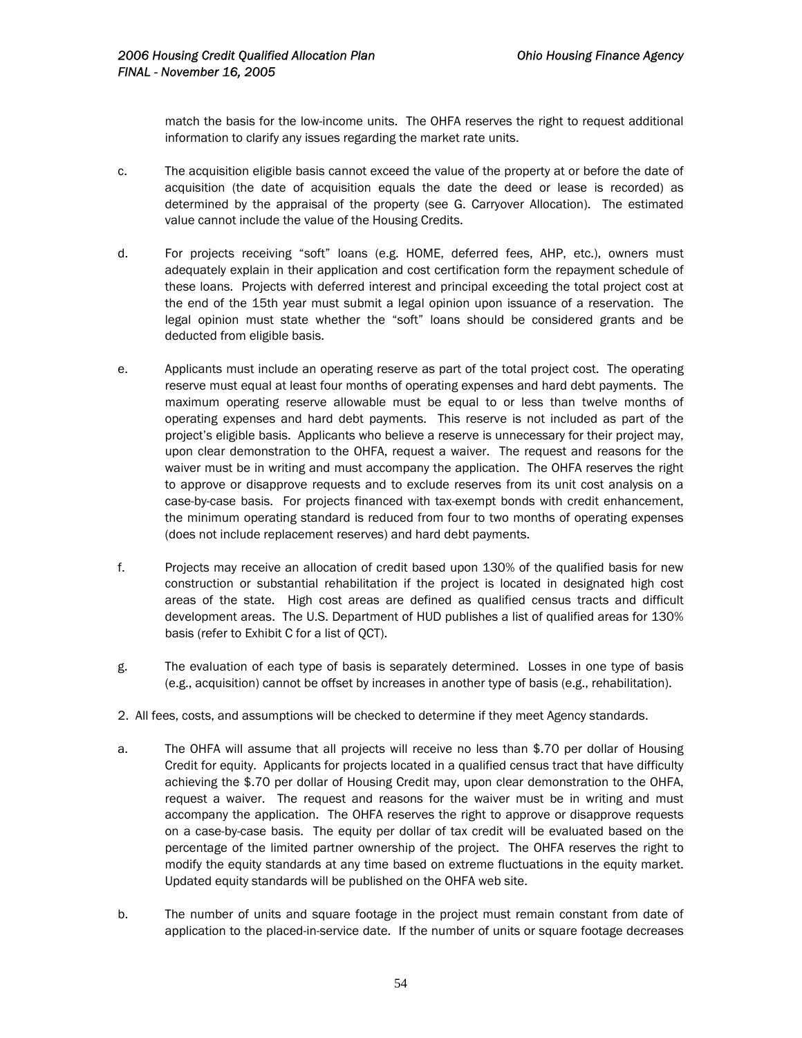match the basis for the low-income units. The OHFA reserves the right to request additional information to clarify any issues regarding the market rate units.

c. The acquisition eligible basis cannot exceed the value of the property at or before the date of acquisition (the date of acquisition equals the date the deed or lease is recorded) as determined by the appraisal of the property (see G. Carryover Allocation). The estimated value cannot include the value of the Housing Credits.

d. For projects receiving "soft" loans (e.g. HOME, deferred fees, AHP, etc.), owners must adequately explain in their application and cost certification form the repayment schedule of these loans. Projects with deferred interest and principal exceeding the total project cost at the end of the 15th year must submit a legal opinion upon issuance of a reservation. The legal opinion must state whether the "soft" loans should be considered grants and be deducted from eligible basis.

e. Applicants must include an operating reserve as part of the total project cost. The operating reserve must equal at least four months of operating expenses and hard debt payments. The maximum operating reserve allowable must be equal to or less than twelve months of operating expenses and hard debt payments. This reserve is not included as part of the project's eligible basis. Applicants who believe a reserve is unnecessary for their project may, upon clear demonstration to the OHFA, request a waiver. The request and reasons for the waiver must be in writing and must accompany the application. The OHFA reserves the right to approve or disapprove requests and to exclude reserves from its unit cost analysis on a case-by-case basis. For projects financed with tax-exempt bonds with credit enhancement, the minimum operating standard is reduced from four to two months of operating expenses (does not include replacement reserves) and hard debt payments.

f. Projects may receive an allocation of credit based upon 130% of the qualified basis for new construction or substantial rehabilitation if the project is located in designated high cost areas of the state. High cost areas are defined as qualified census tracts and difficult development areas. The U.S. Department of HUD publishes a list of qualified areas for 130% basis (refer to Exhibit C for a list of QCT).

g. The evaluation of each type of basis is separately determined. Losses in one type of basis (e.g., acquisition) cannot be offset by increases in another type of basis (e.g., rehabilitation).

2. All fees, costs, and assumptions will be checked to determine if they meet Agency standards.

a. The OHFA will assume that all projects will receive no less than $.70 per dollar of Housing Credit for equity. Applicants for projects located in a qualified census tract that have difficulty achieving the $.70 per dollar of Housing Credit may, upon clear demonstration to the OHFA, request a waiver. The request and reasons for the waiver must be in writing and must accompany the application. The OHFA reserves the right to approve or disapprove requests on a case-by-case basis. The equity per dollar of tax credit will be evaluated based on the percentage of the limited partner ownership of the project. The OHFA reserves the right to modify the equity standards at any time based on extreme fluctuations in the equity market. Updated equity standards will be published on the OHFA web site.

b. The number of units and square footage in the project must remain constant from date of application to the placed-in-service date. If the number of units or square footage decreases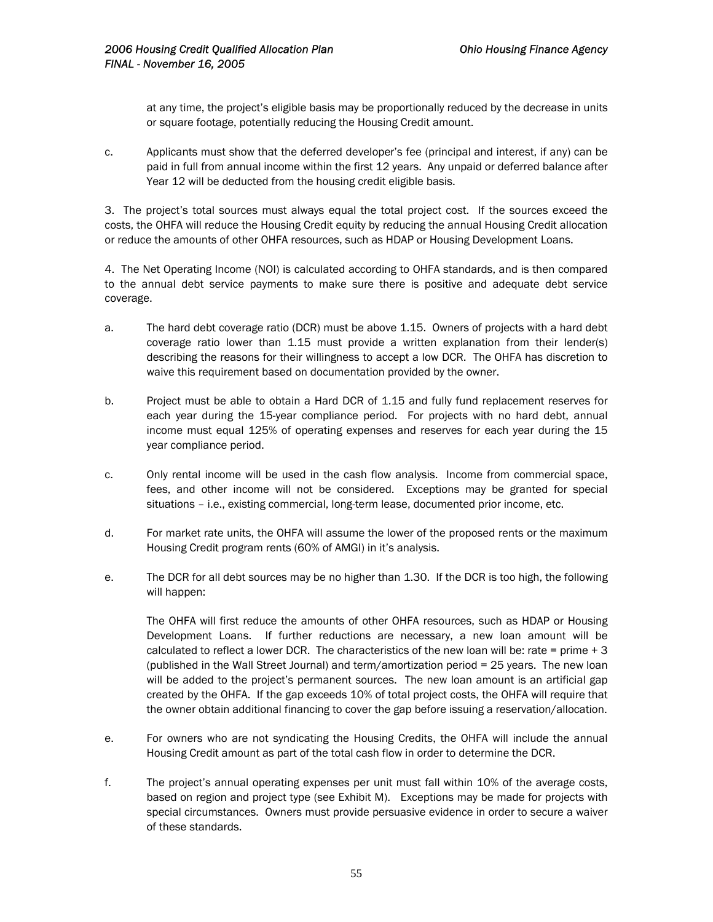at any time, the project's eligible basis may be proportionally reduced by the decrease in units or square footage, potentially reducing the Housing Credit amount.

c. Applicants must show that the deferred developer's fee (principal and interest, if any) can be paid in full from annual income within the first 12 years. Any unpaid or deferred balance after Year 12 will be deducted from the housing credit eligible basis.

3. The project's total sources must always equal the total project cost. If the sources exceed the costs, the OHFA will reduce the Housing Credit equity by reducing the annual Housing Credit allocation or reduce the amounts of other OHFA resources, such as HDAP or Housing Development Loans.

4. The Net Operating Income (NOI) is calculated according to OHFA standards, and is then compared to the annual debt service payments to make sure there is positive and adequate debt service coverage.

a. The hard debt coverage ratio (DCR) must be above 1.15. Owners of projects with a hard debt coverage ratio lower than 1.15 must provide a written explanation from their lender(s) describing the reasons for their willingness to accept a low DCR. The OHFA has discretion to waive this requirement based on documentation provided by the owner.

b. Project must be able to obtain a Hard DCR of 1.15 and fully fund replacement reserves for each year during the 15-year compliance period. For projects with no hard debt, annual income must equal 125% of operating expenses and reserves for each year during the 15 year compliance period.

c. Only rental income will be used in the cash flow analysis. Income from commercial space, fees, and other income will not be considered. Exceptions may be granted for special situations – i.e., existing commercial, long-term lease, documented prior income, etc.

d. For market rate units, the OHFA will assume the lower of the proposed rents or the maximum Housing Credit program rents (60% of AMGI) in it's analysis.

e. The DCR for all debt sources may be no higher than 1.30. If the DCR is too high, the following will happen:

   The OHFA will first reduce the amounts of other OHFA resources, such as HDAP or Housing Development Loans. If further reductions are necessary, a new loan amount will be calculated to reflect a lower DCR. The characteristics of the new loan will be: rate = prime + 3 (published in the Wall Street Journal) and term/amortization period = 25 years. The new loan will be added to the project's permanent sources. The new loan amount is an artificial gap created by the OHFA. If the gap exceeds 10% of total project costs, the OHFA will require that the owner obtain additional financing to cover the gap before issuing a reservation/allocation.

e. For owners who are not syndicating the Housing Credits, the OHFA will include the annual Housing Credit amount as part of the total cash flow in order to determine the DCR.

f. The project's annual operating expenses per unit must fall within 10% of the average costs, based on region and project type (see Exhibit M). Exceptions may be made for projects with special circumstances. Owners must provide persuasive evidence in order to secure a waiver of these standards.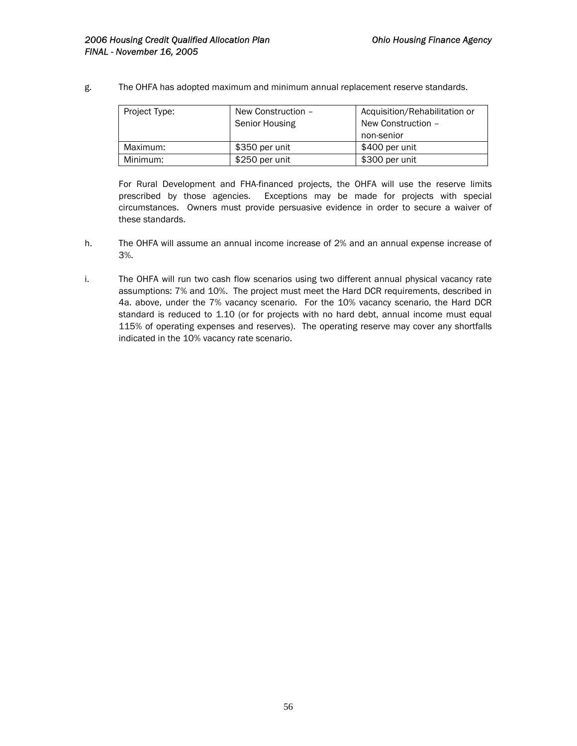g. The OHFA has adopted maximum and minimum annual replacement reserve standards.

| Project Type: | New Construction – Senior Housing | Acquisition/Rehabilitation or New Construction – non-senior |
|---|---|---|
| Maximum: | $350 per unit | $400 per unit |
| Minimum: | $250 per unit | $300 per unit |

For Rural Development and FHA-financed projects, the OHFA will use the reserve limits prescribed by those agencies. Exceptions may be made for projects with special circumstances. Owners must provide persuasive evidence in order to secure a waiver of these standards.

h. The OHFA will assume an annual income increase of 2% and an annual expense increase of 3%.

i. The OHFA will run two cash flow scenarios using two different annual physical vacancy rate assumptions: 7% and 10%. The project must meet the Hard DCR requirements, described in 4a. above, under the 7% vacancy scenario. For the 10% vacancy scenario, the Hard DCR standard is reduced to 1.10 (or for projects with no hard debt, annual income must equal 115% of operating expenses and reserves). The operating reserve may cover any shortfalls indicated in the 10% vacancy rate scenario.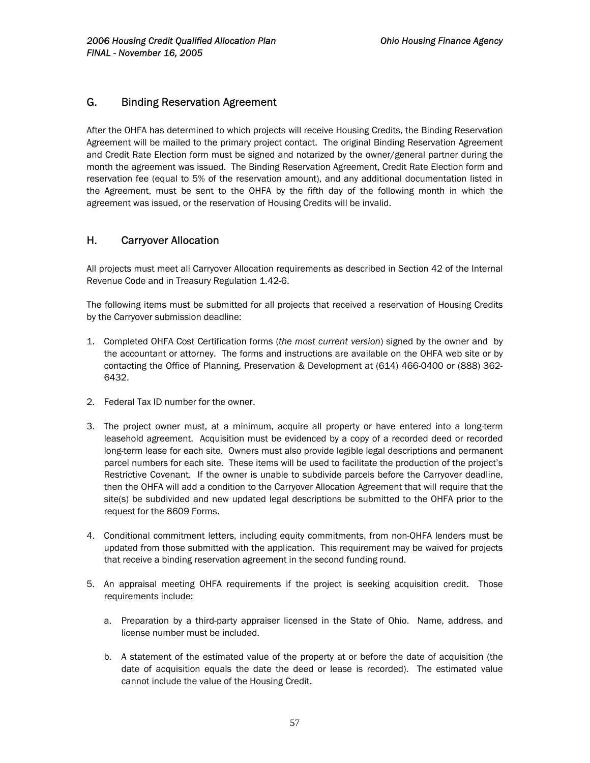## G. Binding Reservation Agreement

After the OHFA has determined to which projects will receive Housing Credits, the Binding Reservation Agreement will be mailed to the primary project contact. The original Binding Reservation Agreement and Credit Rate Election form must be signed and notarized by the owner/general partner during the month the agreement was issued. The Binding Reservation Agreement, Credit Rate Election form and reservation fee (equal to 5% of the reservation amount), and any additional documentation listed in the Agreement, must be sent to the OHFA by the fifth day of the following month in which the agreement was issued, or the reservation of Housing Credits will be invalid.

## H. Carryover Allocation

All projects must meet all Carryover Allocation requirements as described in Section 42 of the Internal Revenue Code and in Treasury Regulation 1.42-6.

The following items must be submitted for all projects that received a reservation of Housing Credits by the Carryover submission deadline:

1. Completed OHFA Cost Certification forms (*the most current version*) signed by the owner and by the accountant or attorney. The forms and instructions are available on the OHFA web site or by contacting the Office of Planning, Preservation & Development at (614) 466-0400 or (888) 362-6432.

2. Federal Tax ID number for the owner.

3. The project owner must, at a minimum, acquire all property or have entered into a long-term leasehold agreement. Acquisition must be evidenced by a copy of a recorded deed or recorded long-term lease for each site. Owners must also provide legible legal descriptions and permanent parcel numbers for each site. These items will be used to facilitate the production of the project's Restrictive Covenant. If the owner is unable to subdivide parcels before the Carryover deadline, then the OHFA will add a condition to the Carryover Allocation Agreement that will require that the site(s) be subdivided and new updated legal descriptions be submitted to the OHFA prior to the request for the 8609 Forms.

4. Conditional commitment letters, including equity commitments, from non-OHFA lenders must be updated from those submitted with the application. This requirement may be waived for projects that receive a binding reservation agreement in the second funding round.

5. An appraisal meeting OHFA requirements if the project is seeking acquisition credit. Those requirements include:

   a. Preparation by a third-party appraiser licensed in the State of Ohio. Name, address, and license number must be included.

   b. A statement of the estimated value of the property at or before the date of acquisition (the date of acquisition equals the date the deed or lease is recorded). The estimated value cannot include the value of the Housing Credit.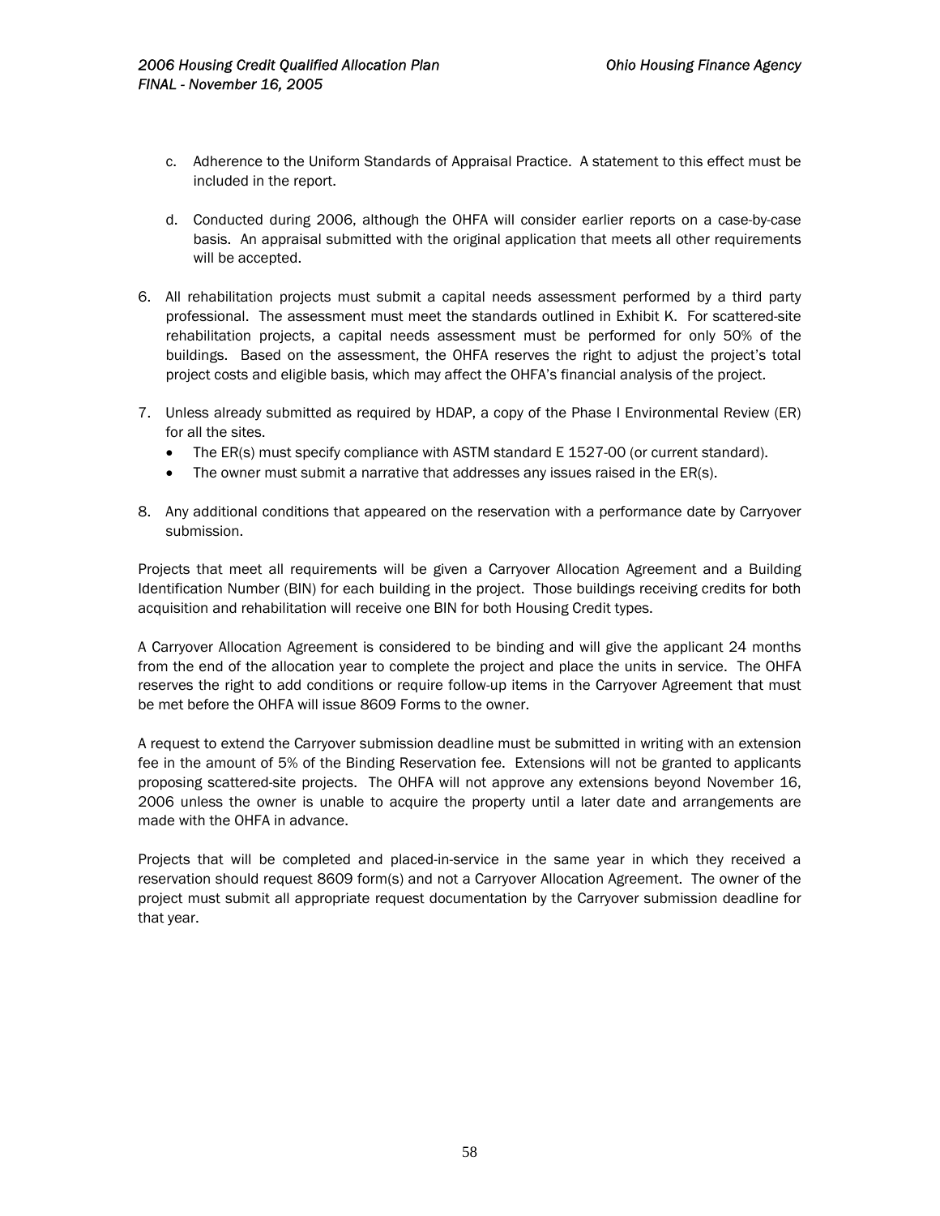c. Adherence to the Uniform Standards of Appraisal Practice. A statement to this effect must be included in the report.

d. Conducted during 2006, although the OHFA will consider earlier reports on a case-by-case basis. An appraisal submitted with the original application that meets all other requirements will be accepted.

6. All rehabilitation projects must submit a capital needs assessment performed by a third party professional. The assessment must meet the standards outlined in Exhibit K. For scattered-site rehabilitation projects, a capital needs assessment must be performed for only 50% of the buildings. Based on the assessment, the OHFA reserves the right to adjust the project's total project costs and eligible basis, which may affect the OHFA's financial analysis of the project.

7. Unless already submitted as required by HDAP, a copy of the Phase I Environmental Review (ER) for all the sites.
   - The ER(s) must specify compliance with ASTM standard E 1527-00 (or current standard).
   - The owner must submit a narrative that addresses any issues raised in the ER(s).

8. Any additional conditions that appeared on the reservation with a performance date by Carryover submission.

Projects that meet all requirements will be given a Carryover Allocation Agreement and a Building Identification Number (BIN) for each building in the project. Those buildings receiving credits for both acquisition and rehabilitation will receive one BIN for both Housing Credit types.

A Carryover Allocation Agreement is considered to be binding and will give the applicant 24 months from the end of the allocation year to complete the project and place the units in service. The OHFA reserves the right to add conditions or require follow-up items in the Carryover Agreement that must be met before the OHFA will issue 8609 Forms to the owner.

A request to extend the Carryover submission deadline must be submitted in writing with an extension fee in the amount of 5% of the Binding Reservation fee. Extensions will not be granted to applicants proposing scattered-site projects. The OHFA will not approve any extensions beyond November 16, 2006 unless the owner is unable to acquire the property until a later date and arrangements are made with the OHFA in advance.

Projects that will be completed and placed-in-service in the same year in which they received a reservation should request 8609 form(s) and not a Carryover Allocation Agreement. The owner of the project must submit all appropriate request documentation by the Carryover submission deadline for that year.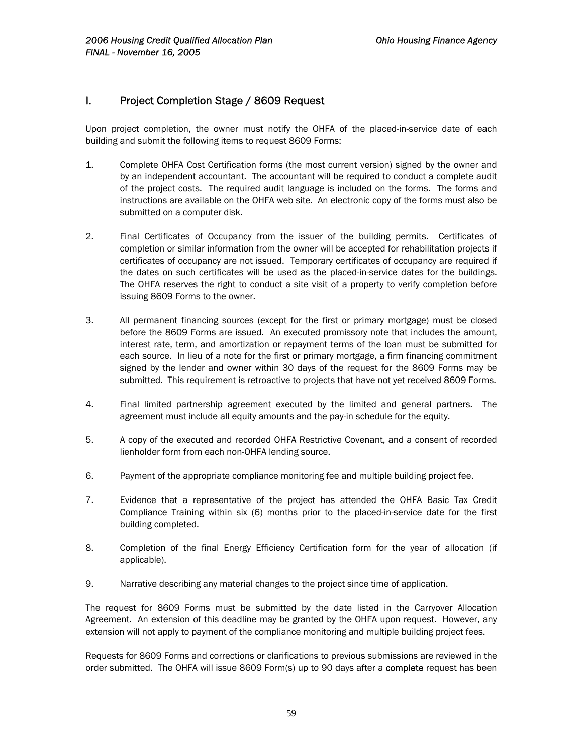## I. Project Completion Stage / 8609 Request

Upon project completion, the owner must notify the OHFA of the placed-in-service date of each building and submit the following items to request 8609 Forms:

1. Complete OHFA Cost Certification forms (the most current version) signed by the owner and by an independent accountant. The accountant will be required to conduct a complete audit of the project costs. The required audit language is included on the forms. The forms and instructions are available on the OHFA web site. An electronic copy of the forms must also be submitted on a computer disk.

2. Final Certificates of Occupancy from the issuer of the building permits. Certificates of completion or similar information from the owner will be accepted for rehabilitation projects if certificates of occupancy are not issued. Temporary certificates of occupancy are required if the dates on such certificates will be used as the placed-in-service dates for the buildings. The OHFA reserves the right to conduct a site visit of a property to verify completion before issuing 8609 Forms to the owner.

3. All permanent financing sources (except for the first or primary mortgage) must be closed before the 8609 Forms are issued. An executed promissory note that includes the amount, interest rate, term, and amortization or repayment terms of the loan must be submitted for each source. In lieu of a note for the first or primary mortgage, a firm financing commitment signed by the lender and owner within 30 days of the request for the 8609 Forms may be submitted. This requirement is retroactive to projects that have not yet received 8609 Forms.

4. Final limited partnership agreement executed by the limited and general partners. The agreement must include all equity amounts and the pay-in schedule for the equity.

5. A copy of the executed and recorded OHFA Restrictive Covenant, and a consent of recorded lienholder form from each non-OHFA lending source.

6. Payment of the appropriate compliance monitoring fee and multiple building project fee.

7. Evidence that a representative of the project has attended the OHFA Basic Tax Credit Compliance Training within six (6) months prior to the placed-in-service date for the first building completed.

8. Completion of the final Energy Efficiency Certification form for the year of allocation (if applicable).

9. Narrative describing any material changes to the project since time of application.

The request for 8609 Forms must be submitted by the date listed in the Carryover Allocation Agreement. An extension of this deadline may be granted by the OHFA upon request. However, any extension will not apply to payment of the compliance monitoring and multiple building project fees.

Requests for 8609 Forms and corrections or clarifications to previous submissions are reviewed in the order submitted. The OHFA will issue 8609 Form(s) up to 90 days after a **complete** request has been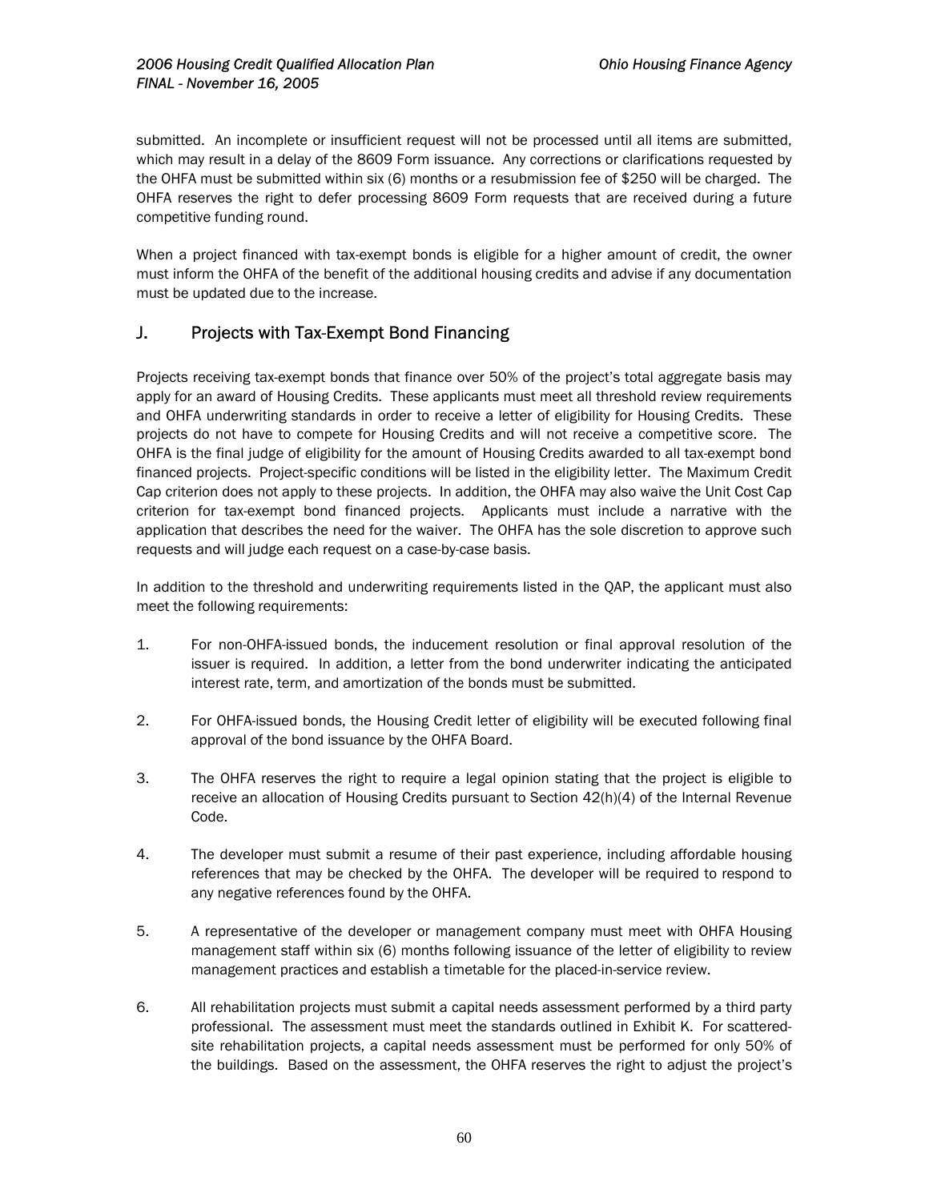submitted. An incomplete or insufficient request will not be processed until all items are submitted, which may result in a delay of the 8609 Form issuance. Any corrections or clarifications requested by the OHFA must be submitted within six (6) months or a resubmission fee of $250 will be charged. The OHFA reserves the right to defer processing 8609 Form requests that are received during a future competitive funding round.

When a project financed with tax-exempt bonds is eligible for a higher amount of credit, the owner must inform the OHFA of the benefit of the additional housing credits and advise if any documentation must be updated due to the increase.

## J. Projects with Tax-Exempt Bond Financing

Projects receiving tax-exempt bonds that finance over 50% of the project's total aggregate basis may apply for an award of Housing Credits. These applicants must meet all threshold review requirements and OHFA underwriting standards in order to receive a letter of eligibility for Housing Credits. These projects do not have to compete for Housing Credits and will not receive a competitive score. The OHFA is the final judge of eligibility for the amount of Housing Credits awarded to all tax-exempt bond financed projects. Project-specific conditions will be listed in the eligibility letter. The Maximum Credit Cap criterion does not apply to these projects. In addition, the OHFA may also waive the Unit Cost Cap criterion for tax-exempt bond financed projects. Applicants must include a narrative with the application that describes the need for the waiver. The OHFA has the sole discretion to approve such requests and will judge each request on a case-by-case basis.

In addition to the threshold and underwriting requirements listed in the QAP, the applicant must also meet the following requirements:

1. For non-OHFA-issued bonds, the inducement resolution or final approval resolution of the issuer is required. In addition, a letter from the bond underwriter indicating the anticipated interest rate, term, and amortization of the bonds must be submitted.

2. For OHFA-issued bonds, the Housing Credit letter of eligibility will be executed following final approval of the bond issuance by the OHFA Board.

3. The OHFA reserves the right to require a legal opinion stating that the project is eligible to receive an allocation of Housing Credits pursuant to Section 42(h)(4) of the Internal Revenue Code.

4. The developer must submit a resume of their past experience, including affordable housing references that may be checked by the OHFA. The developer will be required to respond to any negative references found by the OHFA.

5. A representative of the developer or management company must meet with OHFA Housing management staff within six (6) months following issuance of the letter of eligibility to review management practices and establish a timetable for the placed-in-service review.

6. All rehabilitation projects must submit a capital needs assessment performed by a third party professional. The assessment must meet the standards outlined in Exhibit K. For scattered-site rehabilitation projects, a capital needs assessment must be performed for only 50% of the buildings. Based on the assessment, the OHFA reserves the right to adjust the project's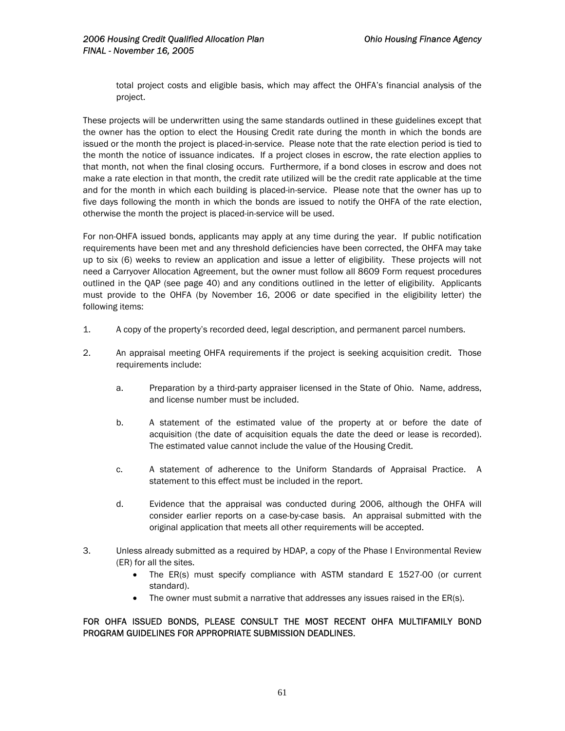total project costs and eligible basis, which may affect the OHFA's financial analysis of the project.

These projects will be underwritten using the same standards outlined in these guidelines except that the owner has the option to elect the Housing Credit rate during the month in which the bonds are issued or the month the project is placed-in-service. Please note that the rate election period is tied to the month the notice of issuance indicates. If a project closes in escrow, the rate election applies to that month, not when the final closing occurs. Furthermore, if a bond closes in escrow and does not make a rate election in that month, the credit rate utilized will be the credit rate applicable at the time and for the month in which each building is placed-in-service. Please note that the owner has up to five days following the month in which the bonds are issued to notify the OHFA of the rate election, otherwise the month the project is placed-in-service will be used.

For non-OHFA issued bonds, applicants may apply at any time during the year. If public notification requirements have been met and any threshold deficiencies have been corrected, the OHFA may take up to six (6) weeks to review an application and issue a letter of eligibility. These projects will not need a Carryover Allocation Agreement, but the owner must follow all 8609 Form request procedures outlined in the QAP (see page 40) and any conditions outlined in the letter of eligibility. Applicants must provide to the OHFA (by November 16, 2006 or date specified in the eligibility letter) the following items:

1. A copy of the property's recorded deed, legal description, and permanent parcel numbers.

2. An appraisal meeting OHFA requirements if the project is seeking acquisition credit. Those requirements include:

   a. Preparation by a third-party appraiser licensed in the State of Ohio. Name, address, and license number must be included.

   b. A statement of the estimated value of the property at or before the date of acquisition (the date of acquisition equals the date the deed or lease is recorded). The estimated value cannot include the value of the Housing Credit.

   c. A statement of adherence to the Uniform Standards of Appraisal Practice. A statement to this effect must be included in the report.

   d. Evidence that the appraisal was conducted during 2006, although the OHFA will consider earlier reports on a case-by-case basis. An appraisal submitted with the original application that meets all other requirements will be accepted.

3. Unless already submitted as a required by HDAP, a copy of the Phase I Environmental Review (ER) for all the sites.
   - The ER(s) must specify compliance with ASTM standard E 1527-00 (or current standard).
   - The owner must submit a narrative that addresses any issues raised in the ER(s).

FOR OHFA ISSUED BONDS, PLEASE CONSULT THE MOST RECENT OHFA MULTIFAMILY BOND PROGRAM GUIDELINES FOR APPROPRIATE SUBMISSION DEADLINES.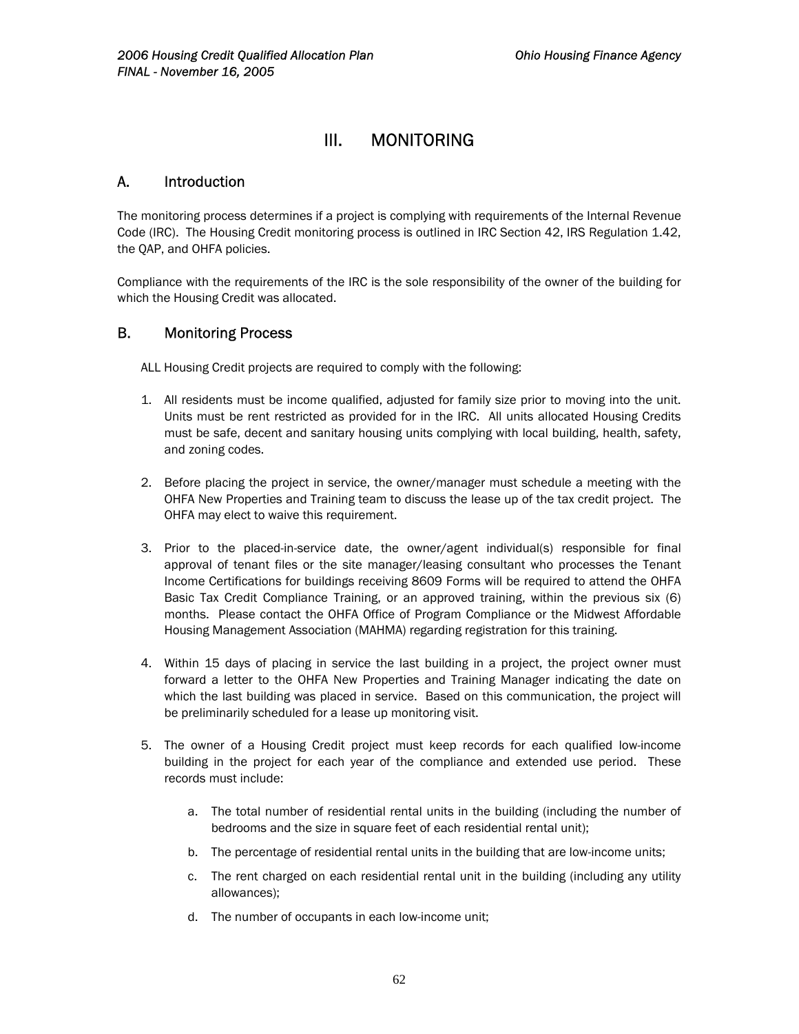# III. MONITORING

## A. Introduction

The monitoring process determines if a project is complying with requirements of the Internal Revenue Code (IRC). The Housing Credit monitoring process is outlined in IRC Section 42, IRS Regulation 1.42, the QAP, and OHFA policies.

Compliance with the requirements of the IRC is the sole responsibility of the owner of the building for which the Housing Credit was allocated.

## B. Monitoring Process

ALL Housing Credit projects are required to comply with the following:

1. All residents must be income qualified, adjusted for family size prior to moving into the unit. Units must be rent restricted as provided for in the IRC. All units allocated Housing Credits must be safe, decent and sanitary housing units complying with local building, health, safety, and zoning codes.

2. Before placing the project in service, the owner/manager must schedule a meeting with the OHFA New Properties and Training team to discuss the lease up of the tax credit project. The OHFA may elect to waive this requirement.

3. Prior to the placed-in-service date, the owner/agent individual(s) responsible for final approval of tenant files or the site manager/leasing consultant who processes the Tenant Income Certifications for buildings receiving 8609 Forms will be required to attend the OHFA Basic Tax Credit Compliance Training, or an approved training, within the previous six (6) months. Please contact the OHFA Office of Program Compliance or the Midwest Affordable Housing Management Association (MAHMA) regarding registration for this training.

4. Within 15 days of placing in service the last building in a project, the project owner must forward a letter to the OHFA New Properties and Training Manager indicating the date on which the last building was placed in service. Based on this communication, the project will be preliminarily scheduled for a lease up monitoring visit.

5. The owner of a Housing Credit project must keep records for each qualified low-income building in the project for each year of the compliance and extended use period. These records must include:

   a. The total number of residential rental units in the building (including the number of bedrooms and the size in square feet of each residential rental unit);

   b. The percentage of residential rental units in the building that are low-income units;

   c. The rent charged on each residential rental unit in the building (including any utility allowances);

   d. The number of occupants in each low-income unit;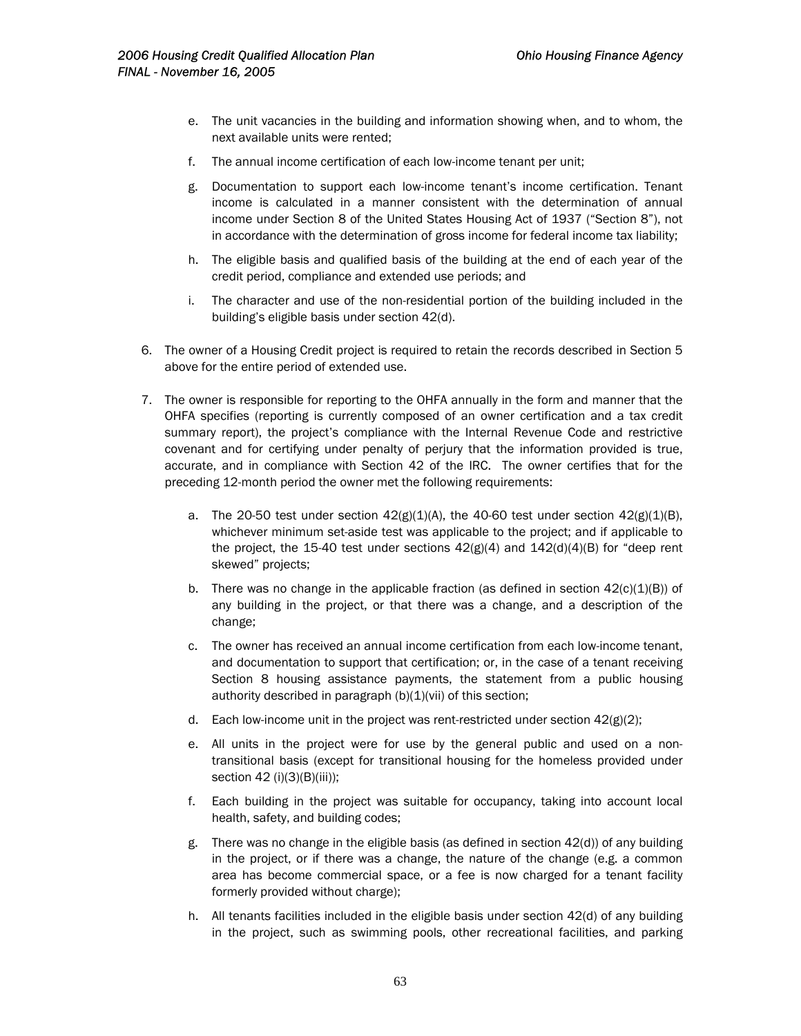e. The unit vacancies in the building and information showing when, and to whom, the next available units were rented;

f. The annual income certification of each low-income tenant per unit;

g. Documentation to support each low-income tenant's income certification. Tenant income is calculated in a manner consistent with the determination of annual income under Section 8 of the United States Housing Act of 1937 ("Section 8"), not in accordance with the determination of gross income for federal income tax liability;

h. The eligible basis and qualified basis of the building at the end of each year of the credit period, compliance and extended use periods; and

i. The character and use of the non-residential portion of the building included in the building's eligible basis under section 42(d).

6. The owner of a Housing Credit project is required to retain the records described in Section 5 above for the entire period of extended use.

7. The owner is responsible for reporting to the OHFA annually in the form and manner that the OHFA specifies (reporting is currently composed of an owner certification and a tax credit summary report), the project's compliance with the Internal Revenue Code and restrictive covenant and for certifying under penalty of perjury that the information provided is true, accurate, and in compliance with Section 42 of the IRC. The owner certifies that for the preceding 12-month period the owner met the following requirements:

   a. The 20-50 test under section 42(g)(1)(A), the 40-60 test under section 42(g)(1)(B), whichever minimum set-aside test was applicable to the project; and if applicable to the project, the 15-40 test under sections 42(g)(4) and 142(d)(4)(B) for "deep rent skewed" projects;

   b. There was no change in the applicable fraction (as defined in section 42(c)(1)(B)) of any building in the project, or that there was a change, and a description of the change;

   c. The owner has received an annual income certification from each low-income tenant, and documentation to support that certification; or, in the case of a tenant receiving Section 8 housing assistance payments, the statement from a public housing authority described in paragraph (b)(1)(vii) of this section;

   d. Each low-income unit in the project was rent-restricted under section 42(g)(2);

   e. All units in the project were for use by the general public and used on a non-transitional basis (except for transitional housing for the homeless provided under section 42 (i)(3)(B)(iii));

   f. Each building in the project was suitable for occupancy, taking into account local health, safety, and building codes;

   g. There was no change in the eligible basis (as defined in section 42(d)) of any building in the project, or if there was a change, the nature of the change (e.g. a common area has become commercial space, or a fee is now charged for a tenant facility formerly provided without charge);

   h. All tenants facilities included in the eligible basis under section 42(d) of any building in the project, such as swimming pools, other recreational facilities, and parking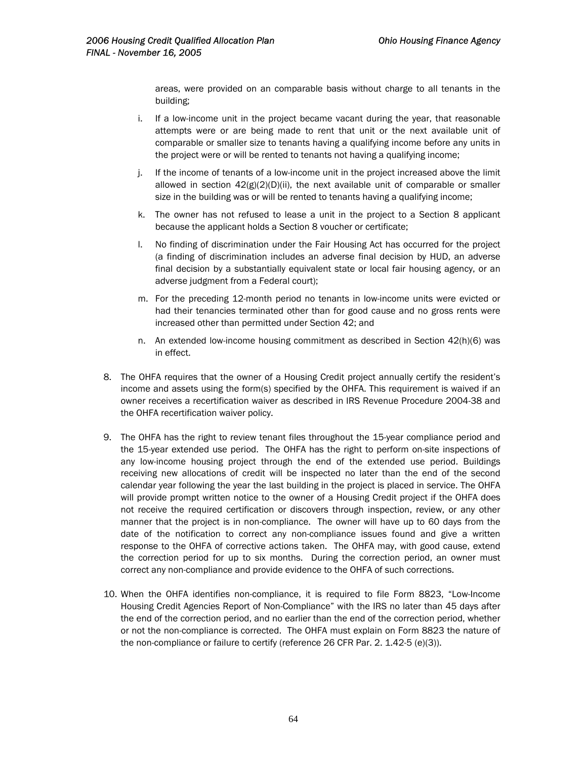areas, were provided on an comparable basis without charge to all tenants in the building;

i. If a low-income unit in the project became vacant during the year, that reasonable attempts were or are being made to rent that unit or the next available unit of comparable or smaller size to tenants having a qualifying income before any units in the project were or will be rented to tenants not having a qualifying income;

j. If the income of tenants of a low-income unit in the project increased above the limit allowed in section 42(g)(2)(D)(ii), the next available unit of comparable or smaller size in the building was or will be rented to tenants having a qualifying income;

k. The owner has not refused to lease a unit in the project to a Section 8 applicant because the applicant holds a Section 8 voucher or certificate;

l. No finding of discrimination under the Fair Housing Act has occurred for the project (a finding of discrimination includes an adverse final decision by HUD, an adverse final decision by a substantially equivalent state or local fair housing agency, or an adverse judgment from a Federal court);

m. For the preceding 12-month period no tenants in low-income units were evicted or had their tenancies terminated other than for good cause and no gross rents were increased other than permitted under Section 42; and

n. An extended low-income housing commitment as described in Section 42(h)(6) was in effect.

8. The OHFA requires that the owner of a Housing Credit project annually certify the resident's income and assets using the form(s) specified by the OHFA. This requirement is waived if an owner receives a recertification waiver as described in IRS Revenue Procedure 2004-38 and the OHFA recertification waiver policy.

9. The OHFA has the right to review tenant files throughout the 15-year compliance period and the 15-year extended use period. The OHFA has the right to perform on-site inspections of any low-income housing project through the end of the extended use period. Buildings receiving new allocations of credit will be inspected no later than the end of the second calendar year following the year the last building in the project is placed in service. The OHFA will provide prompt written notice to the owner of a Housing Credit project if the OHFA does not receive the required certification or discovers through inspection, review, or any other manner that the project is in non-compliance. The owner will have up to 60 days from the date of the notification to correct any non-compliance issues found and give a written response to the OHFA of corrective actions taken. The OHFA may, with good cause, extend the correction period for up to six months. During the correction period, an owner must correct any non-compliance and provide evidence to the OHFA of such corrections.

10. When the OHFA identifies non-compliance, it is required to file Form 8823, "Low-Income Housing Credit Agencies Report of Non-Compliance" with the IRS no later than 45 days after the end of the correction period, and no earlier than the end of the correction period, whether or not the non-compliance is corrected. The OHFA must explain on Form 8823 the nature of the non-compliance or failure to certify (reference 26 CFR Par. 2. 1.42-5 (e)(3)).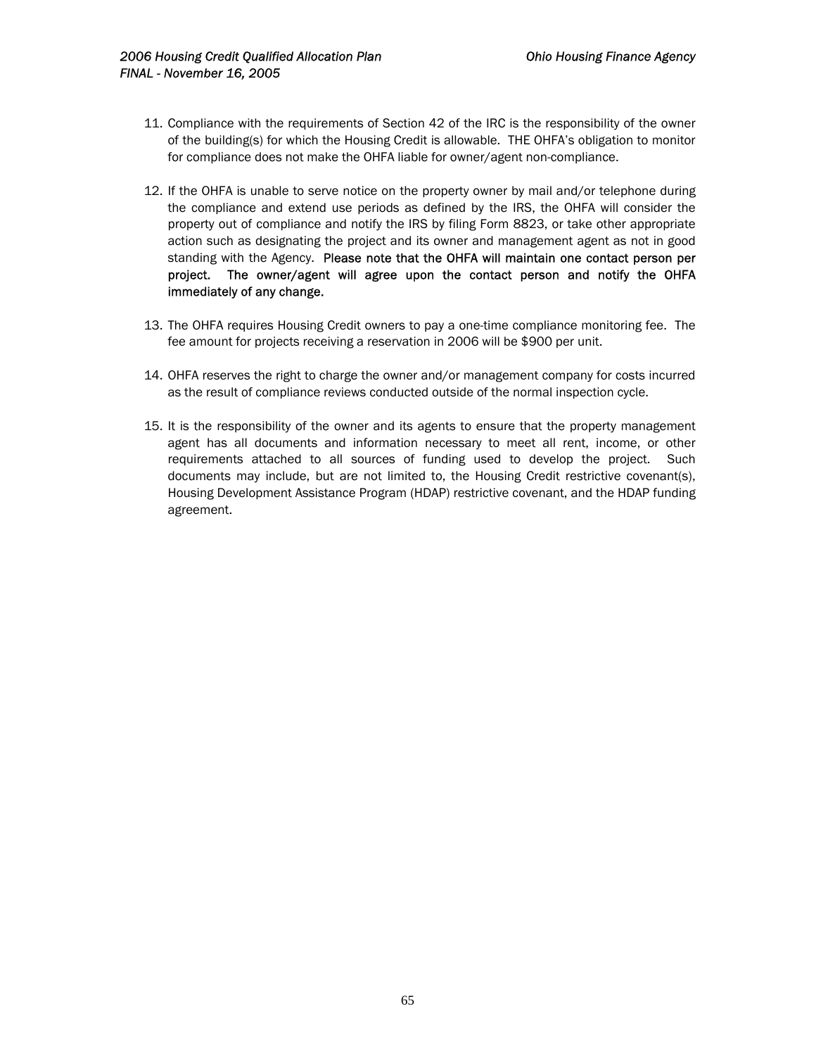11. Compliance with the requirements of Section 42 of the IRC is the responsibility of the owner of the building(s) for which the Housing Credit is allowable. THE OHFA's obligation to monitor for compliance does not make the OHFA liable for owner/agent non-compliance.

12. If the OHFA is unable to serve notice on the property owner by mail and/or telephone during the compliance and extend use periods as defined by the IRS, the OHFA will consider the property out of compliance and notify the IRS by filing Form 8823, or take other appropriate action such as designating the project and its owner and management agent as not in good standing with the Agency. **Please note that the OHFA will maintain one contact person per project. The owner/agent will agree upon the contact person and notify the OHFA immediately of any change.**

13. The OHFA requires Housing Credit owners to pay a one-time compliance monitoring fee. The fee amount for projects receiving a reservation in 2006 will be $900 per unit.

14. OHFA reserves the right to charge the owner and/or management company for costs incurred as the result of compliance reviews conducted outside of the normal inspection cycle.

15. It is the responsibility of the owner and its agents to ensure that the property management agent has all documents and information necessary to meet all rent, income, or other requirements attached to all sources of funding used to develop the project. Such documents may include, but are not limited to, the Housing Credit restrictive covenant(s), Housing Development Assistance Program (HDAP) restrictive covenant, and the HDAP funding agreement.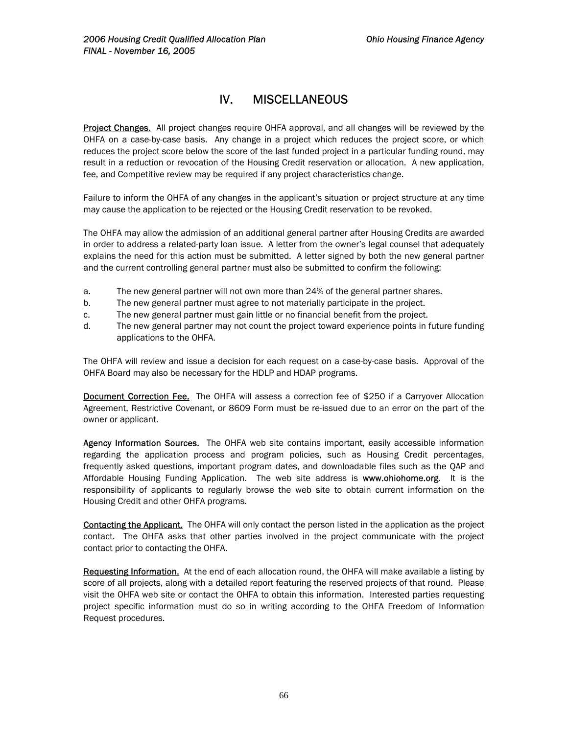# IV. MISCELLANEOUS

<u>Project Changes.</u> All project changes require OHFA approval, and all changes will be reviewed by the OHFA on a case-by-case basis. Any change in a project which reduces the project score, or which reduces the project score below the score of the last funded project in a particular funding round, may result in a reduction or revocation of the Housing Credit reservation or allocation. A new application, fee, and Competitive review may be required if any project characteristics change.

Failure to inform the OHFA of any changes in the applicant's situation or project structure at any time may cause the application to be rejected or the Housing Credit reservation to be revoked.

The OHFA may allow the admission of an additional general partner after Housing Credits are awarded in order to address a related-party loan issue. A letter from the owner's legal counsel that adequately explains the need for this action must be submitted. A letter signed by both the new general partner and the current controlling general partner must also be submitted to confirm the following:

a. The new general partner will not own more than 24% of the general partner shares.
b. The new general partner must agree to not materially participate in the project.
c. The new general partner must gain little or no financial benefit from the project.
d. The new general partner may not count the project toward experience points in future funding applications to the OHFA.

The OHFA will review and issue a decision for each request on a case-by-case basis. Approval of the OHFA Board may also be necessary for the HDLP and HDAP programs.

<u>Document Correction Fee.</u> The OHFA will assess a correction fee of $250 if a Carryover Allocation Agreement, Restrictive Covenant, or 8609 Form must be re-issued due to an error on the part of the owner or applicant.

<u>Agency Information Sources.</u> The OHFA web site contains important, easily accessible information regarding the application process and program policies, such as Housing Credit percentages, frequently asked questions, important program dates, and downloadable files such as the QAP and Affordable Housing Funding Application. The web site address is **www.ohiohome.org**. It is the responsibility of applicants to regularly browse the web site to obtain current information on the Housing Credit and other OHFA programs.

<u>Contacting the Applicant.</u> The OHFA will only contact the person listed in the application as the project contact. The OHFA asks that other parties involved in the project communicate with the project contact prior to contacting the OHFA.

<u>Requesting Information.</u> At the end of each allocation round, the OHFA will make available a listing by score of all projects, along with a detailed report featuring the reserved projects of that round. Please visit the OHFA web site or contact the OHFA to obtain this information. Interested parties requesting project specific information must do so in writing according to the OHFA Freedom of Information Request procedures.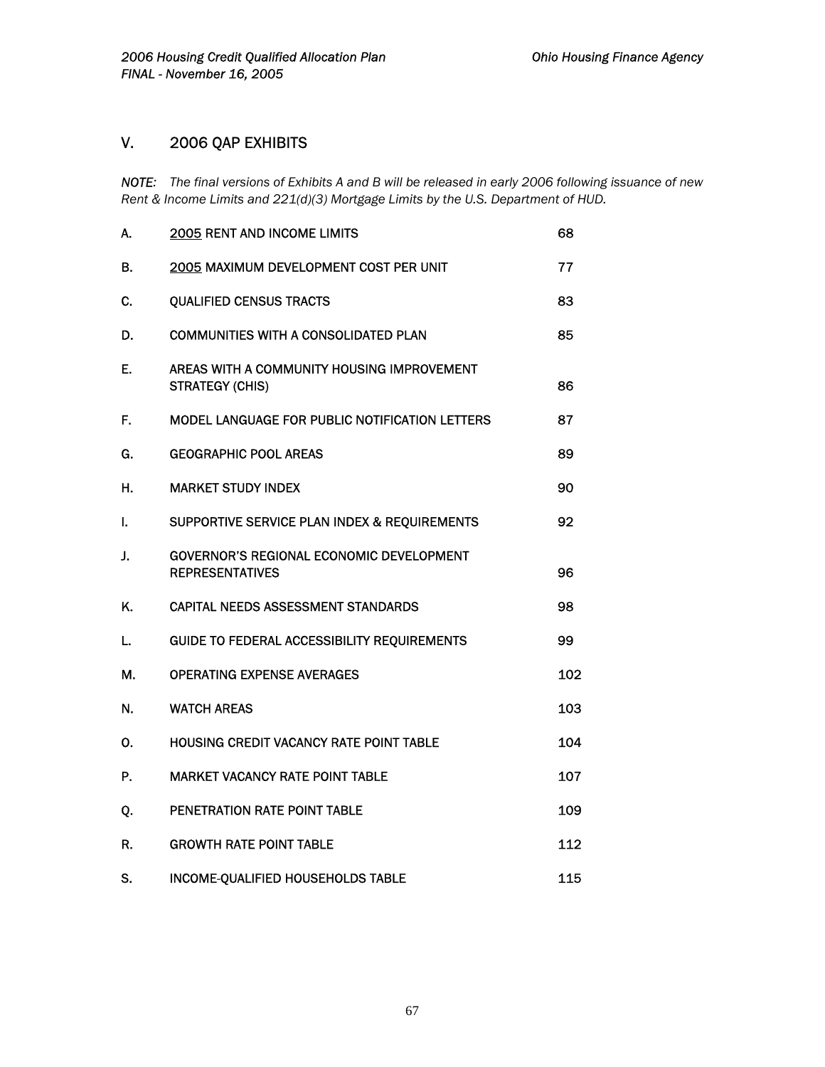## V. 2006 QAP EXHIBITS

*NOTE: The final versions of Exhibits A and B will be released in early 2006 following issuance of new Rent & Income Limits and 221(d)(3) Mortgage Limits by the U.S. Department of HUD.*

| | | |
|---|---|---|
| A. | <u>2005</u> RENT AND INCOME LIMITS | 68 |
| B. | <u>2005</u> MAXIMUM DEVELOPMENT COST PER UNIT | 77 |
| C. | QUALIFIED CENSUS TRACTS | 83 |
| D. | COMMUNITIES WITH A CONSOLIDATED PLAN | 85 |
| E. | AREAS WITH A COMMUNITY HOUSING IMPROVEMENT STRATEGY (CHIS) | 86 |
| F. | MODEL LANGUAGE FOR PUBLIC NOTIFICATION LETTERS | 87 |
| G. | GEOGRAPHIC POOL AREAS | 89 |
| H. | MARKET STUDY INDEX | 90 |
| I. | SUPPORTIVE SERVICE PLAN INDEX & REQUIREMENTS | 92 |
| J. | GOVERNOR'S REGIONAL ECONOMIC DEVELOPMENT REPRESENTATIVES | 96 |
| K. | CAPITAL NEEDS ASSESSMENT STANDARDS | 98 |
| L. | GUIDE TO FEDERAL ACCESSIBILITY REQUIREMENTS | 99 |
| M. | OPERATING EXPENSE AVERAGES | 102 |
| N. | WATCH AREAS | 103 |
| O. | HOUSING CREDIT VACANCY RATE POINT TABLE | 104 |
| P. | MARKET VACANCY RATE POINT TABLE | 107 |
| Q. | PENETRATION RATE POINT TABLE | 109 |
| R. | GROWTH RATE POINT TABLE | 112 |
| S. | INCOME-QUALIFIED HOUSEHOLDS TABLE | 115 |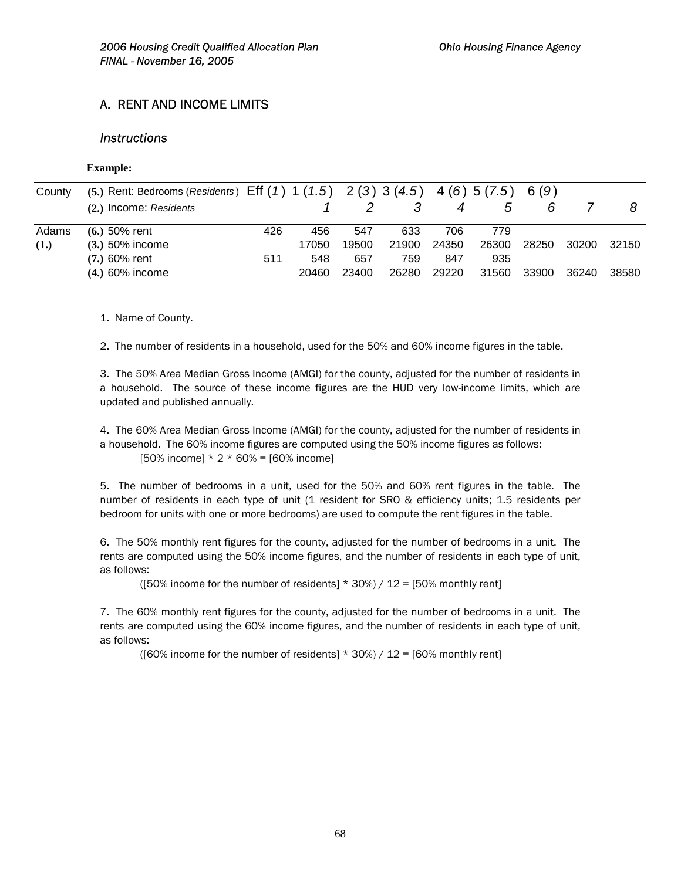## A. RENT AND INCOME LIMITS

### *Instructions*

**Example:**

| County | (5.) Rent: Bedrooms (*Residents*) / (2.) Income: *Residents* | Eff (*1*) | 1 (*1.5*) / *1* | 2 (*3*) / *2* | 3 (*4.5*) / *3* | 4 (*6*) / *4* | 5 (*7.5*) / *5* | 6 (*9*) / *6* | *7* | *8* |
|---|---|---|---|---|---|---|---|---|---|---|
| Adams **(1.)** | **(6.)** 50% rent | 426 | 456 | 547 | 633 | 706 | 779 | | | |
| | **(3.)** 50% income | | 17050 | 19500 | 21900 | 24350 | 26300 | 28250 | 30200 | 32150 |
| | **(7.)** 60% rent | 511 | 548 | 657 | 759 | 847 | 935 | | | |
| | **(4.)** 60% income | | 20460 | 23400 | 26280 | 29220 | 31560 | 33900 | 36240 | 38580 |

1. Name of County.

2. The number of residents in a household, used for the 50% and 60% income figures in the table.

3. The 50% Area Median Gross Income (AMGI) for the county, adjusted for the number of residents in a household. The source of these income figures are the HUD very low-income limits, which are updated and published annually.

4. The 60% Area Median Gross Income (AMGI) for the county, adjusted for the number of residents in a household. The 60% income figures are computed using the 50% income figures as follows:

   [50% income] * 2 * 60% = [60% income]

5. The number of bedrooms in a unit, used for the 50% and 60% rent figures in the table. The number of residents in each type of unit (1 resident for SRO & efficiency units; 1.5 residents per bedroom for units with one or more bedrooms) are used to compute the rent figures in the table.

6. The 50% monthly rent figures for the county, adjusted for the number of bedrooms in a unit. The rents are computed using the 50% income figures, and the number of residents in each type of unit, as follows:

   ([50% income for the number of residents] * 30%) / 12 = [50% monthly rent]

7. The 60% monthly rent figures for the county, adjusted for the number of bedrooms in a unit. The rents are computed using the 60% income figures, and the number of residents in each type of unit, as follows:

   ([60% income for the number of residents] * 30%) / 12 = [60% monthly rent]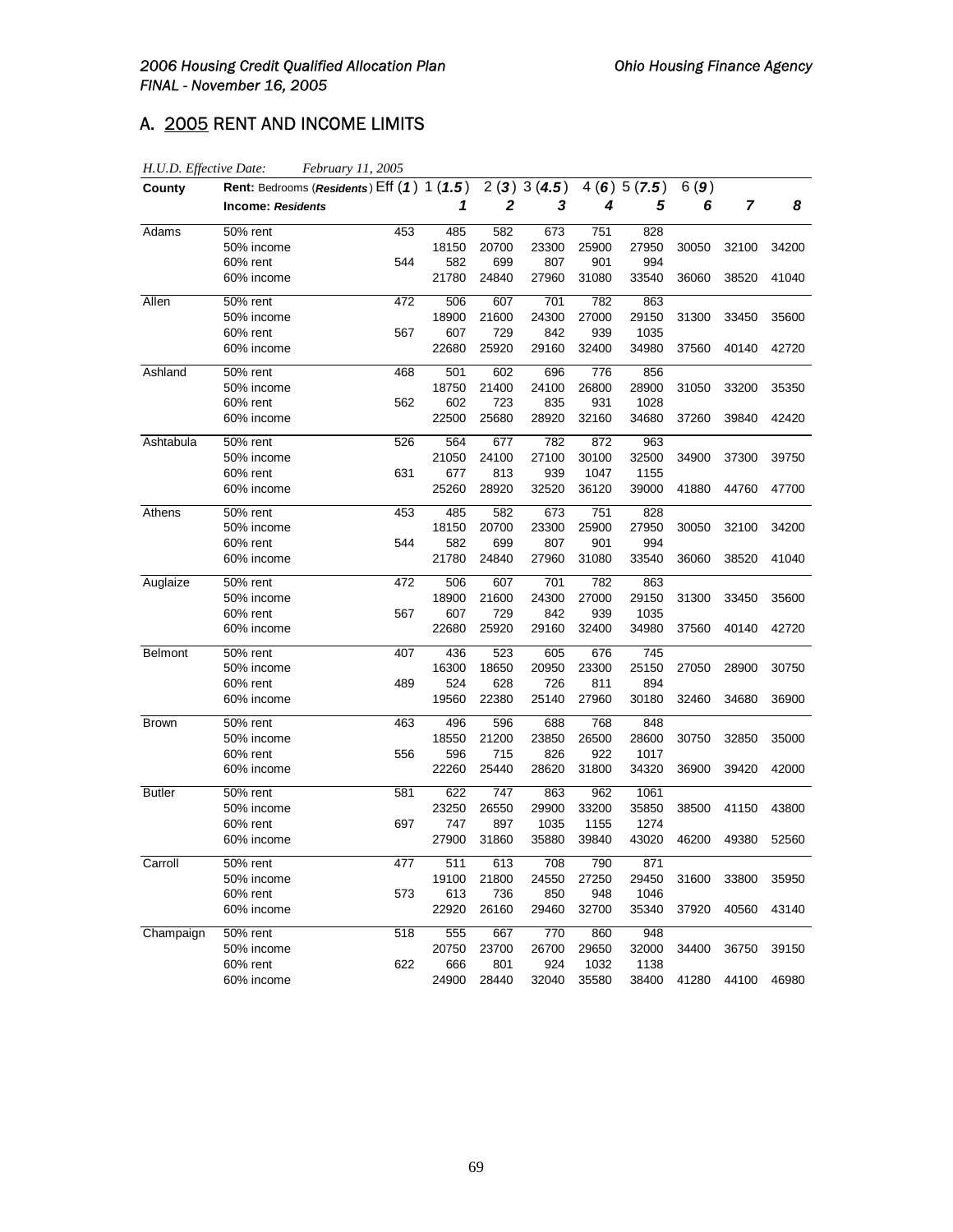## A. 2005 RENT AND INCOME LIMITS

*H.U.D. Effective Date: February 11, 2005*

| County | Rent: Bedrooms (*Residents*) / Income: *Residents* | Eff (*1*) | 1 (*1.5*) / 1 | 2 (*3*) / 2 | 3 (*4.5*) / 3 | 4 (*6*) / 4 | 5 (*7.5*) / 5 | 6 (*9*) / 6 | 7 | 8 |
|---|---|---|---|---|---|---|---|---|---|---|
| Adams | 50% rent | 453 | 485 | 582 | 673 | 751 | 828 | | | |
| | 50% income | | 18150 | 20700 | 23300 | 25900 | 27950 | 30050 | 32100 | 34200 |
| | 60% rent | 544 | 582 | 699 | 807 | 901 | 994 | | | |
| | 60% income | | 21780 | 24840 | 27960 | 31080 | 33540 | 36060 | 38520 | 41040 |
| Allen | 50% rent | 472 | 506 | 607 | 701 | 782 | 863 | | | |
| | 50% income | | 18900 | 21600 | 24300 | 27000 | 29150 | 31300 | 33450 | 35600 |
| | 60% rent | 567 | 607 | 729 | 842 | 939 | 1035 | | | |
| | 60% income | | 22680 | 25920 | 29160 | 32400 | 34980 | 37560 | 40140 | 42720 |
| Ashland | 50% rent | 468 | 501 | 602 | 696 | 776 | 856 | | | |
| | 50% income | | 18750 | 21400 | 24100 | 26800 | 28900 | 31050 | 33200 | 35350 |
| | 60% rent | 562 | 602 | 723 | 835 | 931 | 1028 | | | |
| | 60% income | | 22500 | 25680 | 28920 | 32160 | 34680 | 37260 | 39840 | 42420 |
| Ashtabula | 50% rent | 526 | 564 | 677 | 782 | 872 | 963 | | | |
| | 50% income | | 21050 | 24100 | 27100 | 30100 | 32500 | 34900 | 37300 | 39750 |
| | 60% rent | 631 | 677 | 813 | 939 | 1047 | 1155 | | | |
| | 60% income | | 25260 | 28920 | 32520 | 36120 | 39000 | 41880 | 44760 | 47700 |
| Athens | 50% rent | 453 | 485 | 582 | 673 | 751 | 828 | | | |
| | 50% income | | 18150 | 20700 | 23300 | 25900 | 27950 | 30050 | 32100 | 34200 |
| | 60% rent | 544 | 582 | 699 | 807 | 901 | 994 | | | |
| | 60% income | | 21780 | 24840 | 27960 | 31080 | 33540 | 36060 | 38520 | 41040 |
| Auglaize | 50% rent | 472 | 506 | 607 | 701 | 782 | 863 | | | |
| | 50% income | | 18900 | 21600 | 24300 | 27000 | 29150 | 31300 | 33450 | 35600 |
| | 60% rent | 567 | 607 | 729 | 842 | 939 | 1035 | | | |
| | 60% income | | 22680 | 25920 | 29160 | 32400 | 34980 | 37560 | 40140 | 42720 |
| Belmont | 50% rent | 407 | 436 | 523 | 605 | 676 | 745 | | | |
| | 50% income | | 16300 | 18650 | 20950 | 23300 | 25150 | 27050 | 28900 | 30750 |
| | 60% rent | 489 | 524 | 628 | 726 | 811 | 894 | | | |
| | 60% income | | 19560 | 22380 | 25140 | 27960 | 30180 | 32460 | 34680 | 36900 |
| Brown | 50% rent | 463 | 496 | 596 | 688 | 768 | 848 | | | |
| | 50% income | | 18550 | 21200 | 23850 | 26500 | 28600 | 30750 | 32850 | 35000 |
| | 60% rent | 556 | 596 | 715 | 826 | 922 | 1017 | | | |
| | 60% income | | 22260 | 25440 | 28620 | 31800 | 34320 | 36900 | 39420 | 42000 |
| Butler | 50% rent | 581 | 622 | 747 | 863 | 962 | 1061 | | | |
| | 50% income | | 23250 | 26550 | 29900 | 33200 | 35850 | 38500 | 41150 | 43800 |
| | 60% rent | 697 | 747 | 897 | 1035 | 1155 | 1274 | | | |
| | 60% income | | 27900 | 31860 | 35880 | 39840 | 43020 | 46200 | 49380 | 52560 |
| Carroll | 50% rent | 477 | 511 | 613 | 708 | 790 | 871 | | | |
| | 50% income | | 19100 | 21800 | 24550 | 27250 | 29450 | 31600 | 33800 | 35950 |
| | 60% rent | 573 | 613 | 736 | 850 | 948 | 1046 | | | |
| | 60% income | | 22920 | 26160 | 29460 | 32700 | 35340 | 37920 | 40560 | 43140 |
| Champaign | 50% rent | 518 | 555 | 667 | 770 | 860 | 948 | | | |
| | 50% income | | 20750 | 23700 | 26700 | 29650 | 32000 | 34400 | 36750 | 39150 |
| | 60% rent | 622 | 666 | 801 | 924 | 1032 | 1138 | | | |
| | 60% income | | 24900 | 28440 | 32040 | 35580 | 38400 | 41280 | 44100 | 46980 |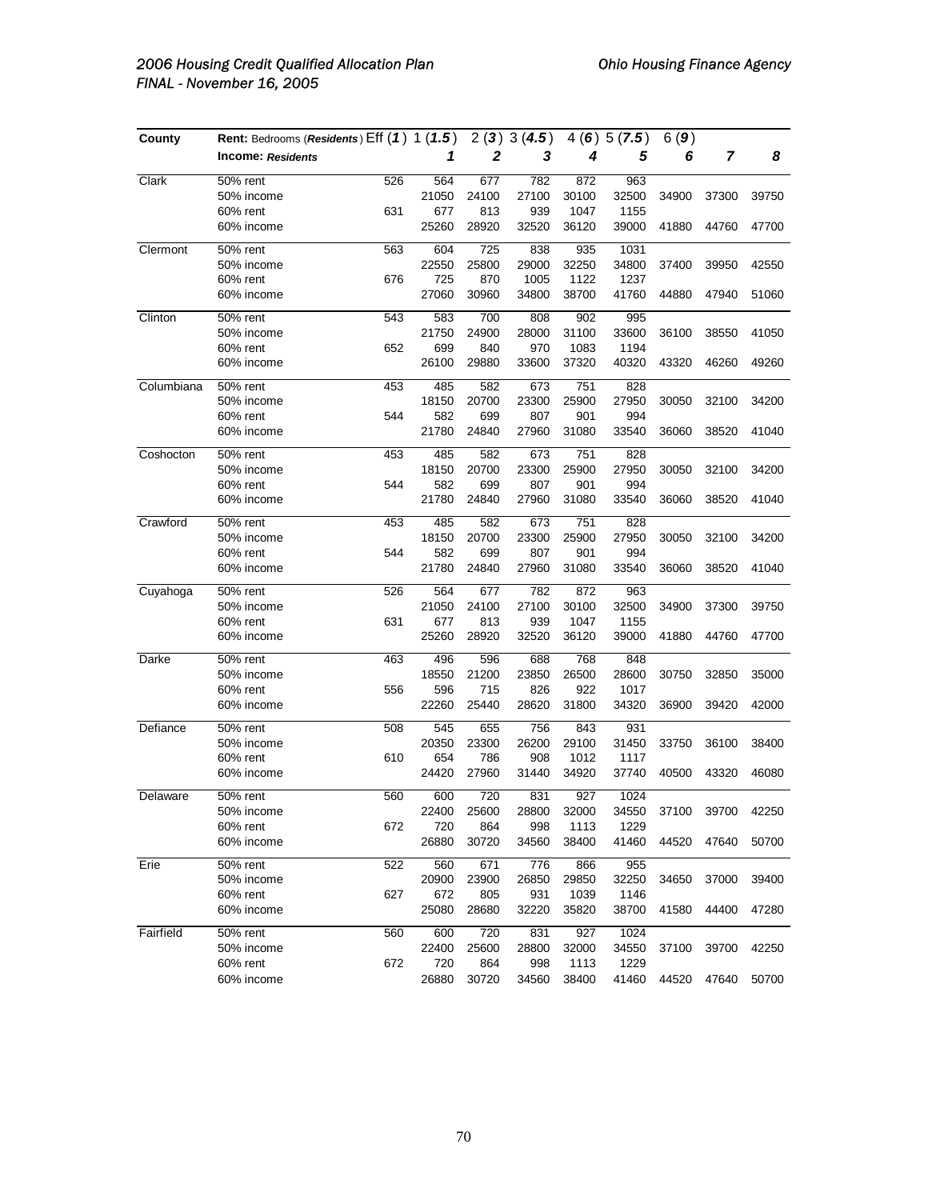| County | Rent: Bedrooms (*Residents*) Eff (*1*) | 1 (*1.5*) | 2 (*3*) | 3 (*4.5*) | 4 (*6*) | 5 (*7.5*) | 6 (*9*) | | |
|---|---|---|---|---|---|---|---|---|---|
| | **Income: *Residents*** | ***1*** | ***2*** | ***3*** | ***4*** | ***5*** | ***6*** | ***7*** | ***8*** |
| Clark | 50% rent | 526 | 564 | 677 | 782 | 872 | 963 | | |
| | 50% income | | 21050 | 24100 | 27100 | 30100 | 32500 | 34900 | 37300 | 39750 |
| | 60% rent | 631 | 677 | 813 | 939 | 1047 | 1155 | | |
| | 60% income | | 25260 | 28920 | 32520 | 36120 | 39000 | 41880 | 44760 | 47700 |
| Clermont | 50% rent | 563 | 604 | 725 | 838 | 935 | 1031 | | |
| | 50% income | | 22550 | 25800 | 29000 | 32250 | 34800 | 37400 | 39950 | 42550 |
| | 60% rent | 676 | 725 | 870 | 1005 | 1122 | 1237 | | |
| | 60% income | | 27060 | 30960 | 34800 | 38700 | 41760 | 44880 | 47940 | 51060 |
| Clinton | 50% rent | 543 | 583 | 700 | 808 | 902 | 995 | | |
| | 50% income | | 21750 | 24900 | 28000 | 31100 | 33600 | 36100 | 38550 | 41050 |
| | 60% rent | 652 | 699 | 840 | 970 | 1083 | 1194 | | |
| | 60% income | | 26100 | 29880 | 33600 | 37320 | 40320 | 43320 | 46260 | 49260 |
| Columbiana | 50% rent | 453 | 485 | 582 | 673 | 751 | 828 | | |
| | 50% income | | 18150 | 20700 | 23300 | 25900 | 27950 | 30050 | 32100 | 34200 |
| | 60% rent | 544 | 582 | 699 | 807 | 901 | 994 | | |
| | 60% income | | 21780 | 24840 | 27960 | 31080 | 33540 | 36060 | 38520 | 41040 |
| Coshocton | 50% rent | 453 | 485 | 582 | 673 | 751 | 828 | | |
| | 50% income | | 18150 | 20700 | 23300 | 25900 | 27950 | 30050 | 32100 | 34200 |
| | 60% rent | 544 | 582 | 699 | 807 | 901 | 994 | | |
| | 60% income | | 21780 | 24840 | 27960 | 31080 | 33540 | 36060 | 38520 | 41040 |
| Crawford | 50% rent | 453 | 485 | 582 | 673 | 751 | 828 | | |
| | 50% income | | 18150 | 20700 | 23300 | 25900 | 27950 | 30050 | 32100 | 34200 |
| | 60% rent | 544 | 582 | 699 | 807 | 901 | 994 | | |
| | 60% income | | 21780 | 24840 | 27960 | 31080 | 33540 | 36060 | 38520 | 41040 |
| Cuyahoga | 50% rent | 526 | 564 | 677 | 782 | 872 | 963 | | |
| | 50% income | | 21050 | 24100 | 27100 | 30100 | 32500 | 34900 | 37300 | 39750 |
| | 60% rent | 631 | 677 | 813 | 939 | 1047 | 1155 | | |
| | 60% income | | 25260 | 28920 | 32520 | 36120 | 39000 | 41880 | 44760 | 47700 |
| Darke | 50% rent | 463 | 496 | 596 | 688 | 768 | 848 | | |
| | 50% income | | 18550 | 21200 | 23850 | 26500 | 28600 | 30750 | 32850 | 35000 |
| | 60% rent | 556 | 596 | 715 | 826 | 922 | 1017 | | |
| | 60% income | | 22260 | 25440 | 28620 | 31800 | 34320 | 36900 | 39420 | 42000 |
| Defiance | 50% rent | 508 | 545 | 655 | 756 | 843 | 931 | | |
| | 50% income | | 20350 | 23300 | 26200 | 29100 | 31450 | 33750 | 36100 | 38400 |
| | 60% rent | 610 | 654 | 786 | 908 | 1012 | 1117 | | |
| | 60% income | | 24420 | 27960 | 31440 | 34920 | 37740 | 40500 | 43320 | 46080 |
| Delaware | 50% rent | 560 | 600 | 720 | 831 | 927 | 1024 | | |
| | 50% income | | 22400 | 25600 | 28800 | 32000 | 34550 | 37100 | 39700 | 42250 |
| | 60% rent | 672 | 720 | 864 | 998 | 1113 | 1229 | | |
| | 60% income | | 26880 | 30720 | 34560 | 38400 | 41460 | 44520 | 47640 | 50700 |
| Erie | 50% rent | 522 | 560 | 671 | 776 | 866 | 955 | | |
| | 50% income | | 20900 | 23900 | 26850 | 29850 | 32250 | 34650 | 37000 | 39400 |
| | 60% rent | 627 | 672 | 805 | 931 | 1039 | 1146 | | |
| | 60% income | | 25080 | 28680 | 32220 | 35820 | 38700 | 41580 | 44400 | 47280 |
| Fairfield | 50% rent | 560 | 600 | 720 | 831 | 927 | 1024 | | |
| | 50% income | | 22400 | 25600 | 28800 | 32000 | 34550 | 37100 | 39700 | 42250 |
| | 60% rent | 672 | 720 | 864 | 998 | 1113 | 1229 | | |
| | 60% income | | 26880 | 30720 | 34560 | 38400 | 41460 | 44520 | 47640 | 50700 |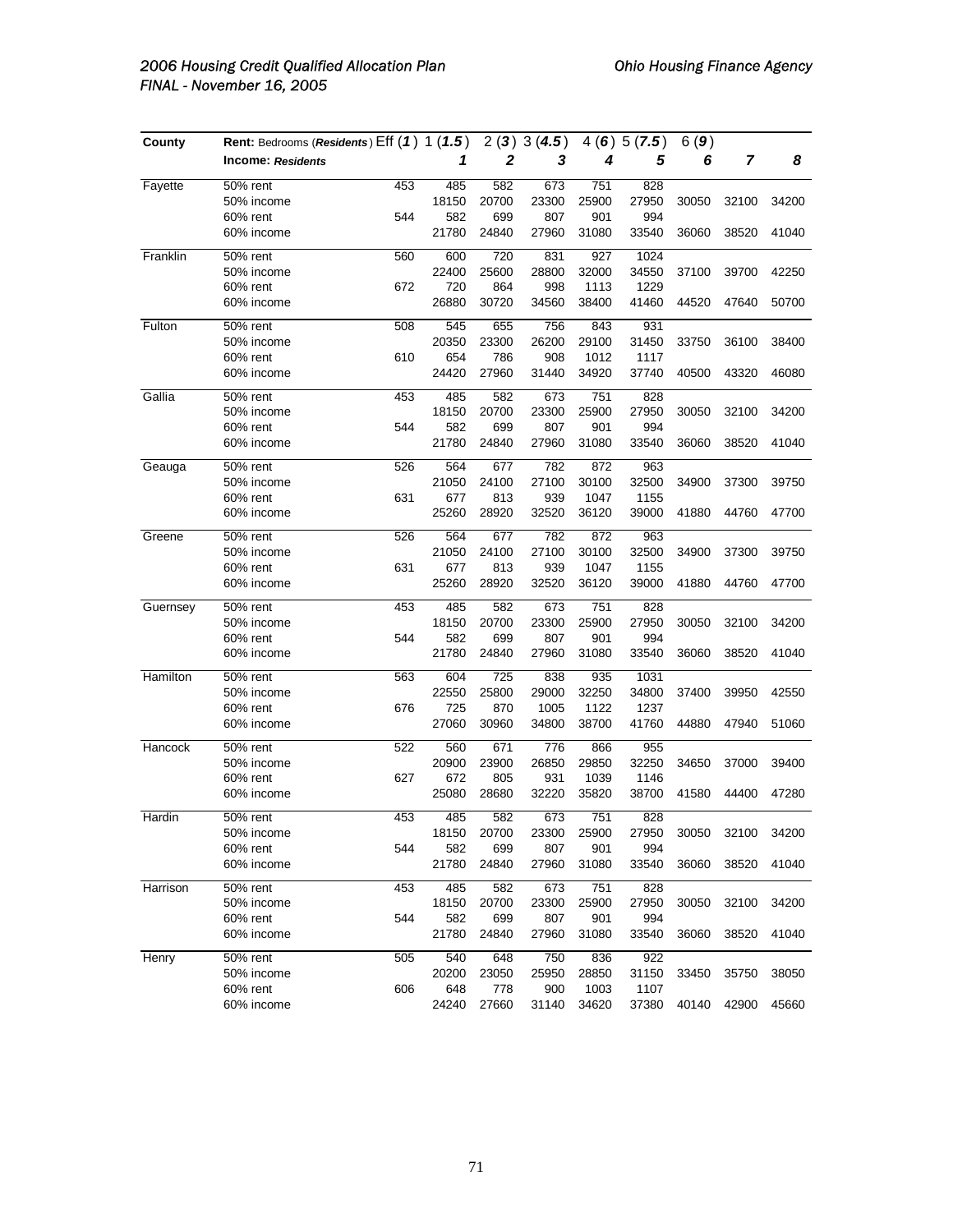| County | Rent: Bedrooms (*Residents*) Eff (*1*) 1 (*1.5*) | | 2 (*3*) | 3 (*4.5*) | 4 (*6*) | 5 (*7.5*) | 6 (*9*) | | | |
|---|---|---|---|---|---|---|---|---|---|---|
| | **Income:** ***Residents*** | | ***1*** | ***2*** | ***3*** | ***4*** | ***5*** | ***6*** | ***7*** | ***8*** |
| Fayette | 50% rent | 453 | 485 | 582 | 673 | 751 | 828 | | | |
| | 50% income | | 18150 | 20700 | 23300 | 25900 | 27950 | 30050 | 32100 | 34200 |
| | 60% rent | 544 | 582 | 699 | 807 | 901 | 994 | | | |
| | 60% income | | 21780 | 24840 | 27960 | 31080 | 33540 | 36060 | 38520 | 41040 |
| Franklin | 50% rent | 560 | 600 | 720 | 831 | 927 | 1024 | | | |
| | 50% income | | 22400 | 25600 | 28800 | 32000 | 34550 | 37100 | 39700 | 42250 |
| | 60% rent | 672 | 720 | 864 | 998 | 1113 | 1229 | | | |
| | 60% income | | 26880 | 30720 | 34560 | 38400 | 41460 | 44520 | 47640 | 50700 |
| Fulton | 50% rent | 508 | 545 | 655 | 756 | 843 | 931 | | | |
| | 50% income | | 20350 | 23300 | 26200 | 29100 | 31450 | 33750 | 36100 | 38400 |
| | 60% rent | 610 | 654 | 786 | 908 | 1012 | 1117 | | | |
| | 60% income | | 24420 | 27960 | 31440 | 34920 | 37740 | 40500 | 43320 | 46080 |
| Gallia | 50% rent | 453 | 485 | 582 | 673 | 751 | 828 | | | |
| | 50% income | | 18150 | 20700 | 23300 | 25900 | 27950 | 30050 | 32100 | 34200 |
| | 60% rent | 544 | 582 | 699 | 807 | 901 | 994 | | | |
| | 60% income | | 21780 | 24840 | 27960 | 31080 | 33540 | 36060 | 38520 | 41040 |
| Geauga | 50% rent | 526 | 564 | 677 | 782 | 872 | 963 | | | |
| | 50% income | | 21050 | 24100 | 27100 | 30100 | 32500 | 34900 | 37300 | 39750 |
| | 60% rent | 631 | 677 | 813 | 939 | 1047 | 1155 | | | |
| | 60% income | | 25260 | 28920 | 32520 | 36120 | 39000 | 41880 | 44760 | 47700 |
| Greene | 50% rent | 526 | 564 | 677 | 782 | 872 | 963 | | | |
| | 50% income | | 21050 | 24100 | 27100 | 30100 | 32500 | 34900 | 37300 | 39750 |
| | 60% rent | 631 | 677 | 813 | 939 | 1047 | 1155 | | | |
| | 60% income | | 25260 | 28920 | 32520 | 36120 | 39000 | 41880 | 44760 | 47700 |
| Guernsey | 50% rent | 453 | 485 | 582 | 673 | 751 | 828 | | | |
| | 50% income | | 18150 | 20700 | 23300 | 25900 | 27950 | 30050 | 32100 | 34200 |
| | 60% rent | 544 | 582 | 699 | 807 | 901 | 994 | | | |
| | 60% income | | 21780 | 24840 | 27960 | 31080 | 33540 | 36060 | 38520 | 41040 |
| Hamilton | 50% rent | 563 | 604 | 725 | 838 | 935 | 1031 | | | |
| | 50% income | | 22550 | 25800 | 29000 | 32250 | 34800 | 37400 | 39950 | 42550 |
| | 60% rent | 676 | 725 | 870 | 1005 | 1122 | 1237 | | | |
| | 60% income | | 27060 | 30960 | 34800 | 38700 | 41760 | 44880 | 47940 | 51060 |
| Hancock | 50% rent | 522 | 560 | 671 | 776 | 866 | 955 | | | |
| | 50% income | | 20900 | 23900 | 26850 | 29850 | 32250 | 34650 | 37000 | 39400 |
| | 60% rent | 627 | 672 | 805 | 931 | 1039 | 1146 | | | |
| | 60% income | | 25080 | 28680 | 32220 | 35820 | 38700 | 41580 | 44400 | 47280 |
| Hardin | 50% rent | 453 | 485 | 582 | 673 | 751 | 828 | | | |
| | 50% income | | 18150 | 20700 | 23300 | 25900 | 27950 | 30050 | 32100 | 34200 |
| | 60% rent | 544 | 582 | 699 | 807 | 901 | 994 | | | |
| | 60% income | | 21780 | 24840 | 27960 | 31080 | 33540 | 36060 | 38520 | 41040 |
| Harrison | 50% rent | 453 | 485 | 582 | 673 | 751 | 828 | | | |
| | 50% income | | 18150 | 20700 | 23300 | 25900 | 27950 | 30050 | 32100 | 34200 |
| | 60% rent | 544 | 582 | 699 | 807 | 901 | 994 | | | |
| | 60% income | | 21780 | 24840 | 27960 | 31080 | 33540 | 36060 | 38520 | 41040 |
| Henry | 50% rent | 505 | 540 | 648 | 750 | 836 | 922 | | | |
| | 50% income | | 20200 | 23050 | 25950 | 28850 | 31150 | 33450 | 35750 | 38050 |
| | 60% rent | 606 | 648 | 778 | 900 | 1003 | 1107 | | | |
| | 60% income | | 24240 | 27660 | 31140 | 34620 | 37380 | 40140 | 42900 | 45660 |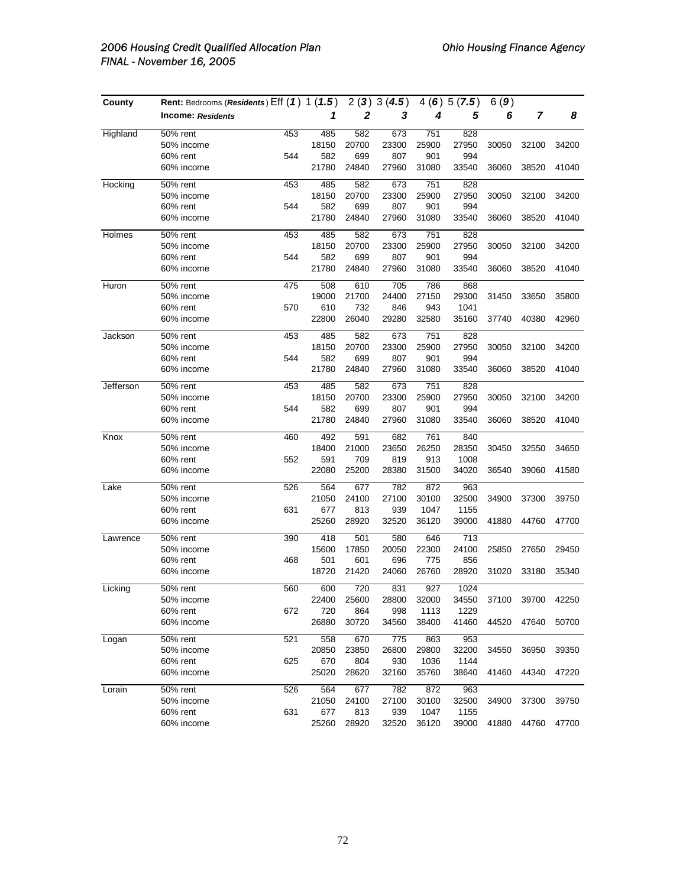| County | Rent: Bedrooms (*Residents*) | Eff (*1*) | 1 (*1.5*) | 2 (*3*) | 3 (*4.5*) | 4 (*6*) | 5 (*7.5*) | 6 (*9*) | | |
|---|---|---|---|---|---|---|---|---|---|---|
| | **Income:** ***Residents*** | | ***1*** | ***2*** | ***3*** | ***4*** | ***5*** | ***6*** | ***7*** | ***8*** |
| Highland | 50% rent | 453 | 485 | 582 | 673 | 751 | 828 | | | |
| | 50% income | | 18150 | 20700 | 23300 | 25900 | 27950 | 30050 | 32100 | 34200 |
| | 60% rent | 544 | 582 | 699 | 807 | 901 | 994 | | | |
| | 60% income | | 21780 | 24840 | 27960 | 31080 | 33540 | 36060 | 38520 | 41040 |
| Hocking | 50% rent | 453 | 485 | 582 | 673 | 751 | 828 | | | |
| | 50% income | | 18150 | 20700 | 23300 | 25900 | 27950 | 30050 | 32100 | 34200 |
| | 60% rent | 544 | 582 | 699 | 807 | 901 | 994 | | | |
| | 60% income | | 21780 | 24840 | 27960 | 31080 | 33540 | 36060 | 38520 | 41040 |
| Holmes | 50% rent | 453 | 485 | 582 | 673 | 751 | 828 | | | |
| | 50% income | | 18150 | 20700 | 23300 | 25900 | 27950 | 30050 | 32100 | 34200 |
| | 60% rent | 544 | 582 | 699 | 807 | 901 | 994 | | | |
| | 60% income | | 21780 | 24840 | 27960 | 31080 | 33540 | 36060 | 38520 | 41040 |
| Huron | 50% rent | 475 | 508 | 610 | 705 | 786 | 868 | | | |
| | 50% income | | 19000 | 21700 | 24400 | 27150 | 29300 | 31450 | 33650 | 35800 |
| | 60% rent | 570 | 610 | 732 | 846 | 943 | 1041 | | | |
| | 60% income | | 22800 | 26040 | 29280 | 32580 | 35160 | 37740 | 40380 | 42960 |
| Jackson | 50% rent | 453 | 485 | 582 | 673 | 751 | 828 | | | |
| | 50% income | | 18150 | 20700 | 23300 | 25900 | 27950 | 30050 | 32100 | 34200 |
| | 60% rent | 544 | 582 | 699 | 807 | 901 | 994 | | | |
| | 60% income | | 21780 | 24840 | 27960 | 31080 | 33540 | 36060 | 38520 | 41040 |
| Jefferson | 50% rent | 453 | 485 | 582 | 673 | 751 | 828 | | | |
| | 50% income | | 18150 | 20700 | 23300 | 25900 | 27950 | 30050 | 32100 | 34200 |
| | 60% rent | 544 | 582 | 699 | 807 | 901 | 994 | | | |
| | 60% income | | 21780 | 24840 | 27960 | 31080 | 33540 | 36060 | 38520 | 41040 |
| Knox | 50% rent | 460 | 492 | 591 | 682 | 761 | 840 | | | |
| | 50% income | | 18400 | 21000 | 23650 | 26250 | 28350 | 30450 | 32550 | 34650 |
| | 60% rent | 552 | 591 | 709 | 819 | 913 | 1008 | | | |
| | 60% income | | 22080 | 25200 | 28380 | 31500 | 34020 | 36540 | 39060 | 41580 |
| Lake | 50% rent | 526 | 564 | 677 | 782 | 872 | 963 | | | |
| | 50% income | | 21050 | 24100 | 27100 | 30100 | 32500 | 34900 | 37300 | 39750 |
| | 60% rent | 631 | 677 | 813 | 939 | 1047 | 1155 | | | |
| | 60% income | | 25260 | 28920 | 32520 | 36120 | 39000 | 41880 | 44760 | 47700 |
| Lawrence | 50% rent | 390 | 418 | 501 | 580 | 646 | 713 | | | |
| | 50% income | | 15600 | 17850 | 20050 | 22300 | 24100 | 25850 | 27650 | 29450 |
| | 60% rent | 468 | 501 | 601 | 696 | 775 | 856 | | | |
| | 60% income | | 18720 | 21420 | 24060 | 26760 | 28920 | 31020 | 33180 | 35340 |
| Licking | 50% rent | 560 | 600 | 720 | 831 | 927 | 1024 | | | |
| | 50% income | | 22400 | 25600 | 28800 | 32000 | 34550 | 37100 | 39700 | 42250 |
| | 60% rent | 672 | 720 | 864 | 998 | 1113 | 1229 | | | |
| | 60% income | | 26880 | 30720 | 34560 | 38400 | 41460 | 44520 | 47640 | 50700 |
| Logan | 50% rent | 521 | 558 | 670 | 775 | 863 | 953 | | | |
| | 50% income | | 20850 | 23850 | 26800 | 29800 | 32200 | 34550 | 36950 | 39350 |
| | 60% rent | 625 | 670 | 804 | 930 | 1036 | 1144 | | | |
| | 60% income | | 25020 | 28620 | 32160 | 35760 | 38640 | 41460 | 44340 | 47220 |
| Lorain | 50% rent | 526 | 564 | 677 | 782 | 872 | 963 | | | |
| | 50% income | | 21050 | 24100 | 27100 | 30100 | 32500 | 34900 | 37300 | 39750 |
| | 60% rent | 631 | 677 | 813 | 939 | 1047 | 1155 | | | |
| | 60% income | | 25260 | 28920 | 32520 | 36120 | 39000 | 41880 | 44760 | 47700 |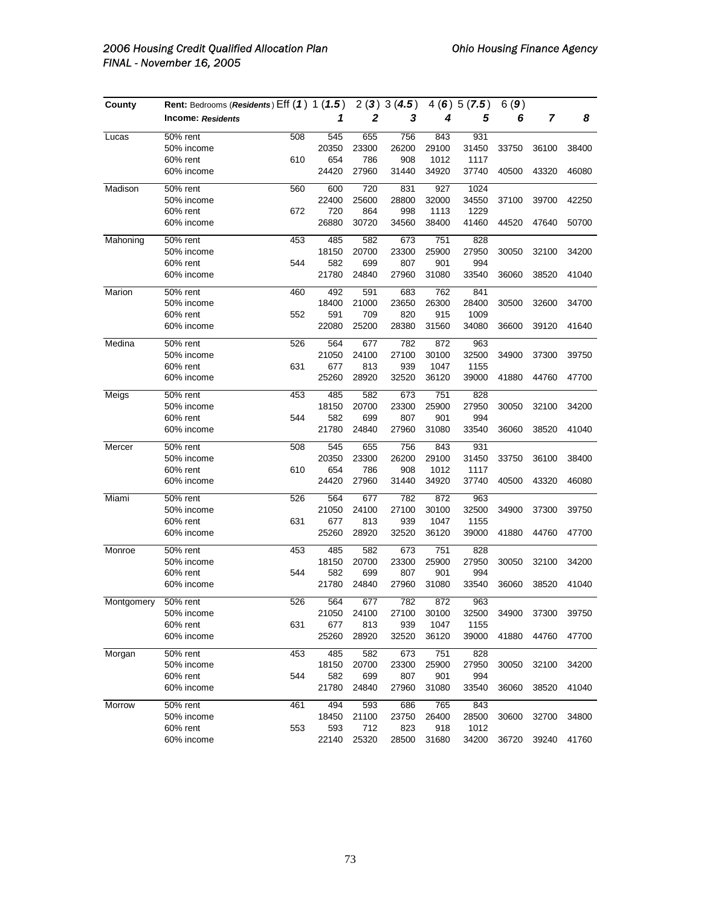| County | Rent: Bedrooms (*Residents*) Income: *Residents* | Eff (*1*) | 1 (*1.5*) **1** | 2 (*3*) **2** | 3 (*4.5*) **3** | 4 (*6*) **4** | 5 (*7.5*) **5** | 6 (*9*) **6** | **7** | **8** |
|---|---|---|---|---|---|---|---|---|---|---|
| Lucas | 50% rent | 508 | 545 | 655 | 756 | 843 | 931 | | | |
| | 50% income | | 20350 | 23300 | 26200 | 29100 | 31450 | 33750 | 36100 | 38400 |
| | 60% rent | 610 | 654 | 786 | 908 | 1012 | 1117 | | | |
| | 60% income | | 24420 | 27960 | 31440 | 34920 | 37740 | 40500 | 43320 | 46080 |
| Madison | 50% rent | 560 | 600 | 720 | 831 | 927 | 1024 | | | |
| | 50% income | | 22400 | 25600 | 28800 | 32000 | 34550 | 37100 | 39700 | 42250 |
| | 60% rent | 672 | 720 | 864 | 998 | 1113 | 1229 | | | |
| | 60% income | | 26880 | 30720 | 34560 | 38400 | 41460 | 44520 | 47640 | 50700 |
| Mahoning | 50% rent | 453 | 485 | 582 | 673 | 751 | 828 | | | |
| | 50% income | | 18150 | 20700 | 23300 | 25900 | 27950 | 30050 | 32100 | 34200 |
| | 60% rent | 544 | 582 | 699 | 807 | 901 | 994 | | | |
| | 60% income | | 21780 | 24840 | 27960 | 31080 | 33540 | 36060 | 38520 | 41040 |
| Marion | 50% rent | 460 | 492 | 591 | 683 | 762 | 841 | | | |
| | 50% income | | 18400 | 21000 | 23650 | 26300 | 28400 | 30500 | 32600 | 34700 |
| | 60% rent | 552 | 591 | 709 | 820 | 915 | 1009 | | | |
| | 60% income | | 22080 | 25200 | 28380 | 31560 | 34080 | 36600 | 39120 | 41640 |
| Medina | 50% rent | 526 | 564 | 677 | 782 | 872 | 963 | | | |
| | 50% income | | 21050 | 24100 | 27100 | 30100 | 32500 | 34900 | 37300 | 39750 |
| | 60% rent | 631 | 677 | 813 | 939 | 1047 | 1155 | | | |
| | 60% income | | 25260 | 28920 | 32520 | 36120 | 39000 | 41880 | 44760 | 47700 |
| Meigs | 50% rent | 453 | 485 | 582 | 673 | 751 | 828 | | | |
| | 50% income | | 18150 | 20700 | 23300 | 25900 | 27950 | 30050 | 32100 | 34200 |
| | 60% rent | 544 | 582 | 699 | 807 | 901 | 994 | | | |
| | 60% income | | 21780 | 24840 | 27960 | 31080 | 33540 | 36060 | 38520 | 41040 |
| Mercer | 50% rent | 508 | 545 | 655 | 756 | 843 | 931 | | | |
| | 50% income | | 20350 | 23300 | 26200 | 29100 | 31450 | 33750 | 36100 | 38400 |
| | 60% rent | 610 | 654 | 786 | 908 | 1012 | 1117 | | | |
| | 60% income | | 24420 | 27960 | 31440 | 34920 | 37740 | 40500 | 43320 | 46080 |
| Miami | 50% rent | 526 | 564 | 677 | 782 | 872 | 963 | | | |
| | 50% income | | 21050 | 24100 | 27100 | 30100 | 32500 | 34900 | 37300 | 39750 |
| | 60% rent | 631 | 677 | 813 | 939 | 1047 | 1155 | | | |
| | 60% income | | 25260 | 28920 | 32520 | 36120 | 39000 | 41880 | 44760 | 47700 |
| Monroe | 50% rent | 453 | 485 | 582 | 673 | 751 | 828 | | | |
| | 50% income | | 18150 | 20700 | 23300 | 25900 | 27950 | 30050 | 32100 | 34200 |
| | 60% rent | 544 | 582 | 699 | 807 | 901 | 994 | | | |
| | 60% income | | 21780 | 24840 | 27960 | 31080 | 33540 | 36060 | 38520 | 41040 |
| Montgomery | 50% rent | 526 | 564 | 677 | 782 | 872 | 963 | | | |
| | 50% income | | 21050 | 24100 | 27100 | 30100 | 32500 | 34900 | 37300 | 39750 |
| | 60% rent | 631 | 677 | 813 | 939 | 1047 | 1155 | | | |
| | 60% income | | 25260 | 28920 | 32520 | 36120 | 39000 | 41880 | 44760 | 47700 |
| Morgan | 50% rent | 453 | 485 | 582 | 673 | 751 | 828 | | | |
| | 50% income | | 18150 | 20700 | 23300 | 25900 | 27950 | 30050 | 32100 | 34200 |
| | 60% rent | 544 | 582 | 699 | 807 | 901 | 994 | | | |
| | 60% income | | 21780 | 24840 | 27960 | 31080 | 33540 | 36060 | 38520 | 41040 |
| Morrow | 50% rent | 461 | 494 | 593 | 686 | 765 | 843 | | | |
| | 50% income | | 18450 | 21100 | 23750 | 26400 | 28500 | 30600 | 32700 | 34800 |
| | 60% rent | 553 | 593 | 712 | 823 | 918 | 1012 | | | |
| | 60% income | | 22140 | 25320 | 28500 | 31680 | 34200 | 36720 | 39240 | 41760 |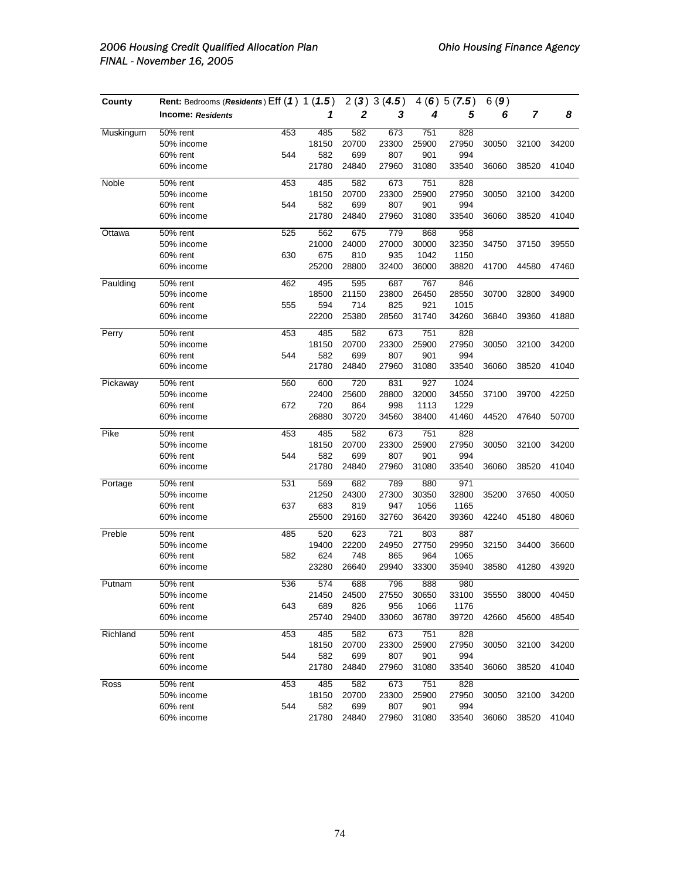| County | Rent: Bedrooms (*Residents*) Eff (*1*) | 1 (*1.5*) | 2 (*3*) | 3 (*4.5*) | 4 (*6*) | 5 (*7.5*) | 6 (*9*) | | |
|---|---|---|---|---|---|---|---|---|---|
| | **Income: *Residents*** | ***1*** | ***2*** | ***3*** | ***4*** | ***5*** | ***6*** | ***7*** | ***8*** |
| Muskingum | 50% rent 453 | 485 | 582 | 673 | 751 | 828 | | | |
| | 50% income | 18150 | 20700 | 23300 | 25900 | 27950 | 30050 | 32100 | 34200 |
| | 60% rent 544 | 582 | 699 | 807 | 901 | 994 | | | |
| | 60% income | 21780 | 24840 | 27960 | 31080 | 33540 | 36060 | 38520 | 41040 |
| Noble | 50% rent 453 | 485 | 582 | 673 | 751 | 828 | | | |
| | 50% income | 18150 | 20700 | 23300 | 25900 | 27950 | 30050 | 32100 | 34200 |
| | 60% rent 544 | 582 | 699 | 807 | 901 | 994 | | | |
| | 60% income | 21780 | 24840 | 27960 | 31080 | 33540 | 36060 | 38520 | 41040 |
| Ottawa | 50% rent 525 | 562 | 675 | 779 | 868 | 958 | | | |
| | 50% income | 21000 | 24000 | 27000 | 30000 | 32350 | 34750 | 37150 | 39550 |
| | 60% rent 630 | 675 | 810 | 935 | 1042 | 1150 | | | |
| | 60% income | 25200 | 28800 | 32400 | 36000 | 38820 | 41700 | 44580 | 47460 |
| Paulding | 50% rent 462 | 495 | 595 | 687 | 767 | 846 | | | |
| | 50% income | 18500 | 21150 | 23800 | 26450 | 28550 | 30700 | 32800 | 34900 |
| | 60% rent 555 | 594 | 714 | 825 | 921 | 1015 | | | |
| | 60% income | 22200 | 25380 | 28560 | 31740 | 34260 | 36840 | 39360 | 41880 |
| Perry | 50% rent 453 | 485 | 582 | 673 | 751 | 828 | | | |
| | 50% income | 18150 | 20700 | 23300 | 25900 | 27950 | 30050 | 32100 | 34200 |
| | 60% rent 544 | 582 | 699 | 807 | 901 | 994 | | | |
| | 60% income | 21780 | 24840 | 27960 | 31080 | 33540 | 36060 | 38520 | 41040 |
| Pickaway | 50% rent 560 | 600 | 720 | 831 | 927 | 1024 | | | |
| | 50% income | 22400 | 25600 | 28800 | 32000 | 34550 | 37100 | 39700 | 42250 |
| | 60% rent 672 | 720 | 864 | 998 | 1113 | 1229 | | | |
| | 60% income | 26880 | 30720 | 34560 | 38400 | 41460 | 44520 | 47640 | 50700 |
| Pike | 50% rent 453 | 485 | 582 | 673 | 751 | 828 | | | |
| | 50% income | 18150 | 20700 | 23300 | 25900 | 27950 | 30050 | 32100 | 34200 |
| | 60% rent 544 | 582 | 699 | 807 | 901 | 994 | | | |
| | 60% income | 21780 | 24840 | 27960 | 31080 | 33540 | 36060 | 38520 | 41040 |
| Portage | 50% rent 531 | 569 | 682 | 789 | 880 | 971 | | | |
| | 50% income | 21250 | 24300 | 27300 | 30350 | 32800 | 35200 | 37650 | 40050 |
| | 60% rent 637 | 683 | 819 | 947 | 1056 | 1165 | | | |
| | 60% income | 25500 | 29160 | 32760 | 36420 | 39360 | 42240 | 45180 | 48060 |
| Preble | 50% rent 485 | 520 | 623 | 721 | 803 | 887 | | | |
| | 50% income | 19400 | 22200 | 24950 | 27750 | 29950 | 32150 | 34400 | 36600 |
| | 60% rent 582 | 624 | 748 | 865 | 964 | 1065 | | | |
| | 60% income | 23280 | 26640 | 29940 | 33300 | 35940 | 38580 | 41280 | 43920 |
| Putnam | 50% rent 536 | 574 | 688 | 796 | 888 | 980 | | | |
| | 50% income | 21450 | 24500 | 27550 | 30650 | 33100 | 35550 | 38000 | 40450 |
| | 60% rent 643 | 689 | 826 | 956 | 1066 | 1176 | | | |
| | 60% income | 25740 | 29400 | 33060 | 36780 | 39720 | 42660 | 45600 | 48540 |
| Richland | 50% rent 453 | 485 | 582 | 673 | 751 | 828 | | | |
| | 50% income | 18150 | 20700 | 23300 | 25900 | 27950 | 30050 | 32100 | 34200 |
| | 60% rent 544 | 582 | 699 | 807 | 901 | 994 | | | |
| | 60% income | 21780 | 24840 | 27960 | 31080 | 33540 | 36060 | 38520 | 41040 |
| Ross | 50% rent 453 | 485 | 582 | 673 | 751 | 828 | | | |
| | 50% income | 18150 | 20700 | 23300 | 25900 | 27950 | 30050 | 32100 | 34200 |
| | 60% rent 544 | 582 | 699 | 807 | 901 | 994 | | | |
| | 60% income | 21780 | 24840 | 27960 | 31080 | 33540 | 36060 | 38520 | 41040 |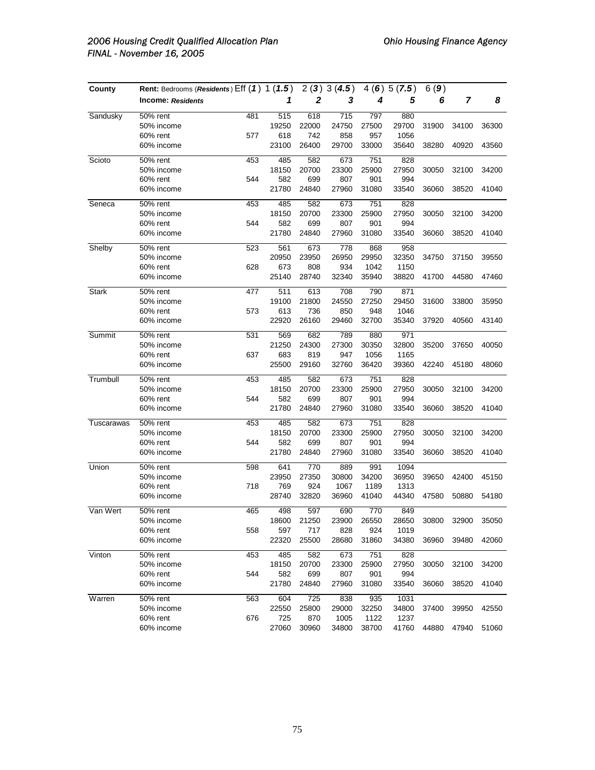| County | Rent: Bedrooms (*Residents*) Eff (*1*) | 1 (*1.5*) | 2 (*3*) | 3 (*4.5*) | 4 (*6*) | 5 (*7.5*) | 6 (*9*) | | |
|---|---|---|---|---|---|---|---|---|---|
| | **Income:** ***Residents*** | ***1*** | ***2*** | ***3*** | ***4*** | ***5*** | ***6*** | ***7*** | ***8*** |
| Sandusky | 50% rent 481 | 515 | 618 | 715 | 797 | 880 | | | |
| | 50% income | 19250 | 22000 | 24750 | 27500 | 29700 | 31900 | 34100 | 36300 |
| | 60% rent 577 | 618 | 742 | 858 | 957 | 1056 | | | |
| | 60% income | 23100 | 26400 | 29700 | 33000 | 35640 | 38280 | 40920 | 43560 |
| Scioto | 50% rent 453 | 485 | 582 | 673 | 751 | 828 | | | |
| | 50% income | 18150 | 20700 | 23300 | 25900 | 27950 | 30050 | 32100 | 34200 |
| | 60% rent 544 | 582 | 699 | 807 | 901 | 994 | | | |
| | 60% income | 21780 | 24840 | 27960 | 31080 | 33540 | 36060 | 38520 | 41040 |
| Seneca | 50% rent 453 | 485 | 582 | 673 | 751 | 828 | | | |
| | 50% income | 18150 | 20700 | 23300 | 25900 | 27950 | 30050 | 32100 | 34200 |
| | 60% rent 544 | 582 | 699 | 807 | 901 | 994 | | | |
| | 60% income | 21780 | 24840 | 27960 | 31080 | 33540 | 36060 | 38520 | 41040 |
| Shelby | 50% rent 523 | 561 | 673 | 778 | 868 | 958 | | | |
| | 50% income | 20950 | 23950 | 26950 | 29950 | 32350 | 34750 | 37150 | 39550 |
| | 60% rent 628 | 673 | 808 | 934 | 1042 | 1150 | | | |
| | 60% income | 25140 | 28740 | 32340 | 35940 | 38820 | 41700 | 44580 | 47460 |
| Stark | 50% rent 477 | 511 | 613 | 708 | 790 | 871 | | | |
| | 50% income | 19100 | 21800 | 24550 | 27250 | 29450 | 31600 | 33800 | 35950 |
| | 60% rent 573 | 613 | 736 | 850 | 948 | 1046 | | | |
| | 60% income | 22920 | 26160 | 29460 | 32700 | 35340 | 37920 | 40560 | 43140 |
| Summit | 50% rent 531 | 569 | 682 | 789 | 880 | 971 | | | |
| | 50% income | 21250 | 24300 | 27300 | 30350 | 32800 | 35200 | 37650 | 40050 |
| | 60% rent 637 | 683 | 819 | 947 | 1056 | 1165 | | | |
| | 60% income | 25500 | 29160 | 32760 | 36420 | 39360 | 42240 | 45180 | 48060 |
| Trumbull | 50% rent 453 | 485 | 582 | 673 | 751 | 828 | | | |
| | 50% income | 18150 | 20700 | 23300 | 25900 | 27950 | 30050 | 32100 | 34200 |
| | 60% rent 544 | 582 | 699 | 807 | 901 | 994 | | | |
| | 60% income | 21780 | 24840 | 27960 | 31080 | 33540 | 36060 | 38520 | 41040 |
| Tuscarawas | 50% rent 453 | 485 | 582 | 673 | 751 | 828 | | | |
| | 50% income | 18150 | 20700 | 23300 | 25900 | 27950 | 30050 | 32100 | 34200 |
| | 60% rent 544 | 582 | 699 | 807 | 901 | 994 | | | |
| | 60% income | 21780 | 24840 | 27960 | 31080 | 33540 | 36060 | 38520 | 41040 |
| Union | 50% rent 598 | 641 | 770 | 889 | 991 | 1094 | | | |
| | 50% income | 23950 | 27350 | 30800 | 34200 | 36950 | 39650 | 42400 | 45150 |
| | 60% rent 718 | 769 | 924 | 1067 | 1189 | 1313 | | | |
| | 60% income | 28740 | 32820 | 36960 | 41040 | 44340 | 47580 | 50880 | 54180 |
| Van Wert | 50% rent 465 | 498 | 597 | 690 | 770 | 849 | | | |
| | 50% income | 18600 | 21250 | 23900 | 26550 | 28650 | 30800 | 32900 | 35050 |
| | 60% rent 558 | 597 | 717 | 828 | 924 | 1019 | | | |
| | 60% income | 22320 | 25500 | 28680 | 31860 | 34380 | 36960 | 39480 | 42060 |
| Vinton | 50% rent 453 | 485 | 582 | 673 | 751 | 828 | | | |
| | 50% income | 18150 | 20700 | 23300 | 25900 | 27950 | 30050 | 32100 | 34200 |
| | 60% rent 544 | 582 | 699 | 807 | 901 | 994 | | | |
| | 60% income | 21780 | 24840 | 27960 | 31080 | 33540 | 36060 | 38520 | 41040 |
| Warren | 50% rent 563 | 604 | 725 | 838 | 935 | 1031 | | | |
| | 50% income | 22550 | 25800 | 29000 | 32250 | 34800 | 37400 | 39950 | 42550 |
| | 60% rent 676 | 725 | 870 | 1005 | 1122 | 1237 | | | |
| | 60% income | 27060 | 30960 | 34800 | 38700 | 41760 | 44880 | 47940 | 51060 |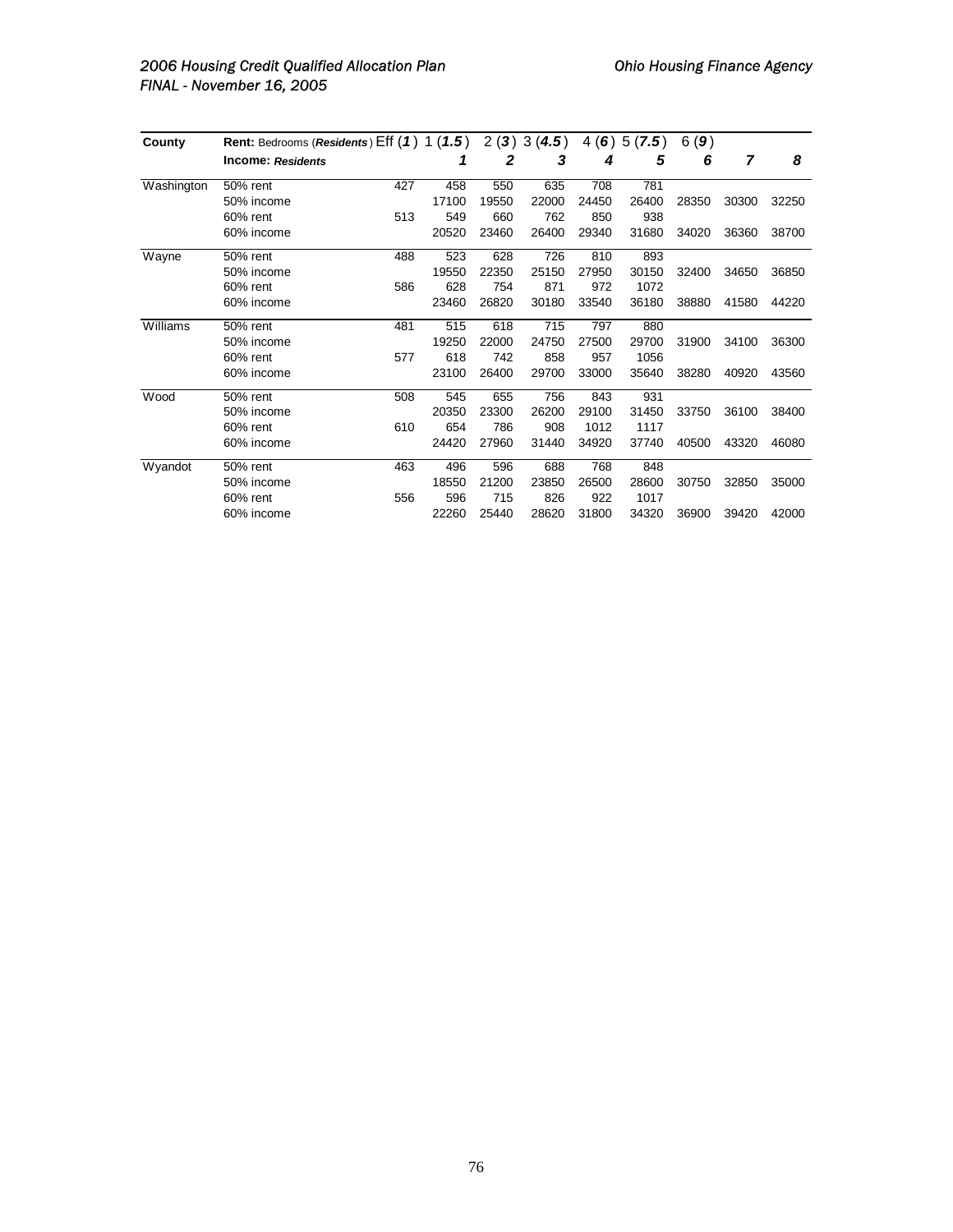| County | Rent: Bedrooms (*Residents*) Eff (*1*) | | 1 (*1.5*) | 2 (*3*) | 3 (*4.5*) | 4 (*6*) | 5 (*7.5*) | 6 (*9*) | | |
|---|---|---|---|---|---|---|---|---|---|---|
| | **Income:** ***Residents*** | | ***1*** | ***2*** | ***3*** | ***4*** | ***5*** | ***6*** | ***7*** | ***8*** |
| Washington | 50% rent | 427 | 458 | 550 | 635 | 708 | 781 | | | |
| | 50% income | | 17100 | 19550 | 22000 | 24450 | 26400 | 28350 | 30300 | 32250 |
| | 60% rent | 513 | 549 | 660 | 762 | 850 | 938 | | | |
| | 60% income | | 20520 | 23460 | 26400 | 29340 | 31680 | 34020 | 36360 | 38700 |
| Wayne | 50% rent | 488 | 523 | 628 | 726 | 810 | 893 | | | |
| | 50% income | | 19550 | 22350 | 25150 | 27950 | 30150 | 32400 | 34650 | 36850 |
| | 60% rent | 586 | 628 | 754 | 871 | 972 | 1072 | | | |
| | 60% income | | 23460 | 26820 | 30180 | 33540 | 36180 | 38880 | 41580 | 44220 |
| Williams | 50% rent | 481 | 515 | 618 | 715 | 797 | 880 | | | |
| | 50% income | | 19250 | 22000 | 24750 | 27500 | 29700 | 31900 | 34100 | 36300 |
| | 60% rent | 577 | 618 | 742 | 858 | 957 | 1056 | | | |
| | 60% income | | 23100 | 26400 | 29700 | 33000 | 35640 | 38280 | 40920 | 43560 |
| Wood | 50% rent | 508 | 545 | 655 | 756 | 843 | 931 | | | |
| | 50% income | | 20350 | 23300 | 26200 | 29100 | 31450 | 33750 | 36100 | 38400 |
| | 60% rent | 610 | 654 | 786 | 908 | 1012 | 1117 | | | |
| | 60% income | | 24420 | 27960 | 31440 | 34920 | 37740 | 40500 | 43320 | 46080 |
| Wyandot | 50% rent | 463 | 496 | 596 | 688 | 768 | 848 | | | |
| | 50% income | | 18550 | 21200 | 23850 | 26500 | 28600 | 30750 | 32850 | 35000 |
| | 60% rent | 556 | 596 | 715 | 826 | 922 | 1017 | | | |
| | 60% income | | 22260 | 25440 | 28620 | 31800 | 34320 | 36900 | 39420 | 42000 |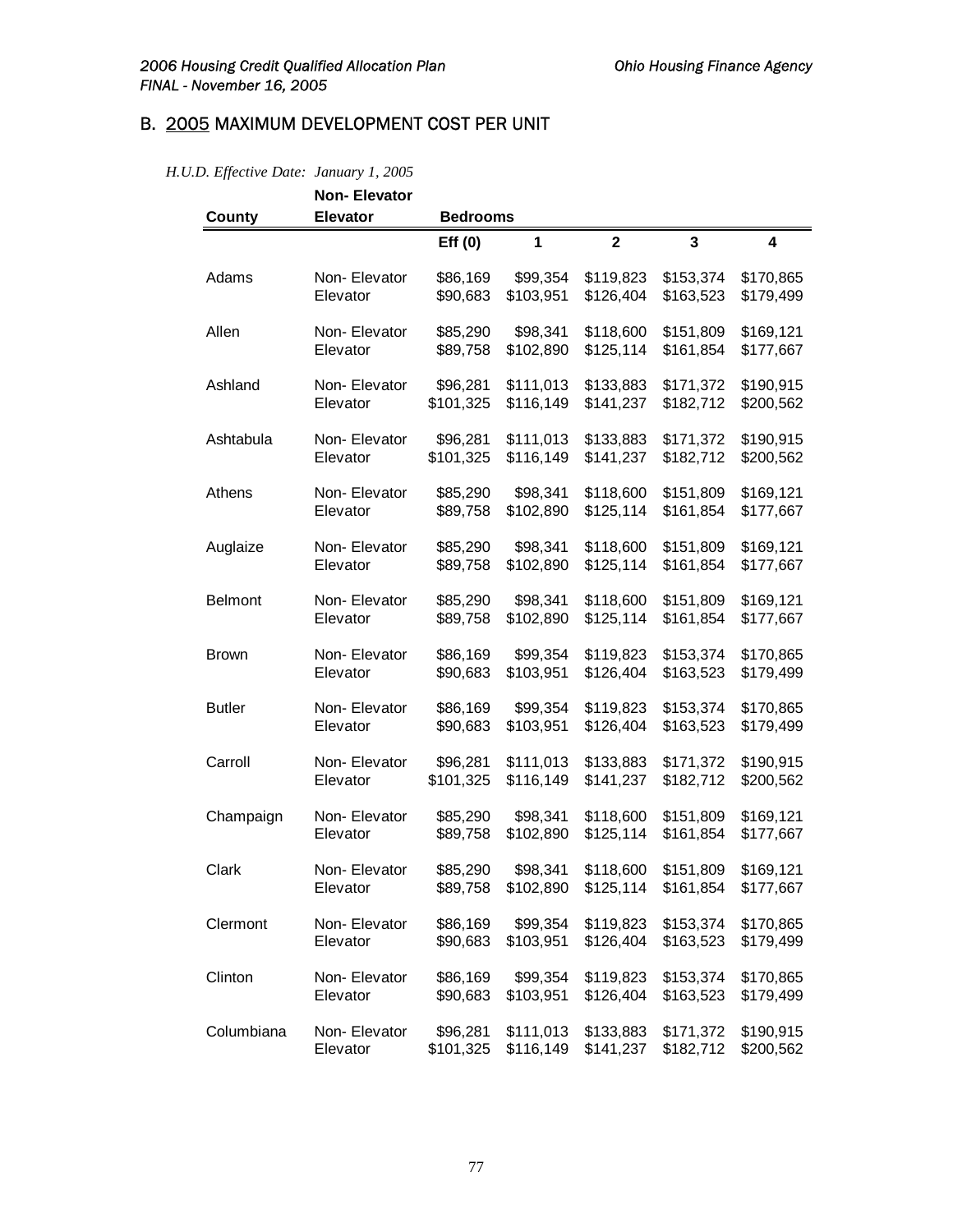## B. 2005 MAXIMUM DEVELOPMENT COST PER UNIT

*H.U.D. Effective Date: January 1, 2005*

| County | Non- Elevator Elevator | Bedrooms | | | | |
|---|---|---|---|---|---|---|
| | | **Eff (0)** | **1** | **2** | **3** | **4** |
| Adams | Non- Elevator | $86,169 | $99,354 | $119,823 | $153,374 | $170,865 |
| | Elevator | $90,683 | $103,951 | $126,404 | $163,523 | $179,499 |
| Allen | Non- Elevator | $85,290 | $98,341 | $118,600 | $151,809 | $169,121 |
| | Elevator | $89,758 | $102,890 | $125,114 | $161,854 | $177,667 |
| Ashland | Non- Elevator | $96,281 | $111,013 | $133,883 | $171,372 | $190,915 |
| | Elevator | $101,325 | $116,149 | $141,237 | $182,712 | $200,562 |
| Ashtabula | Non- Elevator | $96,281 | $111,013 | $133,883 | $171,372 | $190,915 |
| | Elevator | $101,325 | $116,149 | $141,237 | $182,712 | $200,562 |
| Athens | Non- Elevator | $85,290 | $98,341 | $118,600 | $151,809 | $169,121 |
| | Elevator | $89,758 | $102,890 | $125,114 | $161,854 | $177,667 |
| Auglaize | Non- Elevator | $85,290 | $98,341 | $118,600 | $151,809 | $169,121 |
| | Elevator | $89,758 | $102,890 | $125,114 | $161,854 | $177,667 |
| Belmont | Non- Elevator | $85,290 | $98,341 | $118,600 | $151,809 | $169,121 |
| | Elevator | $89,758 | $102,890 | $125,114 | $161,854 | $177,667 |
| Brown | Non- Elevator | $86,169 | $99,354 | $119,823 | $153,374 | $170,865 |
| | Elevator | $90,683 | $103,951 | $126,404 | $163,523 | $179,499 |
| Butler | Non- Elevator | $86,169 | $99,354 | $119,823 | $153,374 | $170,865 |
| | Elevator | $90,683 | $103,951 | $126,404 | $163,523 | $179,499 |
| Carroll | Non- Elevator | $96,281 | $111,013 | $133,883 | $171,372 | $190,915 |
| | Elevator | $101,325 | $116,149 | $141,237 | $182,712 | $200,562 |
| Champaign | Non- Elevator | $85,290 | $98,341 | $118,600 | $151,809 | $169,121 |
| | Elevator | $89,758 | $102,890 | $125,114 | $161,854 | $177,667 |
| Clark | Non- Elevator | $85,290 | $98,341 | $118,600 | $151,809 | $169,121 |
| | Elevator | $89,758 | $102,890 | $125,114 | $161,854 | $177,667 |
| Clermont | Non- Elevator | $86,169 | $99,354 | $119,823 | $153,374 | $170,865 |
| | Elevator | $90,683 | $103,951 | $126,404 | $163,523 | $179,499 |
| Clinton | Non- Elevator | $86,169 | $99,354 | $119,823 | $153,374 | $170,865 |
| | Elevator | $90,683 | $103,951 | $126,404 | $163,523 | $179,499 |
| Columbiana | Non- Elevator | $96,281 | $111,013 | $133,883 | $171,372 | $190,915 |
| | Elevator | $101,325 | $116,149 | $141,237 | $182,712 | $200,562 |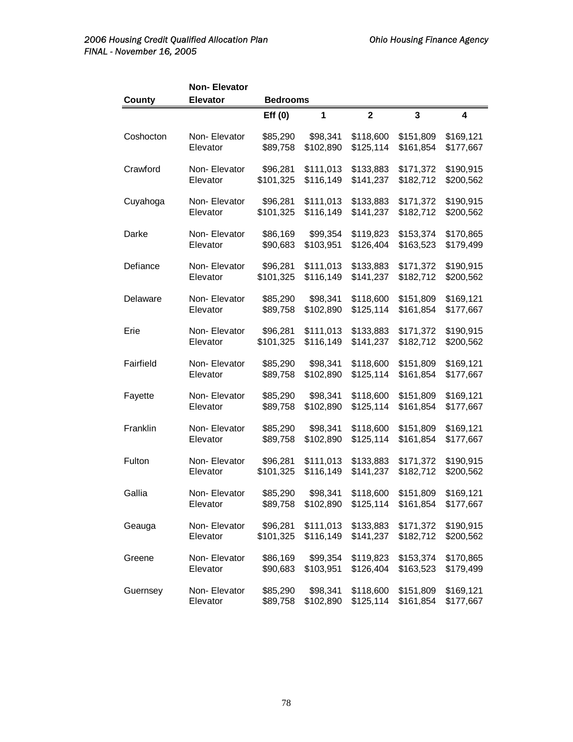| County | Non- Elevator Elevator | Bedrooms | | | | |
|---|---|---|---|---|---|---|
| | | Eff (0) | 1 | 2 | 3 | 4 |
| Coshocton | Non- Elevator | $85,290 | $98,341 | $118,600 | $151,809 | $169,121 |
| | Elevator | $89,758 | $102,890 | $125,114 | $161,854 | $177,667 |
| Crawford | Non- Elevator | $96,281 | $111,013 | $133,883 | $171,372 | $190,915 |
| | Elevator | $101,325 | $116,149 | $141,237 | $182,712 | $200,562 |
| Cuyahoga | Non- Elevator | $96,281 | $111,013 | $133,883 | $171,372 | $190,915 |
| | Elevator | $101,325 | $116,149 | $141,237 | $182,712 | $200,562 |
| Darke | Non- Elevator | $86,169 | $99,354 | $119,823 | $153,374 | $170,865 |
| | Elevator | $90,683 | $103,951 | $126,404 | $163,523 | $179,499 |
| Defiance | Non- Elevator | $96,281 | $111,013 | $133,883 | $171,372 | $190,915 |
| | Elevator | $101,325 | $116,149 | $141,237 | $182,712 | $200,562 |
| Delaware | Non- Elevator | $85,290 | $98,341 | $118,600 | $151,809 | $169,121 |
| | Elevator | $89,758 | $102,890 | $125,114 | $161,854 | $177,667 |
| Erie | Non- Elevator | $96,281 | $111,013 | $133,883 | $171,372 | $190,915 |
| | Elevator | $101,325 | $116,149 | $141,237 | $182,712 | $200,562 |
| Fairfield | Non- Elevator | $85,290 | $98,341 | $118,600 | $151,809 | $169,121 |
| | Elevator | $89,758 | $102,890 | $125,114 | $161,854 | $177,667 |
| Fayette | Non- Elevator | $85,290 | $98,341 | $118,600 | $151,809 | $169,121 |
| | Elevator | $89,758 | $102,890 | $125,114 | $161,854 | $177,667 |
| Franklin | Non- Elevator | $85,290 | $98,341 | $118,600 | $151,809 | $169,121 |
| | Elevator | $89,758 | $102,890 | $125,114 | $161,854 | $177,667 |
| Fulton | Non- Elevator | $96,281 | $111,013 | $133,883 | $171,372 | $190,915 |
| | Elevator | $101,325 | $116,149 | $141,237 | $182,712 | $200,562 |
| Gallia | Non- Elevator | $85,290 | $98,341 | $118,600 | $151,809 | $169,121 |
| | Elevator | $89,758 | $102,890 | $125,114 | $161,854 | $177,667 |
| Geauga | Non- Elevator | $96,281 | $111,013 | $133,883 | $171,372 | $190,915 |
| | Elevator | $101,325 | $116,149 | $141,237 | $182,712 | $200,562 |
| Greene | Non- Elevator | $86,169 | $99,354 | $119,823 | $153,374 | $170,865 |
| | Elevator | $90,683 | $103,951 | $126,404 | $163,523 | $179,499 |
| Guernsey | Non- Elevator | $85,290 | $98,341 | $118,600 | $151,809 | $169,121 |
| | Elevator | $89,758 | $102,890 | $125,114 | $161,854 | $177,667 |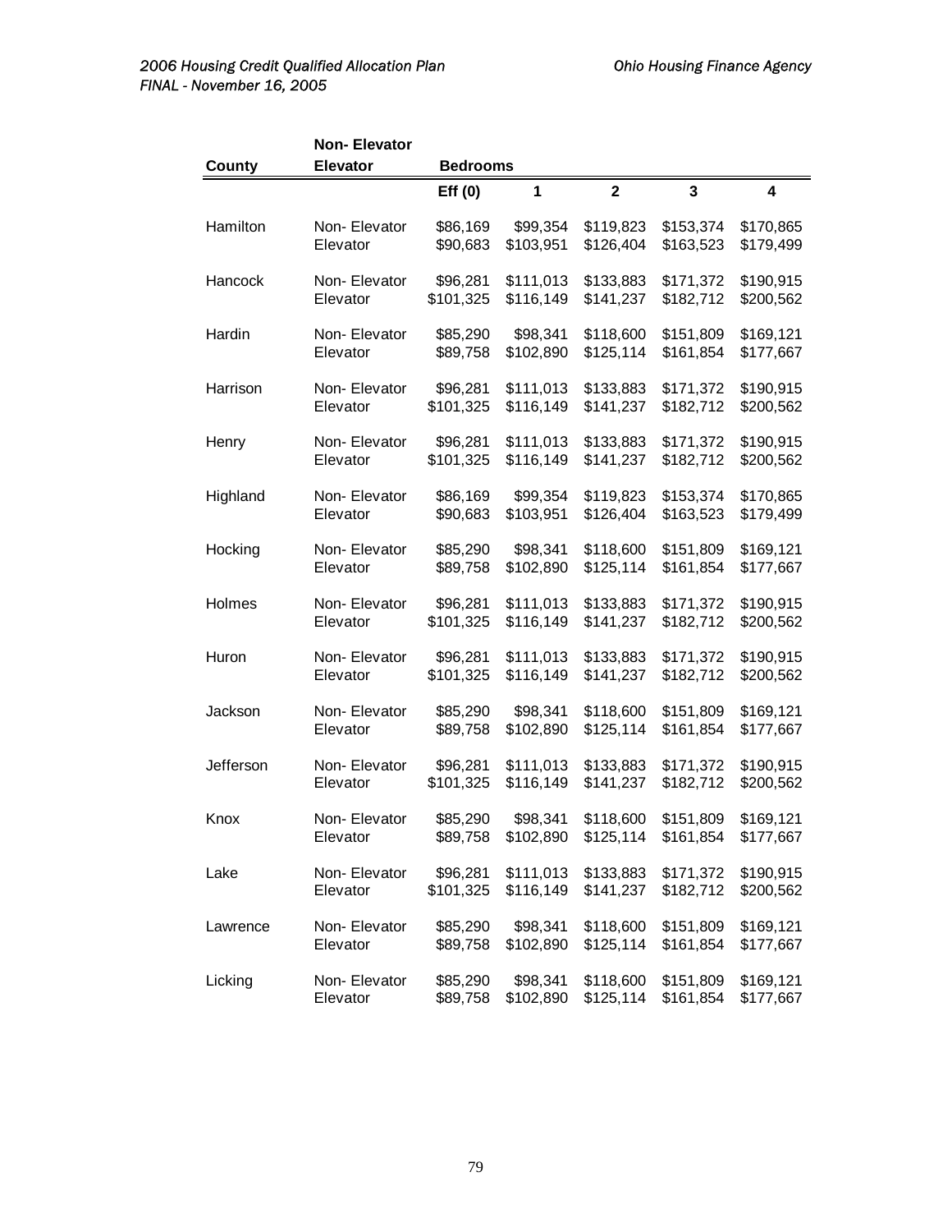| County | Non- Elevator / Elevator | Bedrooms | | | | |
|---|---|---|---|---|---|---|
| | | Eff (0) | 1 | 2 | 3 | 4 |
| Hamilton | Non- Elevator | $86,169 | $99,354 | $119,823 | $153,374 | $170,865 |
| | Elevator | $90,683 | $103,951 | $126,404 | $163,523 | $179,499 |
| Hancock | Non- Elevator | $96,281 | $111,013 | $133,883 | $171,372 | $190,915 |
| | Elevator | $101,325 | $116,149 | $141,237 | $182,712 | $200,562 |
| Hardin | Non- Elevator | $85,290 | $98,341 | $118,600 | $151,809 | $169,121 |
| | Elevator | $89,758 | $102,890 | $125,114 | $161,854 | $177,667 |
| Harrison | Non- Elevator | $96,281 | $111,013 | $133,883 | $171,372 | $190,915 |
| | Elevator | $101,325 | $116,149 | $141,237 | $182,712 | $200,562 |
| Henry | Non- Elevator | $96,281 | $111,013 | $133,883 | $171,372 | $190,915 |
| | Elevator | $101,325 | $116,149 | $141,237 | $182,712 | $200,562 |
| Highland | Non- Elevator | $86,169 | $99,354 | $119,823 | $153,374 | $170,865 |
| | Elevator | $90,683 | $103,951 | $126,404 | $163,523 | $179,499 |
| Hocking | Non- Elevator | $85,290 | $98,341 | $118,600 | $151,809 | $169,121 |
| | Elevator | $89,758 | $102,890 | $125,114 | $161,854 | $177,667 |
| Holmes | Non- Elevator | $96,281 | $111,013 | $133,883 | $171,372 | $190,915 |
| | Elevator | $101,325 | $116,149 | $141,237 | $182,712 | $200,562 |
| Huron | Non- Elevator | $96,281 | $111,013 | $133,883 | $171,372 | $190,915 |
| | Elevator | $101,325 | $116,149 | $141,237 | $182,712 | $200,562 |
| Jackson | Non- Elevator | $85,290 | $98,341 | $118,600 | $151,809 | $169,121 |
| | Elevator | $89,758 | $102,890 | $125,114 | $161,854 | $177,667 |
| Jefferson | Non- Elevator | $96,281 | $111,013 | $133,883 | $171,372 | $190,915 |
| | Elevator | $101,325 | $116,149 | $141,237 | $182,712 | $200,562 |
| Knox | Non- Elevator | $85,290 | $98,341 | $118,600 | $151,809 | $169,121 |
| | Elevator | $89,758 | $102,890 | $125,114 | $161,854 | $177,667 |
| Lake | Non- Elevator | $96,281 | $111,013 | $133,883 | $171,372 | $190,915 |
| | Elevator | $101,325 | $116,149 | $141,237 | $182,712 | $200,562 |
| Lawrence | Non- Elevator | $85,290 | $98,341 | $118,600 | $151,809 | $169,121 |
| | Elevator | $89,758 | $102,890 | $125,114 | $161,854 | $177,667 |
| Licking | Non- Elevator | $85,290 | $98,341 | $118,600 | $151,809 | $169,121 |
| | Elevator | $89,758 | $102,890 | $125,114 | $161,854 | $177,667 |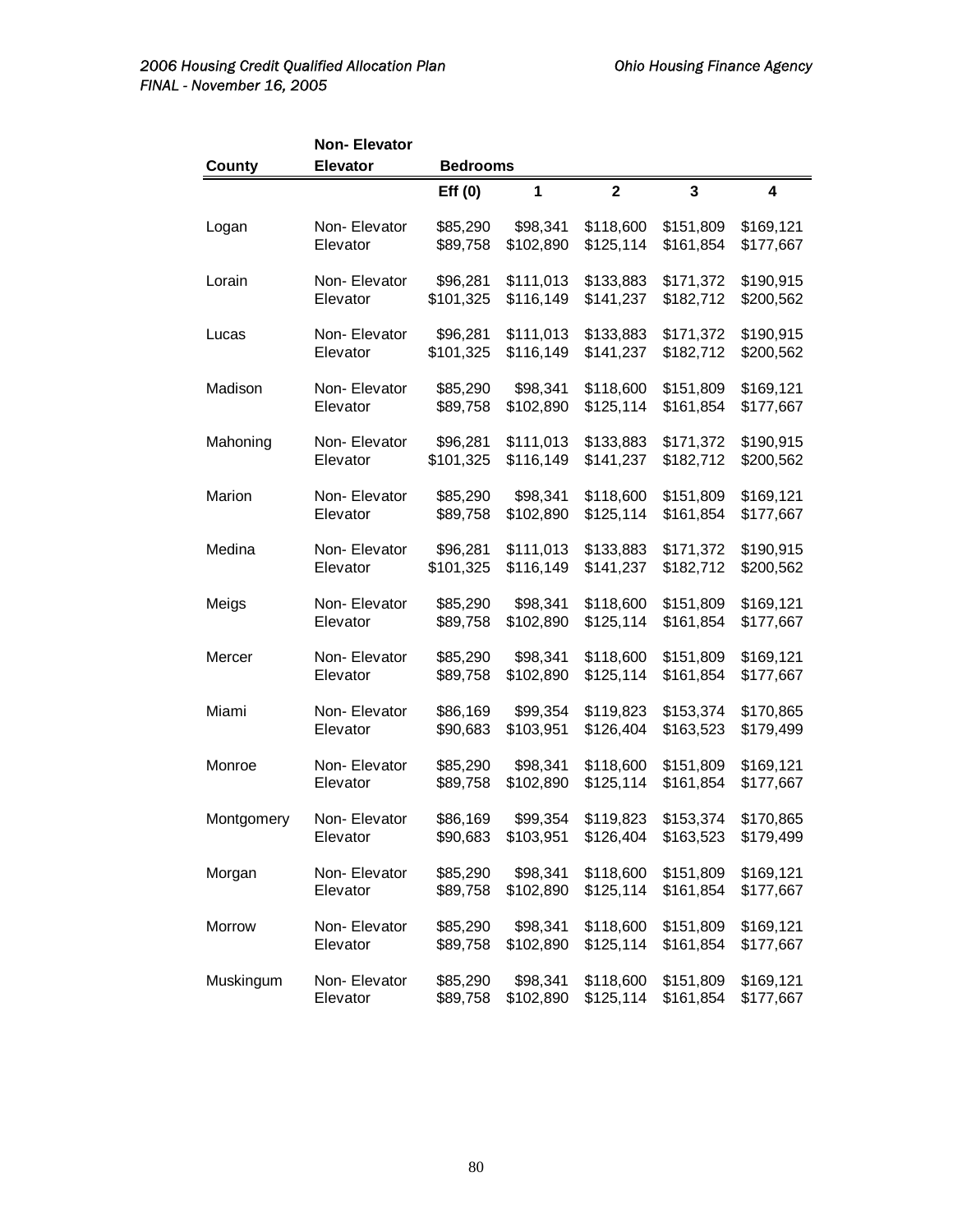| County | Non- Elevator Elevator | Bedrooms | | | | |
|---|---|---|---|---|---|---|
| | | Eff (0) | 1 | 2 | 3 | 4 |
| Logan | Non- Elevator | $85,290 | $98,341 | $118,600 | $151,809 | $169,121 |
| | Elevator | $89,758 | $102,890 | $125,114 | $161,854 | $177,667 |
| Lorain | Non- Elevator | $96,281 | $111,013 | $133,883 | $171,372 | $190,915 |
| | Elevator | $101,325 | $116,149 | $141,237 | $182,712 | $200,562 |
| Lucas | Non- Elevator | $96,281 | $111,013 | $133,883 | $171,372 | $190,915 |
| | Elevator | $101,325 | $116,149 | $141,237 | $182,712 | $200,562 |
| Madison | Non- Elevator | $85,290 | $98,341 | $118,600 | $151,809 | $169,121 |
| | Elevator | $89,758 | $102,890 | $125,114 | $161,854 | $177,667 |
| Mahoning | Non- Elevator | $96,281 | $111,013 | $133,883 | $171,372 | $190,915 |
| | Elevator | $101,325 | $116,149 | $141,237 | $182,712 | $200,562 |
| Marion | Non- Elevator | $85,290 | $98,341 | $118,600 | $151,809 | $169,121 |
| | Elevator | $89,758 | $102,890 | $125,114 | $161,854 | $177,667 |
| Medina | Non- Elevator | $96,281 | $111,013 | $133,883 | $171,372 | $190,915 |
| | Elevator | $101,325 | $116,149 | $141,237 | $182,712 | $200,562 |
| Meigs | Non- Elevator | $85,290 | $98,341 | $118,600 | $151,809 | $169,121 |
| | Elevator | $89,758 | $102,890 | $125,114 | $161,854 | $177,667 |
| Mercer | Non- Elevator | $85,290 | $98,341 | $118,600 | $151,809 | $169,121 |
| | Elevator | $89,758 | $102,890 | $125,114 | $161,854 | $177,667 |
| Miami | Non- Elevator | $86,169 | $99,354 | $119,823 | $153,374 | $170,865 |
| | Elevator | $90,683 | $103,951 | $126,404 | $163,523 | $179,499 |
| Monroe | Non- Elevator | $85,290 | $98,341 | $118,600 | $151,809 | $169,121 |
| | Elevator | $89,758 | $102,890 | $125,114 | $161,854 | $177,667 |
| Montgomery | Non- Elevator | $86,169 | $99,354 | $119,823 | $153,374 | $170,865 |
| | Elevator | $90,683 | $103,951 | $126,404 | $163,523 | $179,499 |
| Morgan | Non- Elevator | $85,290 | $98,341 | $118,600 | $151,809 | $169,121 |
| | Elevator | $89,758 | $102,890 | $125,114 | $161,854 | $177,667 |
| Morrow | Non- Elevator | $85,290 | $98,341 | $118,600 | $151,809 | $169,121 |
| | Elevator | $89,758 | $102,890 | $125,114 | $161,854 | $177,667 |
| Muskingum | Non- Elevator | $85,290 | $98,341 | $118,600 | $151,809 | $169,121 |
| | Elevator | $89,758 | $102,890 | $125,114 | $161,854 | $177,667 |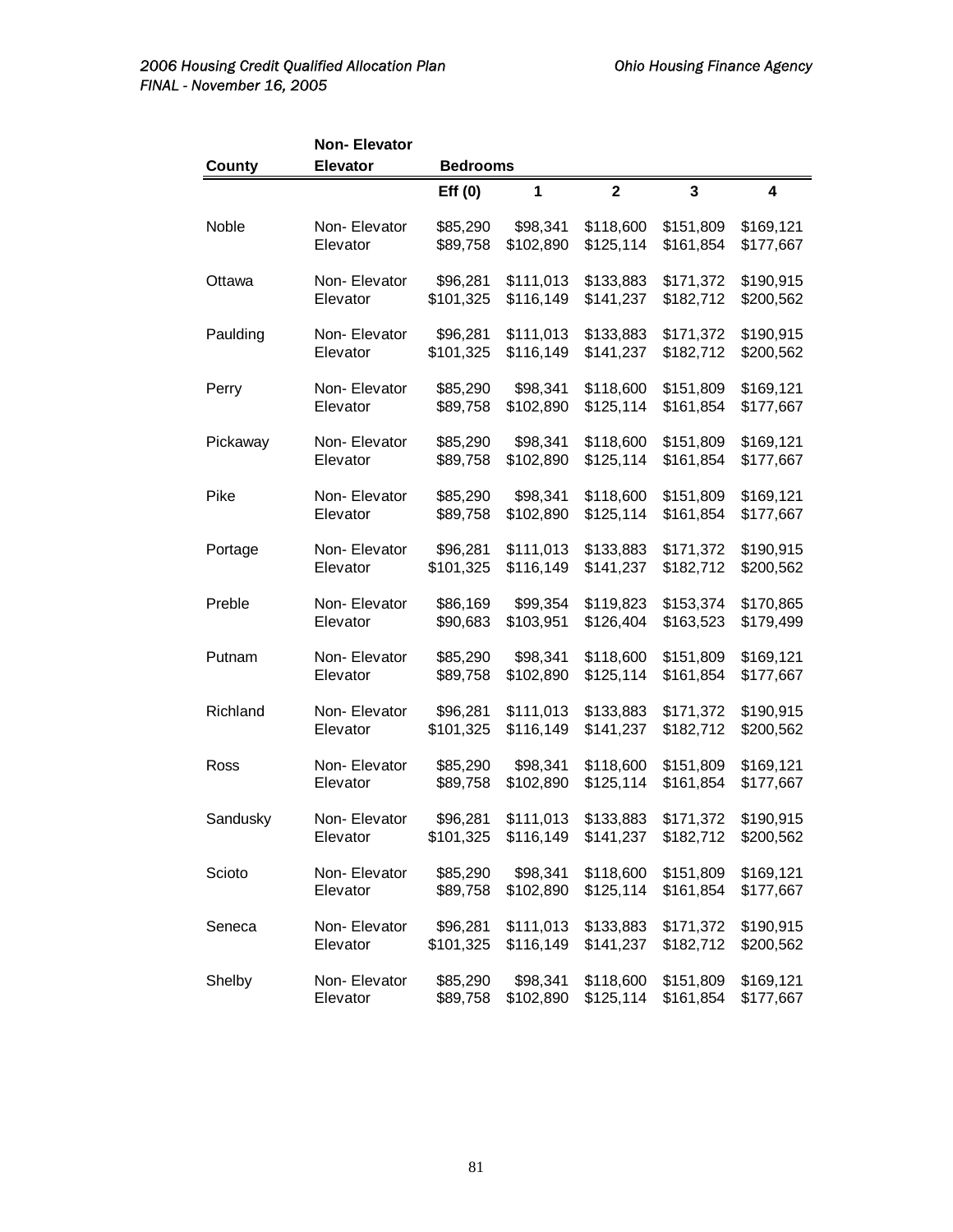| County | Non- Elevator Elevator | Bedrooms | | | | |
|---|---|---|---|---|---|---|
| | | Eff (0) | 1 | 2 | 3 | 4 |
| Noble | Non- Elevator | $85,290 | $98,341 | $118,600 | $151,809 | $169,121 |
| | Elevator | $89,758 | $102,890 | $125,114 | $161,854 | $177,667 |
| Ottawa | Non- Elevator | $96,281 | $111,013 | $133,883 | $171,372 | $190,915 |
| | Elevator | $101,325 | $116,149 | $141,237 | $182,712 | $200,562 |
| Paulding | Non- Elevator | $96,281 | $111,013 | $133,883 | $171,372 | $190,915 |
| | Elevator | $101,325 | $116,149 | $141,237 | $182,712 | $200,562 |
| Perry | Non- Elevator | $85,290 | $98,341 | $118,600 | $151,809 | $169,121 |
| | Elevator | $89,758 | $102,890 | $125,114 | $161,854 | $177,667 |
| Pickaway | Non- Elevator | $85,290 | $98,341 | $118,600 | $151,809 | $169,121 |
| | Elevator | $89,758 | $102,890 | $125,114 | $161,854 | $177,667 |
| Pike | Non- Elevator | $85,290 | $98,341 | $118,600 | $151,809 | $169,121 |
| | Elevator | $89,758 | $102,890 | $125,114 | $161,854 | $177,667 |
| Portage | Non- Elevator | $96,281 | $111,013 | $133,883 | $171,372 | $190,915 |
| | Elevator | $101,325 | $116,149 | $141,237 | $182,712 | $200,562 |
| Preble | Non- Elevator | $86,169 | $99,354 | $119,823 | $153,374 | $170,865 |
| | Elevator | $90,683 | $103,951 | $126,404 | $163,523 | $179,499 |
| Putnam | Non- Elevator | $85,290 | $98,341 | $118,600 | $151,809 | $169,121 |
| | Elevator | $89,758 | $102,890 | $125,114 | $161,854 | $177,667 |
| Richland | Non- Elevator | $96,281 | $111,013 | $133,883 | $171,372 | $190,915 |
| | Elevator | $101,325 | $116,149 | $141,237 | $182,712 | $200,562 |
| Ross | Non- Elevator | $85,290 | $98,341 | $118,600 | $151,809 | $169,121 |
| | Elevator | $89,758 | $102,890 | $125,114 | $161,854 | $177,667 |
| Sandusky | Non- Elevator | $96,281 | $111,013 | $133,883 | $171,372 | $190,915 |
| | Elevator | $101,325 | $116,149 | $141,237 | $182,712 | $200,562 |
| Scioto | Non- Elevator | $85,290 | $98,341 | $118,600 | $151,809 | $169,121 |
| | Elevator | $89,758 | $102,890 | $125,114 | $161,854 | $177,667 |
| Seneca | Non- Elevator | $96,281 | $111,013 | $133,883 | $171,372 | $190,915 |
| | Elevator | $101,325 | $116,149 | $141,237 | $182,712 | $200,562 |
| Shelby | Non- Elevator | $85,290 | $98,341 | $118,600 | $151,809 | $169,121 |
| | Elevator | $89,758 | $102,890 | $125,114 | $161,854 | $177,667 |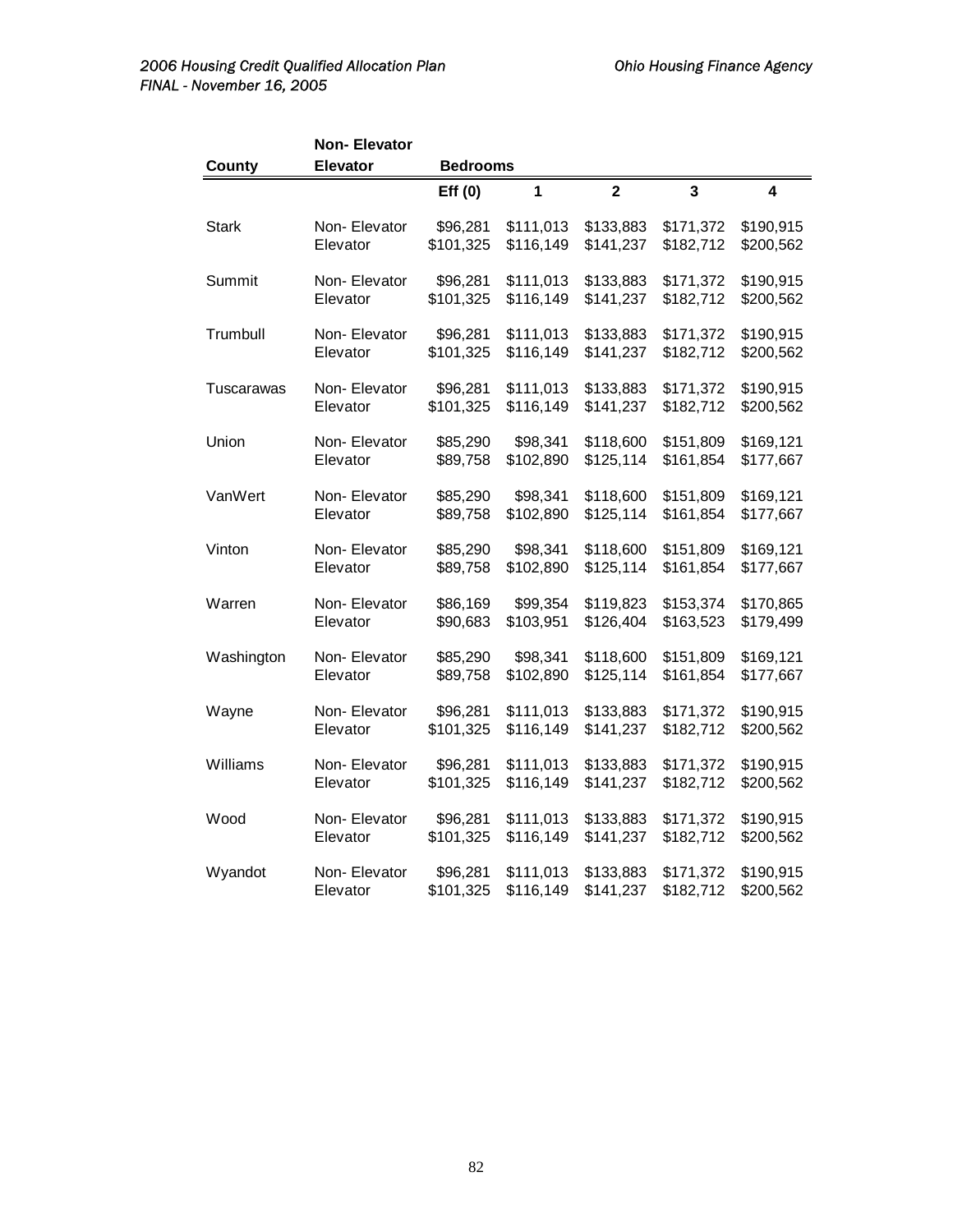| County | Non- Elevator Elevator | Bedrooms | | | | |
|---|---|---|---|---|---|---|
| | | Eff (0) | 1 | 2 | 3 | 4 |
| Stark | Non- Elevator | $96,281 | $111,013 | $133,883 | $171,372 | $190,915 |
| | Elevator | $101,325 | $116,149 | $141,237 | $182,712 | $200,562 |
| Summit | Non- Elevator | $96,281 | $111,013 | $133,883 | $171,372 | $190,915 |
| | Elevator | $101,325 | $116,149 | $141,237 | $182,712 | $200,562 |
| Trumbull | Non- Elevator | $96,281 | $111,013 | $133,883 | $171,372 | $190,915 |
| | Elevator | $101,325 | $116,149 | $141,237 | $182,712 | $200,562 |
| Tuscarawas | Non- Elevator | $96,281 | $111,013 | $133,883 | $171,372 | $190,915 |
| | Elevator | $101,325 | $116,149 | $141,237 | $182,712 | $200,562 |
| Union | Non- Elevator | $85,290 | $98,341 | $118,600 | $151,809 | $169,121 |
| | Elevator | $89,758 | $102,890 | $125,114 | $161,854 | $177,667 |
| VanWert | Non- Elevator | $85,290 | $98,341 | $118,600 | $151,809 | $169,121 |
| | Elevator | $89,758 | $102,890 | $125,114 | $161,854 | $177,667 |
| Vinton | Non- Elevator | $85,290 | $98,341 | $118,600 | $151,809 | $169,121 |
| | Elevator | $89,758 | $102,890 | $125,114 | $161,854 | $177,667 |
| Warren | Non- Elevator | $86,169 | $99,354 | $119,823 | $153,374 | $170,865 |
| | Elevator | $90,683 | $103,951 | $126,404 | $163,523 | $179,499 |
| Washington | Non- Elevator | $85,290 | $98,341 | $118,600 | $151,809 | $169,121 |
| | Elevator | $89,758 | $102,890 | $125,114 | $161,854 | $177,667 |
| Wayne | Non- Elevator | $96,281 | $111,013 | $133,883 | $171,372 | $190,915 |
| | Elevator | $101,325 | $116,149 | $141,237 | $182,712 | $200,562 |
| Williams | Non- Elevator | $96,281 | $111,013 | $133,883 | $171,372 | $190,915 |
| | Elevator | $101,325 | $116,149 | $141,237 | $182,712 | $200,562 |
| Wood | Non- Elevator | $96,281 | $111,013 | $133,883 | $171,372 | $190,915 |
| | Elevator | $101,325 | $116,149 | $141,237 | $182,712 | $200,562 |
| Wyandot | Non- Elevator | $96,281 | $111,013 | $133,883 | $171,372 | $190,915 |
| | Elevator | $101,325 | $116,149 | $141,237 | $182,712 | $200,562 |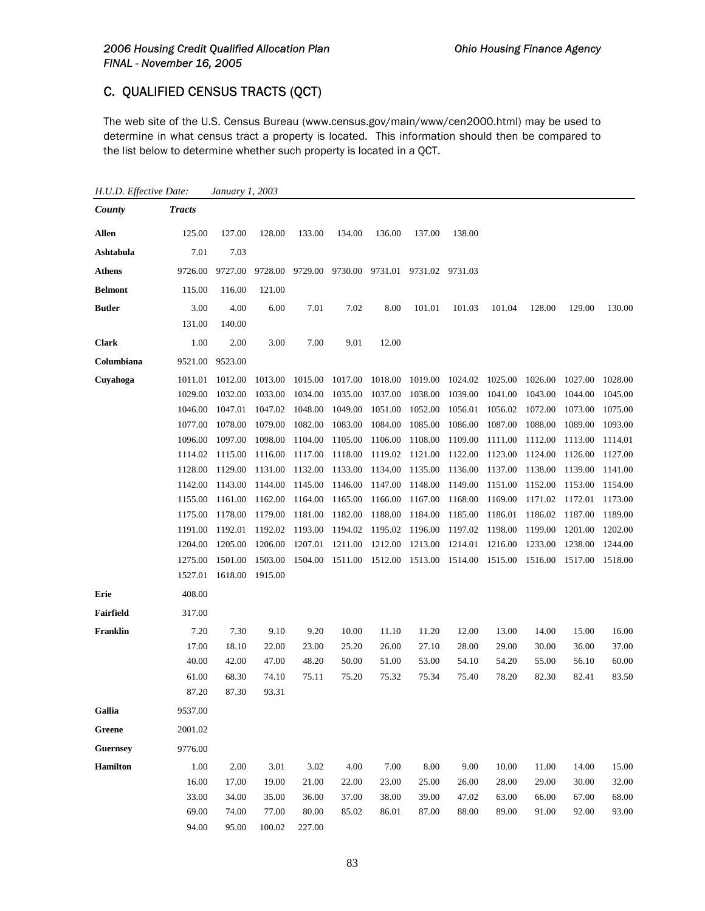## C. QUALIFIED CENSUS TRACTS (QCT)

The web site of the U.S. Census Bureau (www.census.gov/main/www/cen2000.html) may be used to determine in what census tract a property is located. This information should then be compared to the list below to determine whether such property is located in a QCT.

*H.U.D. Effective Date:* *January 1, 2003*

| ***County*** | ***Tracts*** | | | | | | | | | | | |
|---|---|---|---|---|---|---|---|---|---|---|---|---|
| **Allen** | 125.00 | 127.00 | 128.00 | 133.00 | 134.00 | 136.00 | 137.00 | 138.00 | | | | |
| **Ashtabula** | 7.01 | 7.03 | | | | | | | | | | |
| **Athens** | 9726.00 | 9727.00 | 9728.00 | 9729.00 | 9730.00 | 9731.01 | 9731.02 | 9731.03 | | | | |
| **Belmont** | 115.00 | 116.00 | 121.00 | | | | | | | | | |
| **Butler** | 3.00 | 4.00 | 6.00 | 7.01 | 7.02 | 8.00 | 101.01 | 101.03 | 101.04 | 128.00 | 129.00 | 130.00 |
| | 131.00 | 140.00 | | | | | | | | | | |
| **Clark** | 1.00 | 2.00 | 3.00 | 7.00 | 9.01 | 12.00 | | | | | | |
| **Columbiana** | 9521.00 | 9523.00 | | | | | | | | | | |
| **Cuyahoga** | 1011.01 | 1012.00 | 1013.00 | 1015.00 | 1017.00 | 1018.00 | 1019.00 | 1024.02 | 1025.00 | 1026.00 | 1027.00 | 1028.00 |
| | 1029.00 | 1032.00 | 1033.00 | 1034.00 | 1035.00 | 1037.00 | 1038.00 | 1039.00 | 1041.00 | 1043.00 | 1044.00 | 1045.00 |
| | 1046.00 | 1047.01 | 1047.02 | 1048.00 | 1049.00 | 1051.00 | 1052.00 | 1056.01 | 1056.02 | 1072.00 | 1073.00 | 1075.00 |
| | 1077.00 | 1078.00 | 1079.00 | 1082.00 | 1083.00 | 1084.00 | 1085.00 | 1086.00 | 1087.00 | 1088.00 | 1089.00 | 1093.00 |
| | 1096.00 | 1097.00 | 1098.00 | 1104.00 | 1105.00 | 1106.00 | 1108.00 | 1109.00 | 1111.00 | 1112.00 | 1113.00 | 1114.01 |
| | 1114.02 | 1115.00 | 1116.00 | 1117.00 | 1118.00 | 1119.02 | 1121.00 | 1122.00 | 1123.00 | 1124.00 | 1126.00 | 1127.00 |
| | 1128.00 | 1129.00 | 1131.00 | 1132.00 | 1133.00 | 1134.00 | 1135.00 | 1136.00 | 1137.00 | 1138.00 | 1139.00 | 1141.00 |
| | 1142.00 | 1143.00 | 1144.00 | 1145.00 | 1146.00 | 1147.00 | 1148.00 | 1149.00 | 1151.00 | 1152.00 | 1153.00 | 1154.00 |
| | 1155.00 | 1161.00 | 1162.00 | 1164.00 | 1165.00 | 1166.00 | 1167.00 | 1168.00 | 1169.00 | 1171.02 | 1172.01 | 1173.00 |
| | 1175.00 | 1178.00 | 1179.00 | 1181.00 | 1182.00 | 1188.00 | 1184.00 | 1185.00 | 1186.01 | 1186.02 | 1187.00 | 1189.00 |
| | 1191.00 | 1192.01 | 1192.02 | 1193.00 | 1194.02 | 1195.02 | 1196.00 | 1197.02 | 1198.00 | 1199.00 | 1201.00 | 1202.00 |
| | 1204.00 | 1205.00 | 1206.00 | 1207.01 | 1211.00 | 1212.00 | 1213.00 | 1214.01 | 1216.00 | 1233.00 | 1238.00 | 1244.00 |
| | 1275.00 | 1501.00 | 1503.00 | 1504.00 | 1511.00 | 1512.00 | 1513.00 | 1514.00 | 1515.00 | 1516.00 | 1517.00 | 1518.00 |
| | 1527.01 | 1618.00 | 1915.00 | | | | | | | | | |
| **Erie** | 408.00 | | | | | | | | | | | |
| **Fairfield** | 317.00 | | | | | | | | | | | |
| **Franklin** | 7.20 | 7.30 | 9.10 | 9.20 | 10.00 | 11.10 | 11.20 | 12.00 | 13.00 | 14.00 | 15.00 | 16.00 |
| | 17.00 | 18.10 | 22.00 | 23.00 | 25.20 | 26.00 | 27.10 | 28.00 | 29.00 | 30.00 | 36.00 | 37.00 |
| | 40.00 | 42.00 | 47.00 | 48.20 | 50.00 | 51.00 | 53.00 | 54.10 | 54.20 | 55.00 | 56.10 | 60.00 |
| | 61.00 | 68.30 | 74.10 | 75.11 | 75.20 | 75.32 | 75.34 | 75.40 | 78.20 | 82.30 | 82.41 | 83.50 |
| | 87.20 | 87.30 | 93.31 | | | | | | | | | |
| **Gallia** | 9537.00 | | | | | | | | | | | |
| **Greene** | 2001.02 | | | | | | | | | | | |
| **Guernsey** | 9776.00 | | | | | | | | | | | |
| **Hamilton** | 1.00 | 2.00 | 3.01 | 3.02 | 4.00 | 7.00 | 8.00 | 9.00 | 10.00 | 11.00 | 14.00 | 15.00 |
| | 16.00 | 17.00 | 19.00 | 21.00 | 22.00 | 23.00 | 25.00 | 26.00 | 28.00 | 29.00 | 30.00 | 32.00 |
| | 33.00 | 34.00 | 35.00 | 36.00 | 37.00 | 38.00 | 39.00 | 47.02 | 63.00 | 66.00 | 67.00 | 68.00 |
| | 69.00 | 74.00 | 77.00 | 80.00 | 85.02 | 86.01 | 87.00 | 88.00 | 89.00 | 91.00 | 92.00 | 93.00 |
| | 94.00 | 95.00 | 100.02 | 227.00 | | | | | | | | |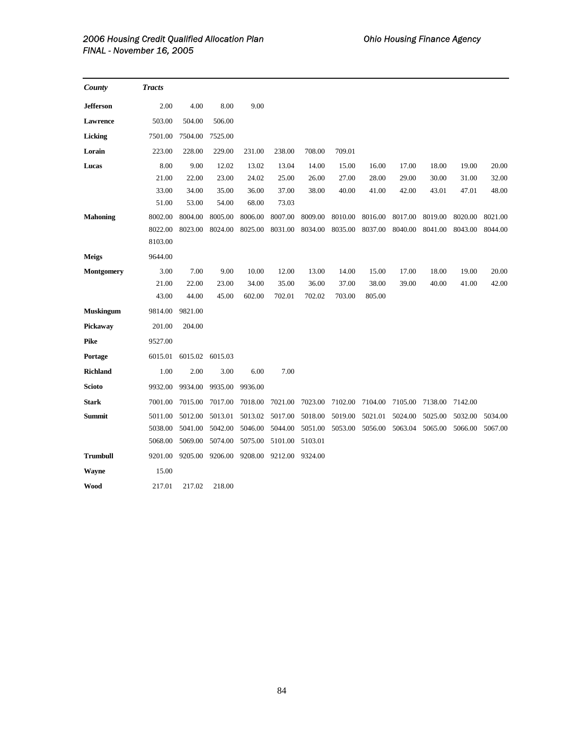| *County* | *Tracts* | | | | | | | | | | | |
|---|---|---|---|---|---|---|---|---|---|---|---|---|
| **Jefferson** | 2.00 | 4.00 | 8.00 | 9.00 | | | | | | | | |
| **Lawrence** | 503.00 | 504.00 | 506.00 | | | | | | | | | |
| **Licking** | 7501.00 | 7504.00 | 7525.00 | | | | | | | | | |
| **Lorain** | 223.00 | 228.00 | 229.00 | 231.00 | 238.00 | 708.00 | 709.01 | | | | | |
| **Lucas** | 8.00 | 9.00 | 12.02 | 13.02 | 13.04 | 14.00 | 15.00 | 16.00 | 17.00 | 18.00 | 19.00 | 20.00 |
| | 21.00 | 22.00 | 23.00 | 24.02 | 25.00 | 26.00 | 27.00 | 28.00 | 29.00 | 30.00 | 31.00 | 32.00 |
| | 33.00 | 34.00 | 35.00 | 36.00 | 37.00 | 38.00 | 40.00 | 41.00 | 42.00 | 43.01 | 47.01 | 48.00 |
| | 51.00 | 53.00 | 54.00 | 68.00 | 73.03 | | | | | | | |
| **Mahoning** | 8002.00 | 8004.00 | 8005.00 | 8006.00 | 8007.00 | 8009.00 | 8010.00 | 8016.00 | 8017.00 | 8019.00 | 8020.00 | 8021.00 |
| | 8022.00 | 8023.00 | 8024.00 | 8025.00 | 8031.00 | 8034.00 | 8035.00 | 8037.00 | 8040.00 | 8041.00 | 8043.00 | 8044.00 |
| | 8103.00 | | | | | | | | | | | |
| **Meigs** | 9644.00 | | | | | | | | | | | |
| **Montgomery** | 3.00 | 7.00 | 9.00 | 10.00 | 12.00 | 13.00 | 14.00 | 15.00 | 17.00 | 18.00 | 19.00 | 20.00 |
| | 21.00 | 22.00 | 23.00 | 34.00 | 35.00 | 36.00 | 37.00 | 38.00 | 39.00 | 40.00 | 41.00 | 42.00 |
| | 43.00 | 44.00 | 45.00 | 602.00 | 702.01 | 702.02 | 703.00 | 805.00 | | | | |
| **Muskingum** | 9814.00 | 9821.00 | | | | | | | | | | |
| **Pickaway** | 201.00 | 204.00 | | | | | | | | | | |
| **Pike** | 9527.00 | | | | | | | | | | | |
| **Portage** | 6015.01 | 6015.02 | 6015.03 | | | | | | | | | |
| **Richland** | 1.00 | 2.00 | 3.00 | 6.00 | 7.00 | | | | | | | |
| **Scioto** | 9932.00 | 9934.00 | 9935.00 | 9936.00 | | | | | | | | |
| **Stark** | 7001.00 | 7015.00 | 7017.00 | 7018.00 | 7021.00 | 7023.00 | 7102.00 | 7104.00 | 7105.00 | 7138.00 | 7142.00 | |
| **Summit** | 5011.00 | 5012.00 | 5013.01 | 5013.02 | 5017.00 | 5018.00 | 5019.00 | 5021.01 | 5024.00 | 5025.00 | 5032.00 | 5034.00 |
| | 5038.00 | 5041.00 | 5042.00 | 5046.00 | 5044.00 | 5051.00 | 5053.00 | 5056.00 | 5063.04 | 5065.00 | 5066.00 | 5067.00 |
| | 5068.00 | 5069.00 | 5074.00 | 5075.00 | 5101.00 | 5103.01 | | | | | | |
| **Trumbull** | 9201.00 | 9205.00 | 9206.00 | 9208.00 | 9212.00 | 9324.00 | | | | | | |
| **Wayne** | 15.00 | | | | | | | | | | | |
| **Wood** | 217.01 | 217.02 | 218.00 | | | | | | | | | |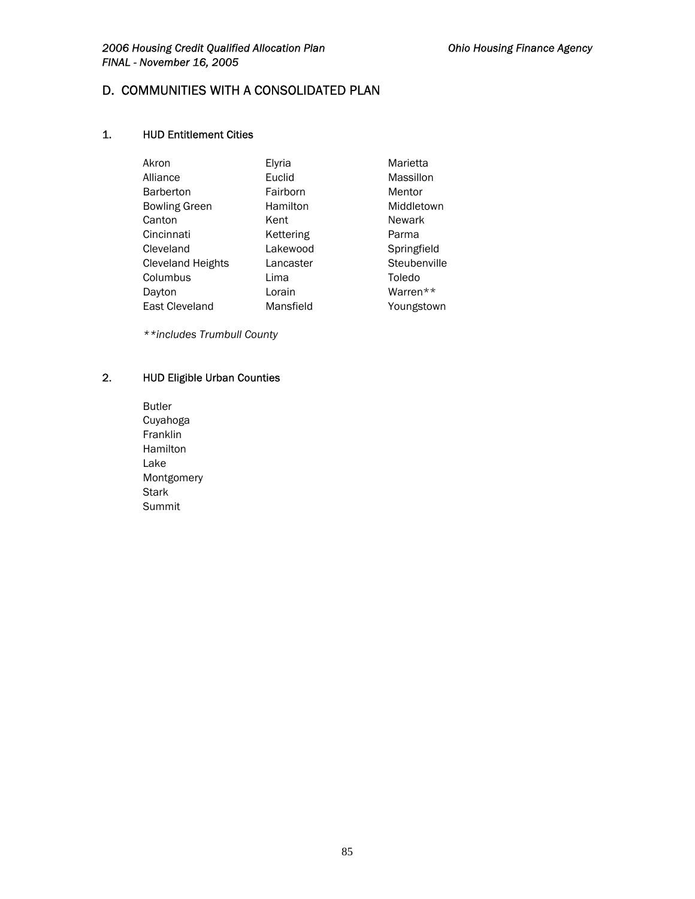## D. COMMUNITIES WITH A CONSOLIDATED PLAN

### 1. HUD Entitlement Cities

| | | |
|---|---|---|
| Akron | Elyria | Marietta |
| Alliance | Euclid | Massillon |
| Barberton | Fairborn | Mentor |
| Bowling Green | Hamilton | Middletown |
| Canton | Kent | Newark |
| Cincinnati | Kettering | Parma |
| Cleveland | Lakewood | Springfield |
| Cleveland Heights | Lancaster | Steubenville |
| Columbus | Lima | Toledo |
| Dayton | Lorain | Warren** |
| East Cleveland | Mansfield | Youngstown |

*\*\*includes Trumbull County*

### 2. HUD Eligible Urban Counties

Butler
Cuyahoga
Franklin
Hamilton
Lake
Montgomery
Stark
Summit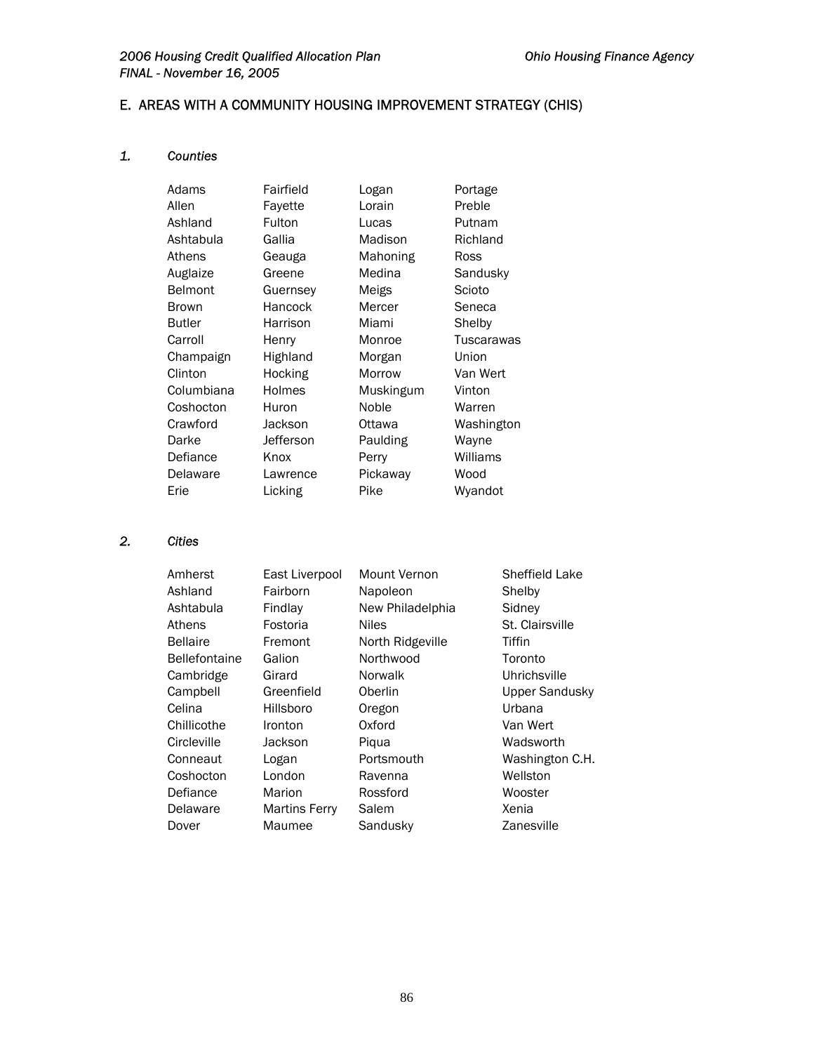## E. AREAS WITH A COMMUNITY HOUSING IMPROVEMENT STRATEGY (CHIS)

### *1. Counties*

| | | | |
|---|---|---|---|
| Adams | Fairfield | Logan | Portage |
| Allen | Fayette | Lorain | Preble |
| Ashland | Fulton | Lucas | Putnam |
| Ashtabula | Gallia | Madison | Richland |
| Athens | Geauga | Mahoning | Ross |
| Auglaize | Greene | Medina | Sandusky |
| Belmont | Guernsey | Meigs | Scioto |
| Brown | Hancock | Mercer | Seneca |
| Butler | Harrison | Miami | Shelby |
| Carroll | Henry | Monroe | Tuscarawas |
| Champaign | Highland | Morgan | Union |
| Clinton | Hocking | Morrow | Van Wert |
| Columbiana | Holmes | Muskingum | Vinton |
| Coshocton | Huron | Noble | Warren |
| Crawford | Jackson | Ottawa | Washington |
| Darke | Jefferson | Paulding | Wayne |
| Defiance | Knox | Perry | Williams |
| Delaware | Lawrence | Pickaway | Wood |
| Erie | Licking | Pike | Wyandot |

### *2. Cities*

| | | | |
|---|---|---|---|
| Amherst | East Liverpool | Mount Vernon | Sheffield Lake |
| Ashland | Fairborn | Napoleon | Shelby |
| Ashtabula | Findlay | New Philadelphia | Sidney |
| Athens | Fostoria | Niles | St. Clairsville |
| Bellaire | Fremont | North Ridgeville | Tiffin |
| Bellefontaine | Galion | Northwood | Toronto |
| Cambridge | Girard | Norwalk | Uhrichsville |
| Campbell | Greenfield | Oberlin | Upper Sandusky |
| Celina | Hillsboro | Oregon | Urbana |
| Chillicothe | Ironton | Oxford | Van Wert |
| Circleville | Jackson | Piqua | Wadsworth |
| Conneaut | Logan | Portsmouth | Washington C.H. |
| Coshocton | London | Ravenna | Wellston |
| Defiance | Marion | Rossford | Wooster |
| Delaware | Martins Ferry | Salem | Xenia |
| Dover | Maumee | Sandusky | Zanesville |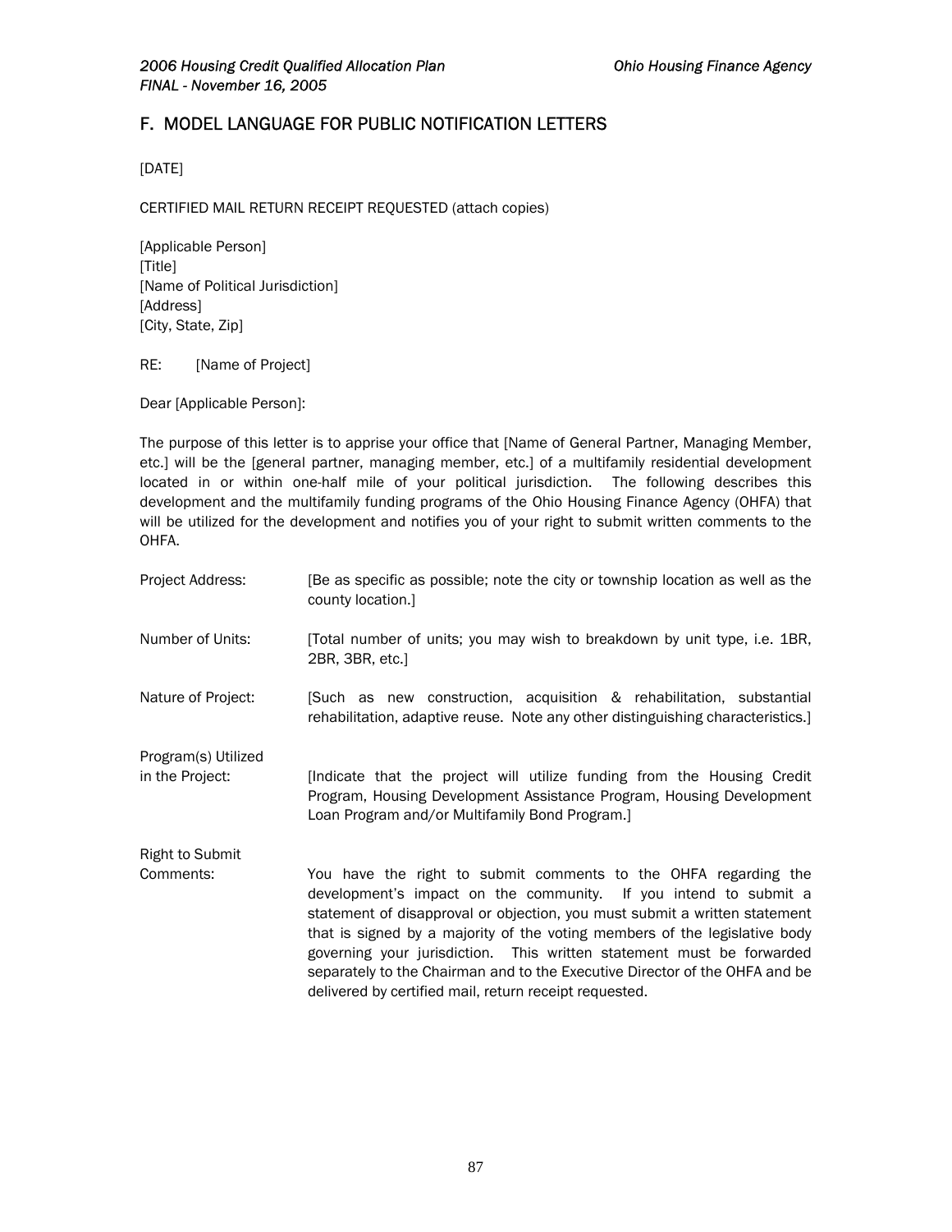## F. MODEL LANGUAGE FOR PUBLIC NOTIFICATION LETTERS

[DATE]

CERTIFIED MAIL RETURN RECEIPT REQUESTED (attach copies)

[Applicable Person]
[Title]
[Name of Political Jurisdiction]
[Address]
[City, State, Zip]

RE: [Name of Project]

Dear [Applicable Person]:

The purpose of this letter is to apprise your office that [Name of General Partner, Managing Member, etc.] will be the [general partner, managing member, etc.] of a multifamily residential development located in or within one-half mile of your political jurisdiction. The following describes this development and the multifamily funding programs of the Ohio Housing Finance Agency (OHFA) that will be utilized for the development and notifies you of your right to submit written comments to the OHFA.

| | |
|---|---|
| Project Address: | [Be as specific as possible; note the city or township location as well as the county location.] |
| Number of Units: | [Total number of units; you may wish to breakdown by unit type, i.e. 1BR, 2BR, 3BR, etc.] |
| Nature of Project: | [Such as new construction, acquisition & rehabilitation, substantial rehabilitation, adaptive reuse. Note any other distinguishing characteristics.] |
| Program(s) Utilized in the Project: | [Indicate that the project will utilize funding from the Housing Credit Program, Housing Development Assistance Program, Housing Development Loan Program and/or Multifamily Bond Program.] |
| Right to Submit Comments: | You have the right to submit comments to the OHFA regarding the development's impact on the community. If you intend to submit a statement of disapproval or objection, you must submit a written statement that is signed by a majority of the voting members of the legislative body governing your jurisdiction. This written statement must be forwarded separately to the Chairman and to the Executive Director of the OHFA and be delivered by certified mail, return receipt requested. |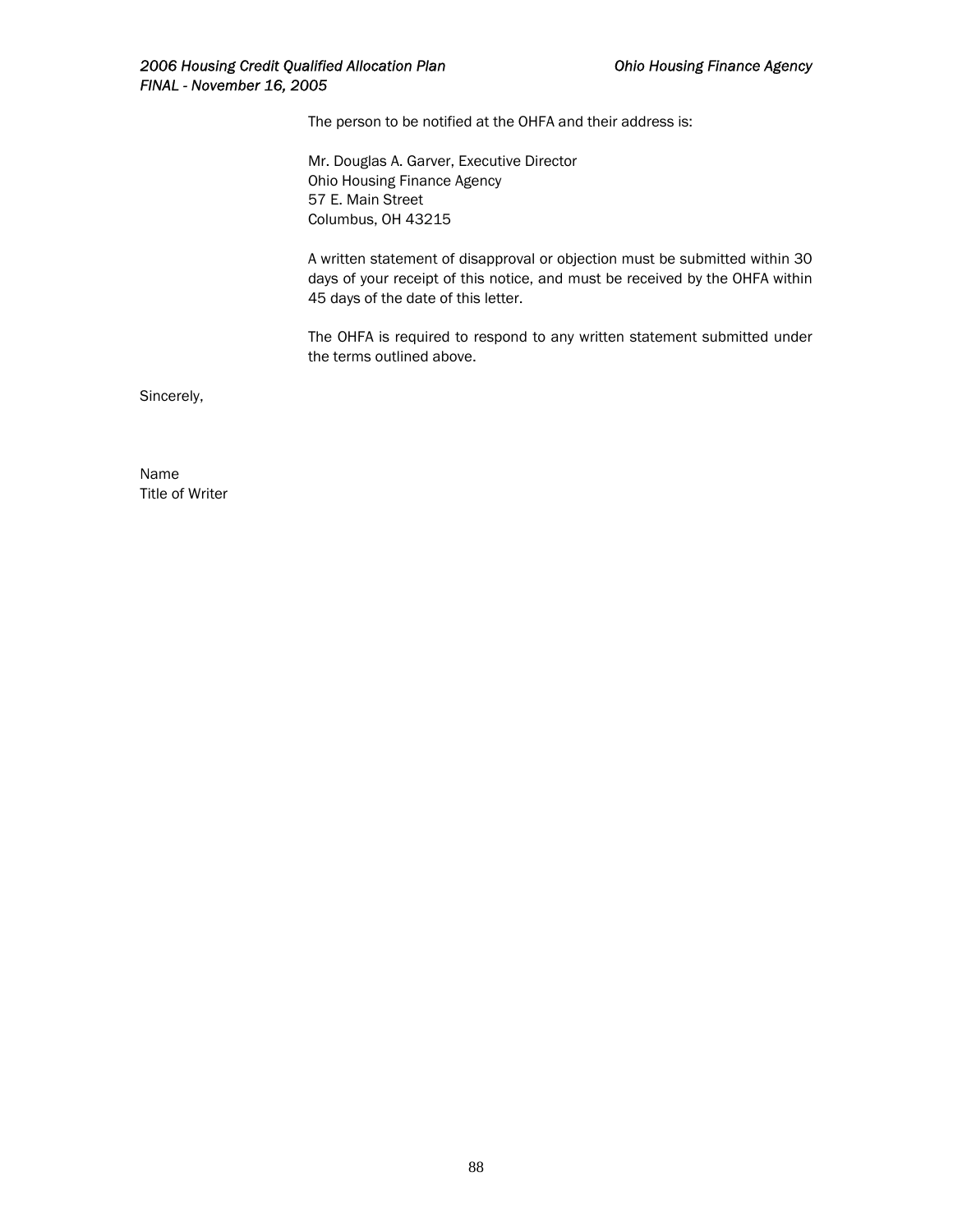The person to be notified at the OHFA and their address is:

Mr. Douglas A. Garver, Executive Director
Ohio Housing Finance Agency
57 E. Main Street
Columbus, OH 43215

A written statement of disapproval or objection must be submitted within 30 days of your receipt of this notice, and must be received by the OHFA within 45 days of the date of this letter.

The OHFA is required to respond to any written statement submitted under the terms outlined above.

Sincerely,

Name
Title of Writer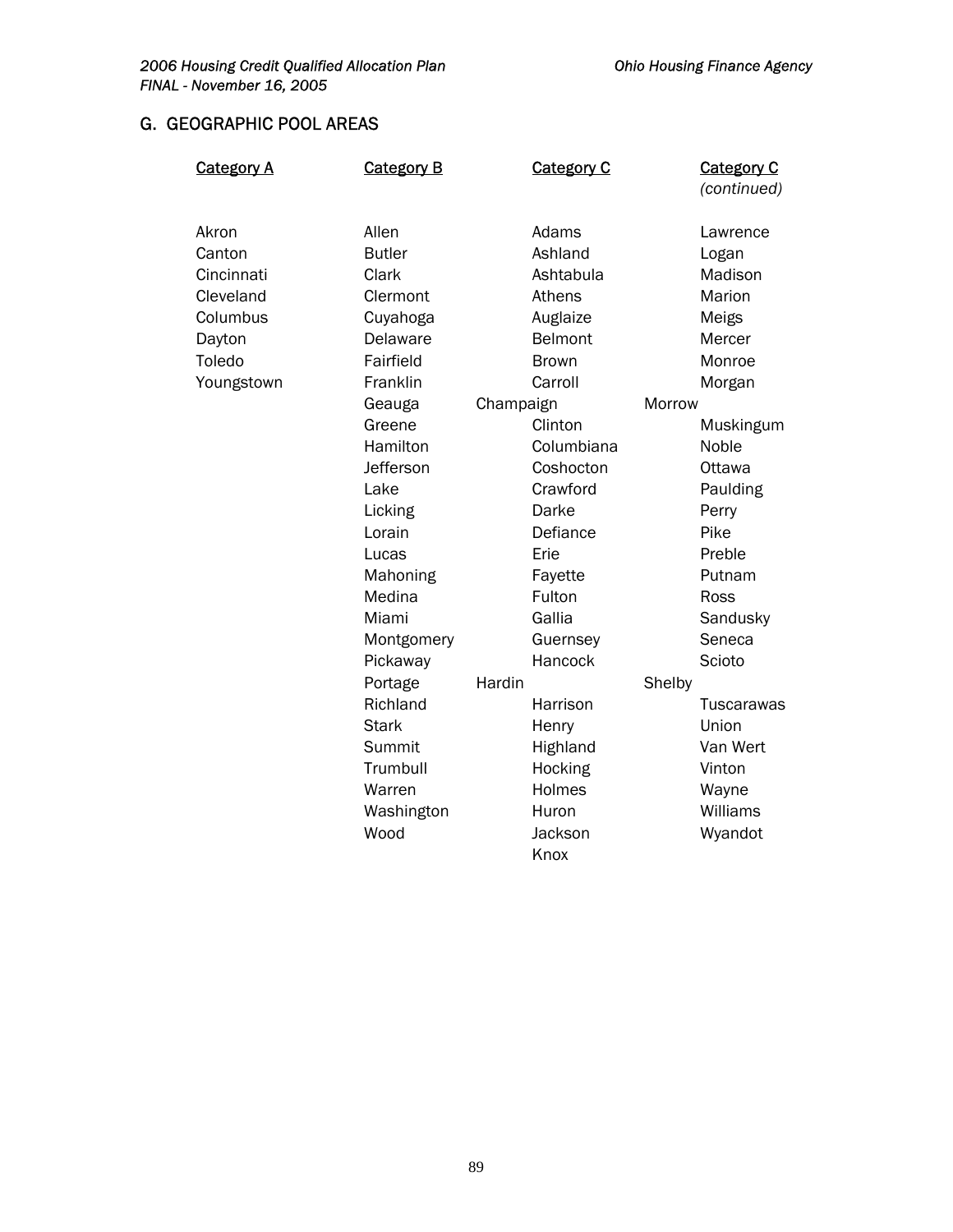## G. GEOGRAPHIC POOL AREAS

| Category A | Category B | Category C | Category C *(continued)* |
|---|---|---|---|
| Akron | Allen | Adams | Lawrence |
| Canton | Butler | Ashland | Logan |
| Cincinnati | Clark | Ashtabula | Madison |
| Cleveland | Clermont | Athens | Marion |
| Columbus | Cuyahoga | Auglaize | Meigs |
| Dayton | Delaware | Belmont | Mercer |
| Toledo | Fairfield | Brown | Monroe |
| Youngstown | Franklin | Carroll | Morgan |
| | Geauga | Champaign | Morrow |
| | Greene | Clinton | Muskingum |
| | Hamilton | Columbiana | Noble |
| | Jefferson | Coshocton | Ottawa |
| | Lake | Crawford | Paulding |
| | Licking | Darke | Perry |
| | Lorain | Defiance | Pike |
| | Lucas | Erie | Preble |
| | Mahoning | Fayette | Putnam |
| | Medina | Fulton | Ross |
| | Miami | Gallia | Sandusky |
| | Montgomery | Guernsey | Seneca |
| | Pickaway | Hancock | Scioto |
| | Portage | Hardin | Shelby |
| | Richland | Harrison | Tuscarawas |
| | Stark | Henry | Union |
| | Summit | Highland | Van Wert |
| | Trumbull | Hocking | Vinton |
| | Warren | Holmes | Wayne |
| | Washington | Huron | Williams |
| | Wood | Jackson | Wyandot |
| | | Knox | |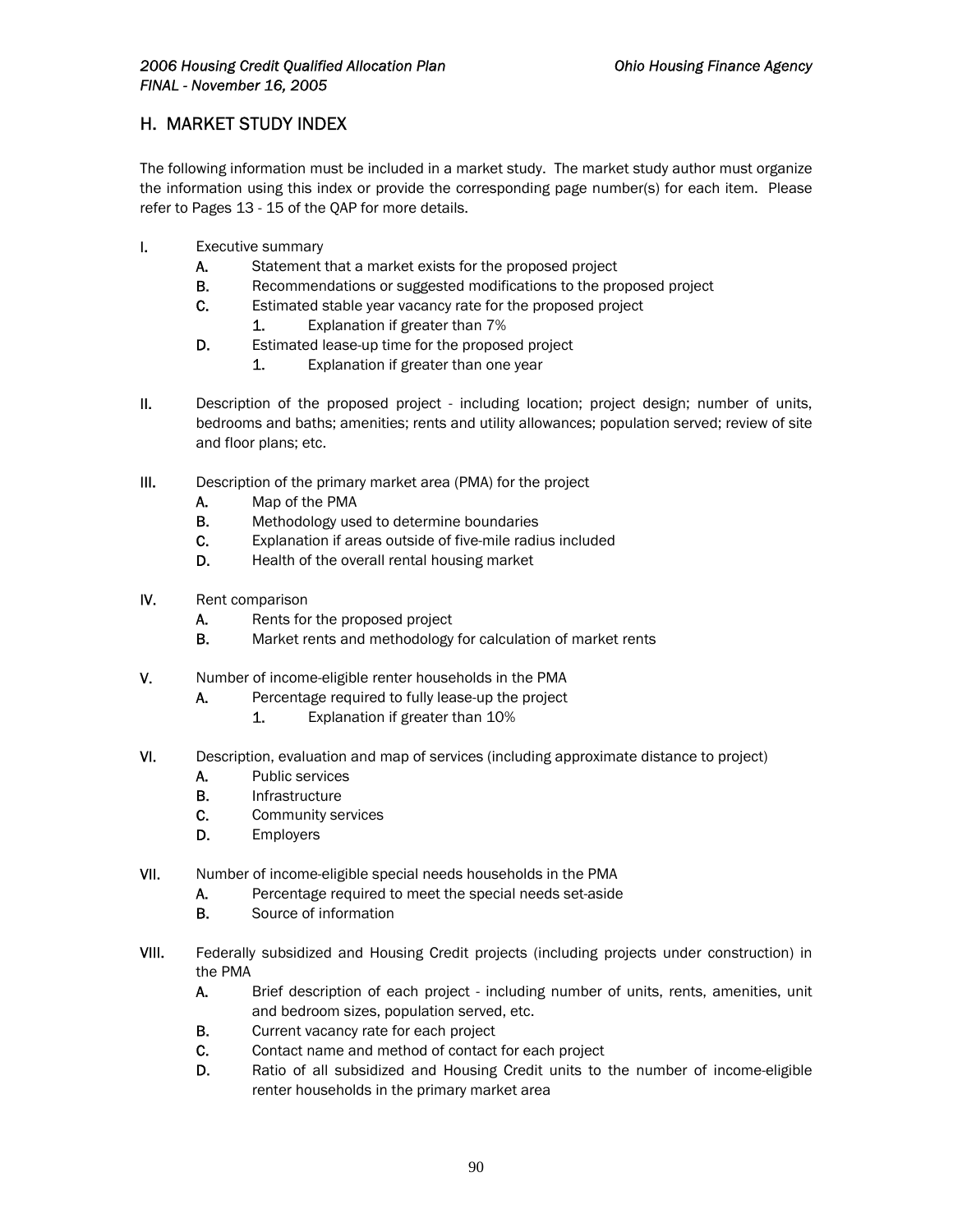## H. MARKET STUDY INDEX

The following information must be included in a market study. The market study author must organize the information using this index or provide the corresponding page number(s) for each item. Please refer to Pages 13 - 15 of the QAP for more details.

- **I.** Executive summary
  - **A.** Statement that a market exists for the proposed project
  - **B.** Recommendations or suggested modifications to the proposed project
  - **C.** Estimated stable year vacancy rate for the proposed project
    - **1.** Explanation if greater than 7%
  - **D.** Estimated lease-up time for the proposed project
    - **1.** Explanation if greater than one year

- **II.** Description of the proposed project - including location; project design; number of units, bedrooms and baths; amenities; rents and utility allowances; population served; review of site and floor plans; etc.

- **III.** Description of the primary market area (PMA) for the project
  - **A.** Map of the PMA
  - **B.** Methodology used to determine boundaries
  - **C.** Explanation if areas outside of five-mile radius included
  - **D.** Health of the overall rental housing market

- **IV.** Rent comparison
  - **A.** Rents for the proposed project
  - **B.** Market rents and methodology for calculation of market rents

- **V.** Number of income-eligible renter households in the PMA
  - **A.** Percentage required to fully lease-up the project
    - **1.** Explanation if greater than 10%

- **VI.** Description, evaluation and map of services (including approximate distance to project)
  - **A.** Public services
  - **B.** Infrastructure
  - **C.** Community services
  - **D.** Employers

- **VII.** Number of income-eligible special needs households in the PMA
  - **A.** Percentage required to meet the special needs set-aside
  - **B.** Source of information

- **VIII.** Federally subsidized and Housing Credit projects (including projects under construction) in the PMA
  - **A.** Brief description of each project - including number of units, rents, amenities, unit and bedroom sizes, population served, etc.
  - **B.** Current vacancy rate for each project
  - **C.** Contact name and method of contact for each project
  - **D.** Ratio of all subsidized and Housing Credit units to the number of income-eligible renter households in the primary market area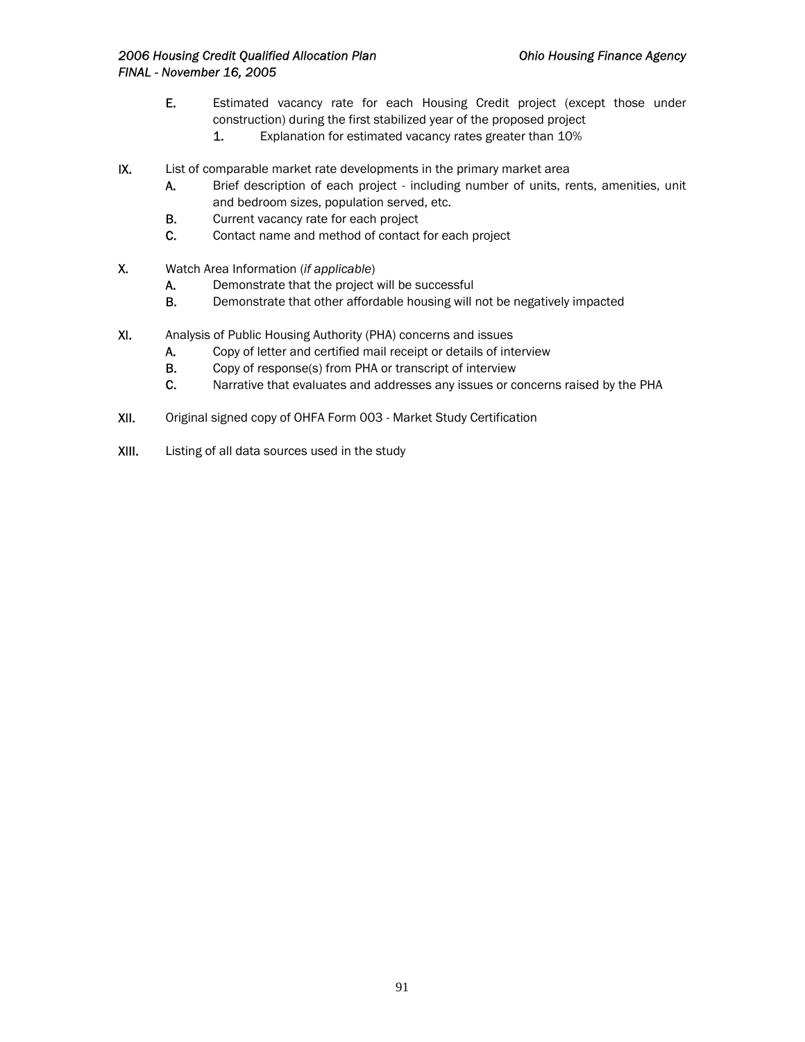E. Estimated vacancy rate for each Housing Credit project (except those under construction) during the first stabilized year of the proposed project
   1. Explanation for estimated vacancy rates greater than 10%

IX. List of comparable market rate developments in the primary market area
   A. Brief description of each project - including number of units, rents, amenities, unit and bedroom sizes, population served, etc.
   B. Current vacancy rate for each project
   C. Contact name and method of contact for each project

X. Watch Area Information (*if applicable*)
   A. Demonstrate that the project will be successful
   B. Demonstrate that other affordable housing will not be negatively impacted

XI. Analysis of Public Housing Authority (PHA) concerns and issues
   A. Copy of letter and certified mail receipt or details of interview
   B. Copy of response(s) from PHA or transcript of interview
   C. Narrative that evaluates and addresses any issues or concerns raised by the PHA

XII. Original signed copy of OHFA Form 003 - Market Study Certification

XIII. Listing of all data sources used in the study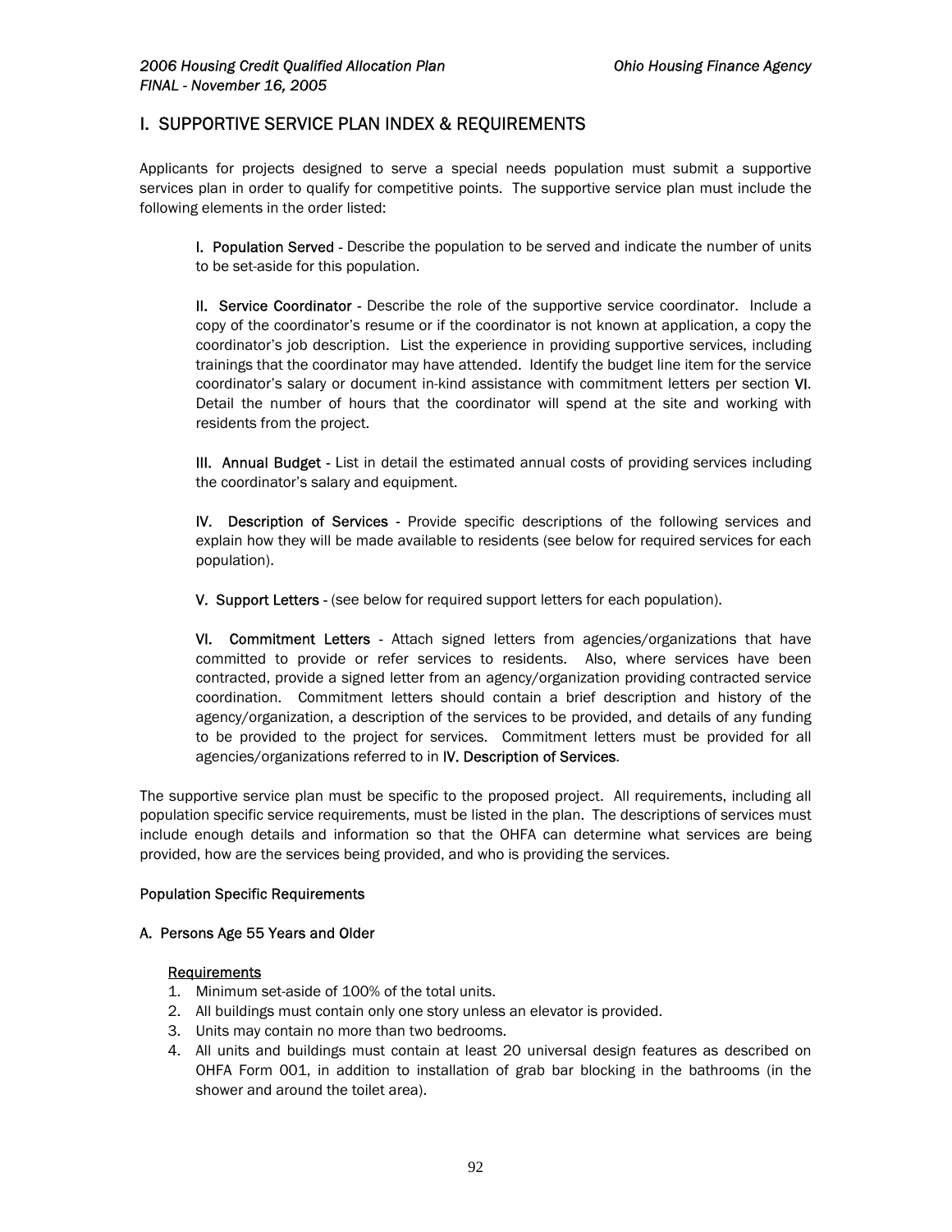## I. SUPPORTIVE SERVICE PLAN INDEX & REQUIREMENTS

Applicants for projects designed to serve a special needs population must submit a supportive services plan in order to qualify for competitive points. The supportive service plan must include the following elements in the order listed:

**I. Population Served** - Describe the population to be served and indicate the number of units to be set-aside for this population.

**II. Service Coordinator** - Describe the role of the supportive service coordinator. Include a copy of the coordinator's resume or if the coordinator is not known at application, a copy the coordinator's job description. List the experience in providing supportive services, including trainings that the coordinator may have attended. Identify the budget line item for the service coordinator's salary or document in-kind assistance with commitment letters per section **VI**. Detail the number of hours that the coordinator will spend at the site and working with residents from the project.

**III. Annual Budget** - List in detail the estimated annual costs of providing services including the coordinator's salary and equipment.

**IV. Description of Services** - Provide specific descriptions of the following services and explain how they will be made available to residents (see below for required services for each population).

**V. Support Letters** - (see below for required support letters for each population).

**VI. Commitment Letters** - Attach signed letters from agencies/organizations that have committed to provide or refer services to residents. Also, where services have been contracted, provide a signed letter from an agency/organization providing contracted service coordination. Commitment letters should contain a brief description and history of the agency/organization, a description of the services to be provided, and details of any funding to be provided to the project for services. Commitment letters must be provided for all agencies/organizations referred to in **IV. Description of Services**.

The supportive service plan must be specific to the proposed project. All requirements, including all population specific service requirements, must be listed in the plan. The descriptions of services must include enough details and information so that the OHFA can determine what services are being provided, how are the services being provided, and who is providing the services.

### Population Specific Requirements

#### A. Persons Age 55 Years and Older

<u>Requirements</u>

1. Minimum set-aside of 100% of the total units.
2. All buildings must contain only one story unless an elevator is provided.
3. Units may contain no more than two bedrooms.
4. All units and buildings must contain at least 20 universal design features as described on OHFA Form 001, in addition to installation of grab bar blocking in the bathrooms (in the shower and around the toilet area).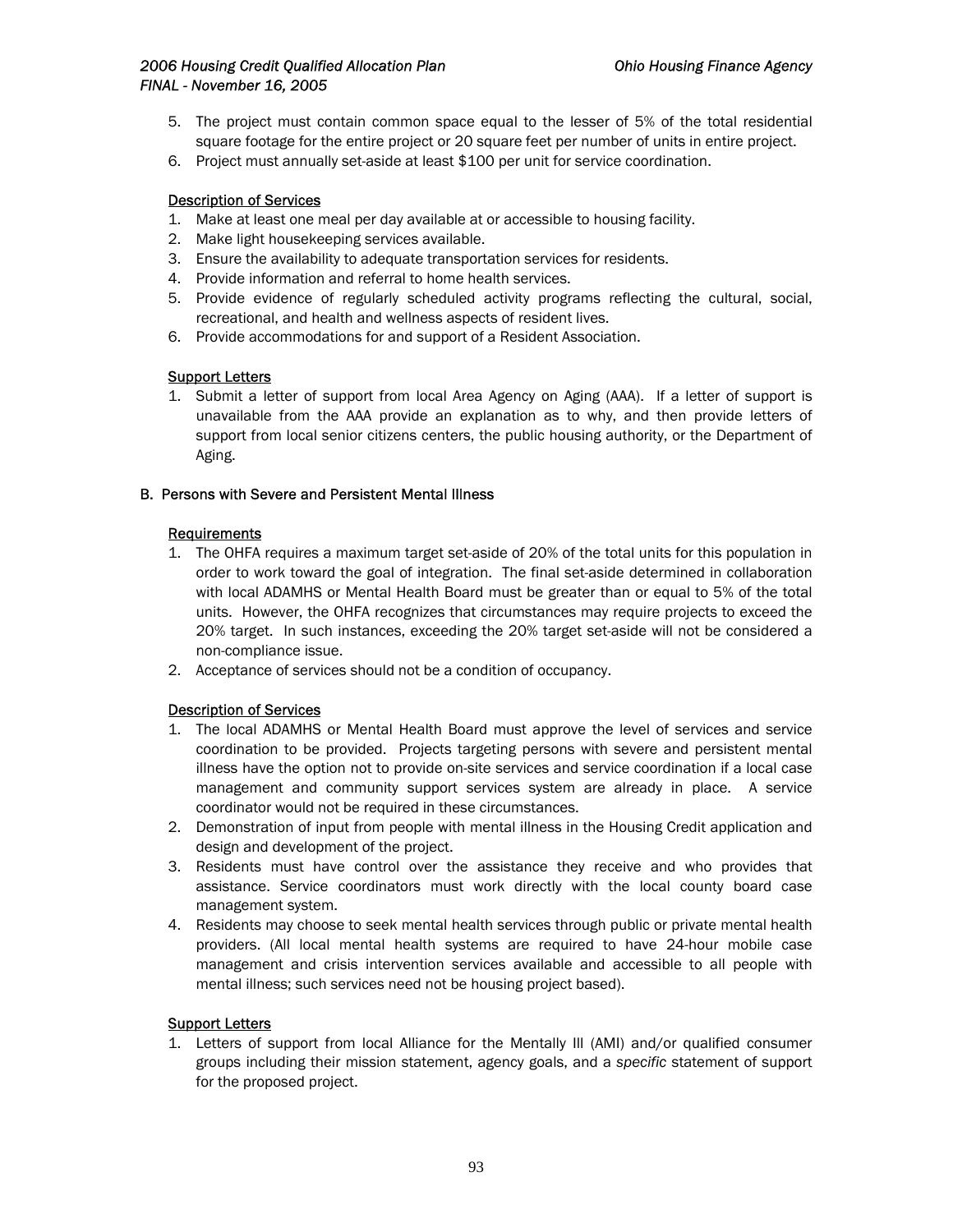5. The project must contain common space equal to the lesser of 5% of the total residential square footage for the entire project or 20 square feet per number of units in entire project.
6. Project must annually set-aside at least $100 per unit for service coordination.

<u>Description of Services</u>

1. Make at least one meal per day available at or accessible to housing facility.
2. Make light housekeeping services available.
3. Ensure the availability to adequate transportation services for residents.
4. Provide information and referral to home health services.
5. Provide evidence of regularly scheduled activity programs reflecting the cultural, social, recreational, and health and wellness aspects of resident lives.
6. Provide accommodations for and support of a Resident Association.

<u>Support Letters</u>

1. Submit a letter of support from local Area Agency on Aging (AAA). If a letter of support is unavailable from the AAA provide an explanation as to why, and then provide letters of support from local senior citizens centers, the public housing authority, or the Department of Aging.

B. Persons with Severe and Persistent Mental Illness

<u>Requirements</u>

1. The OHFA requires a maximum target set-aside of 20% of the total units for this population in order to work toward the goal of integration. The final set-aside determined in collaboration with local ADAMHS or Mental Health Board must be greater than or equal to 5% of the total units. However, the OHFA recognizes that circumstances may require projects to exceed the 20% target. In such instances, exceeding the 20% target set-aside will not be considered a non-compliance issue.
2. Acceptance of services should not be a condition of occupancy.

<u>Description of Services</u>

1. The local ADAMHS or Mental Health Board must approve the level of services and service coordination to be provided. Projects targeting persons with severe and persistent mental illness have the option not to provide on-site services and service coordination if a local case management and community support services system are already in place. A service coordinator would not be required in these circumstances.
2. Demonstration of input from people with mental illness in the Housing Credit application and design and development of the project.
3. Residents must have control over the assistance they receive and who provides that assistance. Service coordinators must work directly with the local county board case management system.
4. Residents may choose to seek mental health services through public or private mental health providers. (All local mental health systems are required to have 24-hour mobile case management and crisis intervention services available and accessible to all people with mental illness; such services need not be housing project based).

<u>Support Letters</u>

1. Letters of support from local Alliance for the Mentally Ill (AMI) and/or qualified consumer groups including their mission statement, agency goals, and a *specific* statement of support for the proposed project.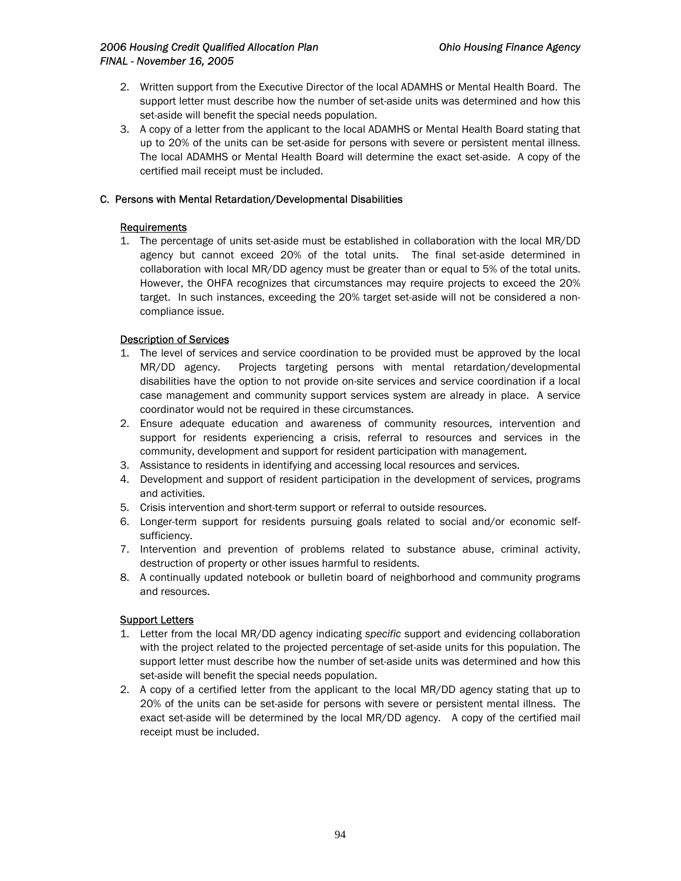2. Written support from the Executive Director of the local ADAMHS or Mental Health Board. The support letter must describe how the number of set-aside units was determined and how this set-aside will benefit the special needs population.
3. A copy of a letter from the applicant to the local ADAMHS or Mental Health Board stating that up to 20% of the units can be set-aside for persons with severe or persistent mental illness. The local ADAMHS or Mental Health Board will determine the exact set-aside. A copy of the certified mail receipt must be included.

### C. Persons with Mental Retardation/Developmental Disabilities

<u>Requirements</u>

1. The percentage of units set-aside must be established in collaboration with the local MR/DD agency but cannot exceed 20% of the total units. The final set-aside determined in collaboration with local MR/DD agency must be greater than or equal to 5% of the total units. However, the OHFA recognizes that circumstances may require projects to exceed the 20% target. In such instances, exceeding the 20% target set-aside will not be considered a non-compliance issue.

<u>Description of Services</u>

1. The level of services and service coordination to be provided must be approved by the local MR/DD agency. Projects targeting persons with mental retardation/developmental disabilities have the option to not provide on-site services and service coordination if a local case management and community support services system are already in place. A service coordinator would not be required in these circumstances.
2. Ensure adequate education and awareness of community resources, intervention and support for residents experiencing a crisis, referral to resources and services in the community, development and support for resident participation with management.
3. Assistance to residents in identifying and accessing local resources and services.
4. Development and support of resident participation in the development of services, programs and activities.
5. Crisis intervention and short-term support or referral to outside resources.
6. Longer-term support for residents pursuing goals related to social and/or economic self-sufficiency.
7. Intervention and prevention of problems related to substance abuse, criminal activity, destruction of property or other issues harmful to residents.
8. A continually updated notebook or bulletin board of neighborhood and community programs and resources.

<u>Support Letters</u>

1. Letter from the local MR/DD agency indicating *specific* support and evidencing collaboration with the project related to the projected percentage of set-aside units for this population. The support letter must describe how the number of set-aside units was determined and how this set-aside will benefit the special needs population.
2. A copy of a certified letter from the applicant to the local MR/DD agency stating that up to 20% of the units can be set-aside for persons with severe or persistent mental illness. The exact set-aside will be determined by the local MR/DD agency. A copy of the certified mail receipt must be included.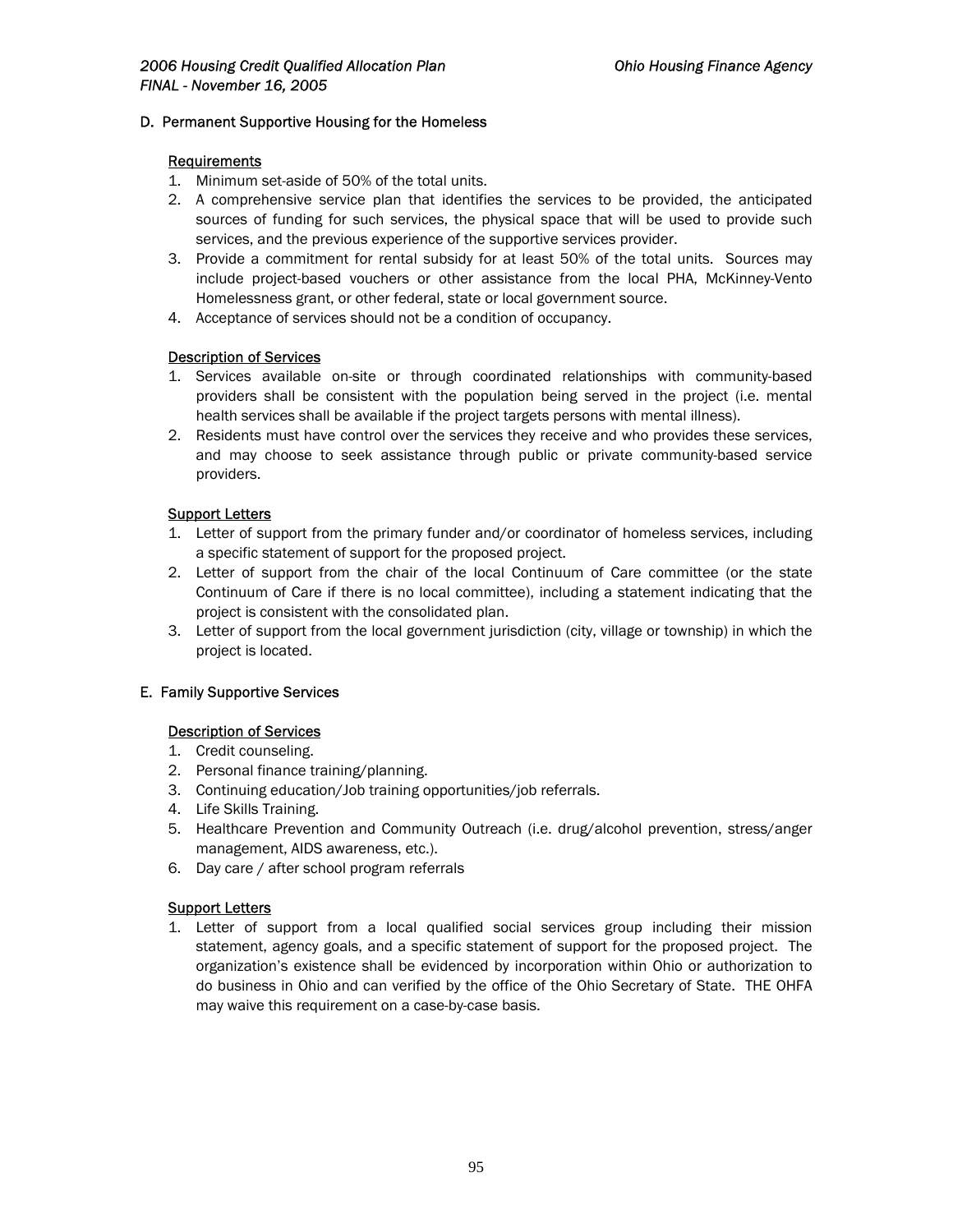## D. Permanent Supportive Housing for the Homeless

Requirements

1. Minimum set-aside of 50% of the total units.
2. A comprehensive service plan that identifies the services to be provided, the anticipated sources of funding for such services, the physical space that will be used to provide such services, and the previous experience of the supportive services provider.
3. Provide a commitment for rental subsidy for at least 50% of the total units. Sources may include project-based vouchers or other assistance from the local PHA, McKinney-Vento Homelessness grant, or other federal, state or local government source.
4. Acceptance of services should not be a condition of occupancy.

Description of Services

1. Services available on-site or through coordinated relationships with community-based providers shall be consistent with the population being served in the project (i.e. mental health services shall be available if the project targets persons with mental illness).
2. Residents must have control over the services they receive and who provides these services, and may choose to seek assistance through public or private community-based service providers.

Support Letters

1. Letter of support from the primary funder and/or coordinator of homeless services, including a specific statement of support for the proposed project.
2. Letter of support from the chair of the local Continuum of Care committee (or the state Continuum of Care if there is no local committee), including a statement indicating that the project is consistent with the consolidated plan.
3. Letter of support from the local government jurisdiction (city, village or township) in which the project is located.

## E. Family Supportive Services

Description of Services

1. Credit counseling.
2. Personal finance training/planning.
3. Continuing education/Job training opportunities/job referrals.
4. Life Skills Training.
5. Healthcare Prevention and Community Outreach (i.e. drug/alcohol prevention, stress/anger management, AIDS awareness, etc.).
6. Day care / after school program referrals

Support Letters

1. Letter of support from a local qualified social services group including their mission statement, agency goals, and a specific statement of support for the proposed project. The organization's existence shall be evidenced by incorporation within Ohio or authorization to do business in Ohio and can verified by the office of the Ohio Secretary of State. THE OHFA may waive this requirement on a case-by-case basis.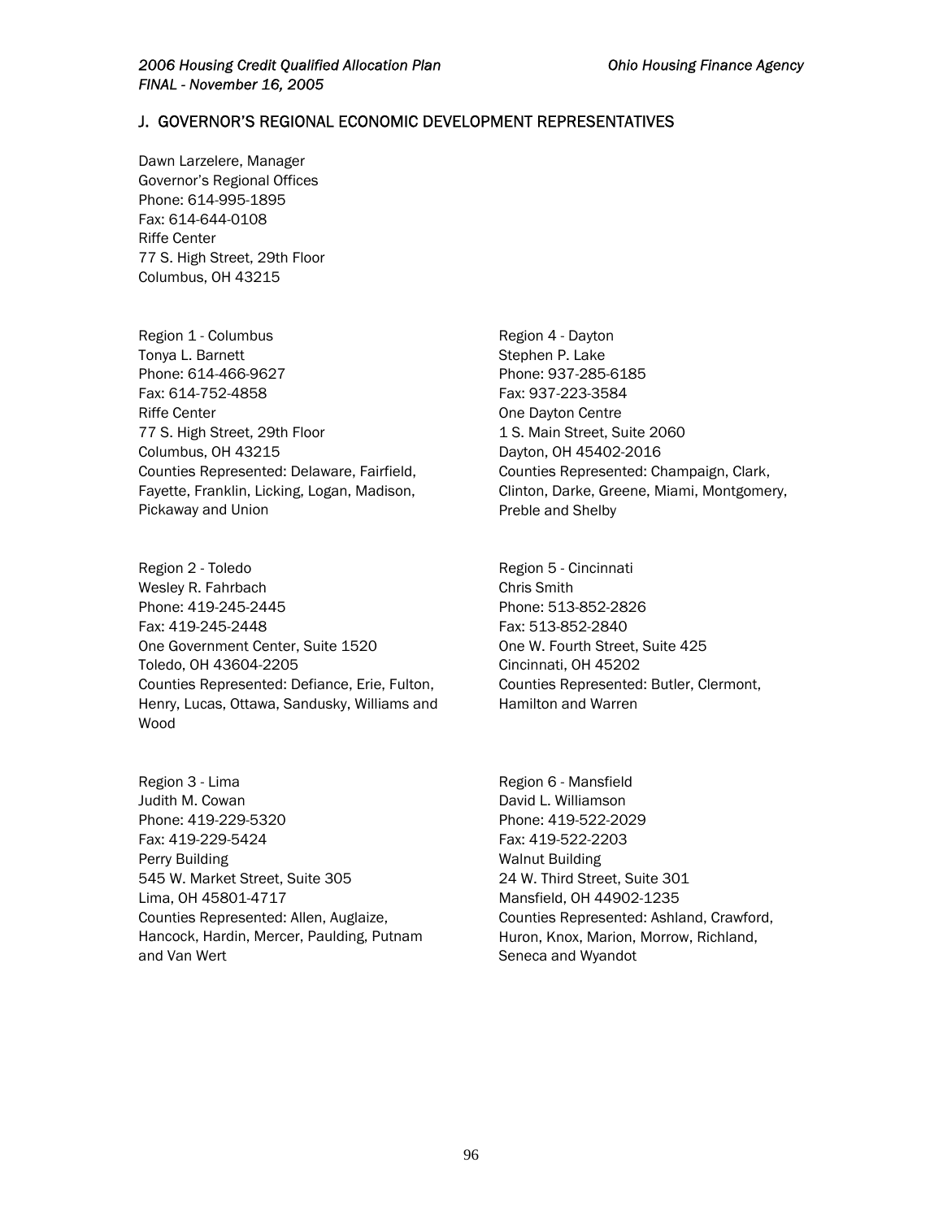## J. GOVERNOR'S REGIONAL ECONOMIC DEVELOPMENT REPRESENTATIVES

Dawn Larzelere, Manager
Governor's Regional Offices
Phone: 614-995-1895
Fax: 614-644-0108
Riffe Center
77 S. High Street, 29th Floor
Columbus, OH 43215

Region 1 - Columbus
Tonya L. Barnett
Phone: 614-466-9627
Fax: 614-752-4858
Riffe Center
77 S. High Street, 29th Floor
Columbus, OH 43215
Counties Represented: Delaware, Fairfield, Fayette, Franklin, Licking, Logan, Madison, Pickaway and Union

Region 2 - Toledo
Wesley R. Fahrbach
Phone: 419-245-2445
Fax: 419-245-2448
One Government Center, Suite 1520
Toledo, OH 43604-2205
Counties Represented: Defiance, Erie, Fulton, Henry, Lucas, Ottawa, Sandusky, Williams and Wood

Region 3 - Lima
Judith M. Cowan
Phone: 419-229-5320
Fax: 419-229-5424
Perry Building
545 W. Market Street, Suite 305
Lima, OH 45801-4717
Counties Represented: Allen, Auglaize, Hancock, Hardin, Mercer, Paulding, Putnam and Van Wert

Region 4 - Dayton
Stephen P. Lake
Phone: 937-285-6185
Fax: 937-223-3584
One Dayton Centre
1 S. Main Street, Suite 2060
Dayton, OH 45402-2016
Counties Represented: Champaign, Clark, Clinton, Darke, Greene, Miami, Montgomery, Preble and Shelby

Region 5 - Cincinnati
Chris Smith
Phone: 513-852-2826
Fax: 513-852-2840
One W. Fourth Street, Suite 425
Cincinnati, OH 45202
Counties Represented: Butler, Clermont, Hamilton and Warren

Region 6 - Mansfield
David L. Williamson
Phone: 419-522-2029
Fax: 419-522-2203
Walnut Building
24 W. Third Street, Suite 301
Mansfield, OH 44902-1235
Counties Represented: Ashland, Crawford, Huron, Knox, Marion, Morrow, Richland, Seneca and Wyandot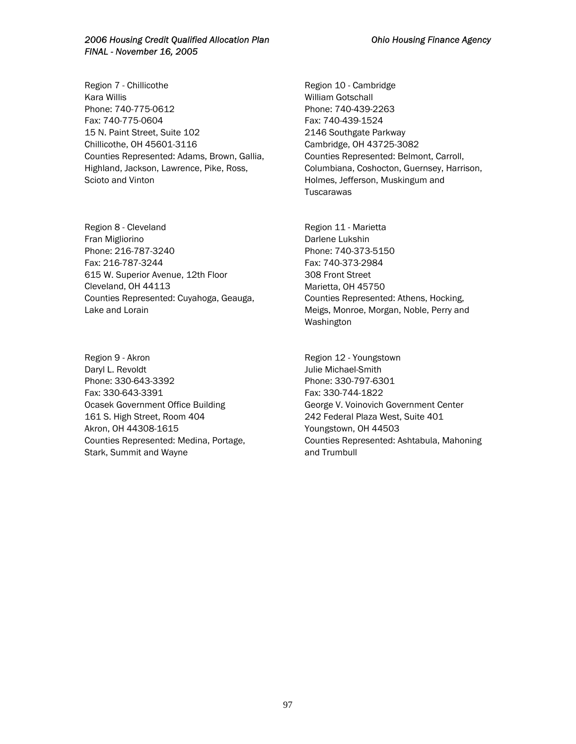Region 7 - Chillicothe
Kara Willis
Phone: 740-775-0612
Fax: 740-775-0604
15 N. Paint Street, Suite 102
Chillicothe, OH 45601-3116
Counties Represented: Adams, Brown, Gallia, Highland, Jackson, Lawrence, Pike, Ross, Scioto and Vinton

Region 8 - Cleveland
Fran Migliorino
Phone: 216-787-3240
Fax: 216-787-3244
615 W. Superior Avenue, 12th Floor
Cleveland, OH 44113
Counties Represented: Cuyahoga, Geauga, Lake and Lorain

Region 9 - Akron
Daryl L. Revoldt
Phone: 330-643-3392
Fax: 330-643-3391
Ocasek Government Office Building
161 S. High Street, Room 404
Akron, OH 44308-1615
Counties Represented: Medina, Portage, Stark, Summit and Wayne

Region 10 - Cambridge
William Gotschall
Phone: 740-439-2263
Fax: 740-439-1524
2146 Southgate Parkway
Cambridge, OH 43725-3082
Counties Represented: Belmont, Carroll, Columbiana, Coshocton, Guernsey, Harrison, Holmes, Jefferson, Muskingum and Tuscarawas

Region 11 - Marietta
Darlene Lukshin
Phone: 740-373-5150
Fax: 740-373-2984
308 Front Street
Marietta, OH 45750
Counties Represented: Athens, Hocking, Meigs, Monroe, Morgan, Noble, Perry and Washington

Region 12 - Youngstown
Julie Michael-Smith
Phone: 330-797-6301
Fax: 330-744-1822
George V. Voinovich Government Center
242 Federal Plaza West, Suite 401
Youngstown, OH 44503
Counties Represented: Ashtabula, Mahoning and Trumbull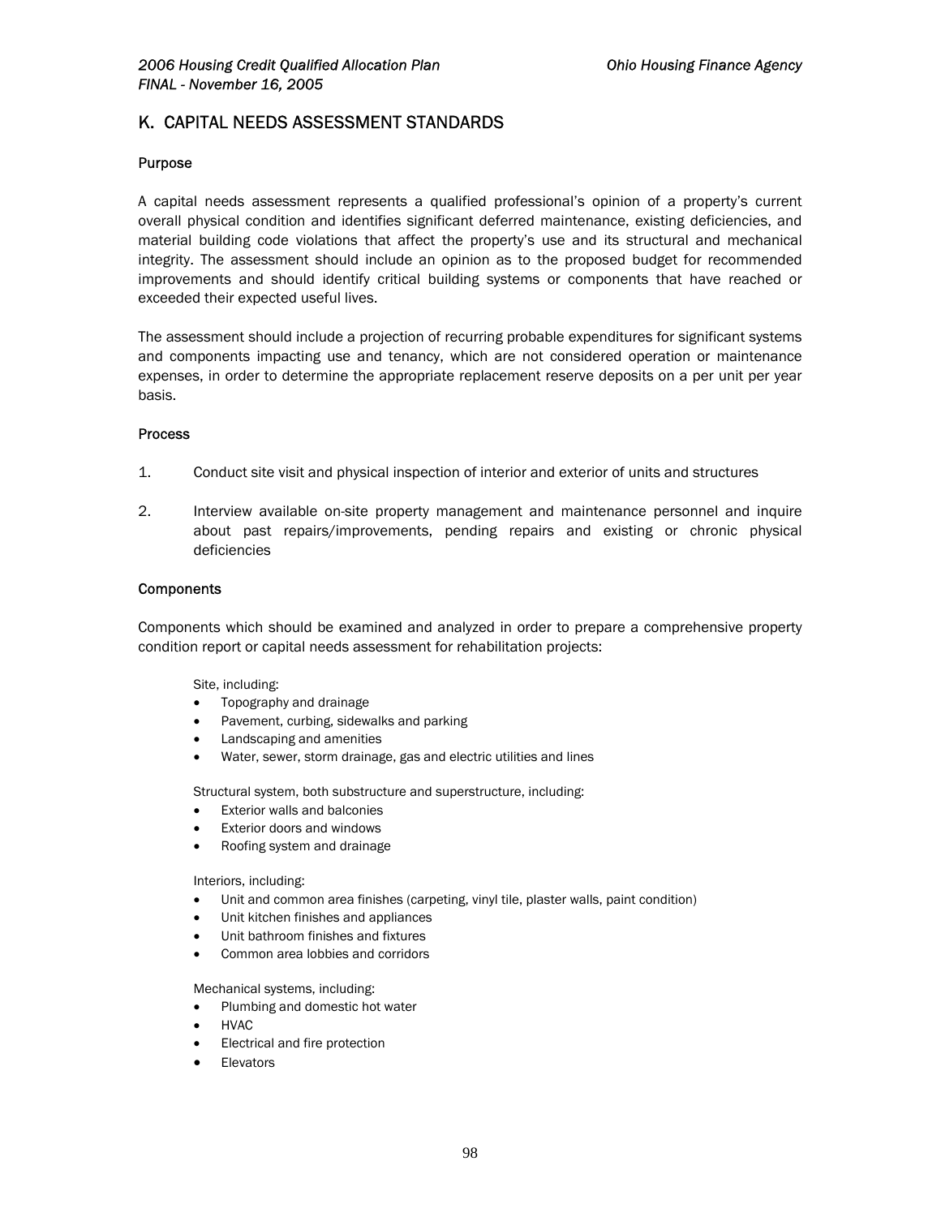## K. CAPITAL NEEDS ASSESSMENT STANDARDS

### Purpose

A capital needs assessment represents a qualified professional's opinion of a property's current overall physical condition and identifies significant deferred maintenance, existing deficiencies, and material building code violations that affect the property's use and its structural and mechanical integrity. The assessment should include an opinion as to the proposed budget for recommended improvements and should identify critical building systems or components that have reached or exceeded their expected useful lives.

The assessment should include a projection of recurring probable expenditures for significant systems and components impacting use and tenancy, which are not considered operation or maintenance expenses, in order to determine the appropriate replacement reserve deposits on a per unit per year basis.

### Process

1. Conduct site visit and physical inspection of interior and exterior of units and structures
2. Interview available on-site property management and maintenance personnel and inquire about past repairs/improvements, pending repairs and existing or chronic physical deficiencies

### Components

Components which should be examined and analyzed in order to prepare a comprehensive property condition report or capital needs assessment for rehabilitation projects:

Site, including:

- Topography and drainage
- Pavement, curbing, sidewalks and parking
- Landscaping and amenities
- Water, sewer, storm drainage, gas and electric utilities and lines

Structural system, both substructure and superstructure, including:

- Exterior walls and balconies
- Exterior doors and windows
- Roofing system and drainage

Interiors, including:

- Unit and common area finishes (carpeting, vinyl tile, plaster walls, paint condition)
- Unit kitchen finishes and appliances
- Unit bathroom finishes and fixtures
- Common area lobbies and corridors

Mechanical systems, including:

- Plumbing and domestic hot water
- HVAC
- Electrical and fire protection
- Elevators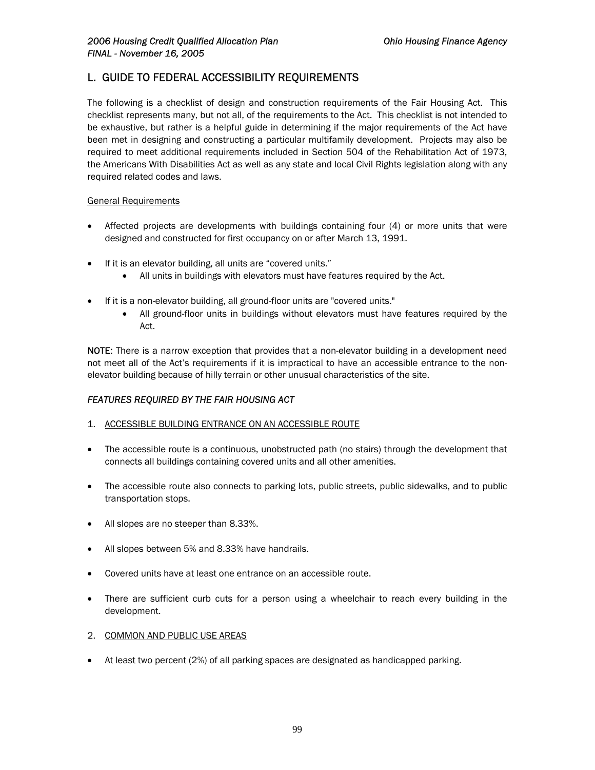## L. GUIDE TO FEDERAL ACCESSIBILITY REQUIREMENTS

The following is a checklist of design and construction requirements of the Fair Housing Act. This checklist represents many, but not all, of the requirements to the Act. This checklist is not intended to be exhaustive, but rather is a helpful guide in determining if the major requirements of the Act have been met in designing and constructing a particular multifamily development. Projects may also be required to meet additional requirements included in Section 504 of the Rehabilitation Act of 1973, the Americans With Disabilities Act as well as any state and local Civil Rights legislation along with any required related codes and laws.

<u>General Requirements</u>

- Affected projects are developments with buildings containing four (4) or more units that were designed and constructed for first occupancy on or after March 13, 1991.
- If it is an elevator building, all units are "covered units."
  - All units in buildings with elevators must have features required by the Act.
- If it is a non-elevator building, all ground-floor units are "covered units."
  - All ground-floor units in buildings without elevators must have features required by the Act.

**NOTE:** There is a narrow exception that provides that a non-elevator building in a development need not meet all of the Act's requirements if it is impractical to have an accessible entrance to the non-elevator building because of hilly terrain or other unusual characteristics of the site.

*FEATURES REQUIRED BY THE FAIR HOUSING ACT*

1. <u>ACCESSIBLE BUILDING ENTRANCE ON AN ACCESSIBLE ROUTE</u>

- The accessible route is a continuous, unobstructed path (no stairs) through the development that connects all buildings containing covered units and all other amenities.
- The accessible route also connects to parking lots, public streets, public sidewalks, and to public transportation stops.
- All slopes are no steeper than 8.33%.
- All slopes between 5% and 8.33% have handrails.
- Covered units have at least one entrance on an accessible route.
- There are sufficient curb cuts for a person using a wheelchair to reach every building in the development.

2. <u>COMMON AND PUBLIC USE AREAS</u>

- At least two percent (2%) of all parking spaces are designated as handicapped parking.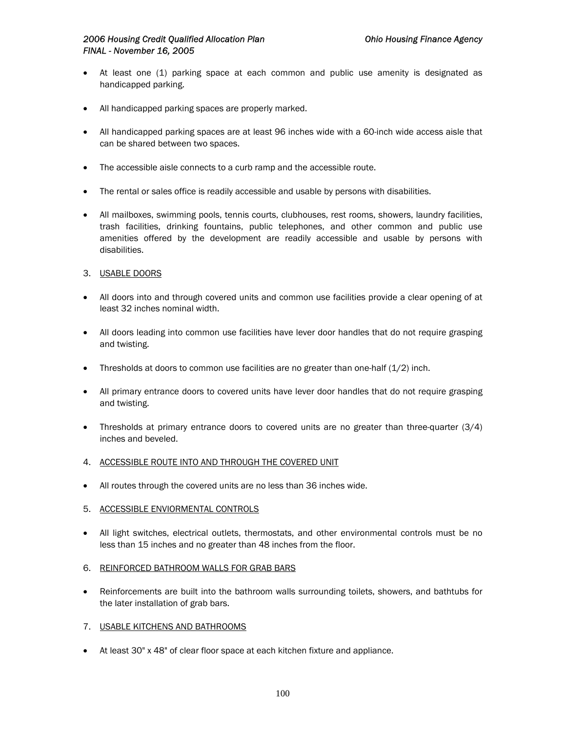- At least one (1) parking space at each common and public use amenity is designated as handicapped parking.
- All handicapped parking spaces are properly marked.
- All handicapped parking spaces are at least 96 inches wide with a 60-inch wide access aisle that can be shared between two spaces.
- The accessible aisle connects to a curb ramp and the accessible route.
- The rental or sales office is readily accessible and usable by persons with disabilities.
- All mailboxes, swimming pools, tennis courts, clubhouses, rest rooms, showers, laundry facilities, trash facilities, drinking fountains, public telephones, and other common and public use amenities offered by the development are readily accessible and usable by persons with disabilities.

3. <u>USABLE DOORS</u>

- All doors into and through covered units and common use facilities provide a clear opening of at least 32 inches nominal width.
- All doors leading into common use facilities have lever door handles that do not require grasping and twisting.
- Thresholds at doors to common use facilities are no greater than one-half (1/2) inch.
- All primary entrance doors to covered units have lever door handles that do not require grasping and twisting.
- Thresholds at primary entrance doors to covered units are no greater than three-quarter (3/4) inches and beveled.

4. <u>ACCESSIBLE ROUTE INTO AND THROUGH THE COVERED UNIT</u>

- All routes through the covered units are no less than 36 inches wide.

5. <u>ACCESSIBLE ENVIORMENTAL CONTROLS</u>

- All light switches, electrical outlets, thermostats, and other environmental controls must be no less than 15 inches and no greater than 48 inches from the floor.

6. <u>REINFORCED BATHROOM WALLS FOR GRAB BARS</u>

- Reinforcements are built into the bathroom walls surrounding toilets, showers, and bathtubs for the later installation of grab bars.

7. <u>USABLE KITCHENS AND BATHROOMS</u>

- At least 30" x 48" of clear floor space at each kitchen fixture and appliance.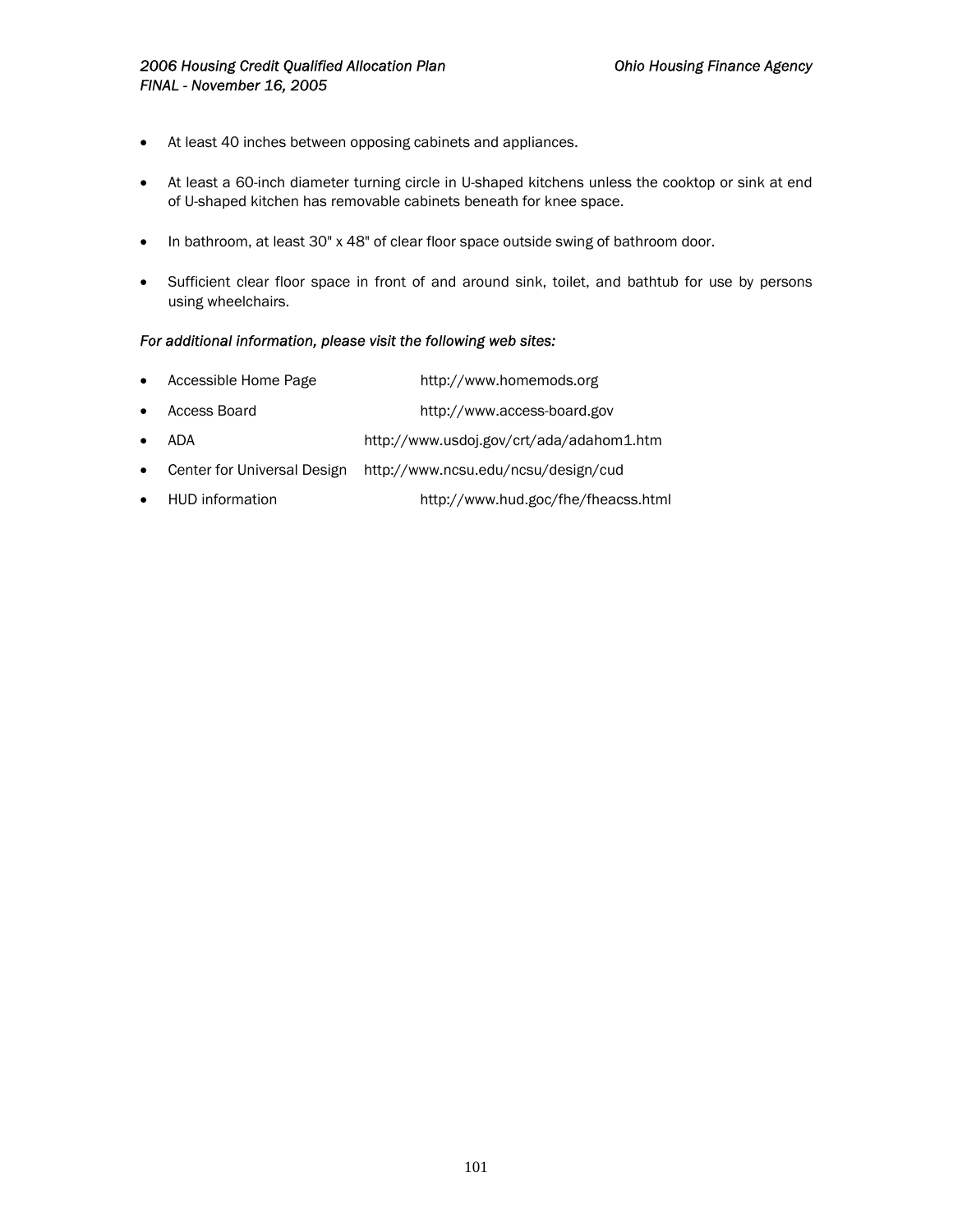- At least 40 inches between opposing cabinets and appliances.
- At least a 60-inch diameter turning circle in U-shaped kitchens unless the cooktop or sink at end of U-shaped kitchen has removable cabinets beneath for knee space.
- In bathroom, at least 30" x 48" of clear floor space outside swing of bathroom door.
- Sufficient clear floor space in front of and around sink, toilet, and bathtub for use by persons using wheelchairs.

*For additional information, please visit the following web sites:*

- Accessible Home Page http://www.homemods.org
- Access Board http://www.access-board.gov
- ADA http://www.usdoj.gov/crt/ada/adahom1.htm
- Center for Universal Design http://www.ncsu.edu/ncsu/design/cud
- HUD information http://www.hud.goc/fhe/fheacss.html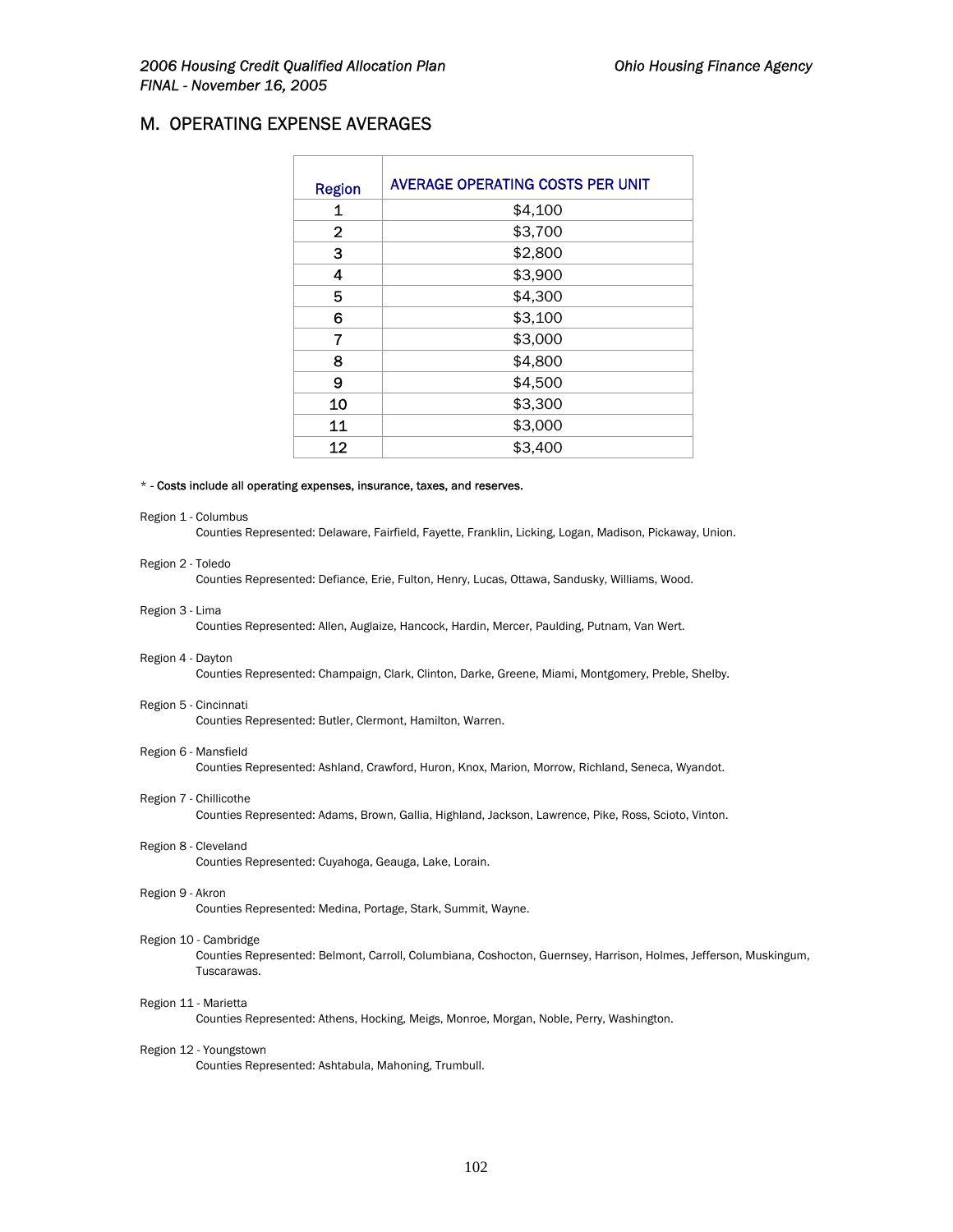## M. OPERATING EXPENSE AVERAGES

| Region | AVERAGE OPERATING COSTS PER UNIT |
|---|---|
| 1 | $4,100 |
| 2 | $3,700 |
| 3 | $2,800 |
| 4 | $3,900 |
| 5 | $4,300 |
| 6 | $3,100 |
| 7 | $3,000 |
| 8 | $4,800 |
| 9 | $4,500 |
| 10 | $3,300 |
| 11 | $3,000 |
| 12 | $3,400 |

\* - **Costs include all operating expenses, insurance, taxes, and reserves.**

Region 1 - Columbus
Counties Represented: Delaware, Fairfield, Fayette, Franklin, Licking, Logan, Madison, Pickaway, Union.

Region 2 - Toledo
Counties Represented: Defiance, Erie, Fulton, Henry, Lucas, Ottawa, Sandusky, Williams, Wood.

Region 3 - Lima
Counties Represented: Allen, Auglaize, Hancock, Hardin, Mercer, Paulding, Putnam, Van Wert.

Region 4 - Dayton
Counties Represented: Champaign, Clark, Clinton, Darke, Greene, Miami, Montgomery, Preble, Shelby.

Region 5 - Cincinnati
Counties Represented: Butler, Clermont, Hamilton, Warren.

Region 6 - Mansfield
Counties Represented: Ashland, Crawford, Huron, Knox, Marion, Morrow, Richland, Seneca, Wyandot.

Region 7 - Chillicothe
Counties Represented: Adams, Brown, Gallia, Highland, Jackson, Lawrence, Pike, Ross, Scioto, Vinton.

Region 8 - Cleveland
Counties Represented: Cuyahoga, Geauga, Lake, Lorain.

Region 9 - Akron
Counties Represented: Medina, Portage, Stark, Summit, Wayne.

Region 10 - Cambridge
Counties Represented: Belmont, Carroll, Columbiana, Coshocton, Guernsey, Harrison, Holmes, Jefferson, Muskingum, Tuscarawas.

Region 11 - Marietta
Counties Represented: Athens, Hocking, Meigs, Monroe, Morgan, Noble, Perry, Washington.

Region 12 - Youngstown
Counties Represented: Ashtabula, Mahoning, Trumbull.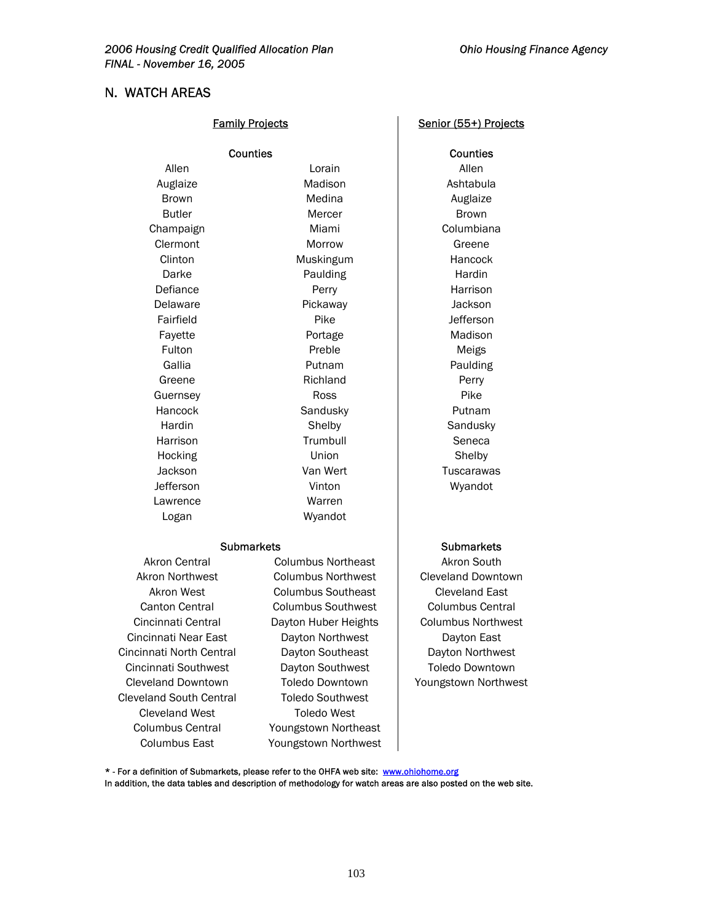## N. WATCH AREAS

### Family Projects

**Counties**

| | |
|---|---|
| Allen | Lorain |
| Auglaize | Madison |
| Brown | Medina |
| Butler | Mercer |
| Champaign | Miami |
| Clermont | Morrow |
| Clinton | Muskingum |
| Darke | Paulding |
| Defiance | Perry |
| Delaware | Pickaway |
| Fairfield | Pike |
| Fayette | Portage |
| Fulton | Preble |
| Gallia | Putnam |
| Greene | Richland |
| Guernsey | Ross |
| Hancock | Sandusky |
| Hardin | Shelby |
| Harrison | Trumbull |
| Hocking | Union |
| Jackson | Van Wert |
| Jefferson | Vinton |
| Lawrence | Warren |
| Logan | Wyandot |

**Submarkets**

| | |
|---|---|
| Akron Central | Columbus Northeast |
| Akron Northwest | Columbus Northwest |
| Akron West | Columbus Southeast |
| Canton Central | Columbus Southwest |
| Cincinnati Central | Dayton Huber Heights |
| Cincinnati Near East | Dayton Northwest |
| Cincinnati North Central | Dayton Southeast |
| Cincinnati Southwest | Dayton Southwest |
| Cleveland Downtown | Toledo Downtown |
| Cleveland South Central | Toledo Southwest |
| Cleveland West | Toledo West |
| Columbus Central | Youngstown Northeast |
| Columbus East | Youngstown Northwest |

### Senior (55+) Projects

**Counties**

- Allen
- Ashtabula
- Auglaize
- Brown
- Columbiana
- Greene
- Hancock
- Hardin
- Harrison
- Jackson
- Jefferson
- Madison
- Meigs
- Paulding
- Perry
- Pike
- Putnam
- Sandusky
- Seneca
- Shelby
- Tuscarawas
- Wyandot

**Submarkets**

- Akron South
- Cleveland Downtown
- Cleveland East
- Columbus Central
- Columbus Northwest
- Dayton East
- Dayton Northwest
- Toledo Downtown
- Youngstown Northwest

* - For a definition of Submarkets, please refer to the OHFA web site: www.ohiohome.org
In addition, the data tables and description of methodology for watch areas are also posted on the web site.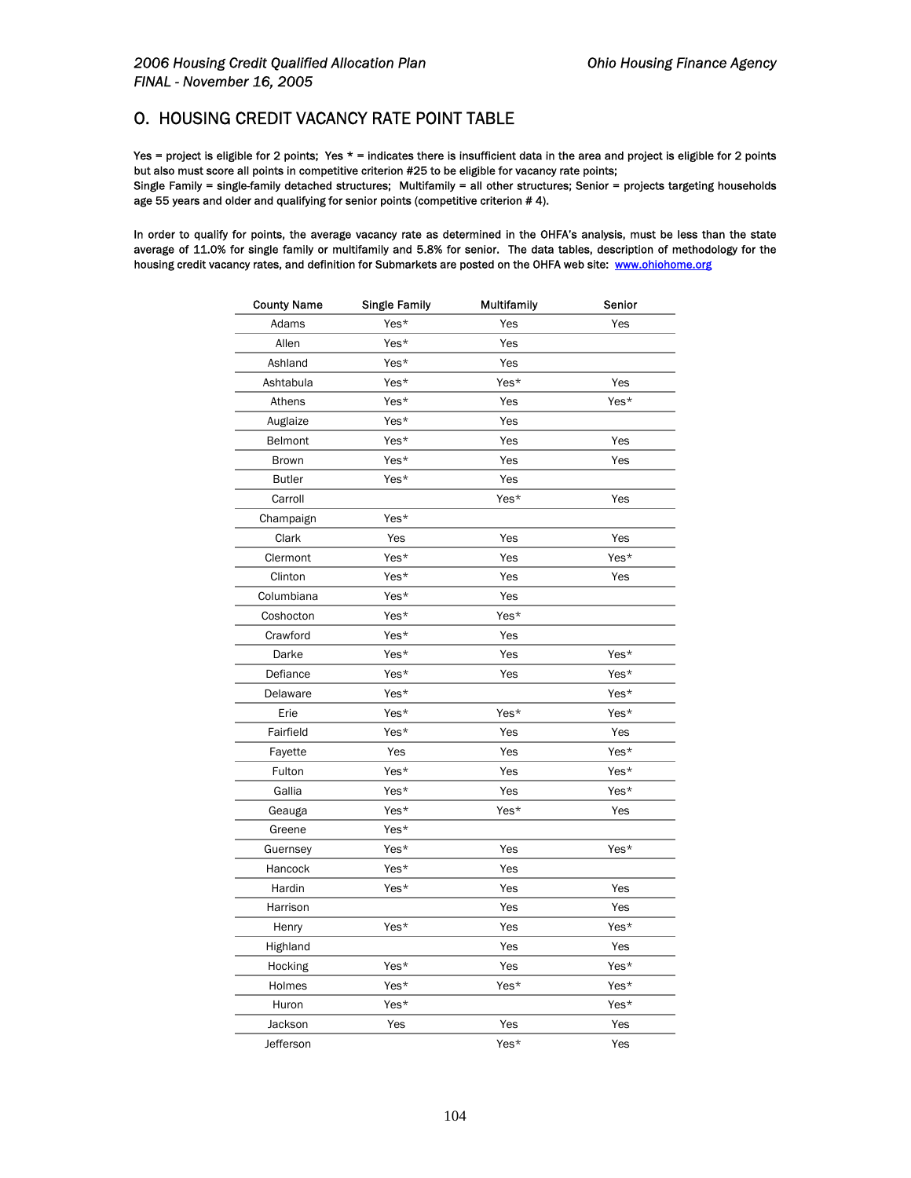## O. HOUSING CREDIT VACANCY RATE POINT TABLE

**Yes = project is eligible for 2 points; Yes * = indicates there is insufficient data in the area and project is eligible for 2 points but also must score all points in competitive criterion #25 to be eligible for vacancy rate points;**
**Single Family = single-family detached structures; Multifamily = all other structures; Senior = projects targeting households age 55 years and older and qualifying for senior points (competitive criterion # 4).**

In order to qualify for points, the average vacancy rate as determined in the OHFA's analysis, must be less than the state average of 11.0% for single family or multifamily and 5.8% for senior. The data tables, description of methodology for the housing credit vacancy rates, and definition for Submarkets are posted on the OHFA web site: www.ohiohome.org

| County Name | Single Family | Multifamily | Senior |
|---|---|---|---|
| Adams | Yes* | Yes | Yes |
| Allen | Yes* | Yes | |
| Ashland | Yes* | Yes | |
| Ashtabula | Yes* | Yes* | Yes |
| Athens | Yes* | Yes | Yes* |
| Auglaize | Yes* | Yes | |
| Belmont | Yes* | Yes | Yes |
| Brown | Yes* | Yes | Yes |
| Butler | Yes* | Yes | |
| Carroll | | Yes* | Yes |
| Champaign | Yes* | | |
| Clark | Yes | Yes | Yes |
| Clermont | Yes* | Yes | Yes* |
| Clinton | Yes* | Yes | Yes |
| Columbiana | Yes* | Yes | |
| Coshocton | Yes* | Yes* | |
| Crawford | Yes* | Yes | |
| Darke | Yes* | Yes | Yes* |
| Defiance | Yes* | Yes | Yes* |
| Delaware | Yes* | | Yes* |
| Erie | Yes* | Yes* | Yes* |
| Fairfield | Yes* | Yes | Yes |
| Fayette | Yes | Yes | Yes* |
| Fulton | Yes* | Yes | Yes* |
| Gallia | Yes* | Yes | Yes* |
| Geauga | Yes* | Yes* | Yes |
| Greene | Yes* | | |
| Guernsey | Yes* | Yes | Yes* |
| Hancock | Yes* | Yes | |
| Hardin | Yes* | Yes | Yes |
| Harrison | | Yes | Yes |
| Henry | Yes* | Yes | Yes* |
| Highland | | Yes | Yes |
| Hocking | Yes* | Yes | Yes* |
| Holmes | Yes* | Yes* | Yes* |
| Huron | Yes* | | Yes* |
| Jackson | Yes | Yes | Yes |
| Jefferson | | Yes* | Yes |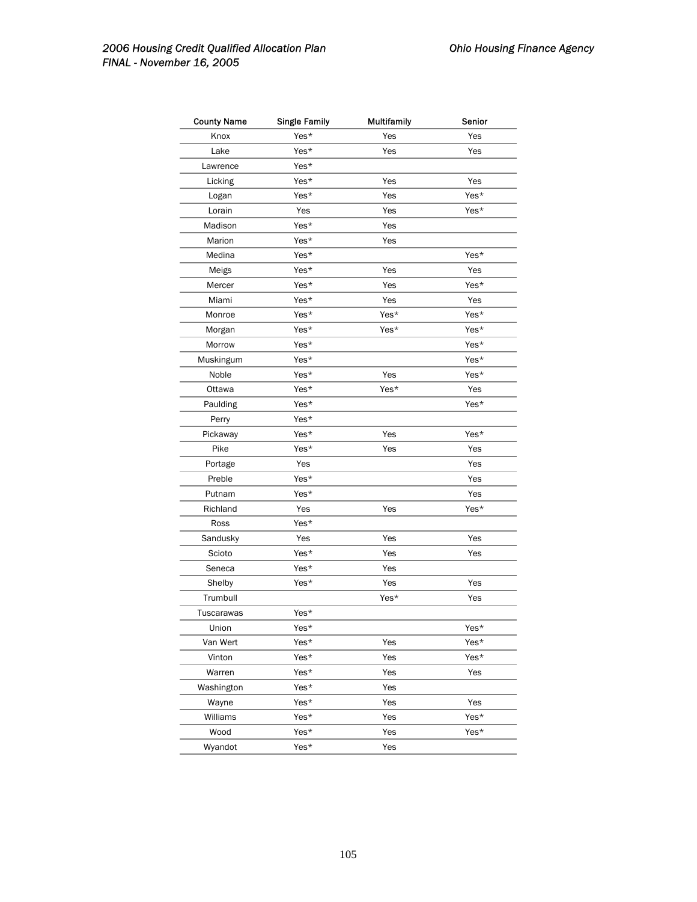| County Name | Single Family | Multifamily | Senior |
|---|---|---|---|
| Knox | Yes* | Yes | Yes |
| Lake | Yes* | Yes | Yes |
| Lawrence | Yes* | | |
| Licking | Yes* | Yes | Yes |
| Logan | Yes* | Yes | Yes* |
| Lorain | Yes | Yes | Yes* |
| Madison | Yes* | Yes | |
| Marion | Yes* | Yes | |
| Medina | Yes* | | Yes* |
| Meigs | Yes* | Yes | Yes |
| Mercer | Yes* | Yes | Yes* |
| Miami | Yes* | Yes | Yes |
| Monroe | Yes* | Yes* | Yes* |
| Morgan | Yes* | Yes* | Yes* |
| Morrow | Yes* | | Yes* |
| Muskingum | Yes* | | Yes* |
| Noble | Yes* | Yes | Yes* |
| Ottawa | Yes* | Yes* | Yes |
| Paulding | Yes* | | Yes* |
| Perry | Yes* | | |
| Pickaway | Yes* | Yes | Yes* |
| Pike | Yes* | Yes | Yes |
| Portage | Yes | | Yes |
| Preble | Yes* | | Yes |
| Putnam | Yes* | | Yes |
| Richland | Yes | Yes | Yes* |
| Ross | Yes* | | |
| Sandusky | Yes | Yes | Yes |
| Scioto | Yes* | Yes | Yes |
| Seneca | Yes* | Yes | |
| Shelby | Yes* | Yes | Yes |
| Trumbull | | Yes* | Yes |
| Tuscarawas | Yes* | | |
| Union | Yes* | | Yes* |
| Van Wert | Yes* | Yes | Yes* |
| Vinton | Yes* | Yes | Yes* |
| Warren | Yes* | Yes | Yes |
| Washington | Yes* | Yes | |
| Wayne | Yes* | Yes | Yes |
| Williams | Yes* | Yes | Yes* |
| Wood | Yes* | Yes | Yes* |
| Wyandot | Yes* | Yes | |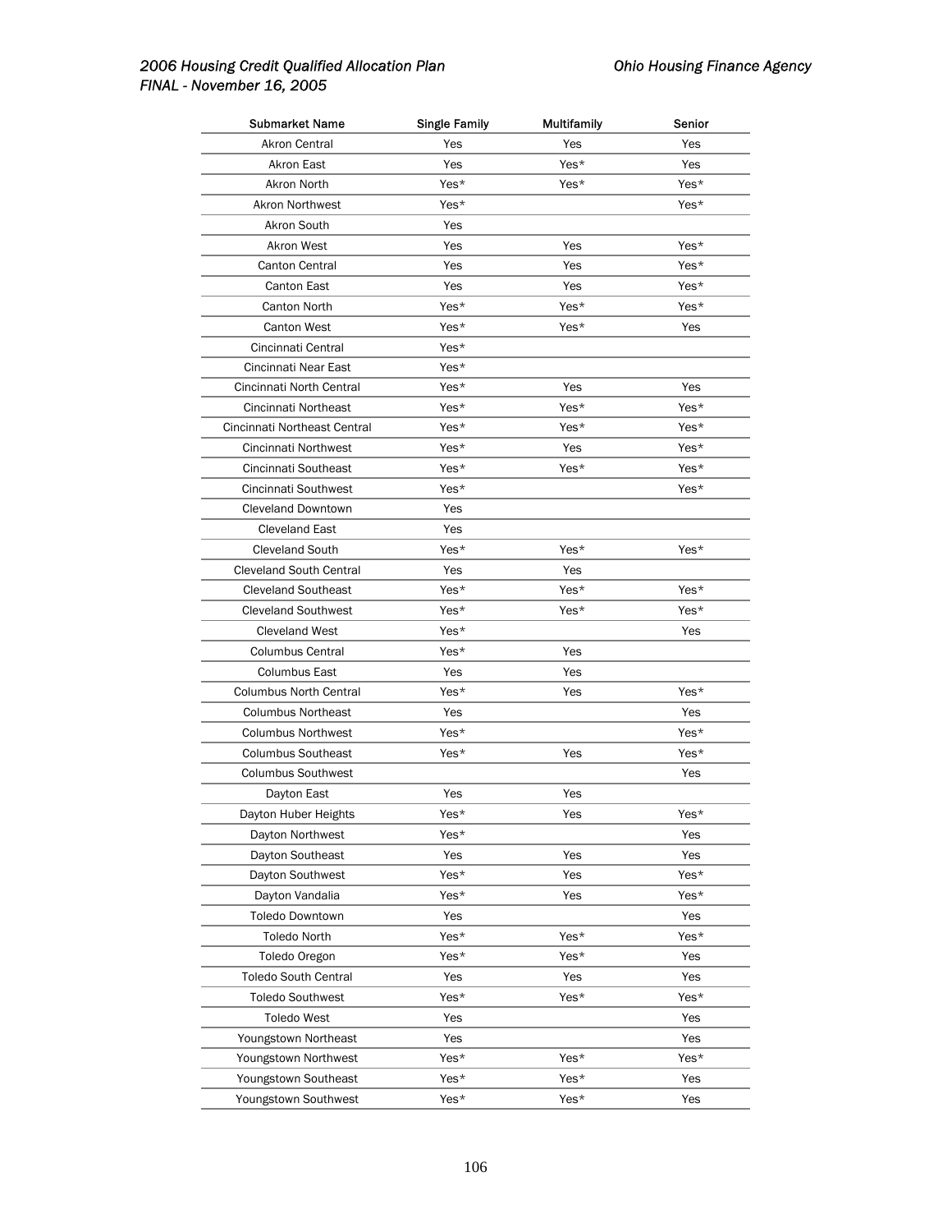| Submarket Name | Single Family | Multifamily | Senior |
|---|---|---|---|
| Akron Central | Yes | Yes | Yes |
| Akron East | Yes | Yes* | Yes |
| Akron North | Yes* | Yes* | Yes* |
| Akron Northwest | Yes* | | Yes* |
| Akron South | Yes | | |
| Akron West | Yes | Yes | Yes* |
| Canton Central | Yes | Yes | Yes* |
| Canton East | Yes | Yes | Yes* |
| Canton North | Yes* | Yes* | Yes* |
| Canton West | Yes* | Yes* | Yes |
| Cincinnati Central | Yes* | | |
| Cincinnati Near East | Yes* | | |
| Cincinnati North Central | Yes* | Yes | Yes |
| Cincinnati Northeast | Yes* | Yes* | Yes* |
| Cincinnati Northeast Central | Yes* | Yes* | Yes* |
| Cincinnati Northwest | Yes* | Yes | Yes* |
| Cincinnati Southeast | Yes* | Yes* | Yes* |
| Cincinnati Southwest | Yes* | | Yes* |
| Cleveland Downtown | Yes | | |
| Cleveland East | Yes | | |
| Cleveland South | Yes* | Yes* | Yes* |
| Cleveland South Central | Yes | Yes | |
| Cleveland Southeast | Yes* | Yes* | Yes* |
| Cleveland Southwest | Yes* | Yes* | Yes* |
| Cleveland West | Yes* | | Yes |
| Columbus Central | Yes* | Yes | |
| Columbus East | Yes | Yes | |
| Columbus North Central | Yes* | Yes | Yes* |
| Columbus Northeast | Yes | | Yes |
| Columbus Northwest | Yes* | | Yes* |
| Columbus Southeast | Yes* | Yes | Yes* |
| Columbus Southwest | | | Yes |
| Dayton East | Yes | Yes | |
| Dayton Huber Heights | Yes* | Yes | Yes* |
| Dayton Northwest | Yes* | | Yes |
| Dayton Southeast | Yes | Yes | Yes |
| Dayton Southwest | Yes* | Yes | Yes* |
| Dayton Vandalia | Yes* | Yes | Yes* |
| Toledo Downtown | Yes | | Yes |
| Toledo North | Yes* | Yes* | Yes* |
| Toledo Oregon | Yes* | Yes* | Yes |
| Toledo South Central | Yes | Yes | Yes |
| Toledo Southwest | Yes* | Yes* | Yes* |
| Toledo West | Yes | | Yes |
| Youngstown Northeast | Yes | | Yes |
| Youngstown Northwest | Yes* | Yes* | Yes* |
| Youngstown Southeast | Yes* | Yes* | Yes |
| Youngstown Southwest | Yes* | Yes* | Yes |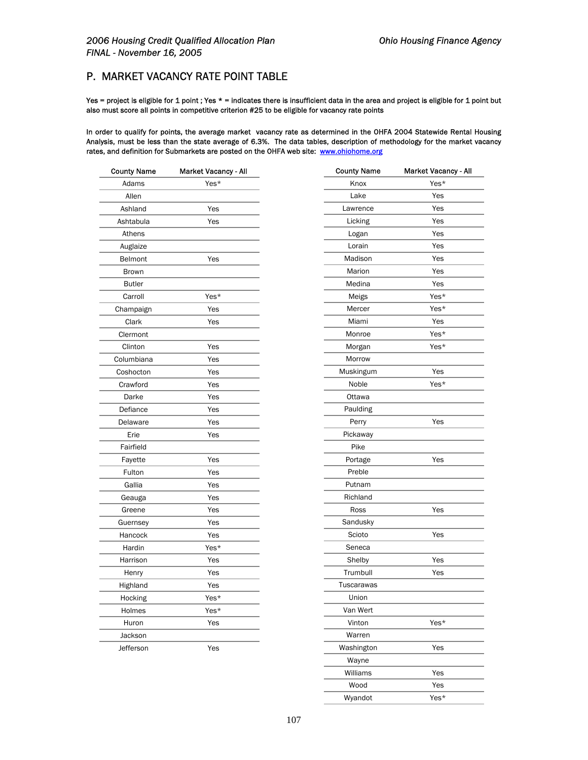## P. MARKET VACANCY RATE POINT TABLE

**Yes = project is eligible for 1 point ; Yes * = indicates there is insufficient data in the area and project is eligible for 1 point but also must score all points in competitive criterion #25 to be eligible for vacancy rate points**

**In order to qualify for points, the average market vacancy rate as determined in the OHFA 2004 Statewide Rental Housing Analysis, must be less than the state average of 6.3%. The data tables, description of methodology for the market vacancy rates, and definition for Submarkets are posted on the OHFA web site: [www.ohiohome.org](http://www.ohiohome.org)**

| County Name | Market Vacancy - All |
|---|---|
| Adams | Yes* |
| Allen | |
| Ashland | Yes |
| Ashtabula | Yes |
| Athens | |
| Auglaize | |
| Belmont | Yes |
| Brown | |
| Butler | |
| Carroll | Yes* |
| Champaign | Yes |
| Clark | Yes |
| Clermont | |
| Clinton | Yes |
| Columbiana | Yes |
| Coshocton | Yes |
| Crawford | Yes |
| Darke | Yes |
| Defiance | Yes |
| Delaware | Yes |
| Erie | Yes |
| Fairfield | |
| Fayette | Yes |
| Fulton | Yes |
| Gallia | Yes |
| Geauga | Yes |
| Greene | Yes |
| Guernsey | Yes |
| Hancock | Yes |
| Hardin | Yes* |
| Harrison | Yes |
| Henry | Yes |
| Highland | Yes |
| Hocking | Yes* |
| Holmes | Yes* |
| Huron | Yes |
| Jackson | |
| Jefferson | Yes |

| County Name | Market Vacancy - All |
|---|---|
| Knox | Yes* |
| Lake | Yes |
| Lawrence | Yes |
| Licking | Yes |
| Logan | Yes |
| Lorain | Yes |
| Madison | Yes |
| Marion | Yes |
| Medina | Yes |
| Meigs | Yes* |
| Mercer | Yes* |
| Miami | Yes |
| Monroe | Yes* |
| Morgan | Yes* |
| Morrow | |
| Muskingum | Yes |
| Noble | Yes* |
| Ottawa | |
| Paulding | |
| Perry | Yes |
| Pickaway | |
| Pike | |
| Portage | Yes |
| Preble | |
| Putnam | |
| Richland | |
| Ross | Yes |
| Sandusky | |
| Scioto | Yes |
| Seneca | |
| Shelby | Yes |
| Trumbull | Yes |
| Tuscarawas | |
| Union | |
| Van Wert | |
| Vinton | Yes* |
| Warren | |
| Washington | Yes |
| Wayne | |
| Williams | Yes |
| Wood | Yes |
| Wyandot | Yes* |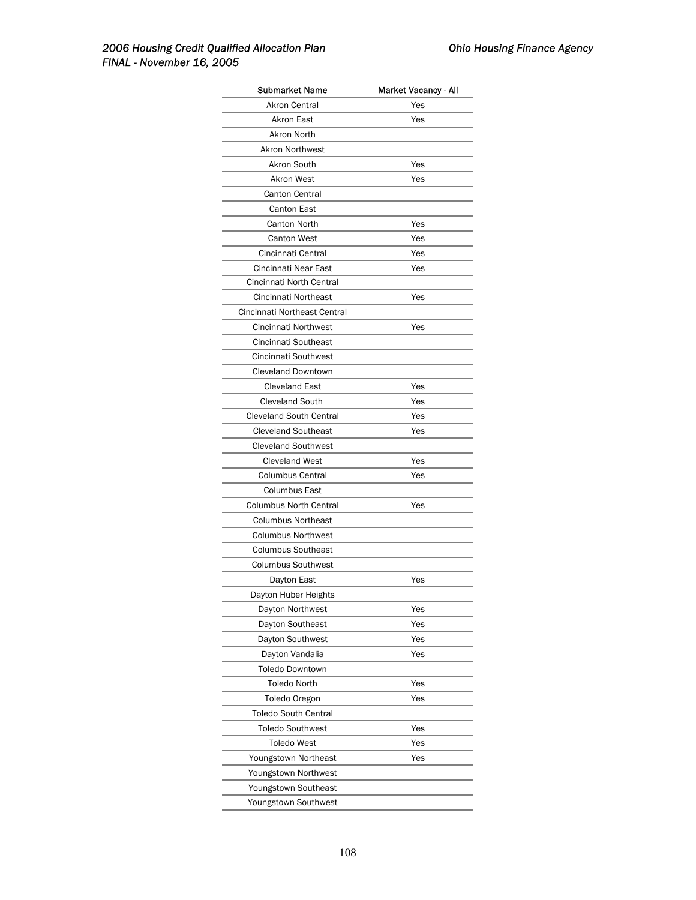| Submarket Name | Market Vacancy - All |
|---|---|
| Akron Central | Yes |
| Akron East | Yes |
| Akron North | |
| Akron Northwest | |
| Akron South | Yes |
| Akron West | Yes |
| Canton Central | |
| Canton East | |
| Canton North | Yes |
| Canton West | Yes |
| Cincinnati Central | Yes |
| Cincinnati Near East | Yes |
| Cincinnati North Central | |
| Cincinnati Northeast | Yes |
| Cincinnati Northeast Central | |
| Cincinnati Northwest | Yes |
| Cincinnati Southeast | |
| Cincinnati Southwest | |
| Cleveland Downtown | |
| Cleveland East | Yes |
| Cleveland South | Yes |
| Cleveland South Central | Yes |
| Cleveland Southeast | Yes |
| Cleveland Southwest | |
| Cleveland West | Yes |
| Columbus Central | Yes |
| Columbus East | |
| Columbus North Central | Yes |
| Columbus Northeast | |
| Columbus Northwest | |
| Columbus Southeast | |
| Columbus Southwest | |
| Dayton East | Yes |
| Dayton Huber Heights | |
| Dayton Northwest | Yes |
| Dayton Southeast | Yes |
| Dayton Southwest | Yes |
| Dayton Vandalia | Yes |
| Toledo Downtown | |
| Toledo North | Yes |
| Toledo Oregon | Yes |
| Toledo South Central | |
| Toledo Southwest | Yes |
| Toledo West | Yes |
| Youngstown Northeast | Yes |
| Youngstown Northwest | |
| Youngstown Southeast | |
| Youngstown Southwest | |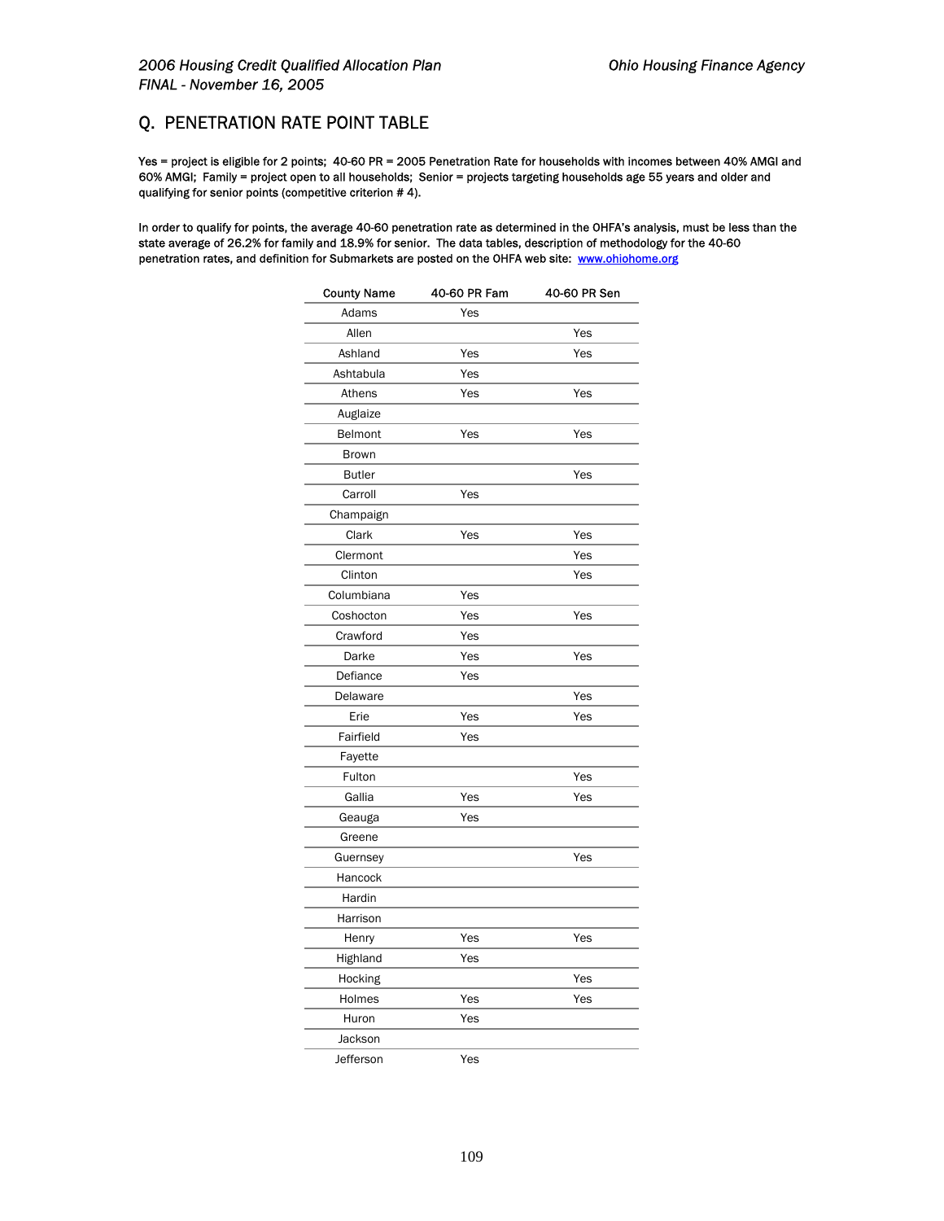## Q. PENETRATION RATE POINT TABLE

Yes = project is eligible for 2 points; 40-60 PR = 2005 Penetration Rate for households with incomes between 40% AMGI and 60% AMGI; Family = project open to all households; Senior = projects targeting households age 55 years and older and qualifying for senior points (competitive criterion # 4).

In order to qualify for points, the average 40-60 penetration rate as determined in the OHFA's analysis, must be less than the state average of 26.2% for family and 18.9% for senior. The data tables, description of methodology for the 40-60 penetration rates, and definition for Submarkets are posted on the OHFA web site: [www.ohiohome.org](www.ohiohome.org)

| County Name | 40-60 PR Fam | 40-60 PR Sen |
|---|---|---|
| Adams | Yes | |
| Allen | | Yes |
| Ashland | Yes | Yes |
| Ashtabula | Yes | |
| Athens | Yes | Yes |
| Auglaize | | |
| Belmont | Yes | Yes |
| Brown | | |
| Butler | | Yes |
| Carroll | Yes | |
| Champaign | | |
| Clark | Yes | Yes |
| Clermont | | Yes |
| Clinton | | Yes |
| Columbiana | Yes | |
| Coshocton | Yes | Yes |
| Crawford | Yes | |
| Darke | Yes | Yes |
| Defiance | Yes | |
| Delaware | | Yes |
| Erie | Yes | Yes |
| Fairfield | Yes | |
| Fayette | | |
| Fulton | | Yes |
| Gallia | Yes | Yes |
| Geauga | Yes | |
| Greene | | |
| Guernsey | | Yes |
| Hancock | | |
| Hardin | | |
| Harrison | | |
| Henry | Yes | Yes |
| Highland | Yes | |
| Hocking | | Yes |
| Holmes | Yes | Yes |
| Huron | Yes | |
| Jackson | | |
| Jefferson | Yes | |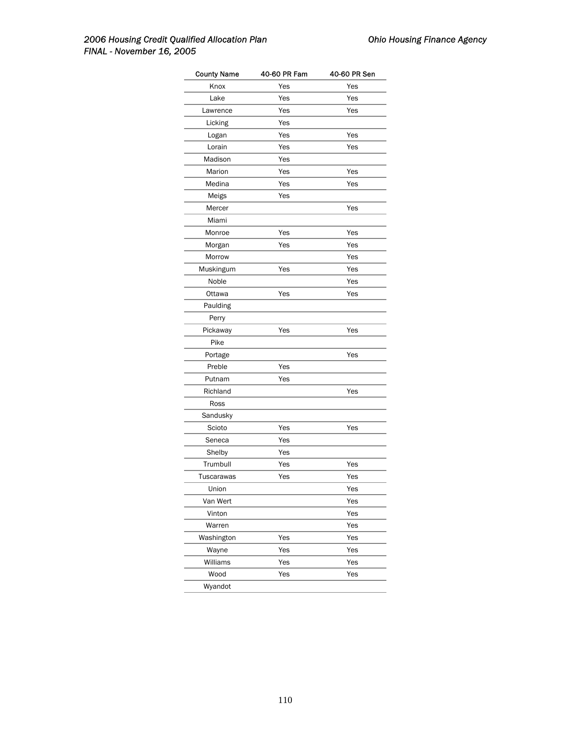| County Name | 40-60 PR Fam | 40-60 PR Sen |
|---|---|---|
| Knox | Yes | Yes |
| Lake | Yes | Yes |
| Lawrence | Yes | Yes |
| Licking | Yes | |
| Logan | Yes | Yes |
| Lorain | Yes | Yes |
| Madison | Yes | |
| Marion | Yes | Yes |
| Medina | Yes | Yes |
| Meigs | Yes | |
| Mercer | | Yes |
| Miami | | |
| Monroe | Yes | Yes |
| Morgan | Yes | Yes |
| Morrow | | Yes |
| Muskingum | Yes | Yes |
| Noble | | Yes |
| Ottawa | Yes | Yes |
| Paulding | | |
| Perry | | |
| Pickaway | Yes | Yes |
| Pike | | |
| Portage | | Yes |
| Preble | Yes | |
| Putnam | Yes | |
| Richland | | Yes |
| Ross | | |
| Sandusky | | |
| Scioto | Yes | Yes |
| Seneca | Yes | |
| Shelby | Yes | |
| Trumbull | Yes | Yes |
| Tuscarawas | Yes | Yes |
| Union | | Yes |
| Van Wert | | Yes |
| Vinton | | Yes |
| Warren | | Yes |
| Washington | Yes | Yes |
| Wayne | Yes | Yes |
| Williams | Yes | Yes |
| Wood | Yes | Yes |
| Wyandot | | |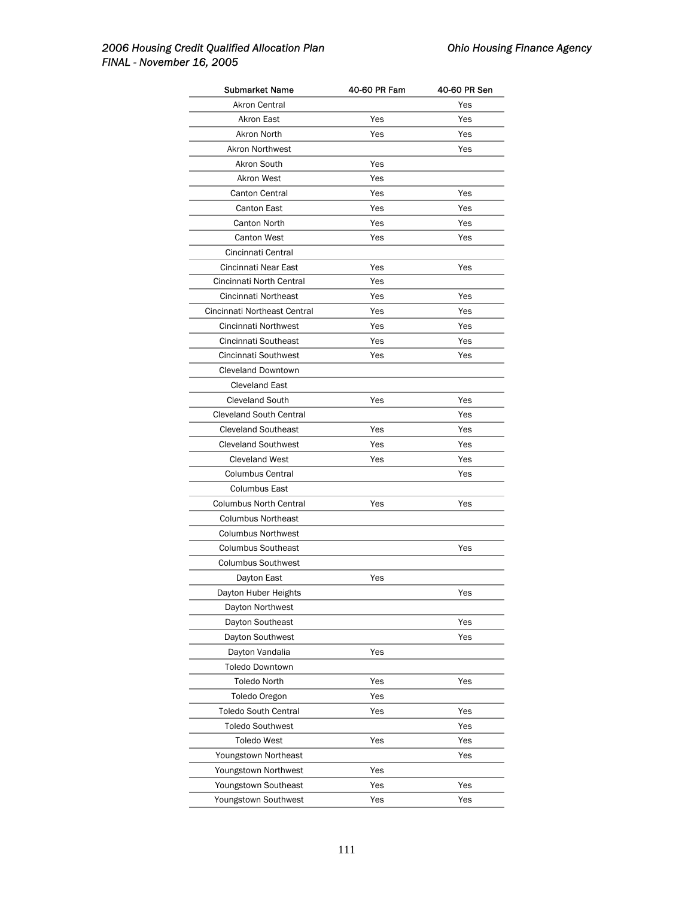| Submarket Name | 40-60 PR Fam | 40-60 PR Sen |
|---|---|---|
| Akron Central | | Yes |
| Akron East | Yes | Yes |
| Akron North | Yes | Yes |
| Akron Northwest | | Yes |
| Akron South | Yes | |
| Akron West | Yes | |
| Canton Central | Yes | Yes |
| Canton East | Yes | Yes |
| Canton North | Yes | Yes |
| Canton West | Yes | Yes |
| Cincinnati Central | | |
| Cincinnati Near East | Yes | Yes |
| Cincinnati North Central | Yes | |
| Cincinnati Northeast | Yes | Yes |
| Cincinnati Northeast Central | Yes | Yes |
| Cincinnati Northwest | Yes | Yes |
| Cincinnati Southeast | Yes | Yes |
| Cincinnati Southwest | Yes | Yes |
| Cleveland Downtown | | |
| Cleveland East | | |
| Cleveland South | Yes | Yes |
| Cleveland South Central | | Yes |
| Cleveland Southeast | Yes | Yes |
| Cleveland Southwest | Yes | Yes |
| Cleveland West | Yes | Yes |
| Columbus Central | | Yes |
| Columbus East | | |
| Columbus North Central | Yes | Yes |
| Columbus Northeast | | |
| Columbus Northwest | | |
| Columbus Southeast | | Yes |
| Columbus Southwest | | |
| Dayton East | Yes | |
| Dayton Huber Heights | | Yes |
| Dayton Northwest | | |
| Dayton Southeast | | Yes |
| Dayton Southwest | | Yes |
| Dayton Vandalia | Yes | |
| Toledo Downtown | | |
| Toledo North | Yes | Yes |
| Toledo Oregon | Yes | |
| Toledo South Central | Yes | Yes |
| Toledo Southwest | | Yes |
| Toledo West | Yes | Yes |
| Youngstown Northeast | | Yes |
| Youngstown Northwest | Yes | |
| Youngstown Southeast | Yes | Yes |
| Youngstown Southwest | Yes | Yes |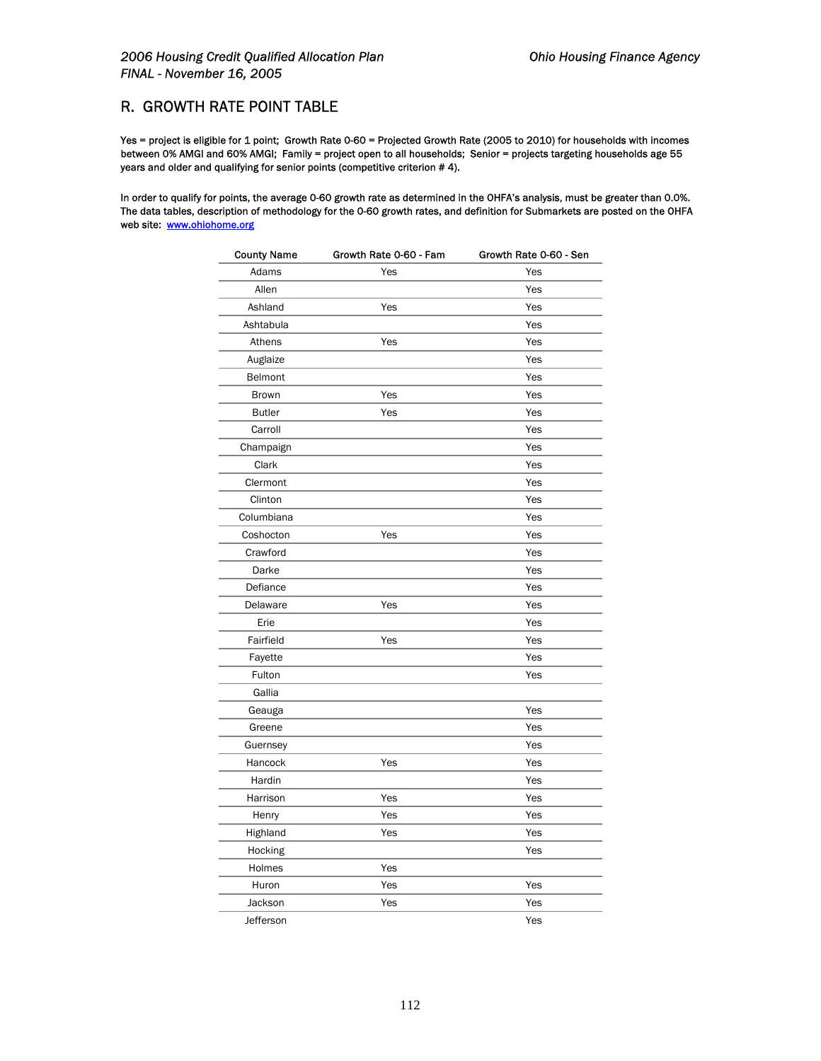## R. GROWTH RATE POINT TABLE

**Yes = project is eligible for 1 point; Growth Rate 0-60 = Projected Growth Rate (2005 to 2010) for households with incomes between 0% AMGI and 60% AMGI; Family = project open to all households; Senior = projects targeting households age 55 years and older and qualifying for senior points (competitive criterion # 4).**

**In order to qualify for points, the average 0-60 growth rate as determined in the OHFA's analysis, must be greater than 0.0%. The data tables, description of methodology for the 0-60 growth rates, and definition for Submarkets are posted on the OHFA web site: www.ohiohome.org**

| County Name | Growth Rate 0-60 - Fam | Growth Rate 0-60 - Sen |
|---|---|---|
| Adams | Yes | Yes |
| Allen | | Yes |
| Ashland | Yes | Yes |
| Ashtabula | | Yes |
| Athens | Yes | Yes |
| Auglaize | | Yes |
| Belmont | | Yes |
| Brown | Yes | Yes |
| Butler | Yes | Yes |
| Carroll | | Yes |
| Champaign | | Yes |
| Clark | | Yes |
| Clermont | | Yes |
| Clinton | | Yes |
| Columbiana | | Yes |
| Coshocton | Yes | Yes |
| Crawford | | Yes |
| Darke | | Yes |
| Defiance | | Yes |
| Delaware | Yes | Yes |
| Erie | | Yes |
| Fairfield | Yes | Yes |
| Fayette | | Yes |
| Fulton | | Yes |
| Gallia | | |
| Geauga | | Yes |
| Greene | | Yes |
| Guernsey | | Yes |
| Hancock | Yes | Yes |
| Hardin | | Yes |
| Harrison | Yes | Yes |
| Henry | Yes | Yes |
| Highland | Yes | Yes |
| Hocking | | Yes |
| Holmes | Yes | |
| Huron | Yes | Yes |
| Jackson | Yes | Yes |
| Jefferson | | Yes |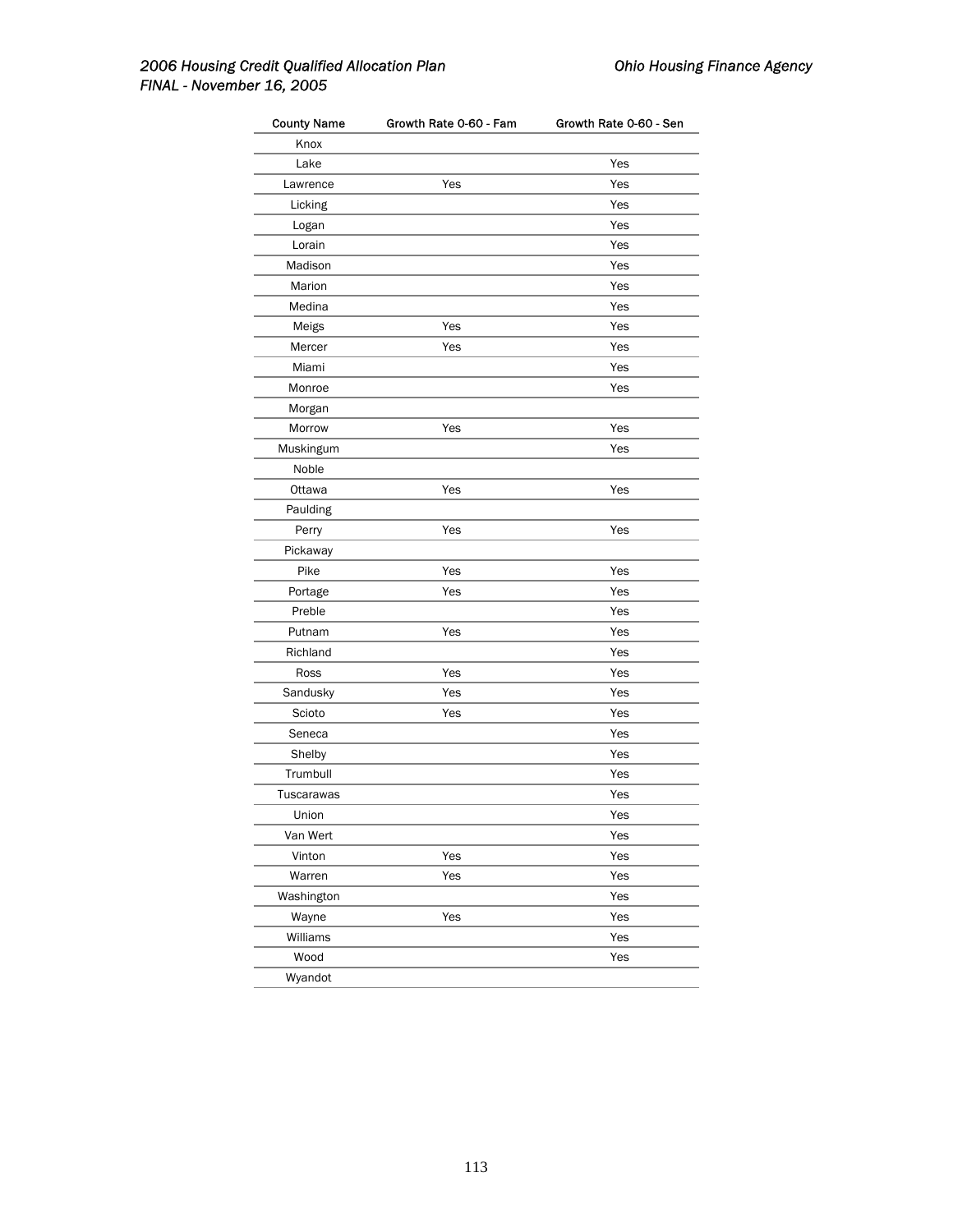| County Name | Growth Rate 0-60 - Fam | Growth Rate 0-60 - Sen |
|---|---|---|
| Knox | | |
| Lake | | Yes |
| Lawrence | Yes | Yes |
| Licking | | Yes |
| Logan | | Yes |
| Lorain | | Yes |
| Madison | | Yes |
| Marion | | Yes |
| Medina | | Yes |
| Meigs | Yes | Yes |
| Mercer | Yes | Yes |
| Miami | | Yes |
| Monroe | | Yes |
| Morgan | | |
| Morrow | Yes | Yes |
| Muskingum | | Yes |
| Noble | | |
| Ottawa | Yes | Yes |
| Paulding | | |
| Perry | Yes | Yes |
| Pickaway | | |
| Pike | Yes | Yes |
| Portage | Yes | Yes |
| Preble | | Yes |
| Putnam | Yes | Yes |
| Richland | | Yes |
| Ross | Yes | Yes |
| Sandusky | Yes | Yes |
| Scioto | Yes | Yes |
| Seneca | | Yes |
| Shelby | | Yes |
| Trumbull | | Yes |
| Tuscarawas | | Yes |
| Union | | Yes |
| Van Wert | | Yes |
| Vinton | Yes | Yes |
| Warren | Yes | Yes |
| Washington | | Yes |
| Wayne | Yes | Yes |
| Williams | | Yes |
| Wood | | Yes |
| Wyandot | | |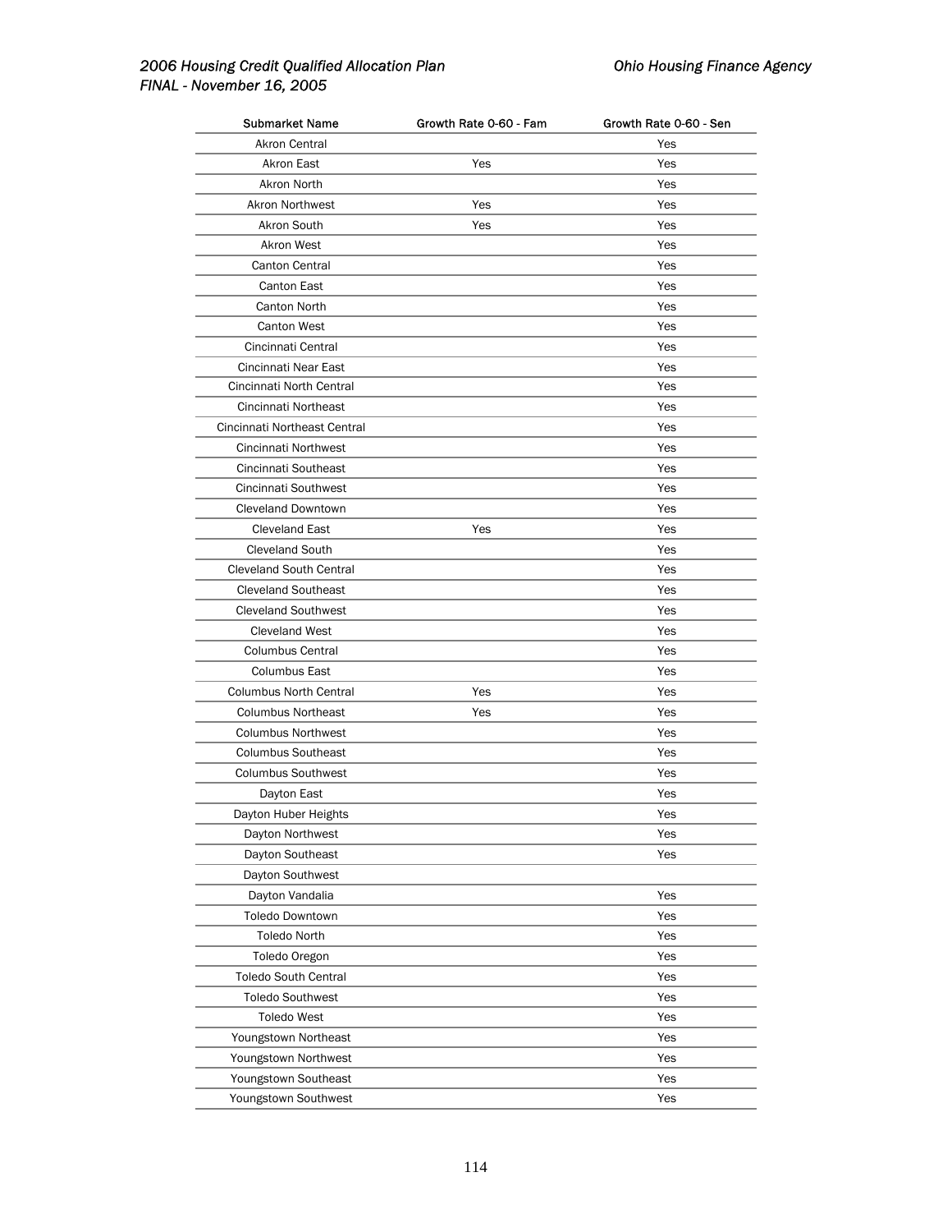| Submarket Name | Growth Rate 0-60 - Fam | Growth Rate 0-60 - Sen |
|---|---|---|
| Akron Central | | Yes |
| Akron East | Yes | Yes |
| Akron North | | Yes |
| Akron Northwest | Yes | Yes |
| Akron South | Yes | Yes |
| Akron West | | Yes |
| Canton Central | | Yes |
| Canton East | | Yes |
| Canton North | | Yes |
| Canton West | | Yes |
| Cincinnati Central | | Yes |
| Cincinnati Near East | | Yes |
| Cincinnati North Central | | Yes |
| Cincinnati Northeast | | Yes |
| Cincinnati Northeast Central | | Yes |
| Cincinnati Northwest | | Yes |
| Cincinnati Southeast | | Yes |
| Cincinnati Southwest | | Yes |
| Cleveland Downtown | | Yes |
| Cleveland East | Yes | Yes |
| Cleveland South | | Yes |
| Cleveland South Central | | Yes |
| Cleveland Southeast | | Yes |
| Cleveland Southwest | | Yes |
| Cleveland West | | Yes |
| Columbus Central | | Yes |
| Columbus East | | Yes |
| Columbus North Central | Yes | Yes |
| Columbus Northeast | Yes | Yes |
| Columbus Northwest | | Yes |
| Columbus Southeast | | Yes |
| Columbus Southwest | | Yes |
| Dayton East | | Yes |
| Dayton Huber Heights | | Yes |
| Dayton Northwest | | Yes |
| Dayton Southeast | | Yes |
| Dayton Southwest | | |
| Dayton Vandalia | | Yes |
| Toledo Downtown | | Yes |
| Toledo North | | Yes |
| Toledo Oregon | | Yes |
| Toledo South Central | | Yes |
| Toledo Southwest | | Yes |
| Toledo West | | Yes |
| Youngstown Northeast | | Yes |
| Youngstown Northwest | | Yes |
| Youngstown Southeast | | Yes |
| Youngstown Southwest | | Yes |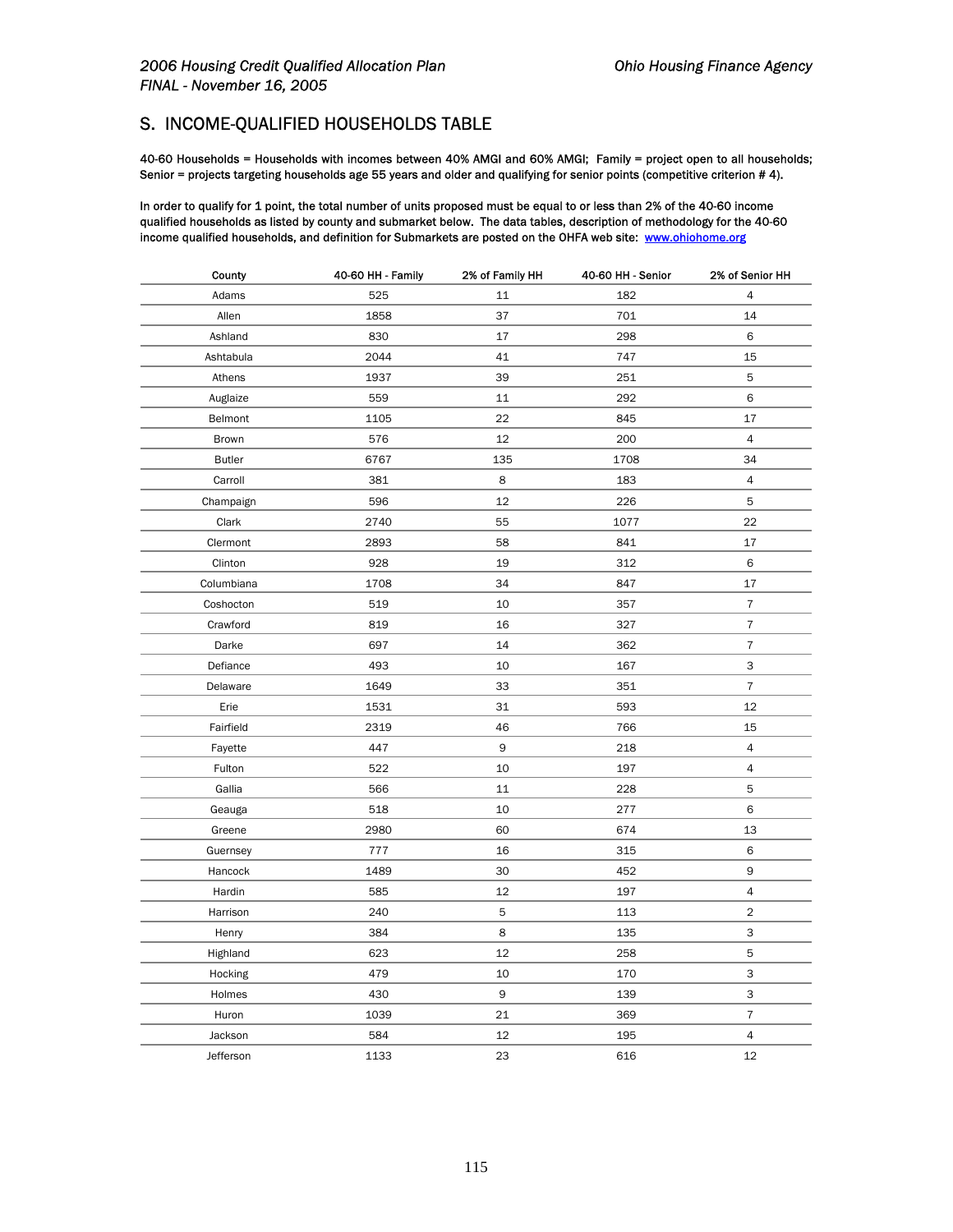## S. INCOME-QUALIFIED HOUSEHOLDS TABLE

**40-60 Households = Households with incomes between 40% AMGI and 60% AMGI; Family = project open to all households; Senior = projects targeting households age 55 years and older and qualifying for senior points (competitive criterion # 4).**

**In order to qualify for 1 point, the total number of units proposed must be equal to or less than 2% of the 40-60 income qualified households as listed by county and submarket below. The data tables, description of methodology for the 40-60 income qualified households, and definition for Submarkets are posted on the OHFA web site: [www.ohiohome.org](www.ohiohome.org)**

| County | 40-60 HH - Family | 2% of Family HH | 40-60 HH - Senior | 2% of Senior HH |
|---|---|---|---|---|
| Adams | 525 | 11 | 182 | 4 |
| Allen | 1858 | 37 | 701 | 14 |
| Ashland | 830 | 17 | 298 | 6 |
| Ashtabula | 2044 | 41 | 747 | 15 |
| Athens | 1937 | 39 | 251 | 5 |
| Auglaize | 559 | 11 | 292 | 6 |
| Belmont | 1105 | 22 | 845 | 17 |
| Brown | 576 | 12 | 200 | 4 |
| Butler | 6767 | 135 | 1708 | 34 |
| Carroll | 381 | 8 | 183 | 4 |
| Champaign | 596 | 12 | 226 | 5 |
| Clark | 2740 | 55 | 1077 | 22 |
| Clermont | 2893 | 58 | 841 | 17 |
| Clinton | 928 | 19 | 312 | 6 |
| Columbiana | 1708 | 34 | 847 | 17 |
| Coshocton | 519 | 10 | 357 | 7 |
| Crawford | 819 | 16 | 327 | 7 |
| Darke | 697 | 14 | 362 | 7 |
| Defiance | 493 | 10 | 167 | 3 |
| Delaware | 1649 | 33 | 351 | 7 |
| Erie | 1531 | 31 | 593 | 12 |
| Fairfield | 2319 | 46 | 766 | 15 |
| Fayette | 447 | 9 | 218 | 4 |
| Fulton | 522 | 10 | 197 | 4 |
| Gallia | 566 | 11 | 228 | 5 |
| Geauga | 518 | 10 | 277 | 6 |
| Greene | 2980 | 60 | 674 | 13 |
| Guernsey | 777 | 16 | 315 | 6 |
| Hancock | 1489 | 30 | 452 | 9 |
| Hardin | 585 | 12 | 197 | 4 |
| Harrison | 240 | 5 | 113 | 2 |
| Henry | 384 | 8 | 135 | 3 |
| Highland | 623 | 12 | 258 | 5 |
| Hocking | 479 | 10 | 170 | 3 |
| Holmes | 430 | 9 | 139 | 3 |
| Huron | 1039 | 21 | 369 | 7 |
| Jackson | 584 | 12 | 195 | 4 |
| Jefferson | 1133 | 23 | 616 | 12 |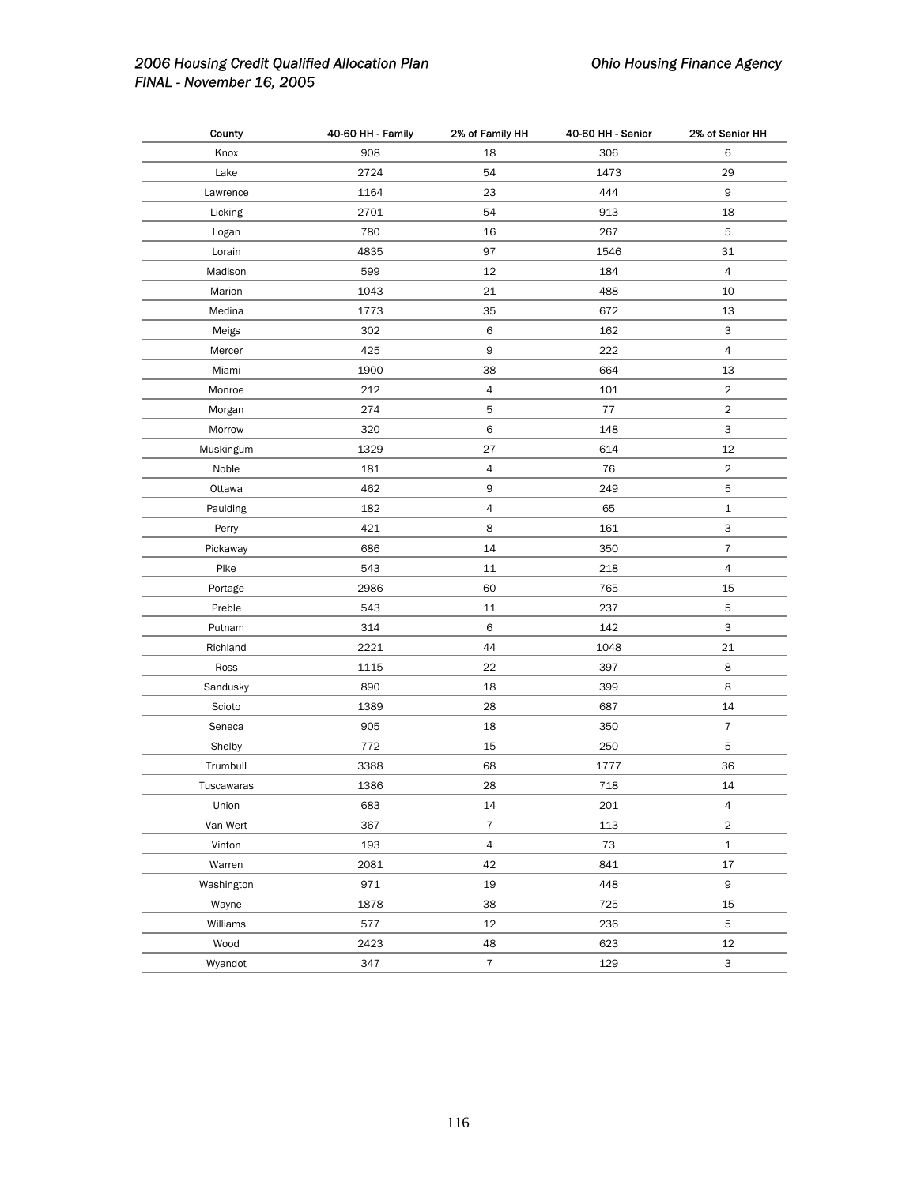| County | 40-60 HH - Family | 2% of Family HH | 40-60 HH - Senior | 2% of Senior HH |
|---|---|---|---|---|
| Knox | 908 | 18 | 306 | 6 |
| Lake | 2724 | 54 | 1473 | 29 |
| Lawrence | 1164 | 23 | 444 | 9 |
| Licking | 2701 | 54 | 913 | 18 |
| Logan | 780 | 16 | 267 | 5 |
| Lorain | 4835 | 97 | 1546 | 31 |
| Madison | 599 | 12 | 184 | 4 |
| Marion | 1043 | 21 | 488 | 10 |
| Medina | 1773 | 35 | 672 | 13 |
| Meigs | 302 | 6 | 162 | 3 |
| Mercer | 425 | 9 | 222 | 4 |
| Miami | 1900 | 38 | 664 | 13 |
| Monroe | 212 | 4 | 101 | 2 |
| Morgan | 274 | 5 | 77 | 2 |
| Morrow | 320 | 6 | 148 | 3 |
| Muskingum | 1329 | 27 | 614 | 12 |
| Noble | 181 | 4 | 76 | 2 |
| Ottawa | 462 | 9 | 249 | 5 |
| Paulding | 182 | 4 | 65 | 1 |
| Perry | 421 | 8 | 161 | 3 |
| Pickaway | 686 | 14 | 350 | 7 |
| Pike | 543 | 11 | 218 | 4 |
| Portage | 2986 | 60 | 765 | 15 |
| Preble | 543 | 11 | 237 | 5 |
| Putnam | 314 | 6 | 142 | 3 |
| Richland | 2221 | 44 | 1048 | 21 |
| Ross | 1115 | 22 | 397 | 8 |
| Sandusky | 890 | 18 | 399 | 8 |
| Scioto | 1389 | 28 | 687 | 14 |
| Seneca | 905 | 18 | 350 | 7 |
| Shelby | 772 | 15 | 250 | 5 |
| Trumbull | 3388 | 68 | 1777 | 36 |
| Tuscawaras | 1386 | 28 | 718 | 14 |
| Union | 683 | 14 | 201 | 4 |
| Van Wert | 367 | 7 | 113 | 2 |
| Vinton | 193 | 4 | 73 | 1 |
| Warren | 2081 | 42 | 841 | 17 |
| Washington | 971 | 19 | 448 | 9 |
| Wayne | 1878 | 38 | 725 | 15 |
| Williams | 577 | 12 | 236 | 5 |
| Wood | 2423 | 48 | 623 | 12 |
| Wyandot | 347 | 7 | 129 | 3 |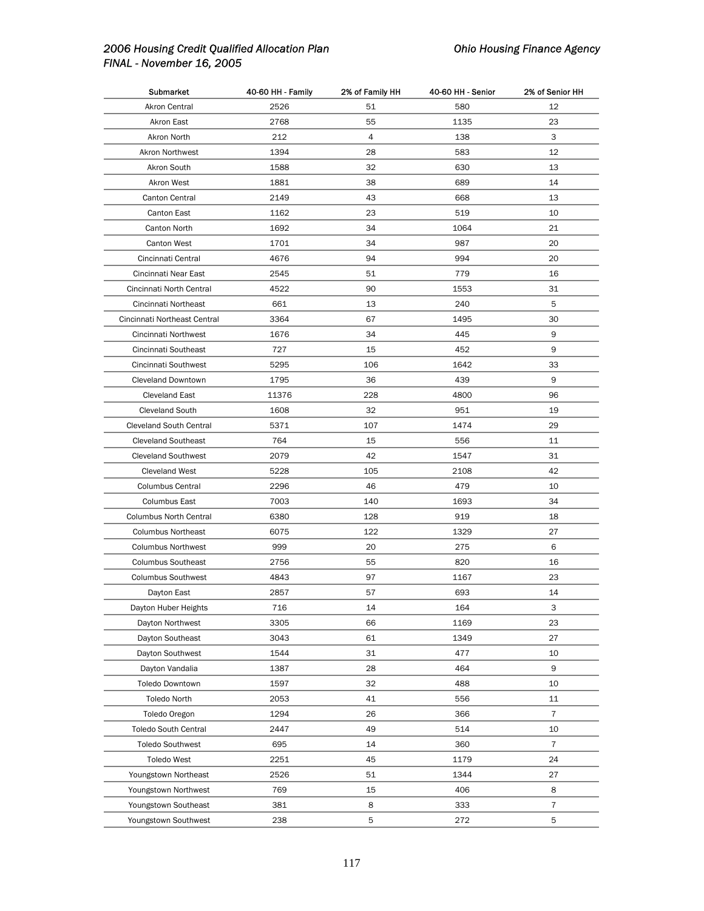| Submarket | 40-60 HH - Family | 2% of Family HH | 40-60 HH - Senior | 2% of Senior HH |
|---|---|---|---|---|
| Akron Central | 2526 | 51 | 580 | 12 |
| Akron East | 2768 | 55 | 1135 | 23 |
| Akron North | 212 | 4 | 138 | 3 |
| Akron Northwest | 1394 | 28 | 583 | 12 |
| Akron South | 1588 | 32 | 630 | 13 |
| Akron West | 1881 | 38 | 689 | 14 |
| Canton Central | 2149 | 43 | 668 | 13 |
| Canton East | 1162 | 23 | 519 | 10 |
| Canton North | 1692 | 34 | 1064 | 21 |
| Canton West | 1701 | 34 | 987 | 20 |
| Cincinnati Central | 4676 | 94 | 994 | 20 |
| Cincinnati Near East | 2545 | 51 | 779 | 16 |
| Cincinnati North Central | 4522 | 90 | 1553 | 31 |
| Cincinnati Northeast | 661 | 13 | 240 | 5 |
| Cincinnati Northeast Central | 3364 | 67 | 1495 | 30 |
| Cincinnati Northwest | 1676 | 34 | 445 | 9 |
| Cincinnati Southeast | 727 | 15 | 452 | 9 |
| Cincinnati Southwest | 5295 | 106 | 1642 | 33 |
| Cleveland Downtown | 1795 | 36 | 439 | 9 |
| Cleveland East | 11376 | 228 | 4800 | 96 |
| Cleveland South | 1608 | 32 | 951 | 19 |
| Cleveland South Central | 5371 | 107 | 1474 | 29 |
| Cleveland Southeast | 764 | 15 | 556 | 11 |
| Cleveland Southwest | 2079 | 42 | 1547 | 31 |
| Cleveland West | 5228 | 105 | 2108 | 42 |
| Columbus Central | 2296 | 46 | 479 | 10 |
| Columbus East | 7003 | 140 | 1693 | 34 |
| Columbus North Central | 6380 | 128 | 919 | 18 |
| Columbus Northeast | 6075 | 122 | 1329 | 27 |
| Columbus Northwest | 999 | 20 | 275 | 6 |
| Columbus Southeast | 2756 | 55 | 820 | 16 |
| Columbus Southwest | 4843 | 97 | 1167 | 23 |
| Dayton East | 2857 | 57 | 693 | 14 |
| Dayton Huber Heights | 716 | 14 | 164 | 3 |
| Dayton Northwest | 3305 | 66 | 1169 | 23 |
| Dayton Southeast | 3043 | 61 | 1349 | 27 |
| Dayton Southwest | 1544 | 31 | 477 | 10 |
| Dayton Vandalia | 1387 | 28 | 464 | 9 |
| Toledo Downtown | 1597 | 32 | 488 | 10 |
| Toledo North | 2053 | 41 | 556 | 11 |
| Toledo Oregon | 1294 | 26 | 366 | 7 |
| Toledo South Central | 2447 | 49 | 514 | 10 |
| Toledo Southwest | 695 | 14 | 360 | 7 |
| Toledo West | 2251 | 45 | 1179 | 24 |
| Youngstown Northeast | 2526 | 51 | 1344 | 27 |
| Youngstown Northwest | 769 | 15 | 406 | 8 |
| Youngstown Southeast | 381 | 8 | 333 | 7 |
| Youngstown Southwest | 238 | 5 | 272 | 5 |